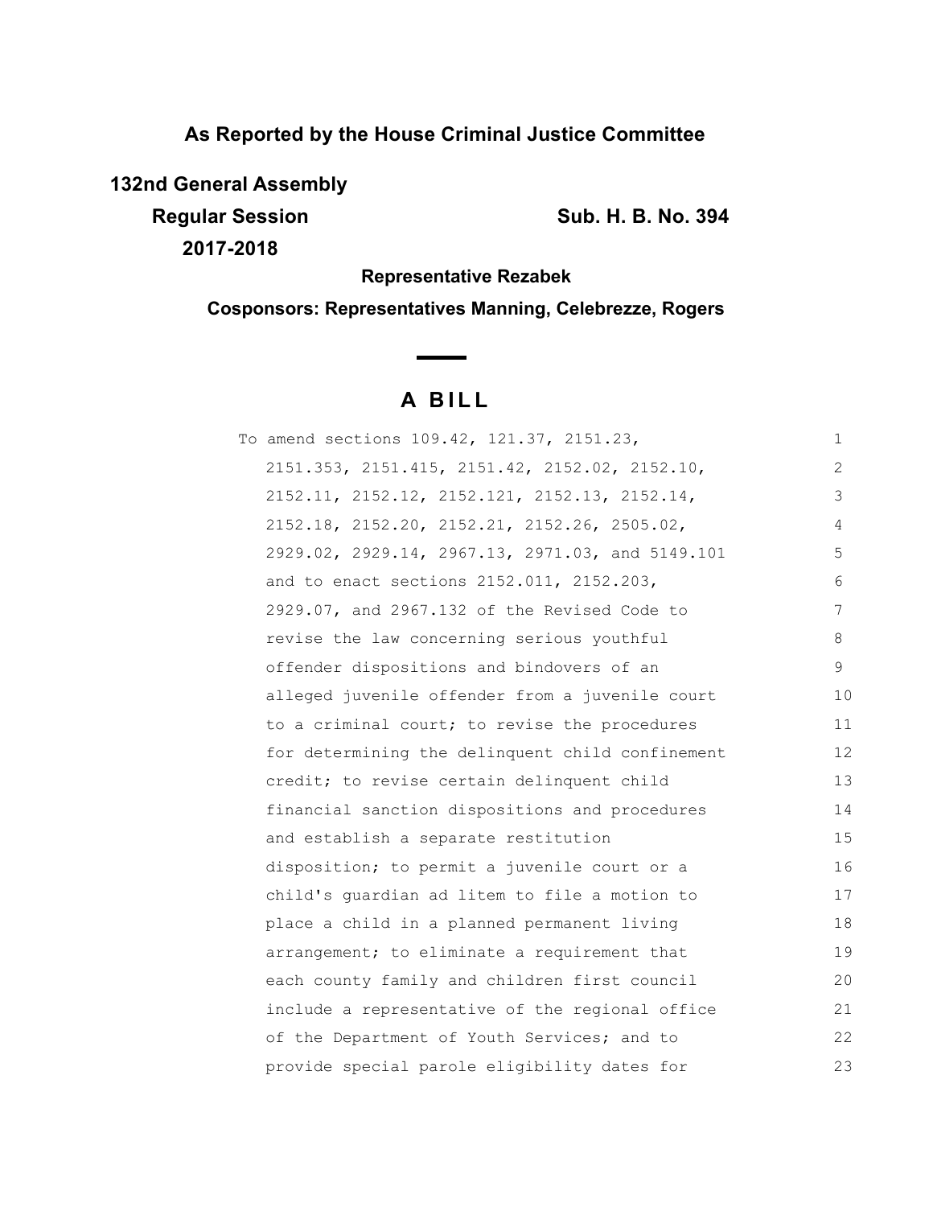**As Reported by the House Criminal Justice Committee**

**132nd General Assembly**

**Regular Session** **Sub. H. B. No. 394**

**2017-2018**

**Representative Rezabek**

**Cosponsors: Representatives Manning, Celebrezze, Rogers**

# A BILL

To amend sections 109.42, 121.37, 2151.23, 2151.353, 2151.415, 2151.42, 2152.02, 2152.10, 2152.11, 2152.12, 2152.121, 2152.13, 2152.14, 2152.18, 2152.20, 2152.21, 2152.26, 2505.02, 2929.02, 2929.14, 2967.13, 2971.03, and 5149.101 and to enact sections 2152.011, 2152.203, 2929.07, and 2967.132 of the Revised Code to revise the law concerning serious youthful offender dispositions and bindovers of an alleged juvenile offender from a juvenile court to a criminal court; to revise the procedures for determining the delinquent child confinement credit; to revise certain delinquent child financial sanction dispositions and procedures and establish a separate restitution disposition; to permit a juvenile court or a child's guardian ad litem to file a motion to place a child in a planned permanent living arrangement; to eliminate a requirement that each county family and children first council include a representative of the regional office of the Department of Youth Services; and to provide special parole eligibility dates for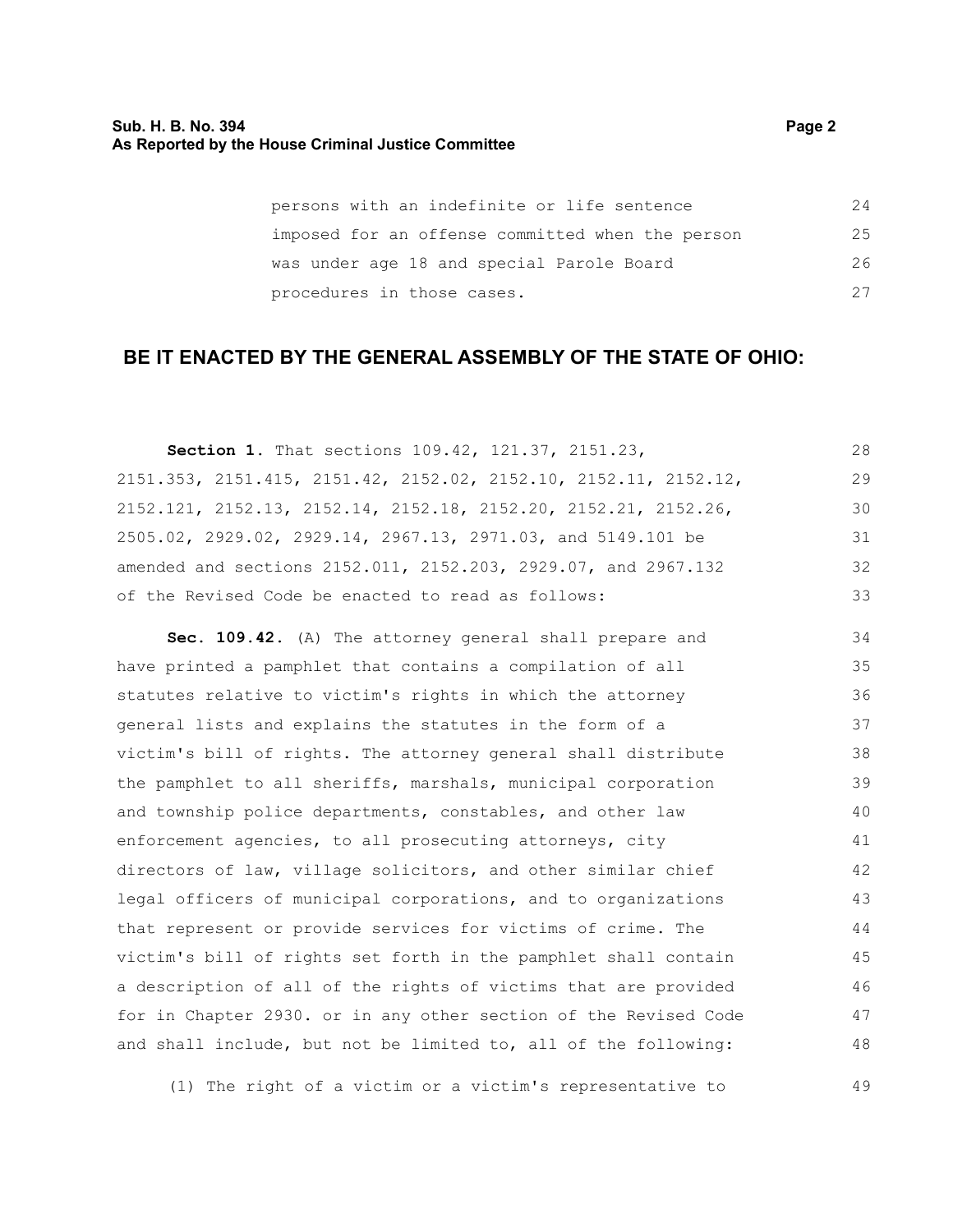persons with an indefinite or life sentence imposed for an offense committed when the person was under age 18 and special Parole Board procedures in those cases.

## BE IT ENACTED BY THE GENERAL ASSEMBLY OF THE STATE OF OHIO:

**Section 1.** That sections 109.42, 121.37, 2151.23, 2151.353, 2151.415, 2151.42, 2152.02, 2152.10, 2152.11, 2152.12, 2152.121, 2152.13, 2152.14, 2152.18, 2152.20, 2152.21, 2152.26, 2505.02, 2929.02, 2929.14, 2967.13, 2971.03, and 5149.101 be amended and sections 2152.011, 2152.203, 2929.07, and 2967.132 of the Revised Code be enacted to read as follows:

**Sec. 109.42.** (A) The attorney general shall prepare and have printed a pamphlet that contains a compilation of all statutes relative to victim's rights in which the attorney general lists and explains the statutes in the form of a victim's bill of rights. The attorney general shall distribute the pamphlet to all sheriffs, marshals, municipal corporation and township police departments, constables, and other law enforcement agencies, to all prosecuting attorneys, city directors of law, village solicitors, and other similar chief legal officers of municipal corporations, and to organizations that represent or provide services for victims of crime. The victim's bill of rights set forth in the pamphlet shall contain a description of all of the rights of victims that are provided for in Chapter 2930. or in any other section of the Revised Code and shall include, but not be limited to, all of the following:

(1) The right of a victim or a victim's representative to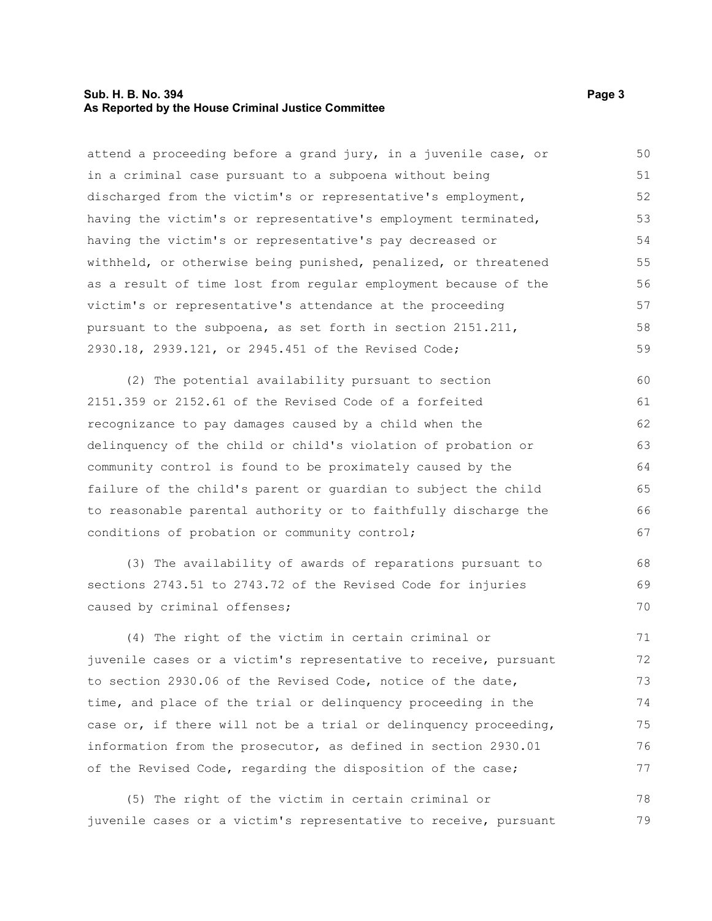attend a proceeding before a grand jury, in a juvenile case, or in a criminal case pursuant to a subpoena without being discharged from the victim's or representative's employment, having the victim's or representative's employment terminated, having the victim's or representative's pay decreased or withheld, or otherwise being punished, penalized, or threatened as a result of time lost from regular employment because of the victim's or representative's attendance at the proceeding pursuant to the subpoena, as set forth in section 2151.211, 2930.18, 2939.121, or 2945.451 of the Revised Code;

(2) The potential availability pursuant to section 2151.359 or 2152.61 of the Revised Code of a forfeited recognizance to pay damages caused by a child when the delinquency of the child or child's violation of probation or community control is found to be proximately caused by the failure of the child's parent or guardian to subject the child to reasonable parental authority or to faithfully discharge the conditions of probation or community control;

(3) The availability of awards of reparations pursuant to sections 2743.51 to 2743.72 of the Revised Code for injuries caused by criminal offenses;

(4) The right of the victim in certain criminal or juvenile cases or a victim's representative to receive, pursuant to section 2930.06 of the Revised Code, notice of the date, time, and place of the trial or delinquency proceeding in the case or, if there will not be a trial or delinquency proceeding, information from the prosecutor, as defined in section 2930.01 of the Revised Code, regarding the disposition of the case;

(5) The right of the victim in certain criminal or juvenile cases or a victim's representative to receive, pursuant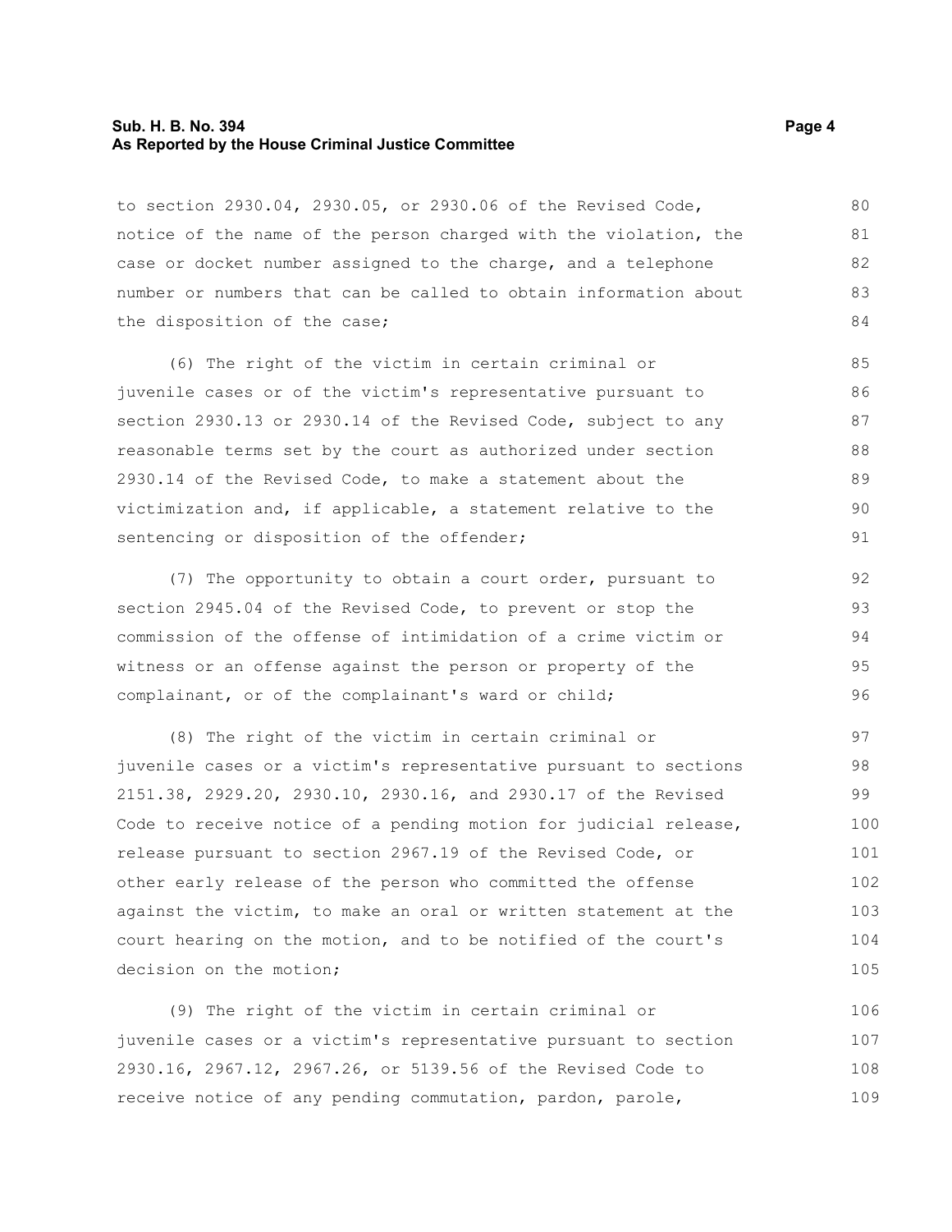to section 2930.04, 2930.05, or 2930.06 of the Revised Code, notice of the name of the person charged with the violation, the case or docket number assigned to the charge, and a telephone number or numbers that can be called to obtain information about the disposition of the case;

(6) The right of the victim in certain criminal or juvenile cases or of the victim's representative pursuant to section 2930.13 or 2930.14 of the Revised Code, subject to any reasonable terms set by the court as authorized under section 2930.14 of the Revised Code, to make a statement about the victimization and, if applicable, a statement relative to the sentencing or disposition of the offender;

(7) The opportunity to obtain a court order, pursuant to section 2945.04 of the Revised Code, to prevent or stop the commission of the offense of intimidation of a crime victim or witness or an offense against the person or property of the complainant, or of the complainant's ward or child;

(8) The right of the victim in certain criminal or juvenile cases or a victim's representative pursuant to sections 2151.38, 2929.20, 2930.10, 2930.16, and 2930.17 of the Revised Code to receive notice of a pending motion for judicial release, release pursuant to section 2967.19 of the Revised Code, or other early release of the person who committed the offense against the victim, to make an oral or written statement at the court hearing on the motion, and to be notified of the court's decision on the motion;

(9) The right of the victim in certain criminal or juvenile cases or a victim's representative pursuant to section 2930.16, 2967.12, 2967.26, or 5139.56 of the Revised Code to receive notice of any pending commutation, pardon, parole,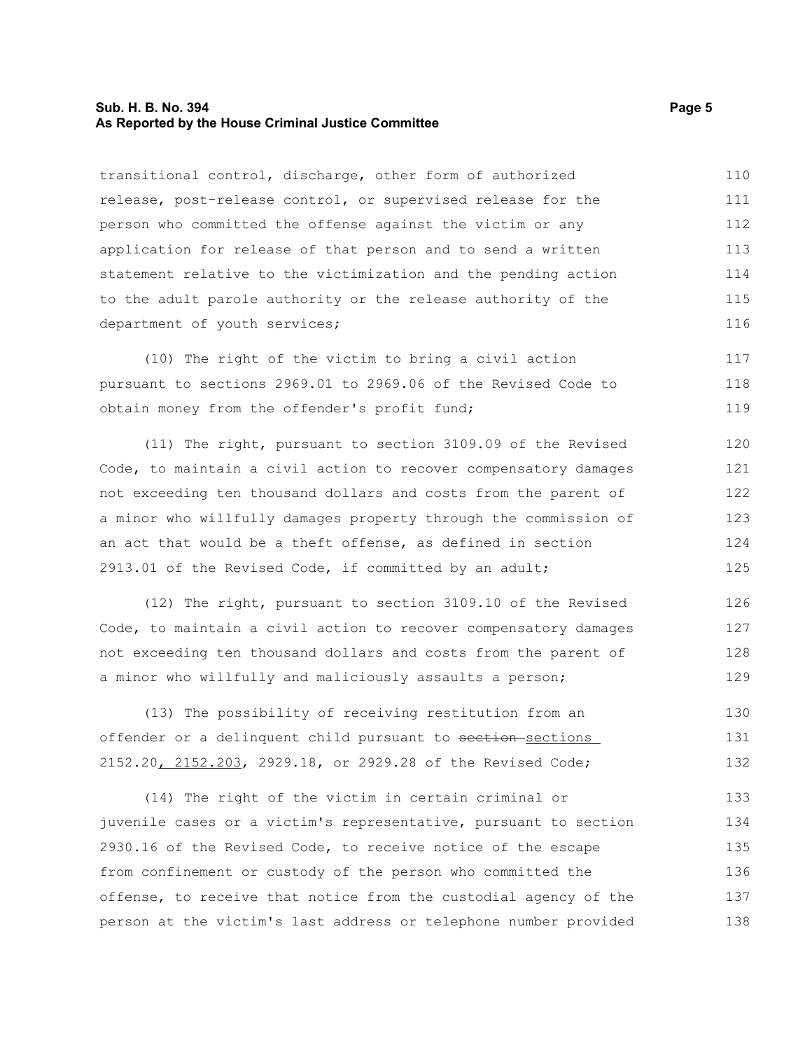transitional control, discharge, other form of authorized release, post-release control, or supervised release for the person who committed the offense against the victim or any application for release of that person and to send a written statement relative to the victimization and the pending action to the adult parole authority or the release authority of the department of youth services;

(10) The right of the victim to bring a civil action pursuant to sections 2969.01 to 2969.06 of the Revised Code to obtain money from the offender's profit fund;

(11) The right, pursuant to section 3109.09 of the Revised Code, to maintain a civil action to recover compensatory damages not exceeding ten thousand dollars and costs from the parent of a minor who willfully damages property through the commission of an act that would be a theft offense, as defined in section 2913.01 of the Revised Code, if committed by an adult;

(12) The right, pursuant to section 3109.10 of the Revised Code, to maintain a civil action to recover compensatory damages not exceeding ten thousand dollars and costs from the parent of a minor who willfully and maliciously assaults a person;

(13) The possibility of receiving restitution from an offender or a delinquent child pursuant to ~~section~~ sections 2152.20, 2152.203, 2929.18, or 2929.28 of the Revised Code;

(14) The right of the victim in certain criminal or juvenile cases or a victim's representative, pursuant to section 2930.16 of the Revised Code, to receive notice of the escape from confinement or custody of the person who committed the offense, to receive that notice from the custodial agency of the person at the victim's last address or telephone number provided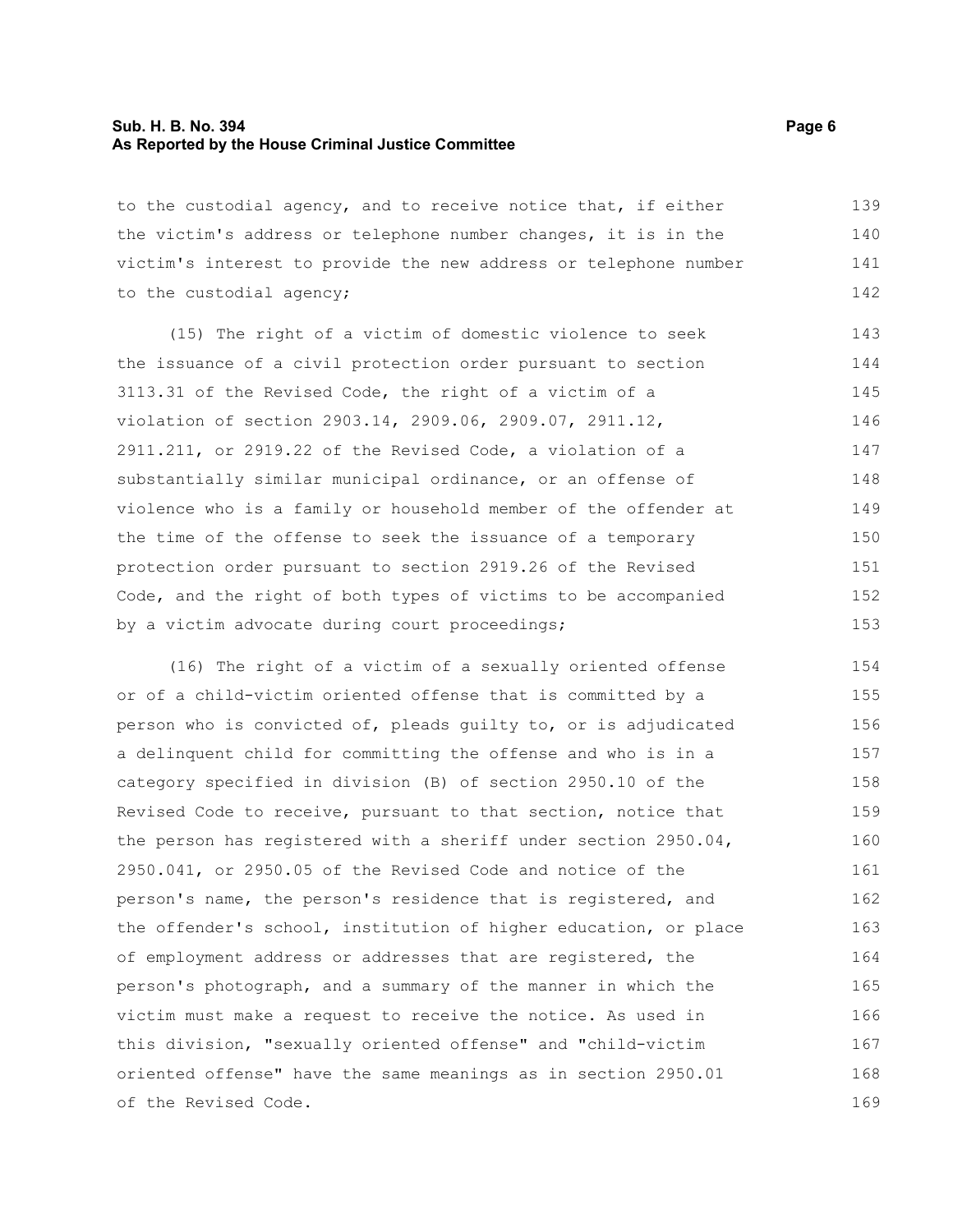to the custodial agency, and to receive notice that, if either the victim's address or telephone number changes, it is in the victim's interest to provide the new address or telephone number to the custodial agency;

(15) The right of a victim of domestic violence to seek the issuance of a civil protection order pursuant to section 3113.31 of the Revised Code, the right of a victim of a violation of section 2903.14, 2909.06, 2909.07, 2911.12, 2911.211, or 2919.22 of the Revised Code, a violation of a substantially similar municipal ordinance, or an offense of violence who is a family or household member of the offender at the time of the offense to seek the issuance of a temporary protection order pursuant to section 2919.26 of the Revised Code, and the right of both types of victims to be accompanied by a victim advocate during court proceedings;

(16) The right of a victim of a sexually oriented offense or of a child-victim oriented offense that is committed by a person who is convicted of, pleads guilty to, or is adjudicated a delinquent child for committing the offense and who is in a category specified in division (B) of section 2950.10 of the Revised Code to receive, pursuant to that section, notice that the person has registered with a sheriff under section 2950.04, 2950.041, or 2950.05 of the Revised Code and notice of the person's name, the person's residence that is registered, and the offender's school, institution of higher education, or place of employment address or addresses that are registered, the person's photograph, and a summary of the manner in which the victim must make a request to receive the notice. As used in this division, "sexually oriented offense" and "child-victim oriented offense" have the same meanings as in section 2950.01 of the Revised Code.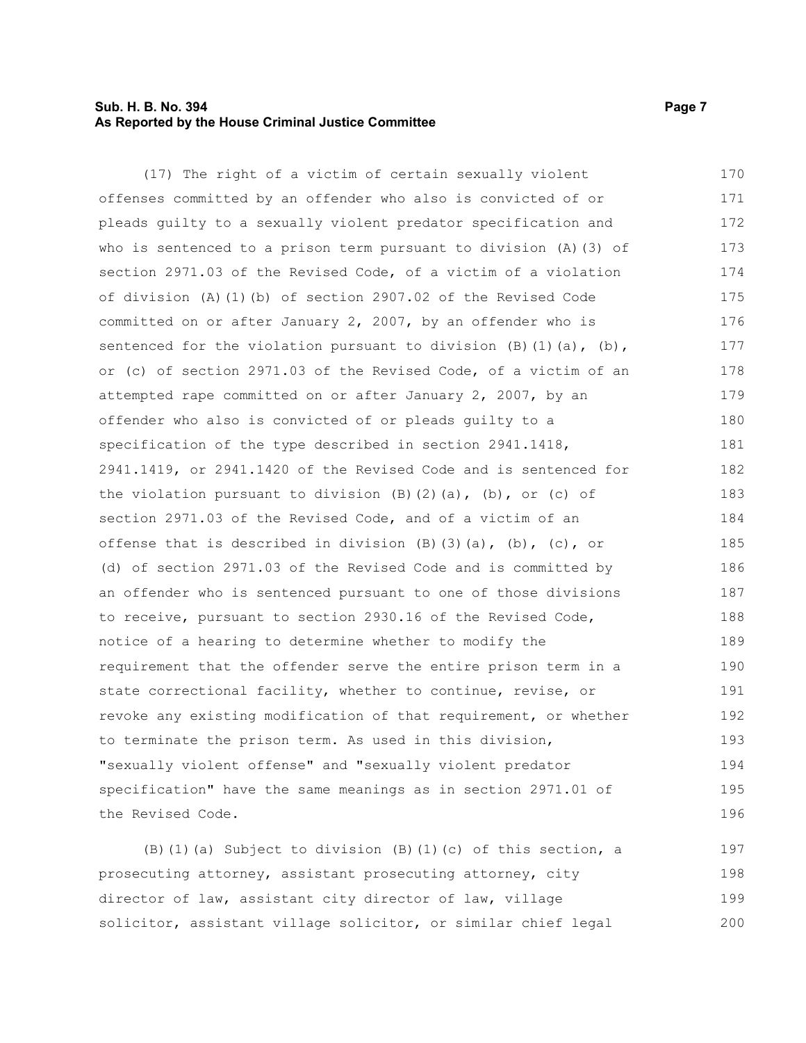(17) The right of a victim of certain sexually violent offenses committed by an offender who also is convicted of or pleads guilty to a sexually violent predator specification and who is sentenced to a prison term pursuant to division (A)(3) of section 2971.03 of the Revised Code, of a victim of a violation of division (A)(1)(b) of section 2907.02 of the Revised Code committed on or after January 2, 2007, by an offender who is sentenced for the violation pursuant to division (B)(1)(a), (b), or (c) of section 2971.03 of the Revised Code, of a victim of an attempted rape committed on or after January 2, 2007, by an offender who also is convicted of or pleads guilty to a specification of the type described in section 2941.1418, 2941.1419, or 2941.1420 of the Revised Code and is sentenced for the violation pursuant to division (B)(2)(a), (b), or (c) of section 2971.03 of the Revised Code, and of a victim of an offense that is described in division (B)(3)(a), (b), (c), or (d) of section 2971.03 of the Revised Code and is committed by an offender who is sentenced pursuant to one of those divisions to receive, pursuant to section 2930.16 of the Revised Code, notice of a hearing to determine whether to modify the requirement that the offender serve the entire prison term in a state correctional facility, whether to continue, revise, or revoke any existing modification of that requirement, or whether to terminate the prison term. As used in this division, "sexually violent offense" and "sexually violent predator specification" have the same meanings as in section 2971.01 of the Revised Code.

(B)(1)(a) Subject to division (B)(1)(c) of this section, a prosecuting attorney, assistant prosecuting attorney, city director of law, assistant city director of law, village solicitor, assistant village solicitor, or similar chief legal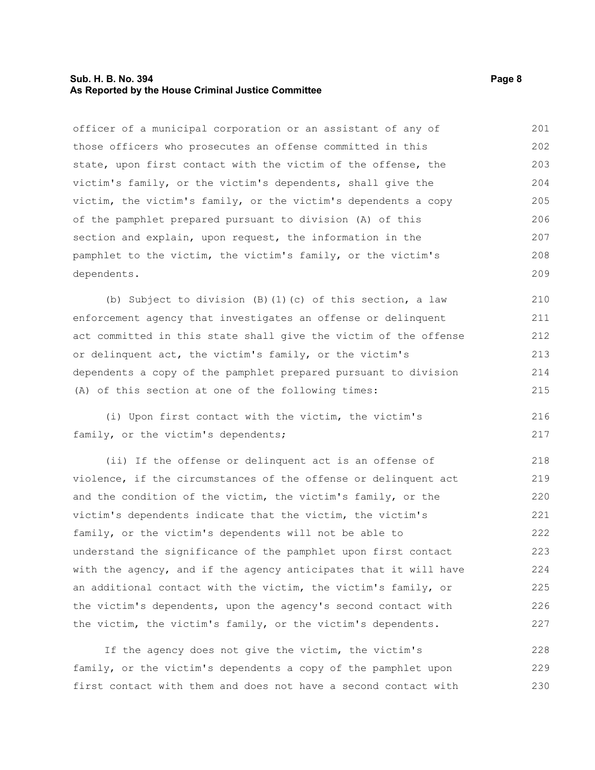officer of a municipal corporation or an assistant of any of those officers who prosecutes an offense committed in this state, upon first contact with the victim of the offense, the victim's family, or the victim's dependents, shall give the victim, the victim's family, or the victim's dependents a copy of the pamphlet prepared pursuant to division (A) of this section and explain, upon request, the information in the pamphlet to the victim, the victim's family, or the victim's dependents.

(b) Subject to division (B)(1)(c) of this section, a law enforcement agency that investigates an offense or delinquent act committed in this state shall give the victim of the offense or delinquent act, the victim's family, or the victim's dependents a copy of the pamphlet prepared pursuant to division (A) of this section at one of the following times:

(i) Upon first contact with the victim, the victim's family, or the victim's dependents;

(ii) If the offense or delinquent act is an offense of violence, if the circumstances of the offense or delinquent act and the condition of the victim, the victim's family, or the victim's dependents indicate that the victim, the victim's family, or the victim's dependents will not be able to understand the significance of the pamphlet upon first contact with the agency, and if the agency anticipates that it will have an additional contact with the victim, the victim's family, or the victim's dependents, upon the agency's second contact with the victim, the victim's family, or the victim's dependents.

If the agency does not give the victim, the victim's family, or the victim's dependents a copy of the pamphlet upon first contact with them and does not have a second contact with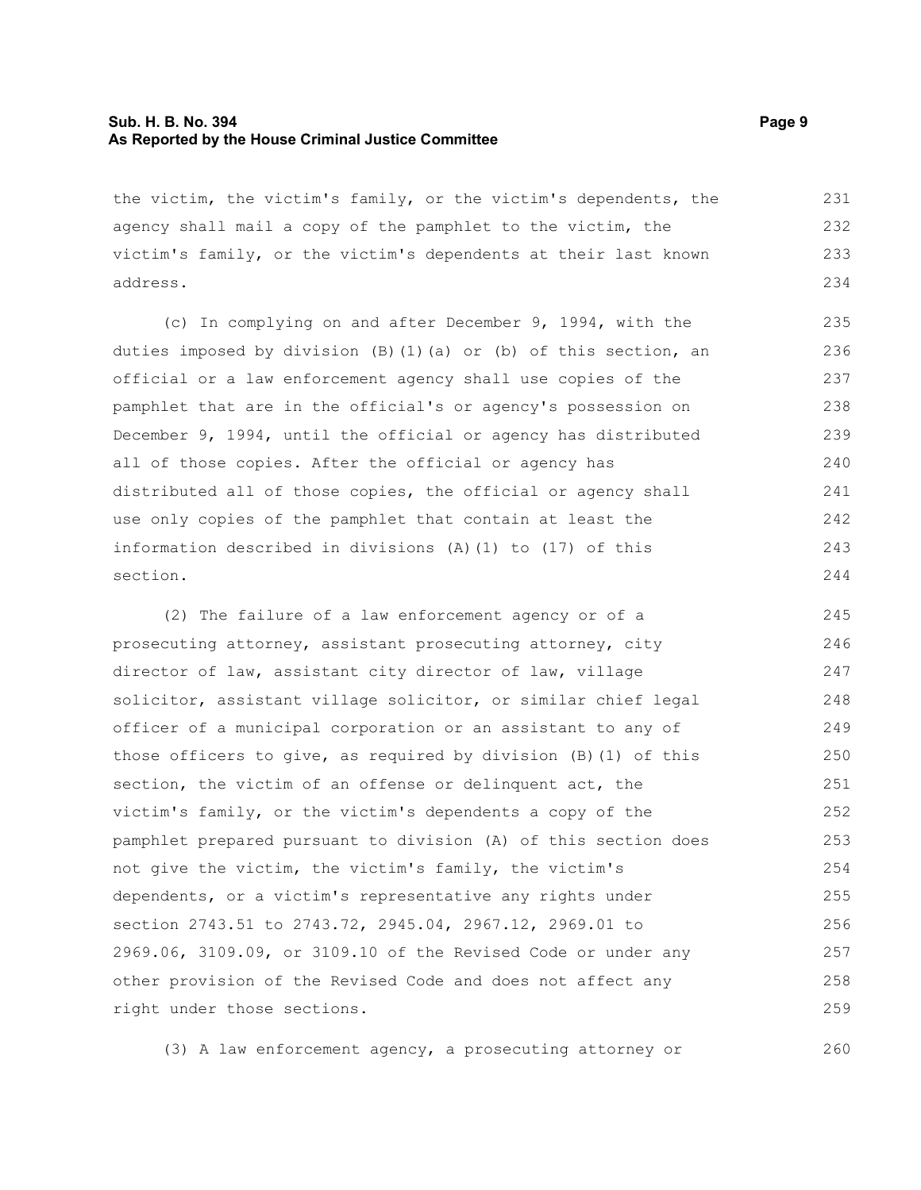the victim, the victim's family, or the victim's dependents, the agency shall mail a copy of the pamphlet to the victim, the victim's family, or the victim's dependents at their last known address.

(c) In complying on and after December 9, 1994, with the duties imposed by division (B)(1)(a) or (b) of this section, an official or a law enforcement agency shall use copies of the pamphlet that are in the official's or agency's possession on December 9, 1994, until the official or agency has distributed all of those copies. After the official or agency has distributed all of those copies, the official or agency shall use only copies of the pamphlet that contain at least the information described in divisions (A)(1) to (17) of this section.

(2) The failure of a law enforcement agency or of a prosecuting attorney, assistant prosecuting attorney, city director of law, assistant city director of law, village solicitor, assistant village solicitor, or similar chief legal officer of a municipal corporation or an assistant to any of those officers to give, as required by division (B)(1) of this section, the victim of an offense or delinquent act, the victim's family, or the victim's dependents a copy of the pamphlet prepared pursuant to division (A) of this section does not give the victim, the victim's family, the victim's dependents, or a victim's representative any rights under section 2743.51 to 2743.72, 2945.04, 2967.12, 2969.01 to 2969.06, 3109.09, or 3109.10 of the Revised Code or under any other provision of the Revised Code and does not affect any right under those sections.

(3) A law enforcement agency, a prosecuting attorney or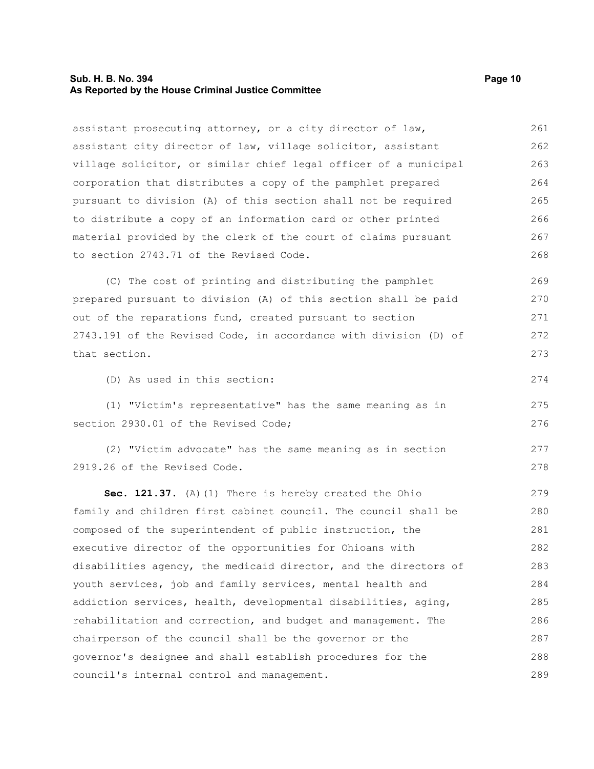assistant prosecuting attorney, or a city director of law, assistant city director of law, village solicitor, assistant village solicitor, or similar chief legal officer of a municipal corporation that distributes a copy of the pamphlet prepared pursuant to division (A) of this section shall not be required to distribute a copy of an information card or other printed material provided by the clerk of the court of claims pursuant to section 2743.71 of the Revised Code.

(C) The cost of printing and distributing the pamphlet prepared pursuant to division (A) of this section shall be paid out of the reparations fund, created pursuant to section 2743.191 of the Revised Code, in accordance with division (D) of that section.

(D) As used in this section:

(1) "Victim's representative" has the same meaning as in section 2930.01 of the Revised Code;

(2) "Victim advocate" has the same meaning as in section 2919.26 of the Revised Code.

**Sec. 121.37.** (A)(1) There is hereby created the Ohio family and children first cabinet council. The council shall be composed of the superintendent of public instruction, the executive director of the opportunities for Ohioans with disabilities agency, the medicaid director, and the directors of youth services, job and family services, mental health and addiction services, health, developmental disabilities, aging, rehabilitation and correction, and budget and management. The chairperson of the council shall be the governor or the governor's designee and shall establish procedures for the council's internal control and management.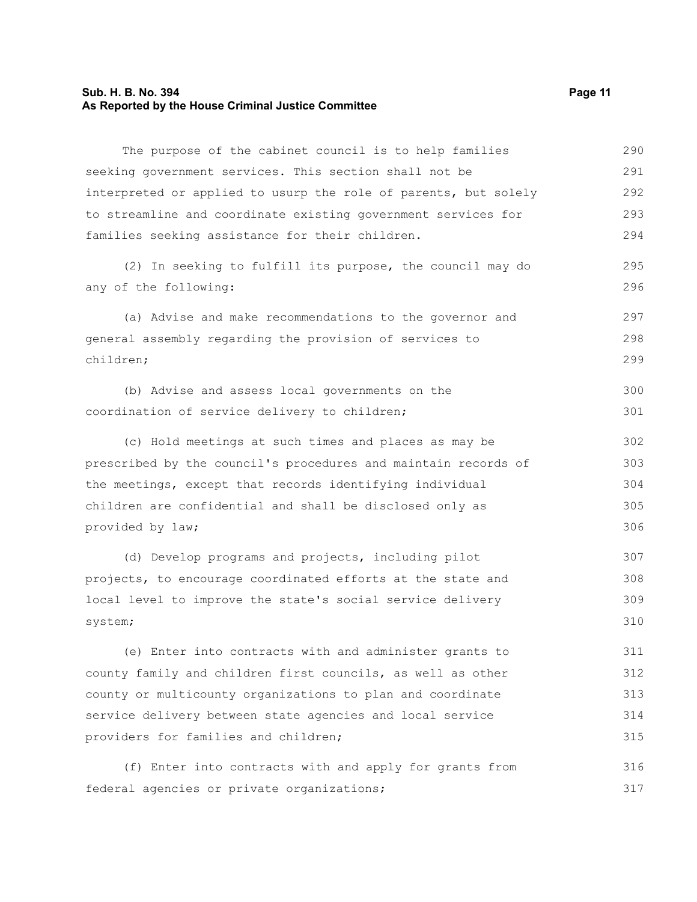The purpose of the cabinet council is to help families seeking government services. This section shall not be interpreted or applied to usurp the role of parents, but solely to streamline and coordinate existing government services for families seeking assistance for their children.

(2) In seeking to fulfill its purpose, the council may do any of the following:

(a) Advise and make recommendations to the governor and general assembly regarding the provision of services to children;

(b) Advise and assess local governments on the coordination of service delivery to children;

(c) Hold meetings at such times and places as may be prescribed by the council's procedures and maintain records of the meetings, except that records identifying individual children are confidential and shall be disclosed only as provided by law;

(d) Develop programs and projects, including pilot projects, to encourage coordinated efforts at the state and local level to improve the state's social service delivery system;

(e) Enter into contracts with and administer grants to county family and children first councils, as well as other county or multicounty organizations to plan and coordinate service delivery between state agencies and local service providers for families and children;

(f) Enter into contracts with and apply for grants from federal agencies or private organizations;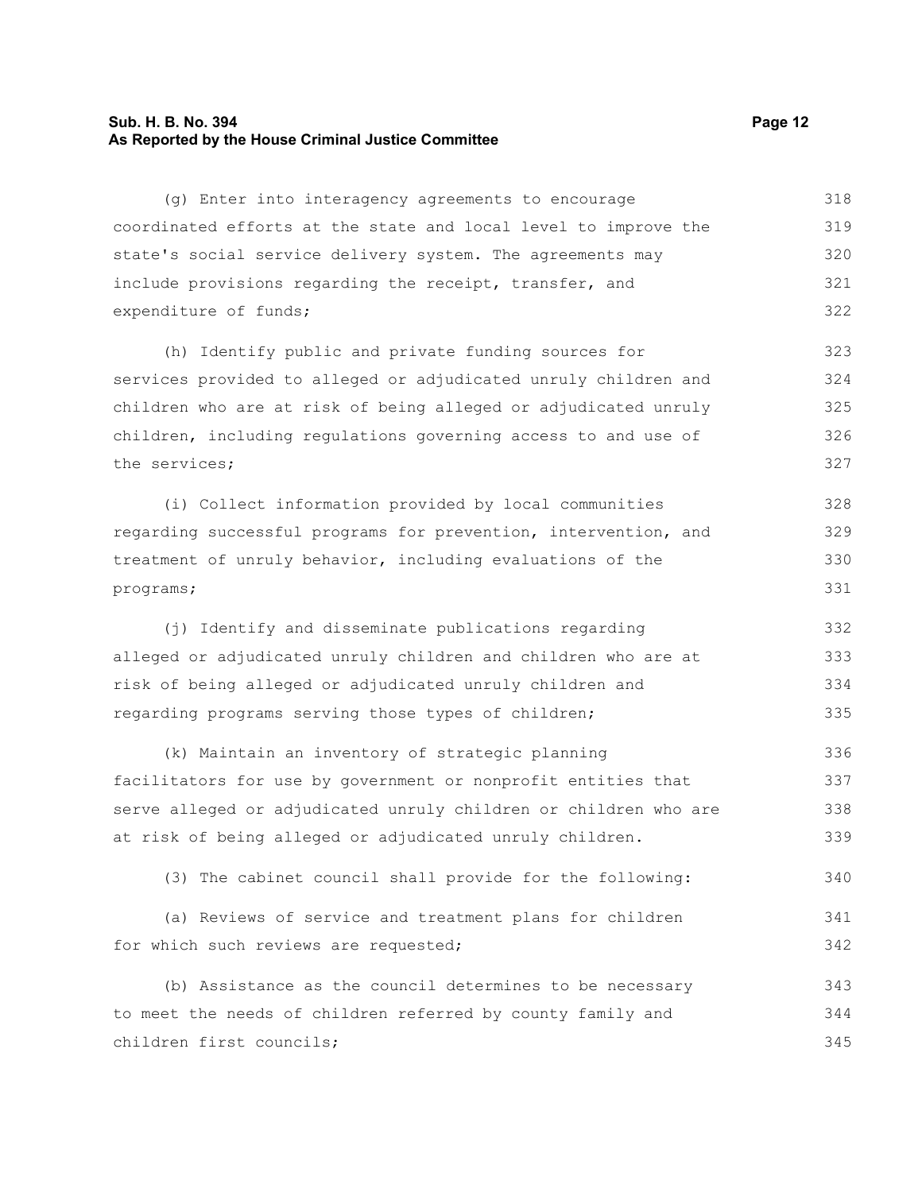(g) Enter into interagency agreements to encourage coordinated efforts at the state and local level to improve the state's social service delivery system. The agreements may include provisions regarding the receipt, transfer, and expenditure of funds;

(h) Identify public and private funding sources for services provided to alleged or adjudicated unruly children and children who are at risk of being alleged or adjudicated unruly children, including regulations governing access to and use of the services;

(i) Collect information provided by local communities regarding successful programs for prevention, intervention, and treatment of unruly behavior, including evaluations of the programs;

(j) Identify and disseminate publications regarding alleged or adjudicated unruly children and children who are at risk of being alleged or adjudicated unruly children and regarding programs serving those types of children;

(k) Maintain an inventory of strategic planning facilitators for use by government or nonprofit entities that serve alleged or adjudicated unruly children or children who are at risk of being alleged or adjudicated unruly children.

(3) The cabinet council shall provide for the following:

(a) Reviews of service and treatment plans for children for which such reviews are requested;

(b) Assistance as the council determines to be necessary to meet the needs of children referred by county family and children first councils;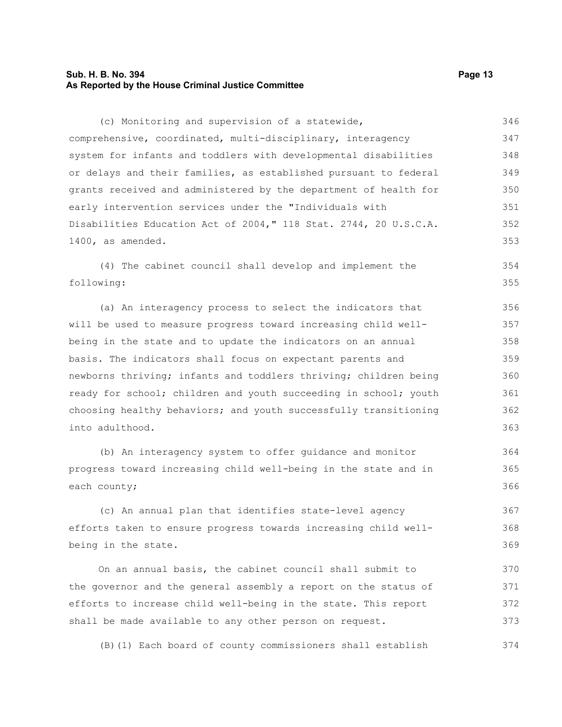(c) Monitoring and supervision of a statewide, comprehensive, coordinated, multi-disciplinary, interagency system for infants and toddlers with developmental disabilities or delays and their families, as established pursuant to federal grants received and administered by the department of health for early intervention services under the "Individuals with Disabilities Education Act of 2004," 118 Stat. 2744, 20 U.S.C.A. 1400, as amended.

(4) The cabinet council shall develop and implement the following:

(a) An interagency process to select the indicators that will be used to measure progress toward increasing child well-being in the state and to update the indicators on an annual basis. The indicators shall focus on expectant parents and newborns thriving; infants and toddlers thriving; children being ready for school; children and youth succeeding in school; youth choosing healthy behaviors; and youth successfully transitioning into adulthood.

(b) An interagency system to offer guidance and monitor progress toward increasing child well-being in the state and in each county;

(c) An annual plan that identifies state-level agency efforts taken to ensure progress towards increasing child well-being in the state.

On an annual basis, the cabinet council shall submit to the governor and the general assembly a report on the status of efforts to increase child well-being in the state. This report shall be made available to any other person on request.

(B)(1) Each board of county commissioners shall establish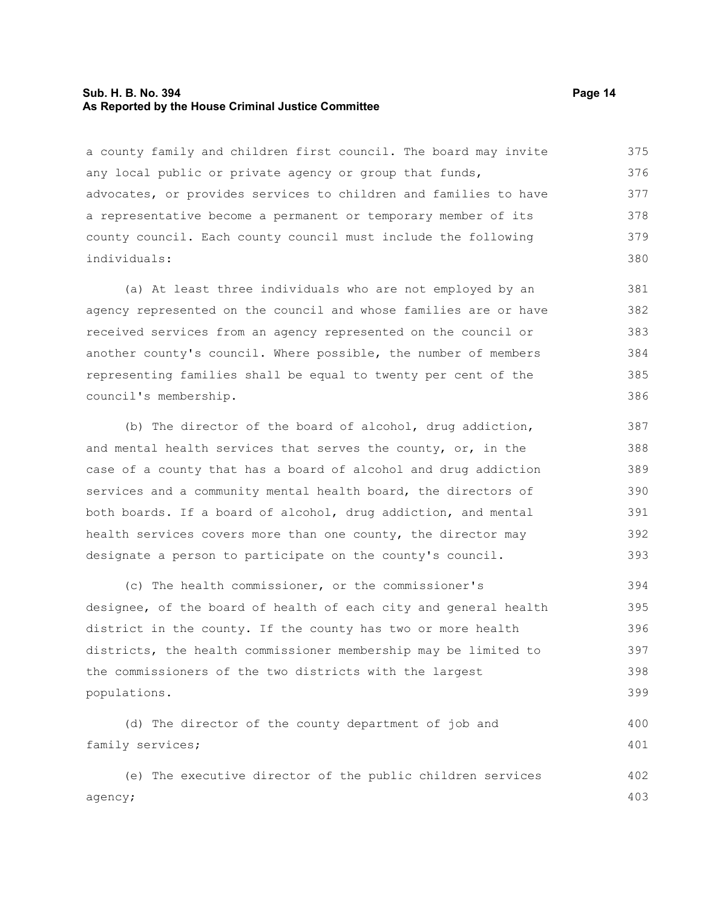a county family and children first council. The board may invite any local public or private agency or group that funds, advocates, or provides services to children and families to have a representative become a permanent or temporary member of its county council. Each county council must include the following individuals:

(a) At least three individuals who are not employed by an agency represented on the council and whose families are or have received services from an agency represented on the council or another county's council. Where possible, the number of members representing families shall be equal to twenty per cent of the council's membership.

(b) The director of the board of alcohol, drug addiction, and mental health services that serves the county, or, in the case of a county that has a board of alcohol and drug addiction services and a community mental health board, the directors of both boards. If a board of alcohol, drug addiction, and mental health services covers more than one county, the director may designate a person to participate on the county's council.

(c) The health commissioner, or the commissioner's designee, of the board of health of each city and general health district in the county. If the county has two or more health districts, the health commissioner membership may be limited to the commissioners of the two districts with the largest populations.

(d) The director of the county department of job and family services;

(e) The executive director of the public children services agency;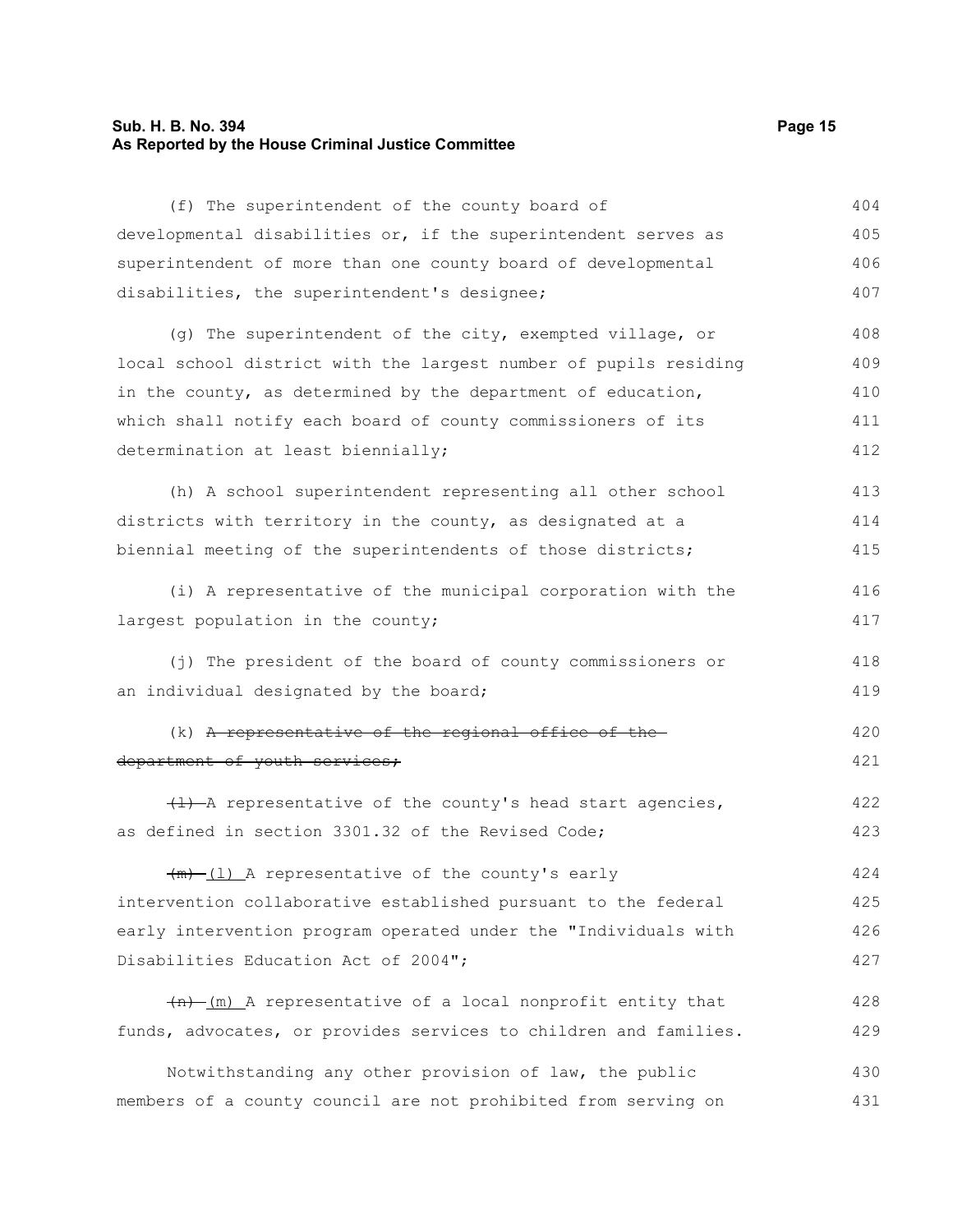(f) The superintendent of the county board of developmental disabilities or, if the superintendent serves as superintendent of more than one county board of developmental disabilities, the superintendent's designee;

(g) The superintendent of the city, exempted village, or local school district with the largest number of pupils residing in the county, as determined by the department of education, which shall notify each board of county commissioners of its determination at least biennially;

(h) A school superintendent representing all other school districts with territory in the county, as designated at a biennial meeting of the superintendents of those districts;

(i) A representative of the municipal corporation with the largest population in the county;

(j) The president of the board of county commissioners or an individual designated by the board;

(k) ~~A representative of the regional office of the department of youth services;~~

~~(l)~~ A representative of the county's head start agencies, as defined in section 3301.32 of the Revised Code;

~~(m)~~ (l) A representative of the county's early intervention collaborative established pursuant to the federal early intervention program operated under the "Individuals with Disabilities Education Act of 2004";

~~(n)~~ (m) A representative of a local nonprofit entity that funds, advocates, or provides services to children and families.

Notwithstanding any other provision of law, the public members of a county council are not prohibited from serving on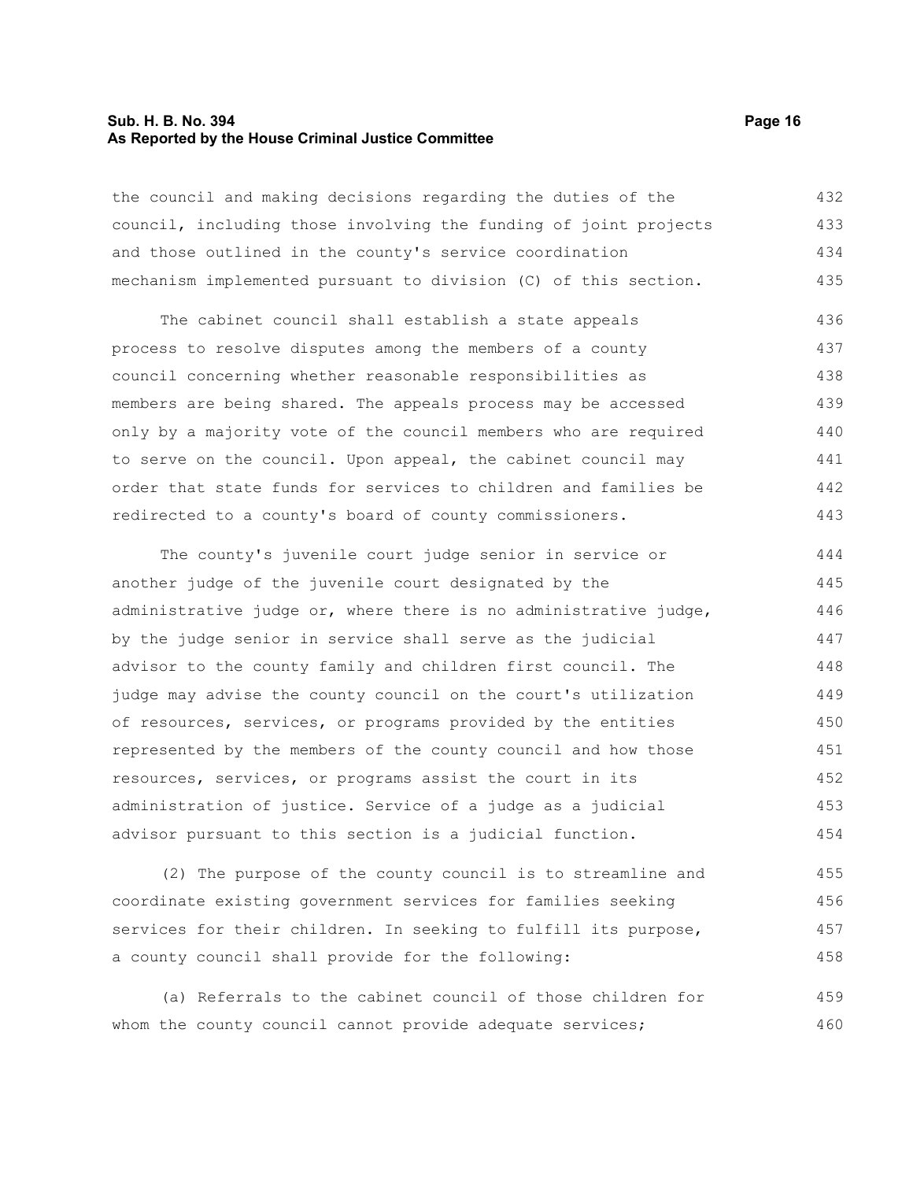the council and making decisions regarding the duties of the council, including those involving the funding of joint projects and those outlined in the county's service coordination mechanism implemented pursuant to division (C) of this section.

The cabinet council shall establish a state appeals process to resolve disputes among the members of a county council concerning whether reasonable responsibilities as members are being shared. The appeals process may be accessed only by a majority vote of the council members who are required to serve on the council. Upon appeal, the cabinet council may order that state funds for services to children and families be redirected to a county's board of county commissioners.

The county's juvenile court judge senior in service or another judge of the juvenile court designated by the administrative judge or, where there is no administrative judge, by the judge senior in service shall serve as the judicial advisor to the county family and children first council. The judge may advise the county council on the court's utilization of resources, services, or programs provided by the entities represented by the members of the county council and how those resources, services, or programs assist the court in its administration of justice. Service of a judge as a judicial advisor pursuant to this section is a judicial function.

(2) The purpose of the county council is to streamline and coordinate existing government services for families seeking services for their children. In seeking to fulfill its purpose, a county council shall provide for the following:

(a) Referrals to the cabinet council of those children for whom the county council cannot provide adequate services;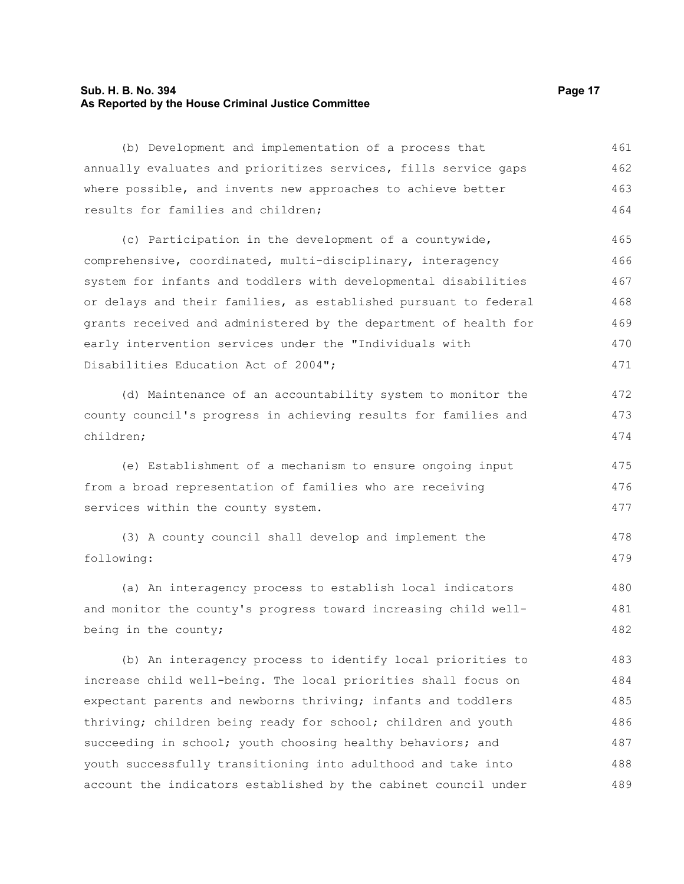(b) Development and implementation of a process that annually evaluates and prioritizes services, fills service gaps where possible, and invents new approaches to achieve better results for families and children;

(c) Participation in the development of a countywide, comprehensive, coordinated, multi-disciplinary, interagency system for infants and toddlers with developmental disabilities or delays and their families, as established pursuant to federal grants received and administered by the department of health for early intervention services under the "Individuals with Disabilities Education Act of 2004";

(d) Maintenance of an accountability system to monitor the county council's progress in achieving results for families and children;

(e) Establishment of a mechanism to ensure ongoing input from a broad representation of families who are receiving services within the county system.

(3) A county council shall develop and implement the following:

(a) An interagency process to establish local indicators and monitor the county's progress toward increasing child well-being in the county;

(b) An interagency process to identify local priorities to increase child well-being. The local priorities shall focus on expectant parents and newborns thriving; infants and toddlers thriving; children being ready for school; children and youth succeeding in school; youth choosing healthy behaviors; and youth successfully transitioning into adulthood and take into account the indicators established by the cabinet council under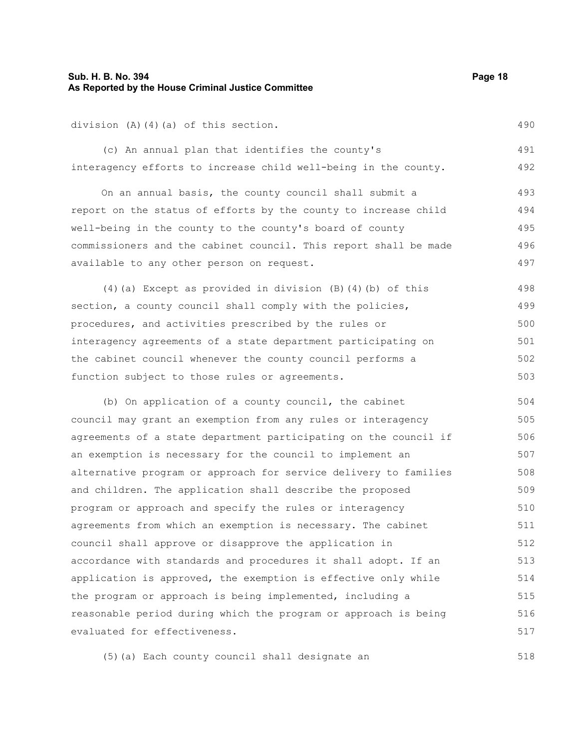division (A)(4)(a) of this section.

(c) An annual plan that identifies the county's interagency efforts to increase child well-being in the county.

On an annual basis, the county council shall submit a report on the status of efforts by the county to increase child well-being in the county to the county's board of county commissioners and the cabinet council. This report shall be made available to any other person on request.

(4)(a) Except as provided in division (B)(4)(b) of this section, a county council shall comply with the policies, procedures, and activities prescribed by the rules or interagency agreements of a state department participating on the cabinet council whenever the county council performs a function subject to those rules or agreements.

(b) On application of a county council, the cabinet council may grant an exemption from any rules or interagency agreements of a state department participating on the council if an exemption is necessary for the council to implement an alternative program or approach for service delivery to families and children. The application shall describe the proposed program or approach and specify the rules or interagency agreements from which an exemption is necessary. The cabinet council shall approve or disapprove the application in accordance with standards and procedures it shall adopt. If an application is approved, the exemption is effective only while the program or approach is being implemented, including a reasonable period during which the program or approach is being evaluated for effectiveness.

(5)(a) Each county council shall designate an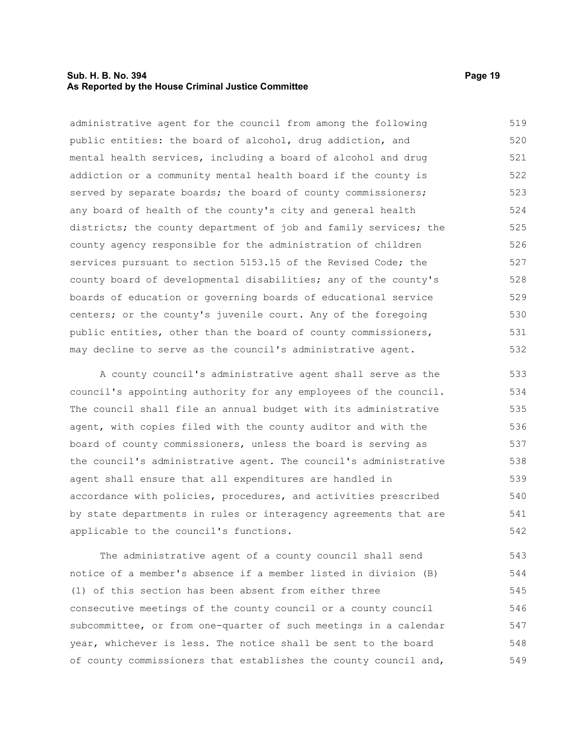administrative agent for the council from among the following public entities: the board of alcohol, drug addiction, and mental health services, including a board of alcohol and drug addiction or a community mental health board if the county is served by separate boards; the board of county commissioners; any board of health of the county's city and general health districts; the county department of job and family services; the county agency responsible for the administration of children services pursuant to section 5153.15 of the Revised Code; the county board of developmental disabilities; any of the county's boards of education or governing boards of educational service centers; or the county's juvenile court. Any of the foregoing public entities, other than the board of county commissioners, may decline to serve as the council's administrative agent.

A county council's administrative agent shall serve as the council's appointing authority for any employees of the council. The council shall file an annual budget with its administrative agent, with copies filed with the county auditor and with the board of county commissioners, unless the board is serving as the council's administrative agent. The council's administrative agent shall ensure that all expenditures are handled in accordance with policies, procedures, and activities prescribed by state departments in rules or interagency agreements that are applicable to the council's functions.

The administrative agent of a county council shall send notice of a member's absence if a member listed in division (B)(1) of this section has been absent from either three consecutive meetings of the county council or a county council subcommittee, or from one-quarter of such meetings in a calendar year, whichever is less. The notice shall be sent to the board of county commissioners that establishes the county council and,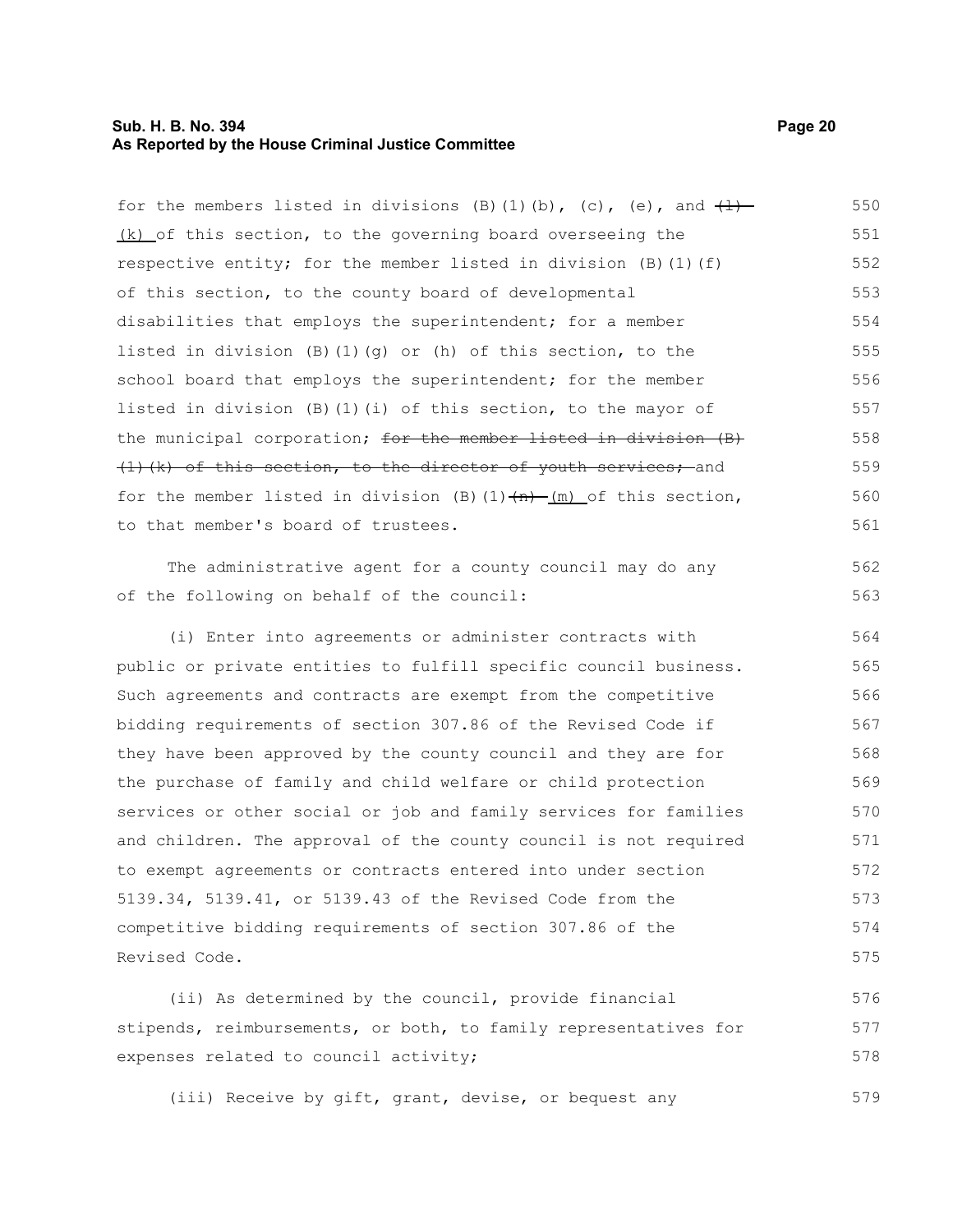for the members listed in divisions (B)(1)(b), (c), (e), and ~~(l)~~ (k) of this section, to the governing board overseeing the respective entity; for the member listed in division (B)(1)(f) of this section, to the county board of developmental disabilities that employs the superintendent; for a member listed in division (B)(1)(g) or (h) of this section, to the school board that employs the superintendent; for the member listed in division (B)(1)(i) of this section, to the mayor of the municipal corporation; ~~for the member listed in division (B)(1)(k) of this section, to the director of youth services;~~ and for the member listed in division (B)(1)~~(n)~~ (m) of this section, to that member's board of trustees.

The administrative agent for a county council may do any of the following on behalf of the council:

(i) Enter into agreements or administer contracts with public or private entities to fulfill specific council business. Such agreements and contracts are exempt from the competitive bidding requirements of section 307.86 of the Revised Code if they have been approved by the county council and they are for the purchase of family and child welfare or child protection services or other social or job and family services for families and children. The approval of the county council is not required to exempt agreements or contracts entered into under section 5139.34, 5139.41, or 5139.43 of the Revised Code from the competitive bidding requirements of section 307.86 of the Revised Code.

(ii) As determined by the council, provide financial stipends, reimbursements, or both, to family representatives for expenses related to council activity;

(iii) Receive by gift, grant, devise, or bequest any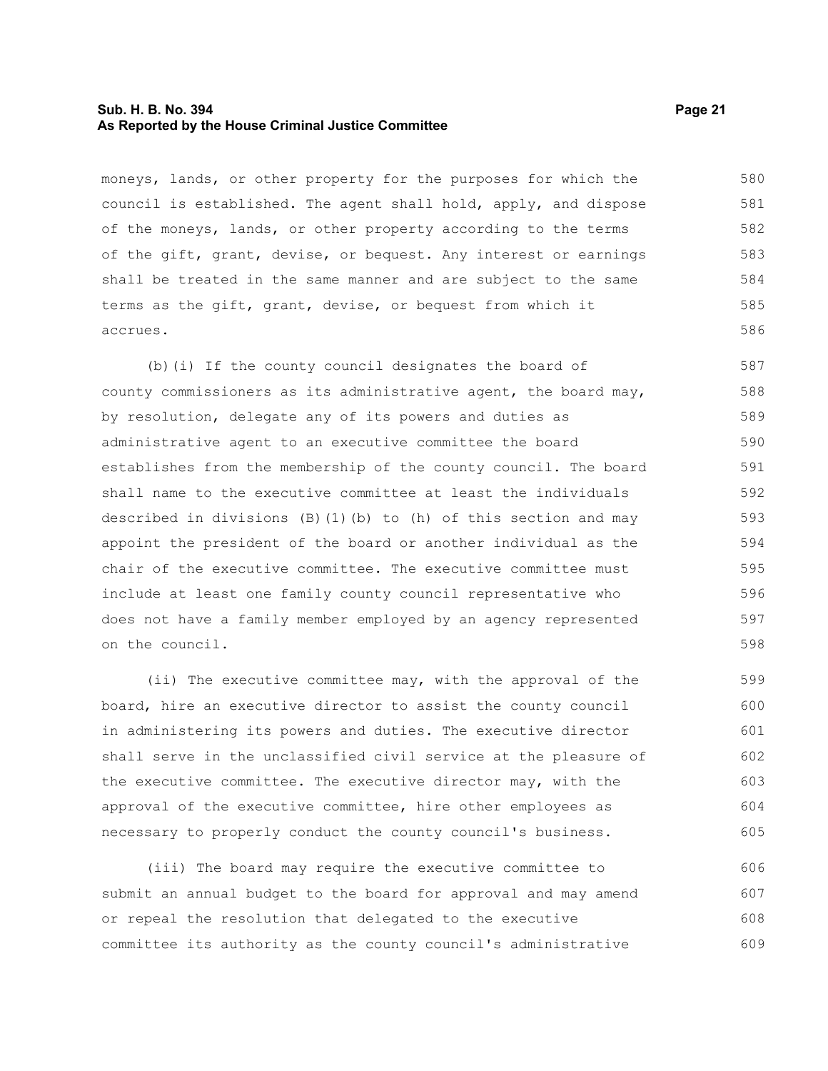moneys, lands, or other property for the purposes for which the council is established. The agent shall hold, apply, and dispose of the moneys, lands, or other property according to the terms of the gift, grant, devise, or bequest. Any interest or earnings shall be treated in the same manner and are subject to the same terms as the gift, grant, devise, or bequest from which it accrues.

(b)(i) If the county council designates the board of county commissioners as its administrative agent, the board may, by resolution, delegate any of its powers and duties as administrative agent to an executive committee the board establishes from the membership of the county council. The board shall name to the executive committee at least the individuals described in divisions (B)(1)(b) to (h) of this section and may appoint the president of the board or another individual as the chair of the executive committee. The executive committee must include at least one family county council representative who does not have a family member employed by an agency represented on the council.

(ii) The executive committee may, with the approval of the board, hire an executive director to assist the county council in administering its powers and duties. The executive director shall serve in the unclassified civil service at the pleasure of the executive committee. The executive director may, with the approval of the executive committee, hire other employees as necessary to properly conduct the county council's business.

(iii) The board may require the executive committee to submit an annual budget to the board for approval and may amend or repeal the resolution that delegated to the executive committee its authority as the county council's administrative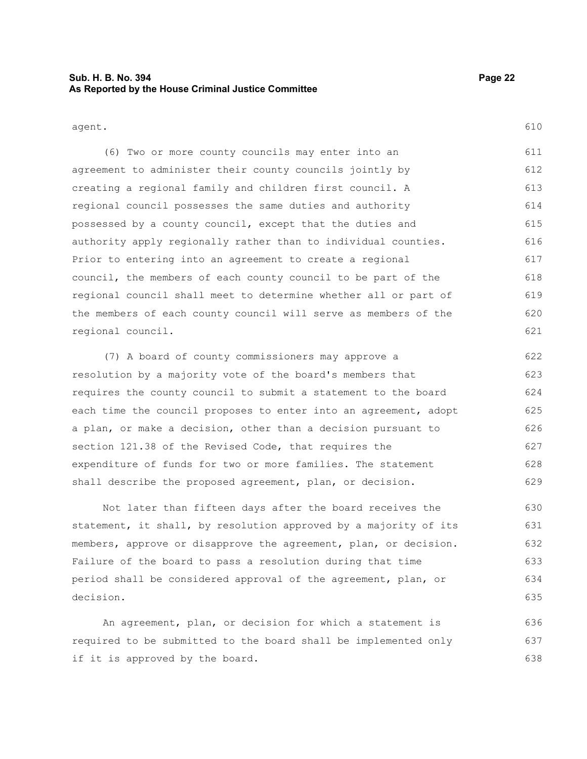agent.

(6) Two or more county councils may enter into an agreement to administer their county councils jointly by creating a regional family and children first council. A regional council possesses the same duties and authority possessed by a county council, except that the duties and authority apply regionally rather than to individual counties. Prior to entering into an agreement to create a regional council, the members of each county council to be part of the regional council shall meet to determine whether all or part of the members of each county council will serve as members of the regional council.

(7) A board of county commissioners may approve a resolution by a majority vote of the board's members that requires the county council to submit a statement to the board each time the council proposes to enter into an agreement, adopt a plan, or make a decision, other than a decision pursuant to section 121.38 of the Revised Code, that requires the expenditure of funds for two or more families. The statement shall describe the proposed agreement, plan, or decision.

Not later than fifteen days after the board receives the statement, it shall, by resolution approved by a majority of its members, approve or disapprove the agreement, plan, or decision. Failure of the board to pass a resolution during that time period shall be considered approval of the agreement, plan, or decision.

An agreement, plan, or decision for which a statement is required to be submitted to the board shall be implemented only if it is approved by the board.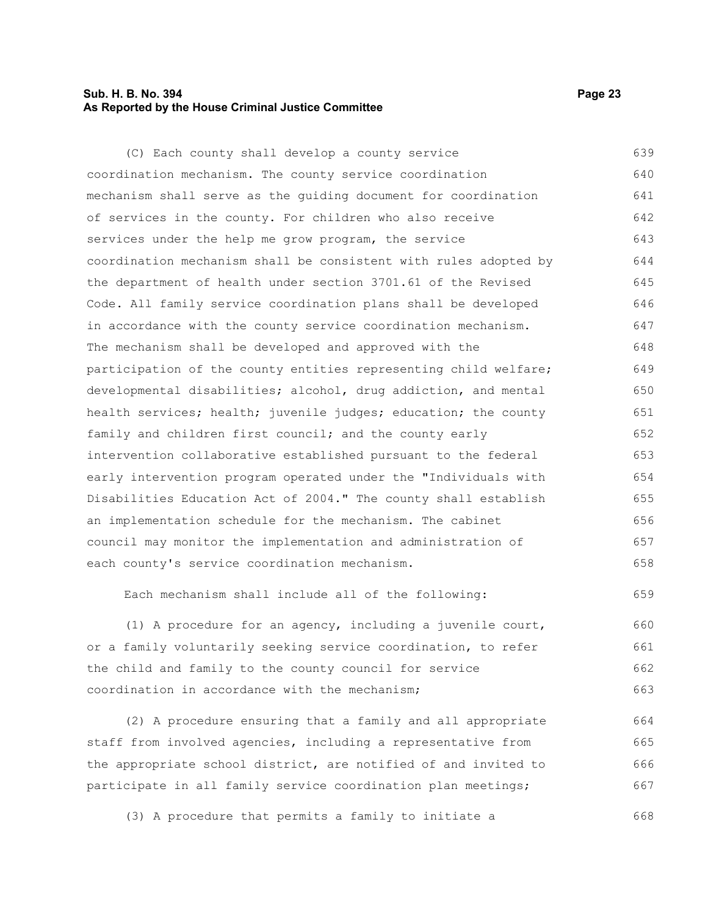(C) Each county shall develop a county service coordination mechanism. The county service coordination mechanism shall serve as the guiding document for coordination of services in the county. For children who also receive services under the help me grow program, the service coordination mechanism shall be consistent with rules adopted by the department of health under section 3701.61 of the Revised Code. All family service coordination plans shall be developed in accordance with the county service coordination mechanism. The mechanism shall be developed and approved with the participation of the county entities representing child welfare; developmental disabilities; alcohol, drug addiction, and mental health services; health; juvenile judges; education; the county family and children first council; and the county early intervention collaborative established pursuant to the federal early intervention program operated under the "Individuals with Disabilities Education Act of 2004." The county shall establish an implementation schedule for the mechanism. The cabinet council may monitor the implementation and administration of each county's service coordination mechanism.

Each mechanism shall include all of the following:

(1) A procedure for an agency, including a juvenile court, or a family voluntarily seeking service coordination, to refer the child and family to the county council for service coordination in accordance with the mechanism;

(2) A procedure ensuring that a family and all appropriate staff from involved agencies, including a representative from the appropriate school district, are notified of and invited to participate in all family service coordination plan meetings;

(3) A procedure that permits a family to initiate a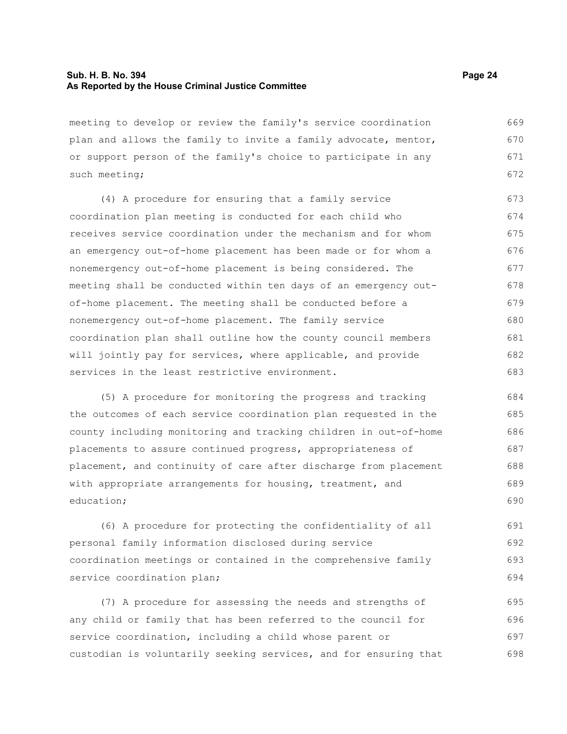meeting to develop or review the family's service coordination plan and allows the family to invite a family advocate, mentor, or support person of the family's choice to participate in any such meeting;

(4) A procedure for ensuring that a family service coordination plan meeting is conducted for each child who receives service coordination under the mechanism and for whom an emergency out-of-home placement has been made or for whom a nonemergency out-of-home placement is being considered. The meeting shall be conducted within ten days of an emergency out-of-home placement. The meeting shall be conducted before a nonemergency out-of-home placement. The family service coordination plan shall outline how the county council members will jointly pay for services, where applicable, and provide services in the least restrictive environment.

(5) A procedure for monitoring the progress and tracking the outcomes of each service coordination plan requested in the county including monitoring and tracking children in out-of-home placements to assure continued progress, appropriateness of placement, and continuity of care after discharge from placement with appropriate arrangements for housing, treatment, and education;

(6) A procedure for protecting the confidentiality of all personal family information disclosed during service coordination meetings or contained in the comprehensive family service coordination plan;

(7) A procedure for assessing the needs and strengths of any child or family that has been referred to the council for service coordination, including a child whose parent or custodian is voluntarily seeking services, and for ensuring that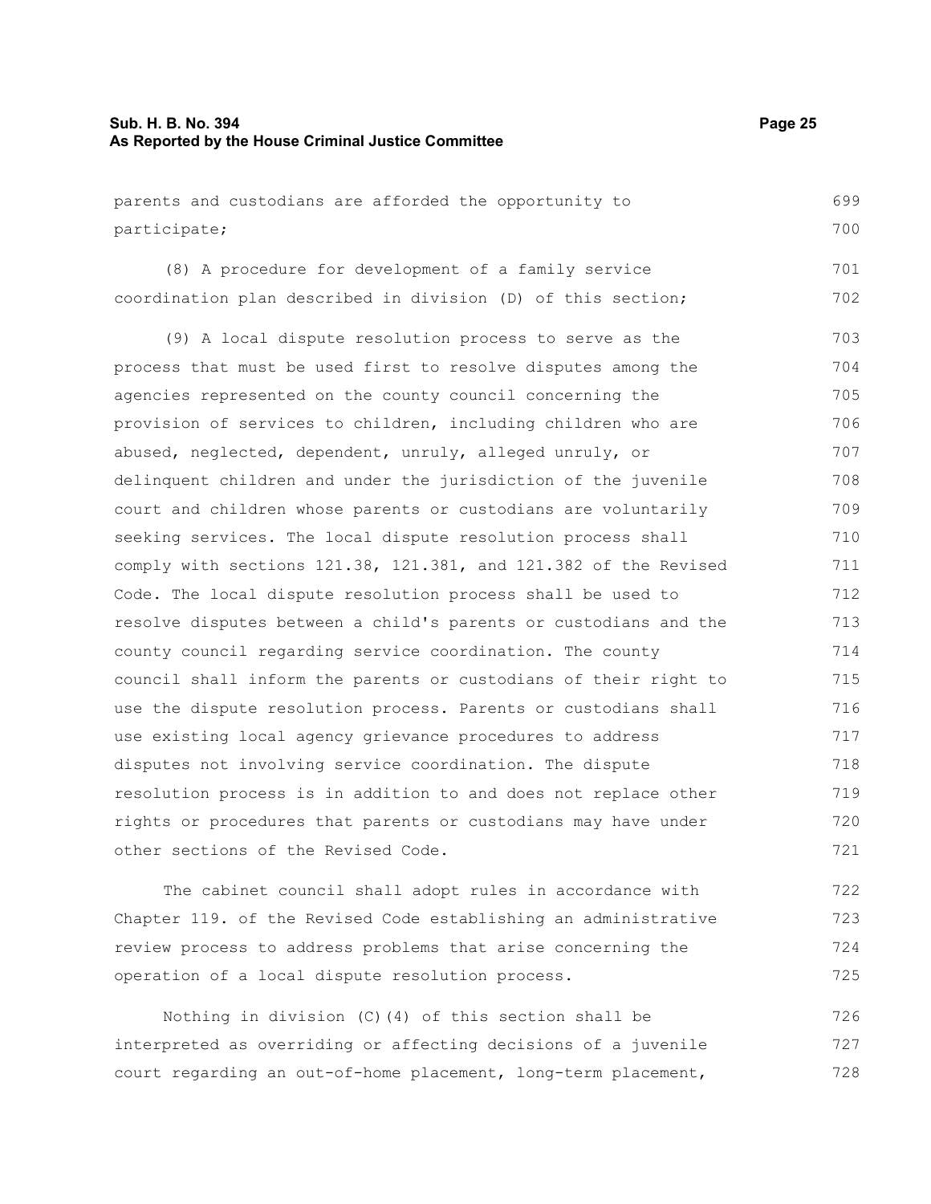parents and custodians are afforded the opportunity to participate;

(8) A procedure for development of a family service coordination plan described in division (D) of this section;

(9) A local dispute resolution process to serve as the process that must be used first to resolve disputes among the agencies represented on the county council concerning the provision of services to children, including children who are abused, neglected, dependent, unruly, alleged unruly, or delinquent children and under the jurisdiction of the juvenile court and children whose parents or custodians are voluntarily seeking services. The local dispute resolution process shall comply with sections 121.38, 121.381, and 121.382 of the Revised Code. The local dispute resolution process shall be used to resolve disputes between a child's parents or custodians and the county council regarding service coordination. The county council shall inform the parents or custodians of their right to use the dispute resolution process. Parents or custodians shall use existing local agency grievance procedures to address disputes not involving service coordination. The dispute resolution process is in addition to and does not replace other rights or procedures that parents or custodians may have under other sections of the Revised Code.

The cabinet council shall adopt rules in accordance with Chapter 119. of the Revised Code establishing an administrative review process to address problems that arise concerning the operation of a local dispute resolution process.

Nothing in division (C)(4) of this section shall be interpreted as overriding or affecting decisions of a juvenile court regarding an out-of-home placement, long-term placement,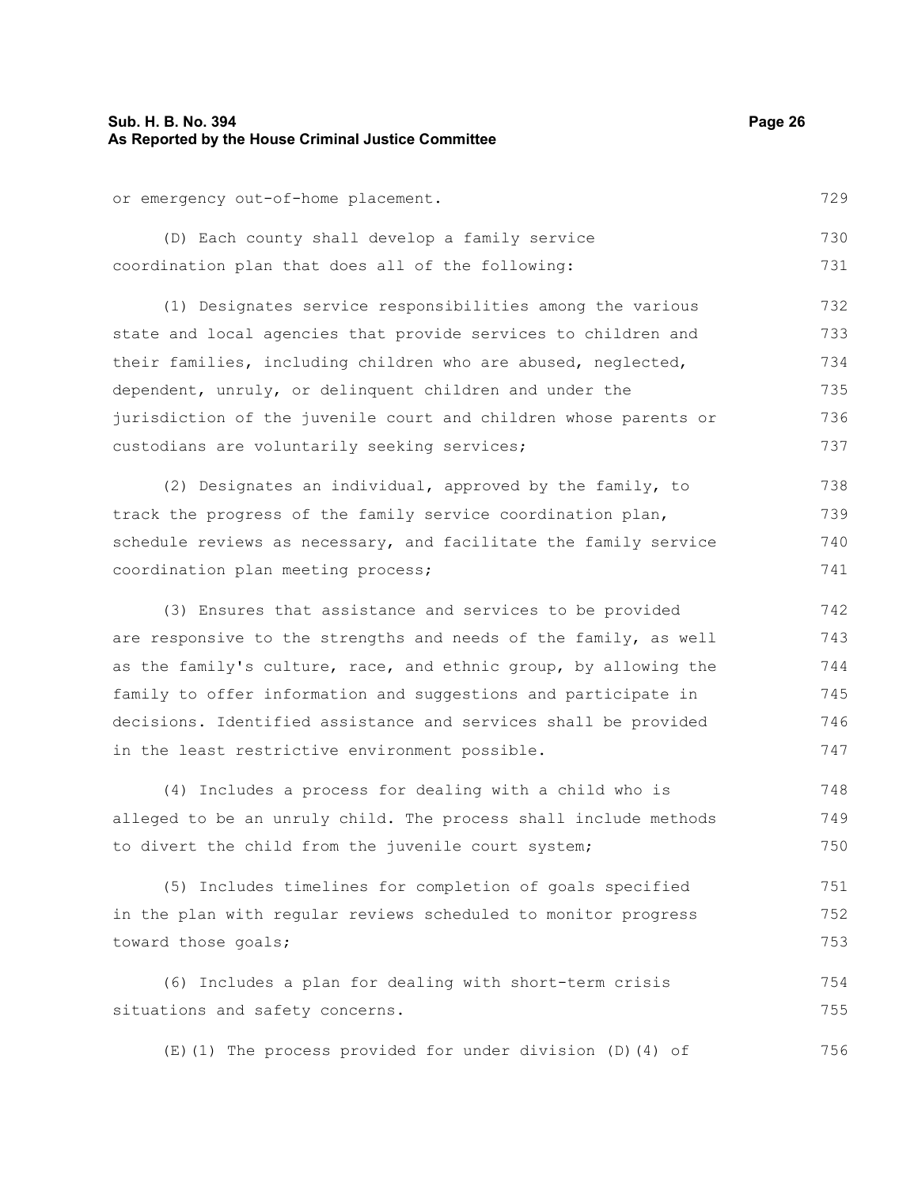or emergency out-of-home placement.

(D) Each county shall develop a family service coordination plan that does all of the following:

(1) Designates service responsibilities among the various state and local agencies that provide services to children and their families, including children who are abused, neglected, dependent, unruly, or delinquent children and under the jurisdiction of the juvenile court and children whose parents or custodians are voluntarily seeking services;

(2) Designates an individual, approved by the family, to track the progress of the family service coordination plan, schedule reviews as necessary, and facilitate the family service coordination plan meeting process;

(3) Ensures that assistance and services to be provided are responsive to the strengths and needs of the family, as well as the family's culture, race, and ethnic group, by allowing the family to offer information and suggestions and participate in decisions. Identified assistance and services shall be provided in the least restrictive environment possible.

(4) Includes a process for dealing with a child who is alleged to be an unruly child. The process shall include methods to divert the child from the juvenile court system;

(5) Includes timelines for completion of goals specified in the plan with regular reviews scheduled to monitor progress toward those goals;

(6) Includes a plan for dealing with short-term crisis situations and safety concerns.

(E)(1) The process provided for under division (D)(4) of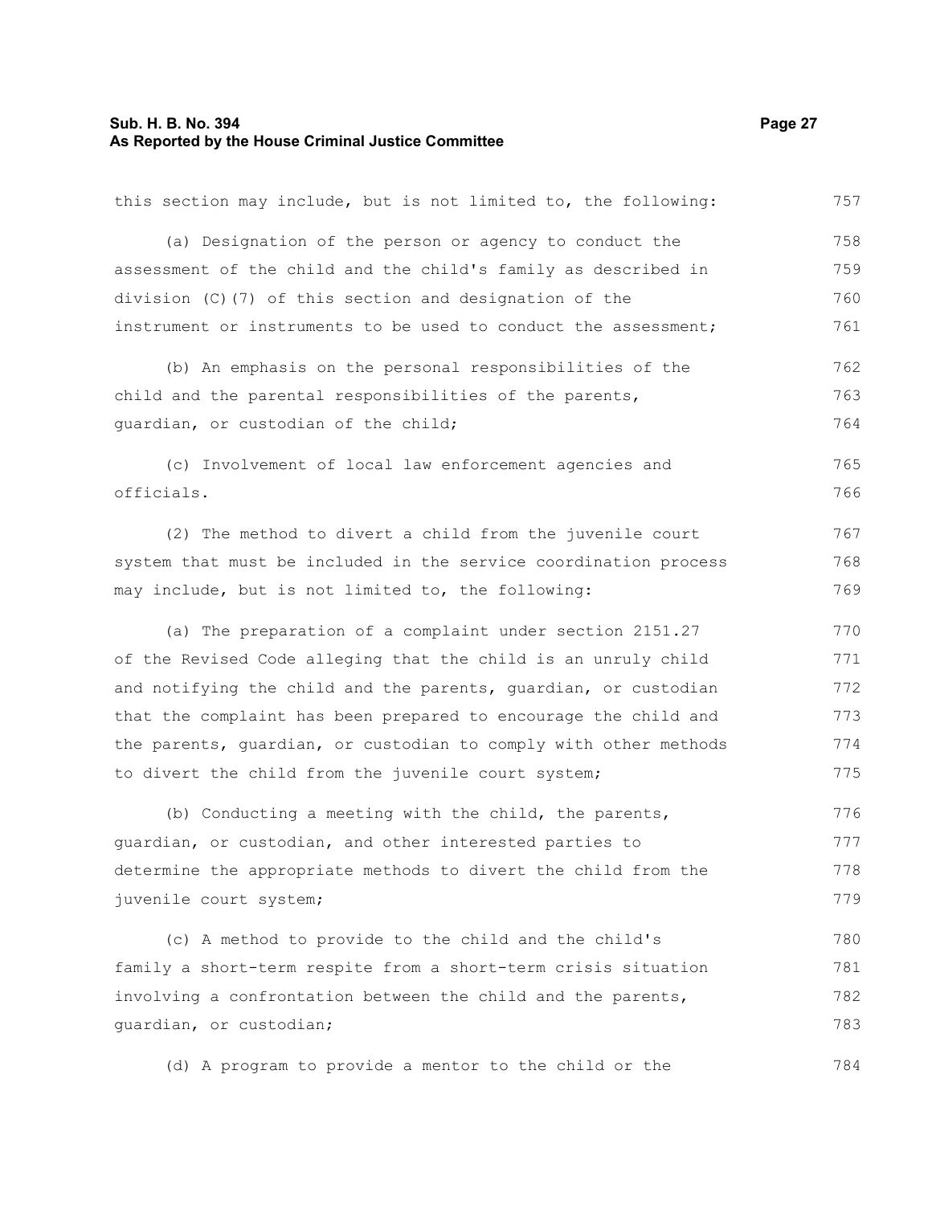this section may include, but is not limited to, the following:

(a) Designation of the person or agency to conduct the assessment of the child and the child's family as described in division (C)(7) of this section and designation of the instrument or instruments to be used to conduct the assessment;

(b) An emphasis on the personal responsibilities of the child and the parental responsibilities of the parents, guardian, or custodian of the child;

(c) Involvement of local law enforcement agencies and officials.

(2) The method to divert a child from the juvenile court system that must be included in the service coordination process may include, but is not limited to, the following:

(a) The preparation of a complaint under section 2151.27 of the Revised Code alleging that the child is an unruly child and notifying the child and the parents, guardian, or custodian that the complaint has been prepared to encourage the child and the parents, guardian, or custodian to comply with other methods to divert the child from the juvenile court system;

(b) Conducting a meeting with the child, the parents, guardian, or custodian, and other interested parties to determine the appropriate methods to divert the child from the juvenile court system;

(c) A method to provide to the child and the child's family a short-term respite from a short-term crisis situation involving a confrontation between the child and the parents, guardian, or custodian;

(d) A program to provide a mentor to the child or the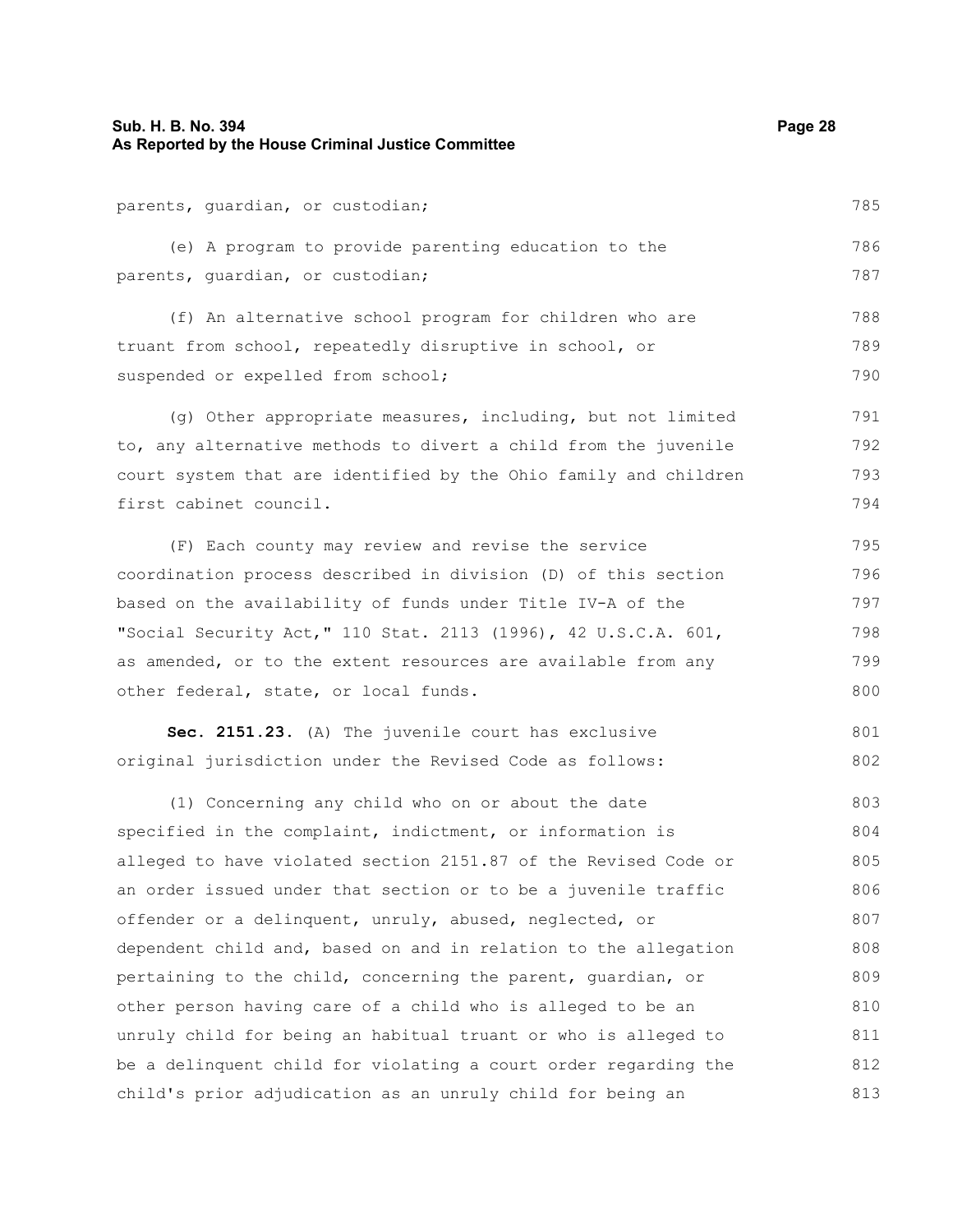parents, guardian, or custodian;

(e) A program to provide parenting education to the parents, guardian, or custodian;

(f) An alternative school program for children who are truant from school, repeatedly disruptive in school, or suspended or expelled from school;

(g) Other appropriate measures, including, but not limited to, any alternative methods to divert a child from the juvenile court system that are identified by the Ohio family and children first cabinet council.

(F) Each county may review and revise the service coordination process described in division (D) of this section based on the availability of funds under Title IV-A of the "Social Security Act," 110 Stat. 2113 (1996), 42 U.S.C.A. 601, as amended, or to the extent resources are available from any other federal, state, or local funds.

**Sec. 2151.23.** (A) The juvenile court has exclusive original jurisdiction under the Revised Code as follows:

(1) Concerning any child who on or about the date specified in the complaint, indictment, or information is alleged to have violated section 2151.87 of the Revised Code or an order issued under that section or to be a juvenile traffic offender or a delinquent, unruly, abused, neglected, or dependent child and, based on and in relation to the allegation pertaining to the child, concerning the parent, guardian, or other person having care of a child who is alleged to be an unruly child for being an habitual truant or who is alleged to be a delinquent child for violating a court order regarding the child's prior adjudication as an unruly child for being an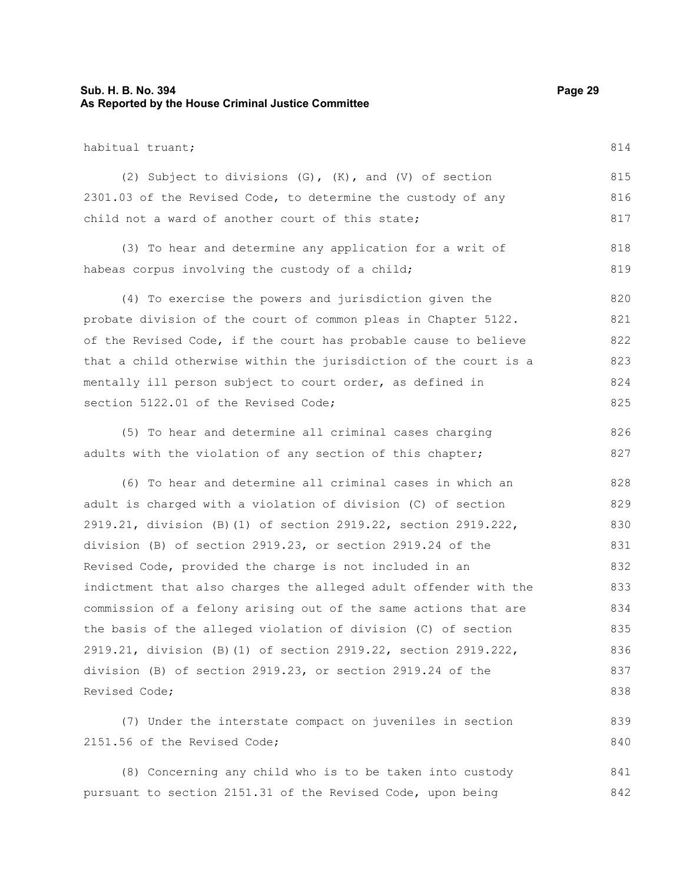habitual truant;

(2) Subject to divisions (G), (K), and (V) of section 2301.03 of the Revised Code, to determine the custody of any child not a ward of another court of this state;

(3) To hear and determine any application for a writ of habeas corpus involving the custody of a child;

(4) To exercise the powers and jurisdiction given the probate division of the court of common pleas in Chapter 5122. of the Revised Code, if the court has probable cause to believe that a child otherwise within the jurisdiction of the court is a mentally ill person subject to court order, as defined in section 5122.01 of the Revised Code;

(5) To hear and determine all criminal cases charging adults with the violation of any section of this chapter;

(6) To hear and determine all criminal cases in which an adult is charged with a violation of division (C) of section 2919.21, division (B)(1) of section 2919.22, section 2919.222, division (B) of section 2919.23, or section 2919.24 of the Revised Code, provided the charge is not included in an indictment that also charges the alleged adult offender with the commission of a felony arising out of the same actions that are the basis of the alleged violation of division (C) of section 2919.21, division (B)(1) of section 2919.22, section 2919.222, division (B) of section 2919.23, or section 2919.24 of the Revised Code;

(7) Under the interstate compact on juveniles in section 2151.56 of the Revised Code;

(8) Concerning any child who is to be taken into custody pursuant to section 2151.31 of the Revised Code, upon being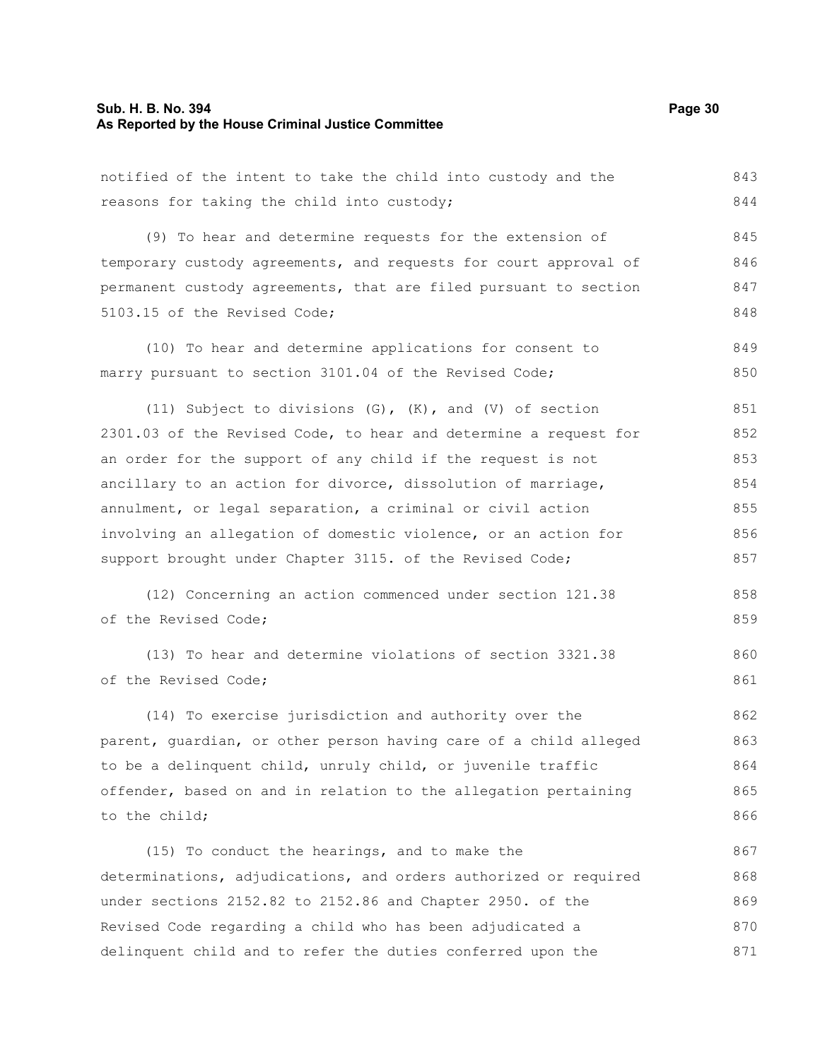notified of the intent to take the child into custody and the reasons for taking the child into custody;

(9) To hear and determine requests for the extension of temporary custody agreements, and requests for court approval of permanent custody agreements, that are filed pursuant to section 5103.15 of the Revised Code;

(10) To hear and determine applications for consent to marry pursuant to section 3101.04 of the Revised Code;

(11) Subject to divisions (G), (K), and (V) of section 2301.03 of the Revised Code, to hear and determine a request for an order for the support of any child if the request is not ancillary to an action for divorce, dissolution of marriage, annulment, or legal separation, a criminal or civil action involving an allegation of domestic violence, or an action for support brought under Chapter 3115. of the Revised Code;

(12) Concerning an action commenced under section 121.38 of the Revised Code;

(13) To hear and determine violations of section 3321.38 of the Revised Code;

(14) To exercise jurisdiction and authority over the parent, guardian, or other person having care of a child alleged to be a delinquent child, unruly child, or juvenile traffic offender, based on and in relation to the allegation pertaining to the child;

(15) To conduct the hearings, and to make the determinations, adjudications, and orders authorized or required under sections 2152.82 to 2152.86 and Chapter 2950. of the Revised Code regarding a child who has been adjudicated a delinquent child and to refer the duties conferred upon the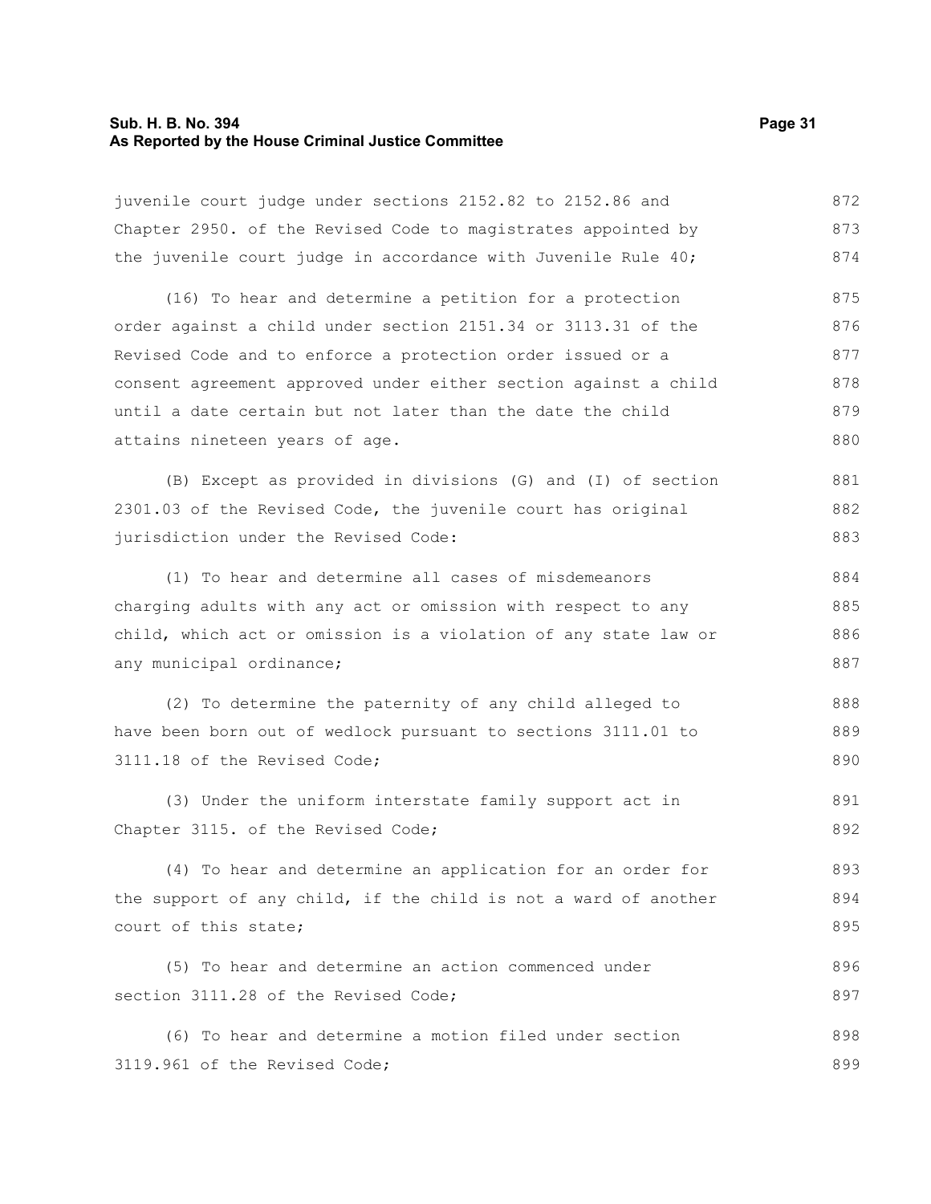juvenile court judge under sections 2152.82 to 2152.86 and Chapter 2950. of the Revised Code to magistrates appointed by the juvenile court judge in accordance with Juvenile Rule 40;

(16) To hear and determine a petition for a protection order against a child under section 2151.34 or 3113.31 of the Revised Code and to enforce a protection order issued or a consent agreement approved under either section against a child until a date certain but not later than the date the child attains nineteen years of age.

(B) Except as provided in divisions (G) and (I) of section 2301.03 of the Revised Code, the juvenile court has original jurisdiction under the Revised Code:

(1) To hear and determine all cases of misdemeanors charging adults with any act or omission with respect to any child, which act or omission is a violation of any state law or any municipal ordinance;

(2) To determine the paternity of any child alleged to have been born out of wedlock pursuant to sections 3111.01 to 3111.18 of the Revised Code;

(3) Under the uniform interstate family support act in Chapter 3115. of the Revised Code;

(4) To hear and determine an application for an order for the support of any child, if the child is not a ward of another court of this state;

(5) To hear and determine an action commenced under section 3111.28 of the Revised Code;

(6) To hear and determine a motion filed under section 3119.961 of the Revised Code;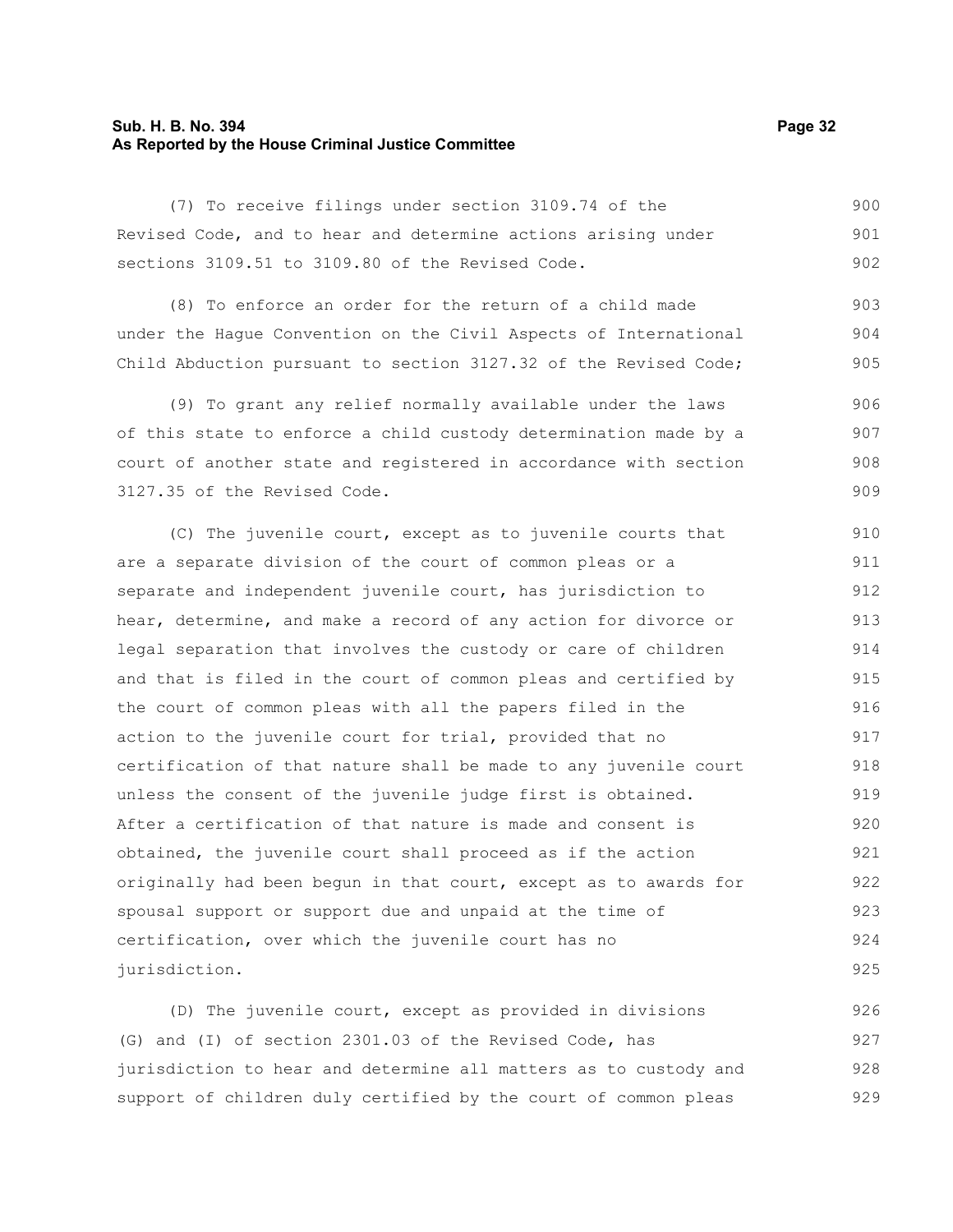(7) To receive filings under section 3109.74 of the Revised Code, and to hear and determine actions arising under sections 3109.51 to 3109.80 of the Revised Code.

(8) To enforce an order for the return of a child made under the Hague Convention on the Civil Aspects of International Child Abduction pursuant to section 3127.32 of the Revised Code;

(9) To grant any relief normally available under the laws of this state to enforce a child custody determination made by a court of another state and registered in accordance with section 3127.35 of the Revised Code.

(C) The juvenile court, except as to juvenile courts that are a separate division of the court of common pleas or a separate and independent juvenile court, has jurisdiction to hear, determine, and make a record of any action for divorce or legal separation that involves the custody or care of children and that is filed in the court of common pleas and certified by the court of common pleas with all the papers filed in the action to the juvenile court for trial, provided that no certification of that nature shall be made to any juvenile court unless the consent of the juvenile judge first is obtained. After a certification of that nature is made and consent is obtained, the juvenile court shall proceed as if the action originally had been begun in that court, except as to awards for spousal support or support due and unpaid at the time of certification, over which the juvenile court has no jurisdiction.

(D) The juvenile court, except as provided in divisions (G) and (I) of section 2301.03 of the Revised Code, has jurisdiction to hear and determine all matters as to custody and support of children duly certified by the court of common pleas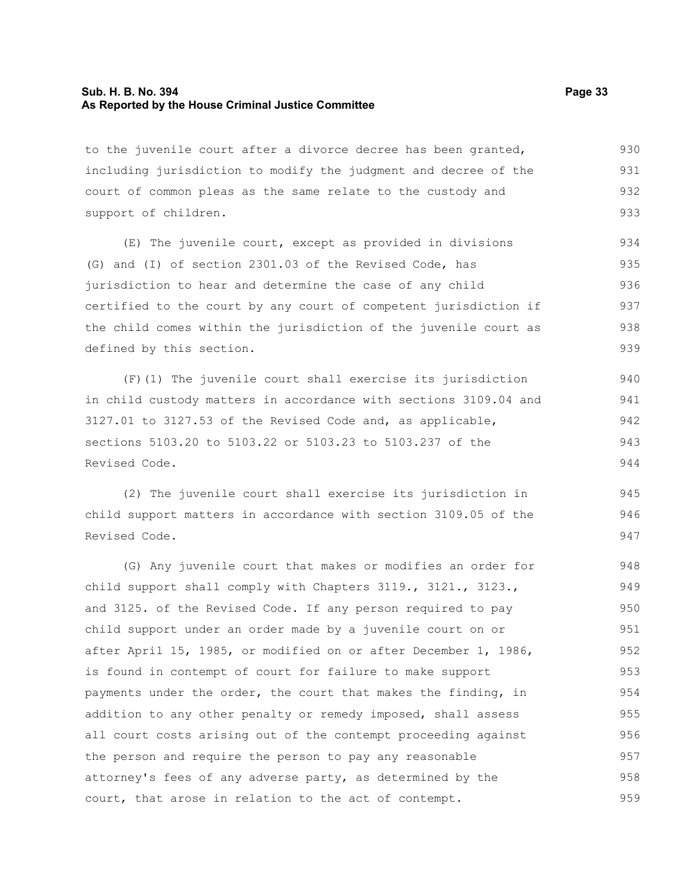to the juvenile court after a divorce decree has been granted, including jurisdiction to modify the judgment and decree of the court of common pleas as the same relate to the custody and support of children.

(E) The juvenile court, except as provided in divisions (G) and (I) of section 2301.03 of the Revised Code, has jurisdiction to hear and determine the case of any child certified to the court by any court of competent jurisdiction if the child comes within the jurisdiction of the juvenile court as defined by this section.

(F)(1) The juvenile court shall exercise its jurisdiction in child custody matters in accordance with sections 3109.04 and 3127.01 to 3127.53 of the Revised Code and, as applicable, sections 5103.20 to 5103.22 or 5103.23 to 5103.237 of the Revised Code.

(2) The juvenile court shall exercise its jurisdiction in child support matters in accordance with section 3109.05 of the Revised Code.

(G) Any juvenile court that makes or modifies an order for child support shall comply with Chapters 3119., 3121., 3123., and 3125. of the Revised Code. If any person required to pay child support under an order made by a juvenile court on or after April 15, 1985, or modified on or after December 1, 1986, is found in contempt of court for failure to make support payments under the order, the court that makes the finding, in addition to any other penalty or remedy imposed, shall assess all court costs arising out of the contempt proceeding against the person and require the person to pay any reasonable attorney's fees of any adverse party, as determined by the court, that arose in relation to the act of contempt.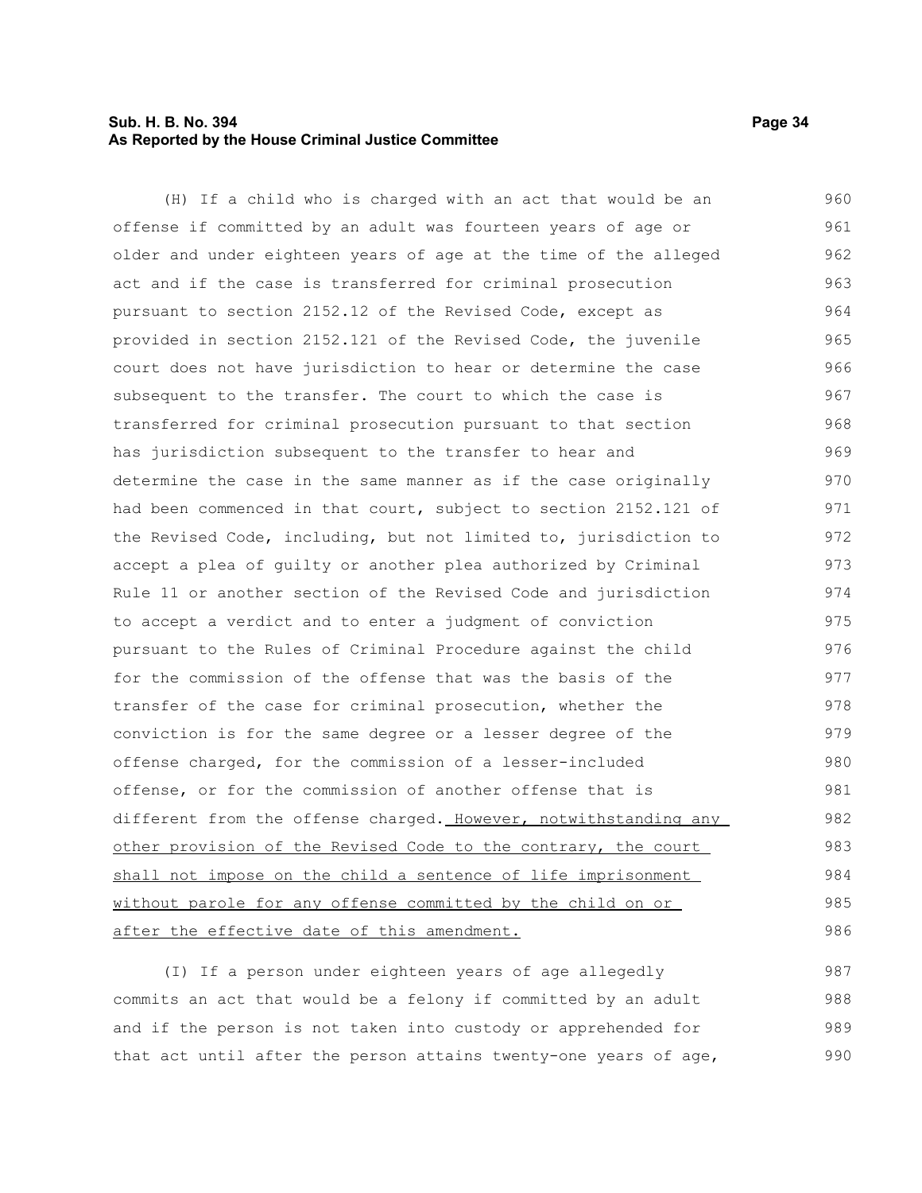(H) If a child who is charged with an act that would be an offense if committed by an adult was fourteen years of age or older and under eighteen years of age at the time of the alleged act and if the case is transferred for criminal prosecution pursuant to section 2152.12 of the Revised Code, except as provided in section 2152.121 of the Revised Code, the juvenile court does not have jurisdiction to hear or determine the case subsequent to the transfer. The court to which the case is transferred for criminal prosecution pursuant to that section has jurisdiction subsequent to the transfer to hear and determine the case in the same manner as if the case originally had been commenced in that court, subject to section 2152.121 of the Revised Code, including, but not limited to, jurisdiction to accept a plea of guilty or another plea authorized by Criminal Rule 11 or another section of the Revised Code and jurisdiction to accept a verdict and to enter a judgment of conviction pursuant to the Rules of Criminal Procedure against the child for the commission of the offense that was the basis of the transfer of the case for criminal prosecution, whether the conviction is for the same degree or a lesser degree of the offense charged, for the commission of a lesser-included offense, or for the commission of another offense that is different from the offense charged. <u>However, notwithstanding any other provision of the Revised Code to the contrary, the court shall not impose on the child a sentence of life imprisonment without parole for any offense committed by the child on or after the effective date of this amendment.</u>

(I) If a person under eighteen years of age allegedly commits an act that would be a felony if committed by an adult and if the person is not taken into custody or apprehended for that act until after the person attains twenty-one years of age,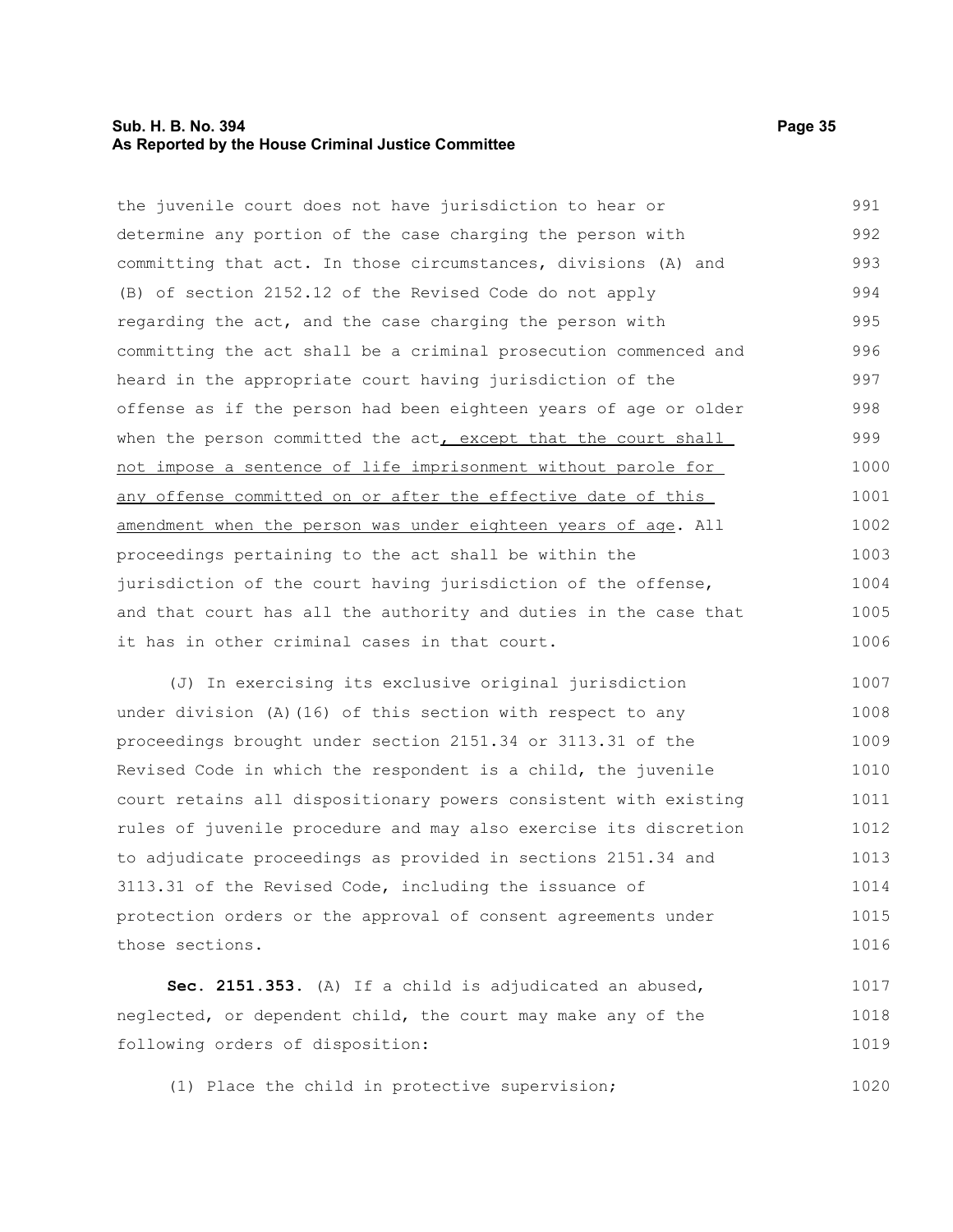the juvenile court does not have jurisdiction to hear or determine any portion of the case charging the person with committing that act. In those circumstances, divisions (A) and (B) of section 2152.12 of the Revised Code do not apply regarding the act, and the case charging the person with committing the act shall be a criminal prosecution commenced and heard in the appropriate court having jurisdiction of the offense as if the person had been eighteen years of age or older when the person committed the act<u>, except that the court shall not impose a sentence of life imprisonment without parole for any offense committed on or after the effective date of this amendment when the person was under eighteen years of age</u>. All proceedings pertaining to the act shall be within the jurisdiction of the court having jurisdiction of the offense, and that court has all the authority and duties in the case that it has in other criminal cases in that court.

(J) In exercising its exclusive original jurisdiction under division (A)(16) of this section with respect to any proceedings brought under section 2151.34 or 3113.31 of the Revised Code in which the respondent is a child, the juvenile court retains all dispositionary powers consistent with existing rules of juvenile procedure and may also exercise its discretion to adjudicate proceedings as provided in sections 2151.34 and 3113.31 of the Revised Code, including the issuance of protection orders or the approval of consent agreements under those sections.

**Sec. 2151.353.** (A) If a child is adjudicated an abused, neglected, or dependent child, the court may make any of the following orders of disposition:

(1) Place the child in protective supervision;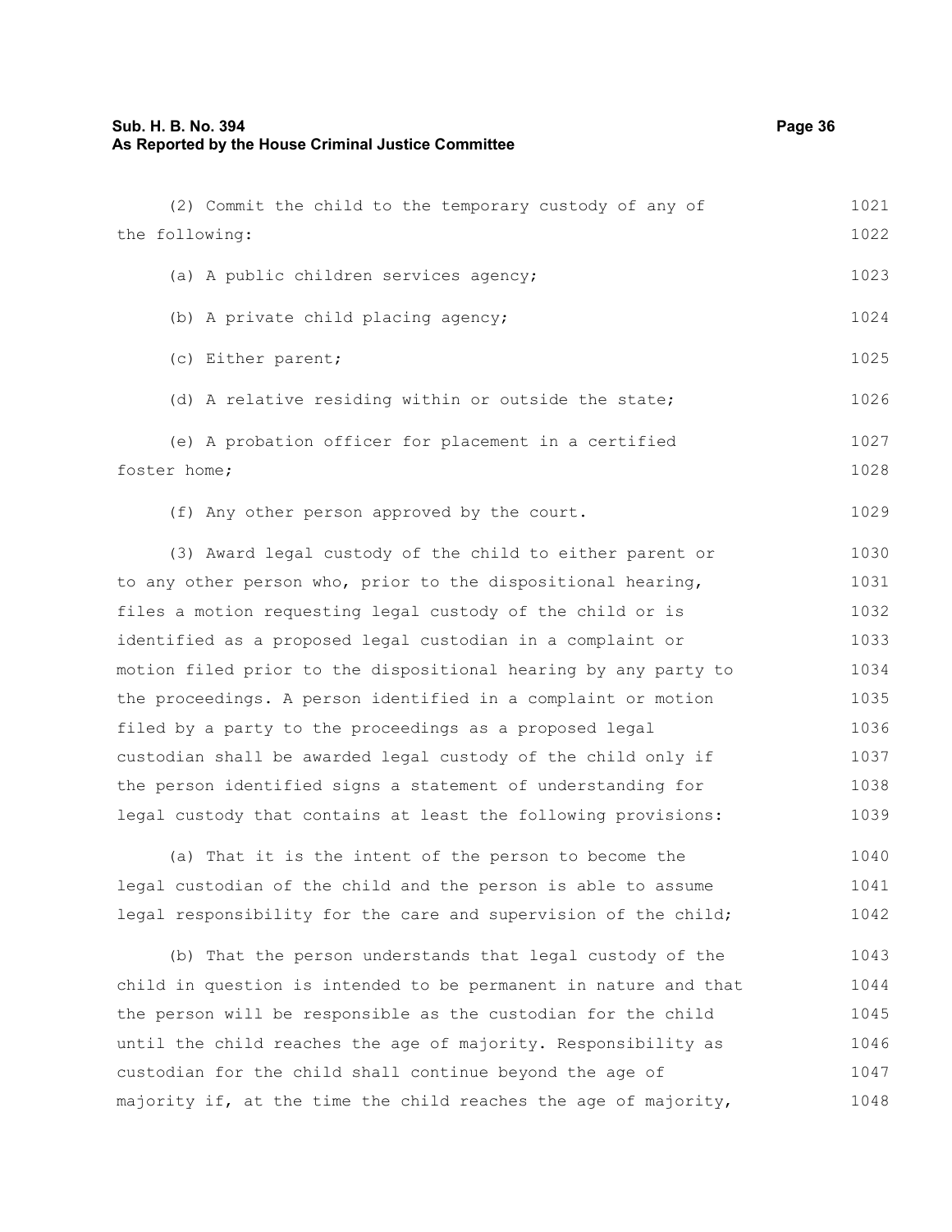(2) Commit the child to the temporary custody of any of the following:

(a) A public children services agency;

(b) A private child placing agency;

(c) Either parent;

(d) A relative residing within or outside the state;

(e) A probation officer for placement in a certified foster home;

(f) Any other person approved by the court.

(3) Award legal custody of the child to either parent or to any other person who, prior to the dispositional hearing, files a motion requesting legal custody of the child or is identified as a proposed legal custodian in a complaint or motion filed prior to the dispositional hearing by any party to the proceedings. A person identified in a complaint or motion filed by a party to the proceedings as a proposed legal custodian shall be awarded legal custody of the child only if the person identified signs a statement of understanding for legal custody that contains at least the following provisions:

(a) That it is the intent of the person to become the legal custodian of the child and the person is able to assume legal responsibility for the care and supervision of the child;

(b) That the person understands that legal custody of the child in question is intended to be permanent in nature and that the person will be responsible as the custodian for the child until the child reaches the age of majority. Responsibility as custodian for the child shall continue beyond the age of majority if, at the time the child reaches the age of majority,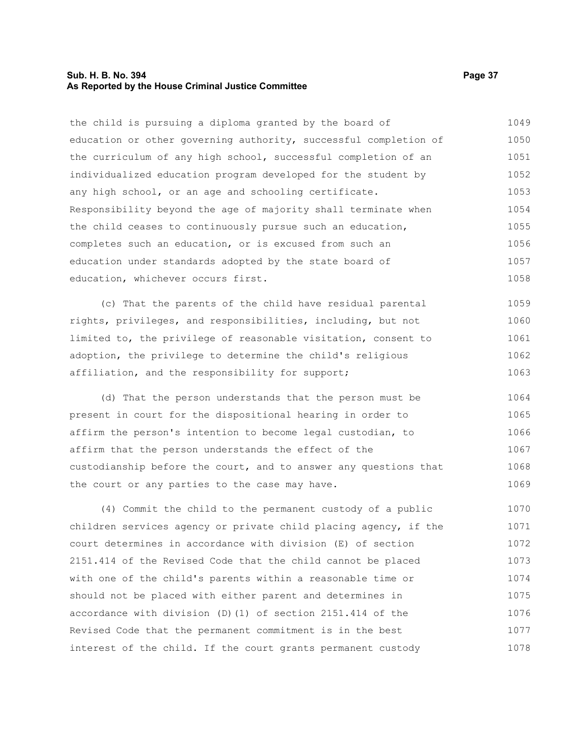the child is pursuing a diploma granted by the board of education or other governing authority, successful completion of the curriculum of any high school, successful completion of an individualized education program developed for the student by any high school, or an age and schooling certificate. Responsibility beyond the age of majority shall terminate when the child ceases to continuously pursue such an education, completes such an education, or is excused from such an education under standards adopted by the state board of education, whichever occurs first.

(c) That the parents of the child have residual parental rights, privileges, and responsibilities, including, but not limited to, the privilege of reasonable visitation, consent to adoption, the privilege to determine the child's religious affiliation, and the responsibility for support;

(d) That the person understands that the person must be present in court for the dispositional hearing in order to affirm the person's intention to become legal custodian, to affirm that the person understands the effect of the custodianship before the court, and to answer any questions that the court or any parties to the case may have.

(4) Commit the child to the permanent custody of a public children services agency or private child placing agency, if the court determines in accordance with division (E) of section 2151.414 of the Revised Code that the child cannot be placed with one of the child's parents within a reasonable time or should not be placed with either parent and determines in accordance with division (D)(1) of section 2151.414 of the Revised Code that the permanent commitment is in the best interest of the child. If the court grants permanent custody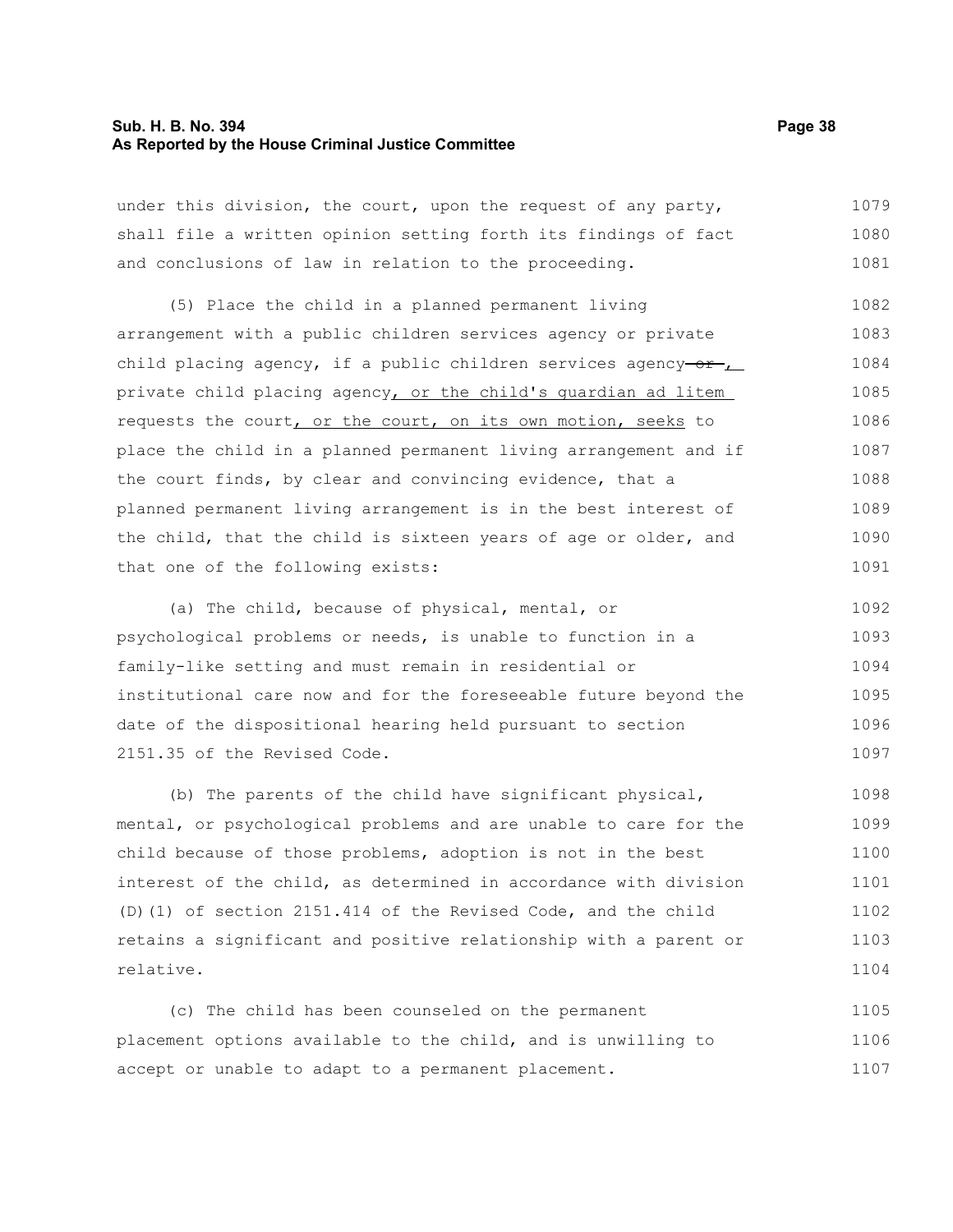under this division, the court, upon the request of any party, shall file a written opinion setting forth its findings of fact and conclusions of law in relation to the proceeding.

(5) Place the child in a planned permanent living arrangement with a public children services agency or private child placing agency, if a public children services agency ~~or~~, private child placing agency, or the child's guardian ad litem requests the court, or the court, on its own motion, seeks to place the child in a planned permanent living arrangement and if the court finds, by clear and convincing evidence, that a planned permanent living arrangement is in the best interest of the child, that the child is sixteen years of age or older, and that one of the following exists:

(a) The child, because of physical, mental, or psychological problems or needs, is unable to function in a family-like setting and must remain in residential or institutional care now and for the foreseeable future beyond the date of the dispositional hearing held pursuant to section 2151.35 of the Revised Code.

(b) The parents of the child have significant physical, mental, or psychological problems and are unable to care for the child because of those problems, adoption is not in the best interest of the child, as determined in accordance with division (D)(1) of section 2151.414 of the Revised Code, and the child retains a significant and positive relationship with a parent or relative.

(c) The child has been counseled on the permanent placement options available to the child, and is unwilling to accept or unable to adapt to a permanent placement.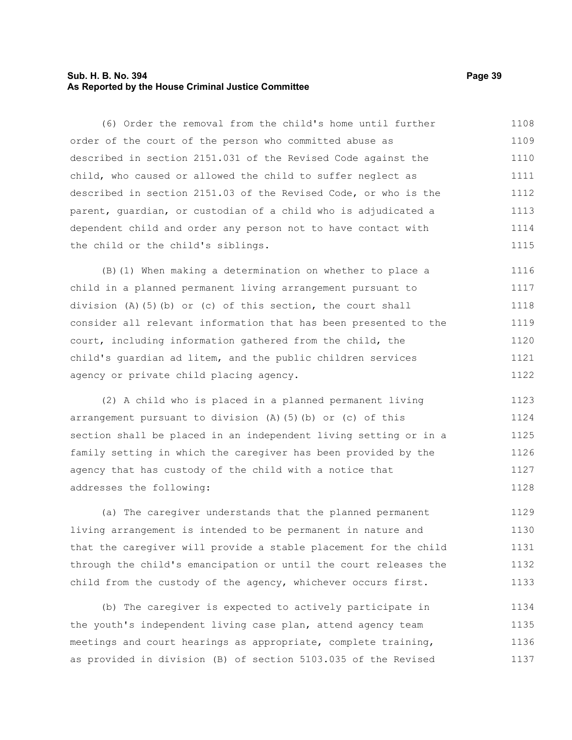(6) Order the removal from the child's home until further order of the court of the person who committed abuse as described in section 2151.031 of the Revised Code against the child, who caused or allowed the child to suffer neglect as described in section 2151.03 of the Revised Code, or who is the parent, guardian, or custodian of a child who is adjudicated a dependent child and order any person not to have contact with the child or the child's siblings.

(B)(1) When making a determination on whether to place a child in a planned permanent living arrangement pursuant to division (A)(5)(b) or (c) of this section, the court shall consider all relevant information that has been presented to the court, including information gathered from the child, the child's guardian ad litem, and the public children services agency or private child placing agency.

(2) A child who is placed in a planned permanent living arrangement pursuant to division (A)(5)(b) or (c) of this section shall be placed in an independent living setting or in a family setting in which the caregiver has been provided by the agency that has custody of the child with a notice that addresses the following:

(a) The caregiver understands that the planned permanent living arrangement is intended to be permanent in nature and that the caregiver will provide a stable placement for the child through the child's emancipation or until the court releases the child from the custody of the agency, whichever occurs first.

(b) The caregiver is expected to actively participate in the youth's independent living case plan, attend agency team meetings and court hearings as appropriate, complete training, as provided in division (B) of section 5103.035 of the Revised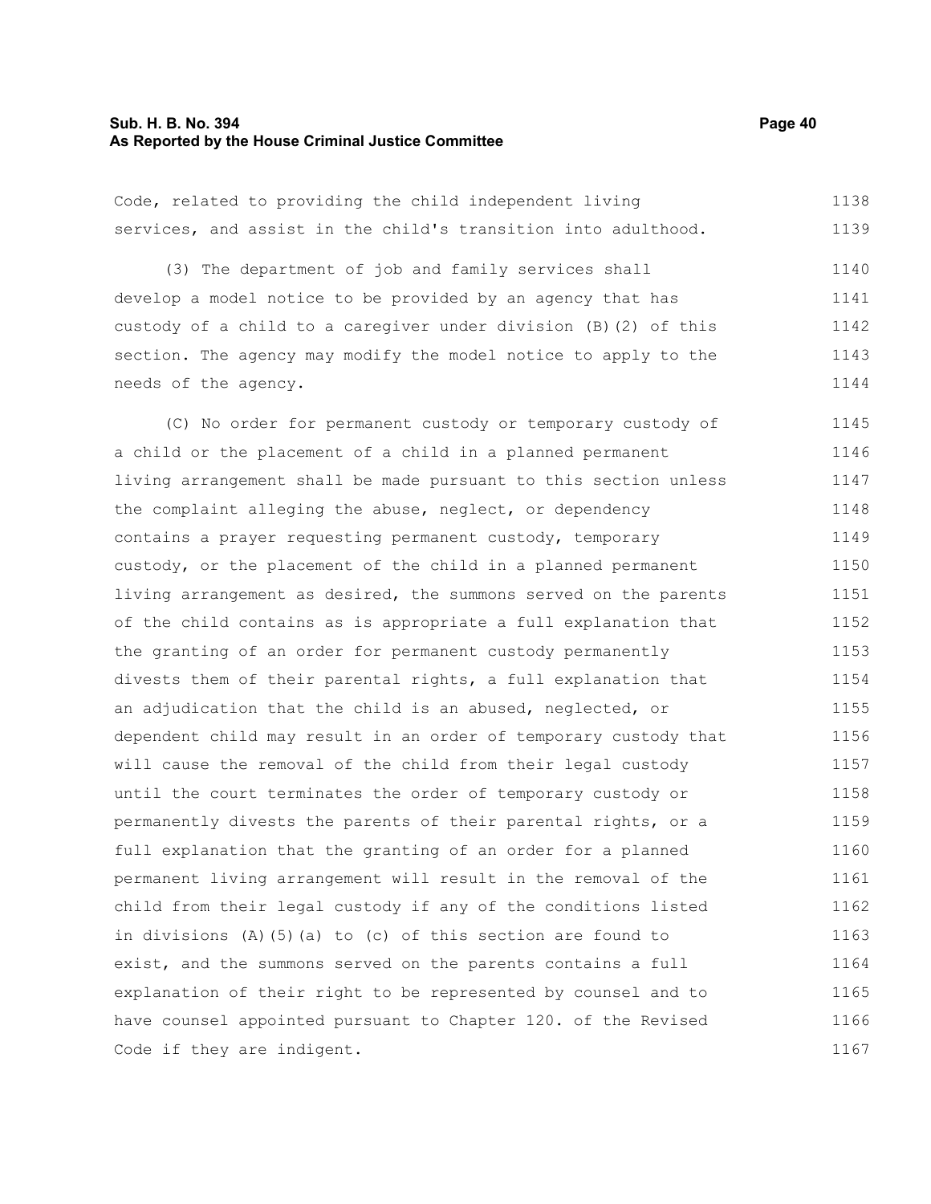Code, related to providing the child independent living services, and assist in the child's transition into adulthood.

(3) The department of job and family services shall develop a model notice to be provided by an agency that has custody of a child to a caregiver under division (B)(2) of this section. The agency may modify the model notice to apply to the needs of the agency.

(C) No order for permanent custody or temporary custody of a child or the placement of a child in a planned permanent living arrangement shall be made pursuant to this section unless the complaint alleging the abuse, neglect, or dependency contains a prayer requesting permanent custody, temporary custody, or the placement of the child in a planned permanent living arrangement as desired, the summons served on the parents of the child contains as is appropriate a full explanation that the granting of an order for permanent custody permanently divests them of their parental rights, a full explanation that an adjudication that the child is an abused, neglected, or dependent child may result in an order of temporary custody that will cause the removal of the child from their legal custody until the court terminates the order of temporary custody or permanently divests the parents of their parental rights, or a full explanation that the granting of an order for a planned permanent living arrangement will result in the removal of the child from their legal custody if any of the conditions listed in divisions (A)(5)(a) to (c) of this section are found to exist, and the summons served on the parents contains a full explanation of their right to be represented by counsel and to have counsel appointed pursuant to Chapter 120. of the Revised Code if they are indigent.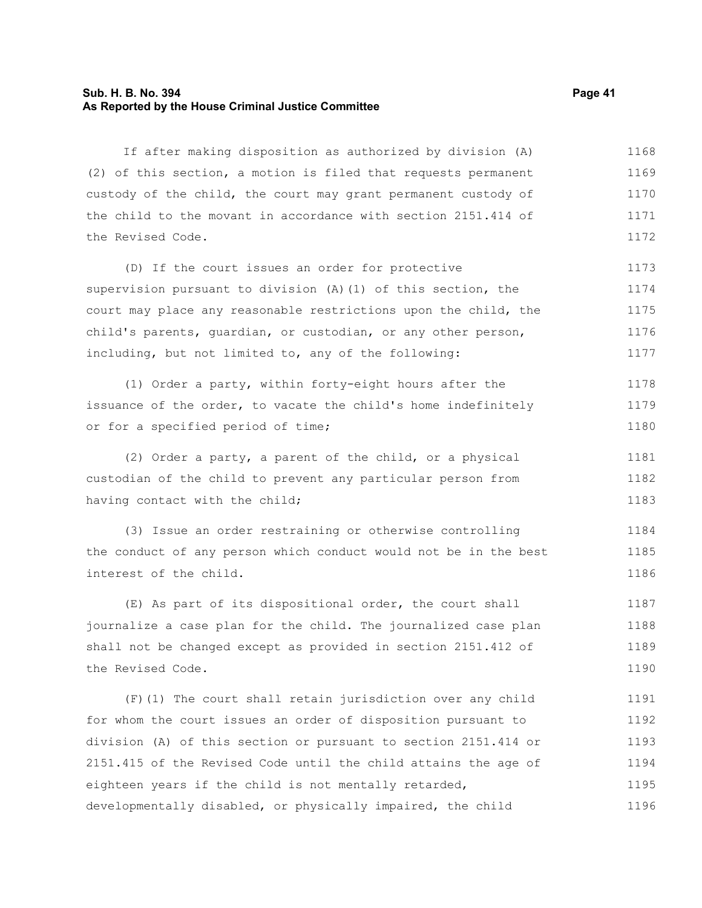If after making disposition as authorized by division (A)(2) of this section, a motion is filed that requests permanent custody of the child, the court may grant permanent custody of the child to the movant in accordance with section 2151.414 of the Revised Code.

(D) If the court issues an order for protective supervision pursuant to division (A)(1) of this section, the court may place any reasonable restrictions upon the child, the child's parents, guardian, or custodian, or any other person, including, but not limited to, any of the following:

(1) Order a party, within forty-eight hours after the issuance of the order, to vacate the child's home indefinitely or for a specified period of time;

(2) Order a party, a parent of the child, or a physical custodian of the child to prevent any particular person from having contact with the child;

(3) Issue an order restraining or otherwise controlling the conduct of any person which conduct would not be in the best interest of the child.

(E) As part of its dispositional order, the court shall journalize a case plan for the child. The journalized case plan shall not be changed except as provided in section 2151.412 of the Revised Code.

(F)(1) The court shall retain jurisdiction over any child for whom the court issues an order of disposition pursuant to division (A) of this section or pursuant to section 2151.414 or 2151.415 of the Revised Code until the child attains the age of eighteen years if the child is not mentally retarded, developmentally disabled, or physically impaired, the child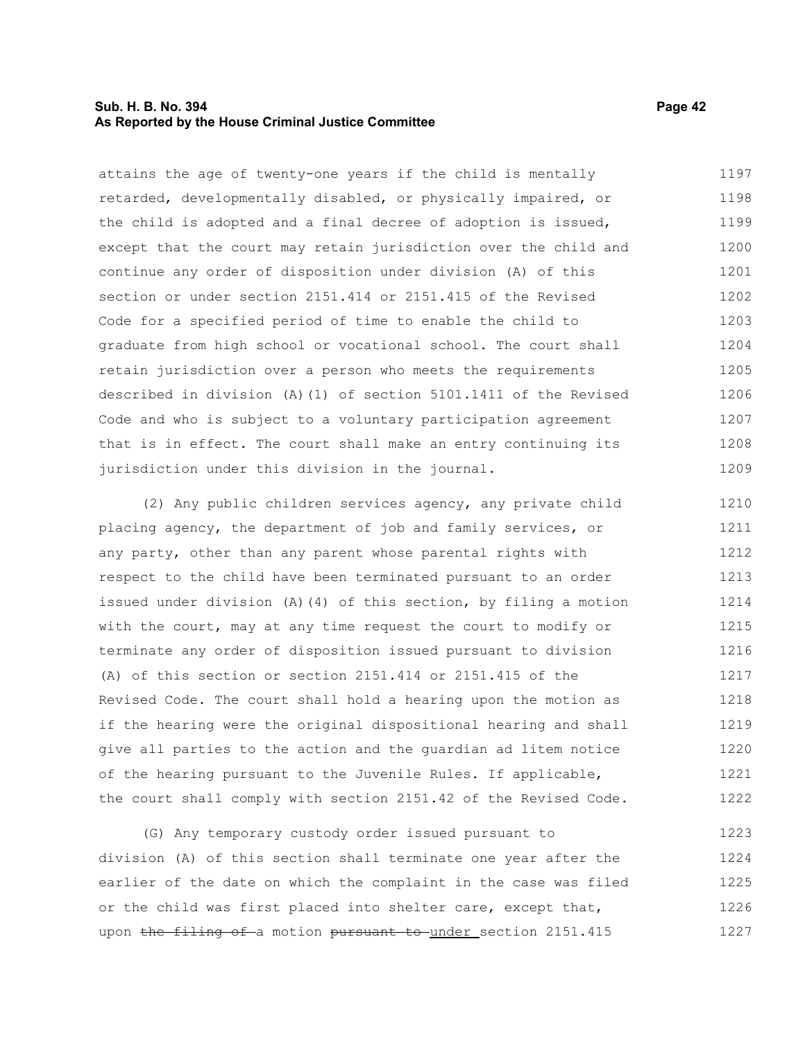attains the age of twenty-one years if the child is mentally retarded, developmentally disabled, or physically impaired, or the child is adopted and a final decree of adoption is issued, except that the court may retain jurisdiction over the child and continue any order of disposition under division (A) of this section or under section 2151.414 or 2151.415 of the Revised Code for a specified period of time to enable the child to graduate from high school or vocational school. The court shall retain jurisdiction over a person who meets the requirements described in division (A)(1) of section 5101.1411 of the Revised Code and who is subject to a voluntary participation agreement that is in effect. The court shall make an entry continuing its jurisdiction under this division in the journal.

(2) Any public children services agency, any private child placing agency, the department of job and family services, or any party, other than any parent whose parental rights with respect to the child have been terminated pursuant to an order issued under division (A)(4) of this section, by filing a motion with the court, may at any time request the court to modify or terminate any order of disposition issued pursuant to division (A) of this section or section 2151.414 or 2151.415 of the Revised Code. The court shall hold a hearing upon the motion as if the hearing were the original dispositional hearing and shall give all parties to the action and the guardian ad litem notice of the hearing pursuant to the Juvenile Rules. If applicable, the court shall comply with section 2151.42 of the Revised Code.

(G) Any temporary custody order issued pursuant to division (A) of this section shall terminate one year after the earlier of the date on which the complaint in the case was filed or the child was first placed into shelter care, except that, upon ~~the filing of~~ a motion ~~pursuant to~~ under section 2151.415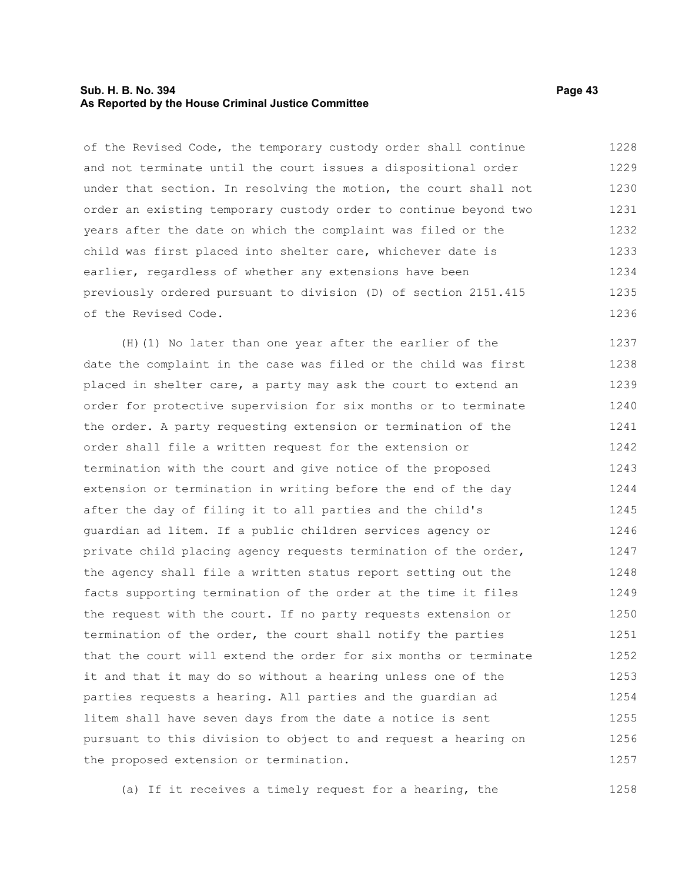of the Revised Code, the temporary custody order shall continue and not terminate until the court issues a dispositional order under that section. In resolving the motion, the court shall not order an existing temporary custody order to continue beyond two years after the date on which the complaint was filed or the child was first placed into shelter care, whichever date is earlier, regardless of whether any extensions have been previously ordered pursuant to division (D) of section 2151.415 of the Revised Code.

(H)(1) No later than one year after the earlier of the date the complaint in the case was filed or the child was first placed in shelter care, a party may ask the court to extend an order for protective supervision for six months or to terminate the order. A party requesting extension or termination of the order shall file a written request for the extension or termination with the court and give notice of the proposed extension or termination in writing before the end of the day after the day of filing it to all parties and the child's guardian ad litem. If a public children services agency or private child placing agency requests termination of the order, the agency shall file a written status report setting out the facts supporting termination of the order at the time it files the request with the court. If no party requests extension or termination of the order, the court shall notify the parties that the court will extend the order for six months or terminate it and that it may do so without a hearing unless one of the parties requests a hearing. All parties and the guardian ad litem shall have seven days from the date a notice is sent pursuant to this division to object to and request a hearing on the proposed extension or termination.

(a) If it receives a timely request for a hearing, the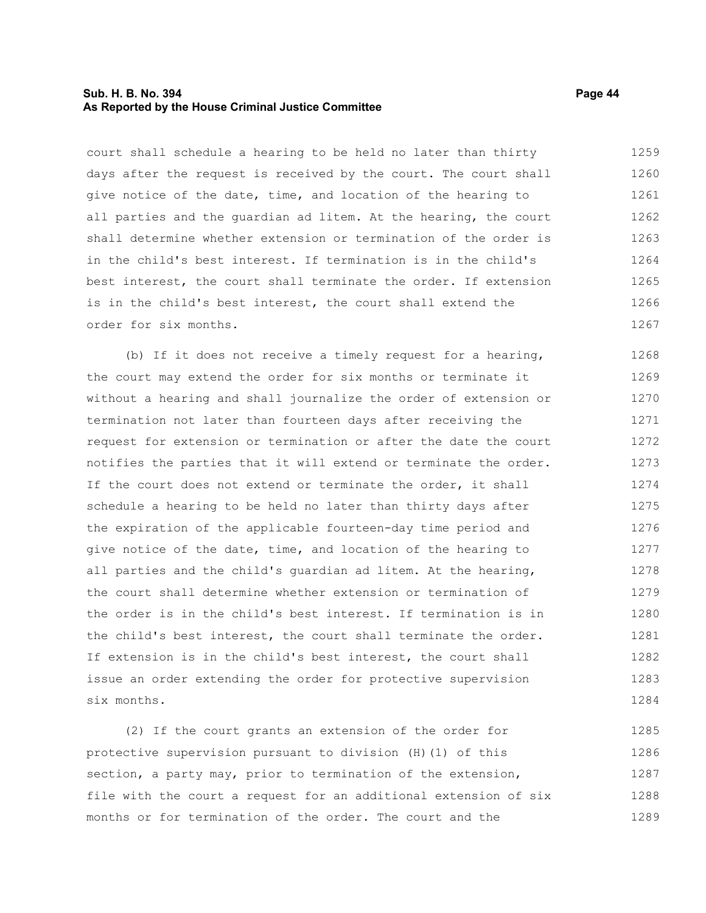court shall schedule a hearing to be held no later than thirty days after the request is received by the court. The court shall give notice of the date, time, and location of the hearing to all parties and the guardian ad litem. At the hearing, the court shall determine whether extension or termination of the order is in the child's best interest. If termination is in the child's best interest, the court shall terminate the order. If extension is in the child's best interest, the court shall extend the order for six months.

(b) If it does not receive a timely request for a hearing, the court may extend the order for six months or terminate it without a hearing and shall journalize the order of extension or termination not later than fourteen days after receiving the request for extension or termination or after the date the court notifies the parties that it will extend or terminate the order. If the court does not extend or terminate the order, it shall schedule a hearing to be held no later than thirty days after the expiration of the applicable fourteen-day time period and give notice of the date, time, and location of the hearing to all parties and the child's guardian ad litem. At the hearing, the court shall determine whether extension or termination of the order is in the child's best interest. If termination is in the child's best interest, the court shall terminate the order. If extension is in the child's best interest, the court shall issue an order extending the order for protective supervision six months.

(2) If the court grants an extension of the order for protective supervision pursuant to division (H)(1) of this section, a party may, prior to termination of the extension, file with the court a request for an additional extension of six months or for termination of the order. The court and the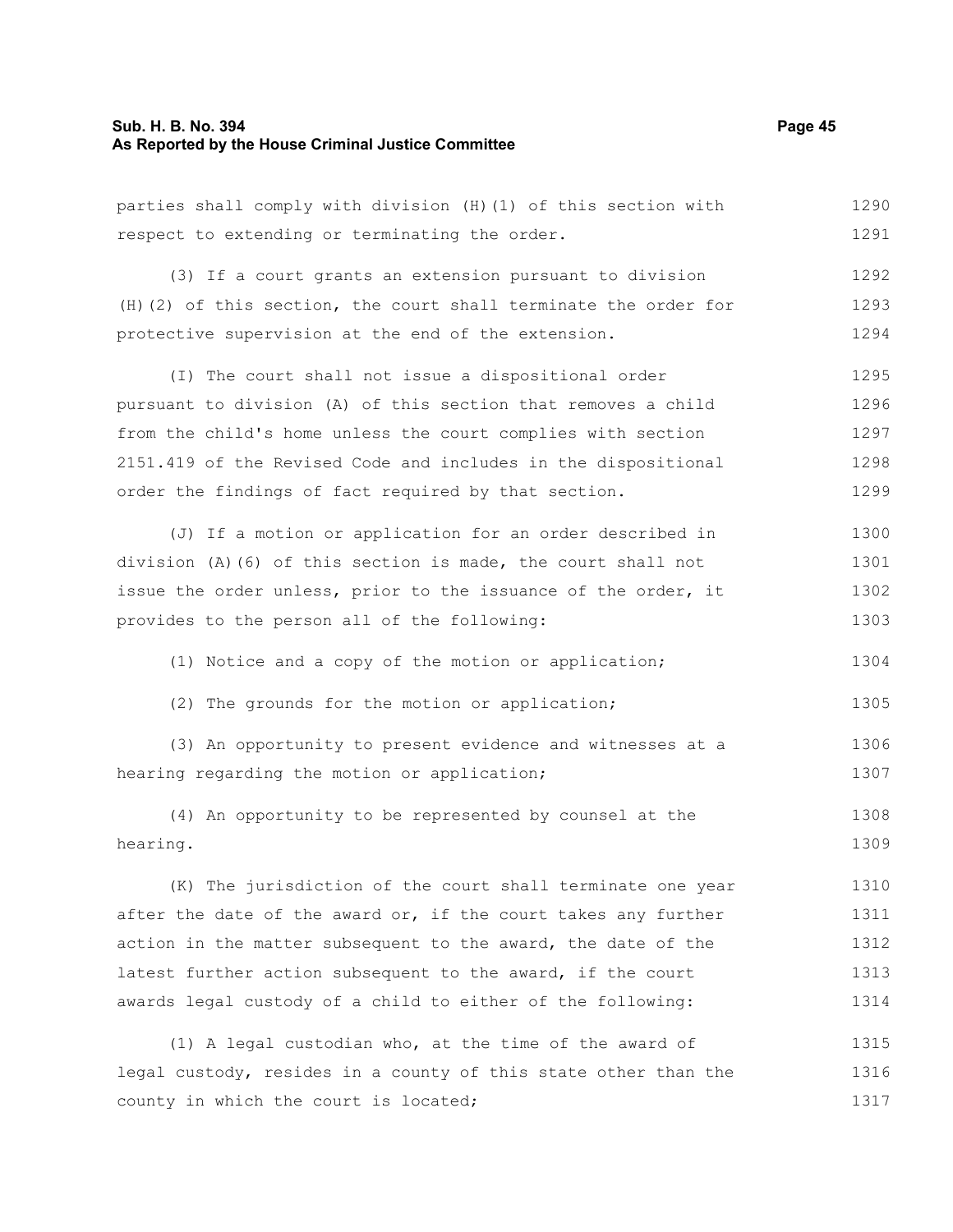parties shall comply with division (H)(1) of this section with respect to extending or terminating the order.

(3) If a court grants an extension pursuant to division (H)(2) of this section, the court shall terminate the order for protective supervision at the end of the extension.

(I) The court shall not issue a dispositional order pursuant to division (A) of this section that removes a child from the child's home unless the court complies with section 2151.419 of the Revised Code and includes in the dispositional order the findings of fact required by that section.

(J) If a motion or application for an order described in division (A)(6) of this section is made, the court shall not issue the order unless, prior to the issuance of the order, it provides to the person all of the following:

(1) Notice and a copy of the motion or application;

(2) The grounds for the motion or application;

(3) An opportunity to present evidence and witnesses at a hearing regarding the motion or application;

(4) An opportunity to be represented by counsel at the hearing.

(K) The jurisdiction of the court shall terminate one year after the date of the award or, if the court takes any further action in the matter subsequent to the award, the date of the latest further action subsequent to the award, if the court awards legal custody of a child to either of the following:

(1) A legal custodian who, at the time of the award of legal custody, resides in a county of this state other than the county in which the court is located;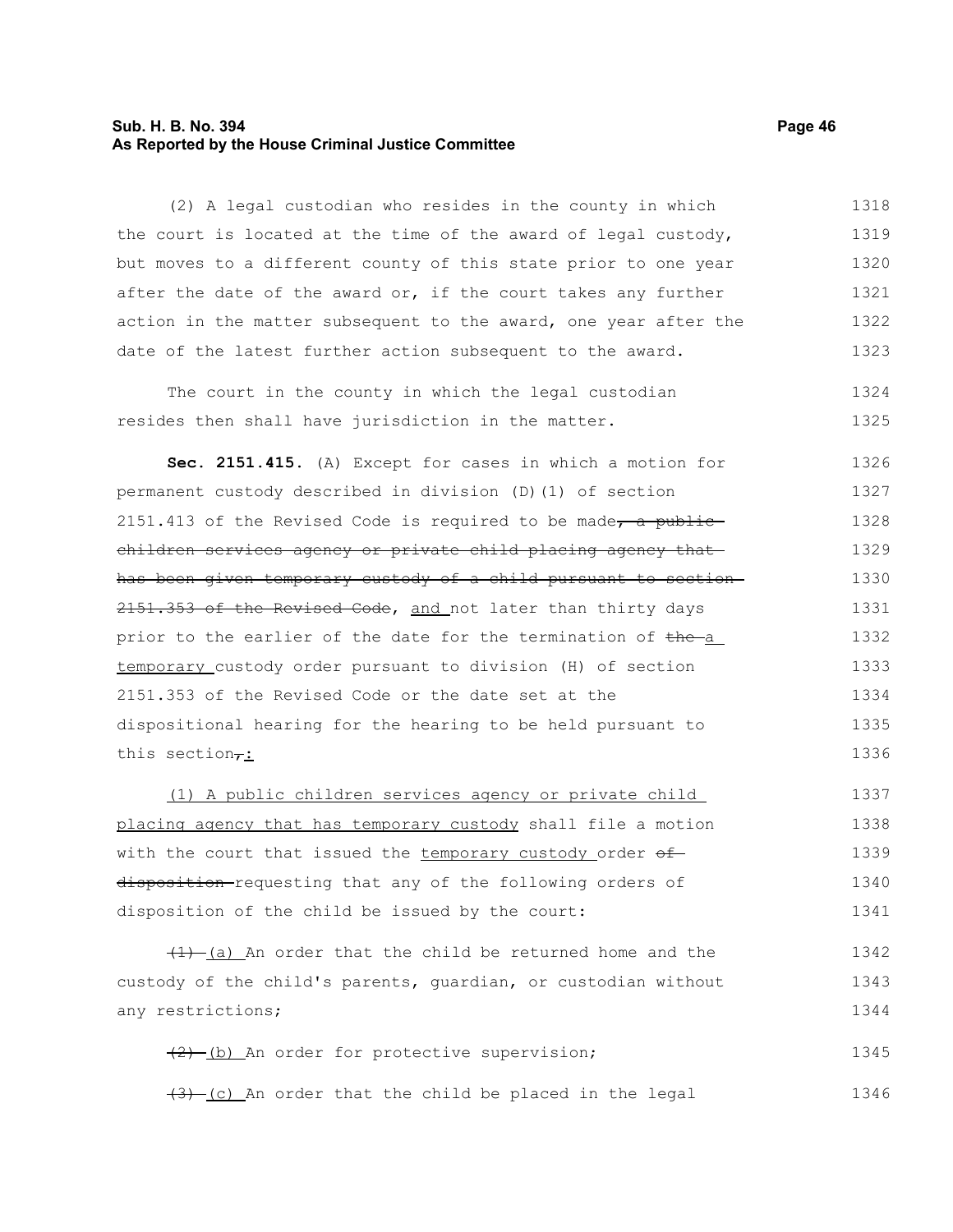(2) A legal custodian who resides in the county in which the court is located at the time of the award of legal custody, but moves to a different county of this state prior to one year after the date of the award or, if the court takes any further action in the matter subsequent to the award, one year after the date of the latest further action subsequent to the award.

The court in the county in which the legal custodian resides then shall have jurisdiction in the matter.

**Sec. 2151.415.** (A) Except for cases in which a motion for permanent custody described in division (D)(1) of section 2151.413 of the Revised Code is required to be made~~, a public children services agency or private child placing agency that has been given temporary custody of a child pursuant to section 2151.353 of the Revised Code~~, and not later than thirty days prior to the earlier of the date for the termination of ~~the~~ a temporary custody order pursuant to division (H) of section 2151.353 of the Revised Code or the date set at the dispositional hearing for the hearing to be held pursuant to this section~~,~~:

(1) A public children services agency or private child placing agency that has temporary custody shall file a motion with the court that issued the temporary custody order ~~of disposition~~ requesting that any of the following orders of disposition of the child be issued by the court:

~~(1)~~ (a) An order that the child be returned home and the custody of the child's parents, guardian, or custodian without any restrictions;

~~(2)~~ (b) An order for protective supervision;

~~(3)~~ (c) An order that the child be placed in the legal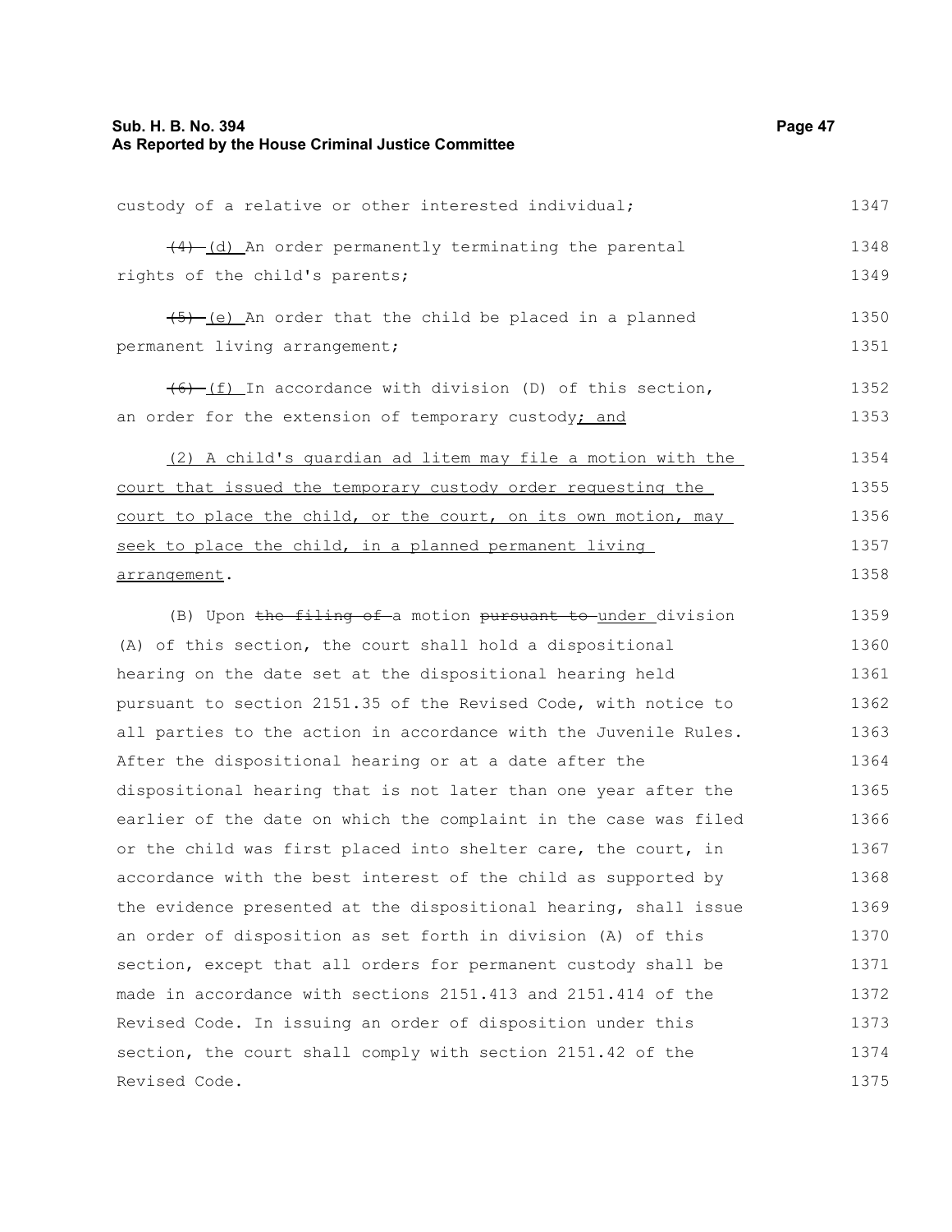custody of a relative or other interested individual;

~~(4)~~ (d) An order permanently terminating the parental rights of the child's parents;

~~(5)~~ (e) An order that the child be placed in a planned permanent living arrangement;

~~(6)~~ (f) In accordance with division (D) of this section, an order for the extension of temporary custody; and

(2) A child's guardian ad litem may file a motion with the court that issued the temporary custody order requesting the court to place the child, or the court, on its own motion, may seek to place the child, in a planned permanent living arrangement.

(B) Upon ~~the filing of~~ a motion ~~pursuant to~~ under division (A) of this section, the court shall hold a dispositional hearing on the date set at the dispositional hearing held pursuant to section 2151.35 of the Revised Code, with notice to all parties to the action in accordance with the Juvenile Rules. After the dispositional hearing or at a date after the dispositional hearing that is not later than one year after the earlier of the date on which the complaint in the case was filed or the child was first placed into shelter care, the court, in accordance with the best interest of the child as supported by the evidence presented at the dispositional hearing, shall issue an order of disposition as set forth in division (A) of this section, except that all orders for permanent custody shall be made in accordance with sections 2151.413 and 2151.414 of the Revised Code. In issuing an order of disposition under this section, the court shall comply with section 2151.42 of the Revised Code.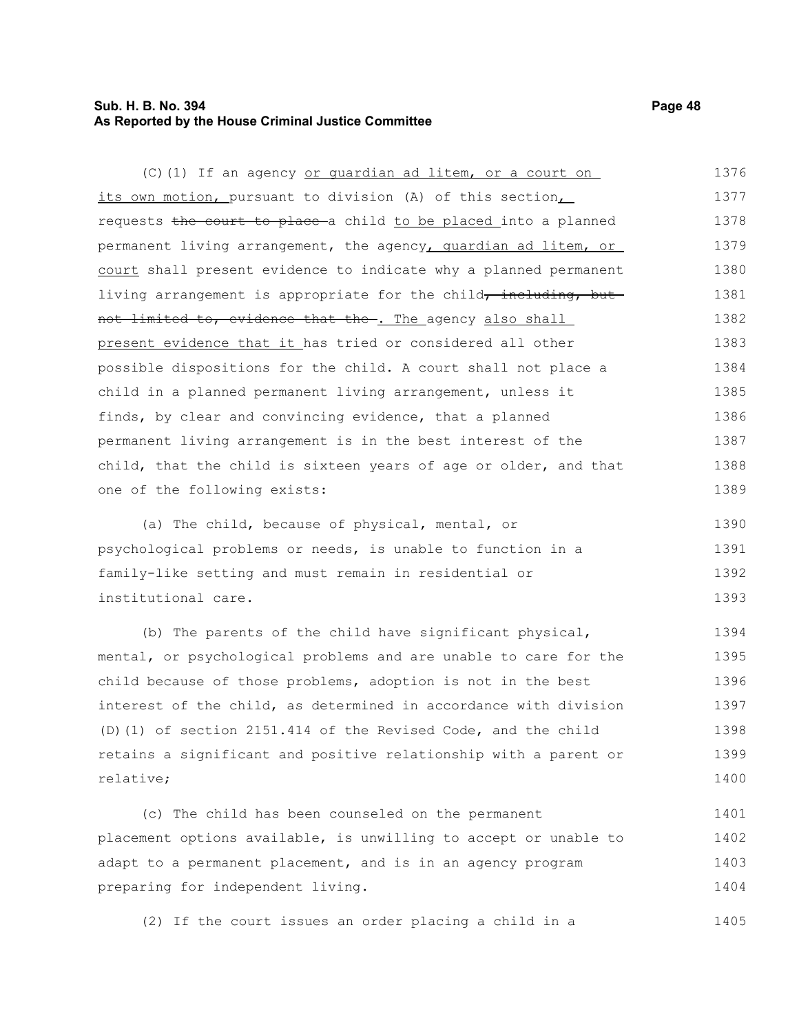(C)(1) If an agency or guardian ad litem, or a court on its own motion, pursuant to division (A) of this section, requests ~~the court to place~~ a child to be placed into a planned permanent living arrangement, the agency, guardian ad litem, or court shall present evidence to indicate why a planned permanent living arrangement is appropriate for the child~~, including, but not limited to, evidence that the~~. The agency also shall present evidence that it has tried or considered all other possible dispositions for the child. A court shall not place a child in a planned permanent living arrangement, unless it finds, by clear and convincing evidence, that a planned permanent living arrangement is in the best interest of the child, that the child is sixteen years of age or older, and that one of the following exists:

(a) The child, because of physical, mental, or psychological problems or needs, is unable to function in a family-like setting and must remain in residential or institutional care.

(b) The parents of the child have significant physical, mental, or psychological problems and are unable to care for the child because of those problems, adoption is not in the best interest of the child, as determined in accordance with division (D)(1) of section 2151.414 of the Revised Code, and the child retains a significant and positive relationship with a parent or relative;

(c) The child has been counseled on the permanent placement options available, is unwilling to accept or unable to adapt to a permanent placement, and is in an agency program preparing for independent living.

(2) If the court issues an order placing a child in a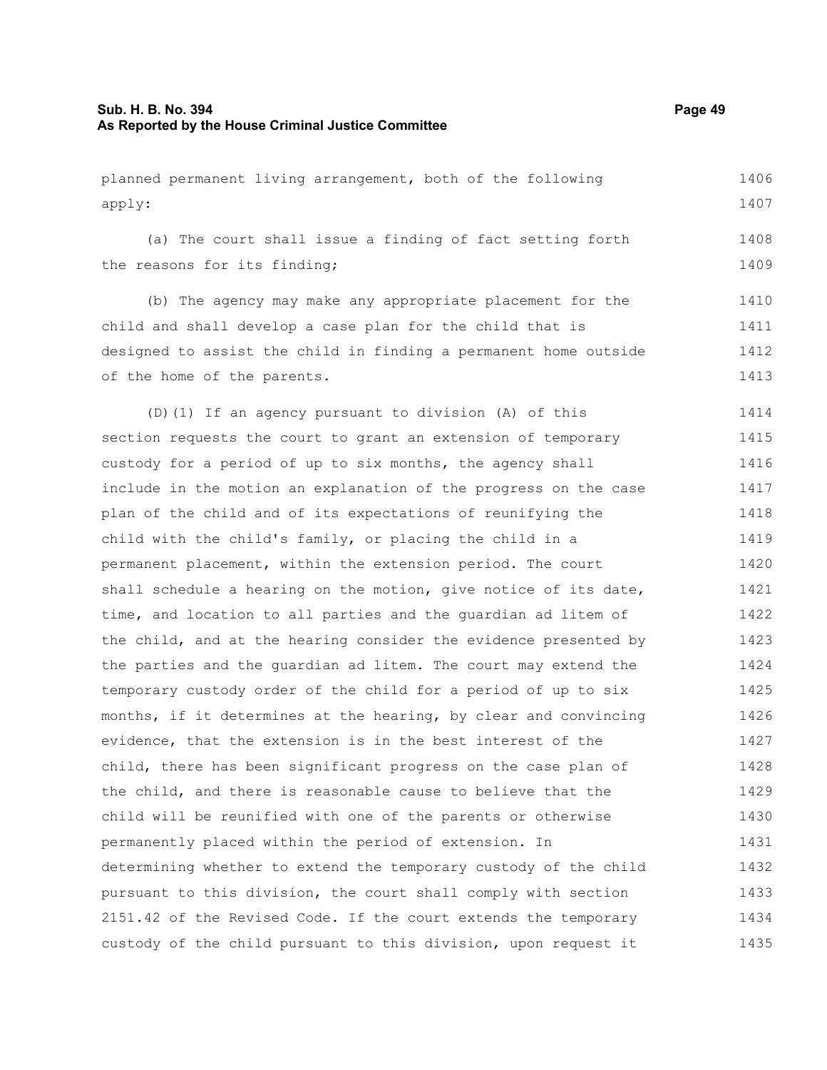planned permanent living arrangement, both of the following apply:

(a) The court shall issue a finding of fact setting forth the reasons for its finding;

(b) The agency may make any appropriate placement for the child and shall develop a case plan for the child that is designed to assist the child in finding a permanent home outside of the home of the parents.

(D)(1) If an agency pursuant to division (A) of this section requests the court to grant an extension of temporary custody for a period of up to six months, the agency shall include in the motion an explanation of the progress on the case plan of the child and of its expectations of reunifying the child with the child's family, or placing the child in a permanent placement, within the extension period. The court shall schedule a hearing on the motion, give notice of its date, time, and location to all parties and the guardian ad litem of the child, and at the hearing consider the evidence presented by the parties and the guardian ad litem. The court may extend the temporary custody order of the child for a period of up to six months, if it determines at the hearing, by clear and convincing evidence, that the extension is in the best interest of the child, there has been significant progress on the case plan of the child, and there is reasonable cause to believe that the child will be reunified with one of the parents or otherwise permanently placed within the period of extension. In determining whether to extend the temporary custody of the child pursuant to this division, the court shall comply with section 2151.42 of the Revised Code. If the court extends the temporary custody of the child pursuant to this division, upon request it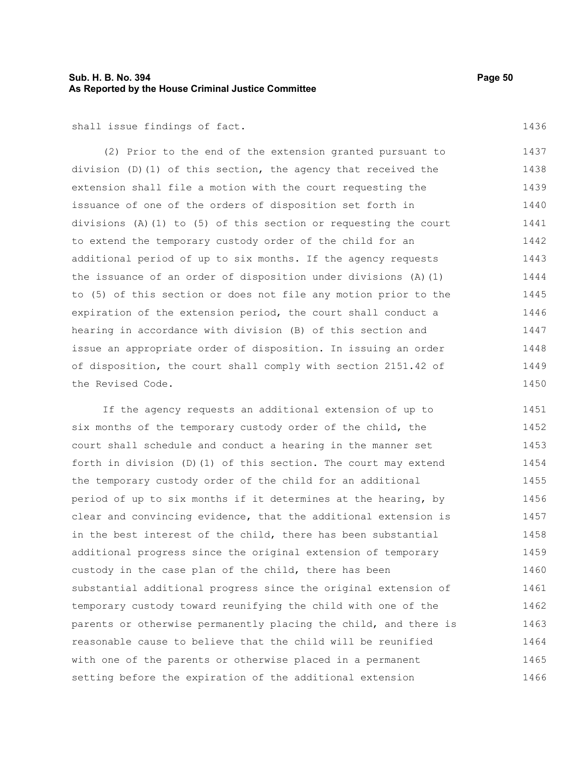shall issue findings of fact.

(2) Prior to the end of the extension granted pursuant to division (D)(1) of this section, the agency that received the extension shall file a motion with the court requesting the issuance of one of the orders of disposition set forth in divisions (A)(1) to (5) of this section or requesting the court to extend the temporary custody order of the child for an additional period of up to six months. If the agency requests the issuance of an order of disposition under divisions (A)(1) to (5) of this section or does not file any motion prior to the expiration of the extension period, the court shall conduct a hearing in accordance with division (B) of this section and issue an appropriate order of disposition. In issuing an order of disposition, the court shall comply with section 2151.42 of the Revised Code.

If the agency requests an additional extension of up to six months of the temporary custody order of the child, the court shall schedule and conduct a hearing in the manner set forth in division (D)(1) of this section. The court may extend the temporary custody order of the child for an additional period of up to six months if it determines at the hearing, by clear and convincing evidence, that the additional extension is in the best interest of the child, there has been substantial additional progress since the original extension of temporary custody in the case plan of the child, there has been substantial additional progress since the original extension of temporary custody toward reunifying the child with one of the parents or otherwise permanently placing the child, and there is reasonable cause to believe that the child will be reunified with one of the parents or otherwise placed in a permanent setting before the expiration of the additional extension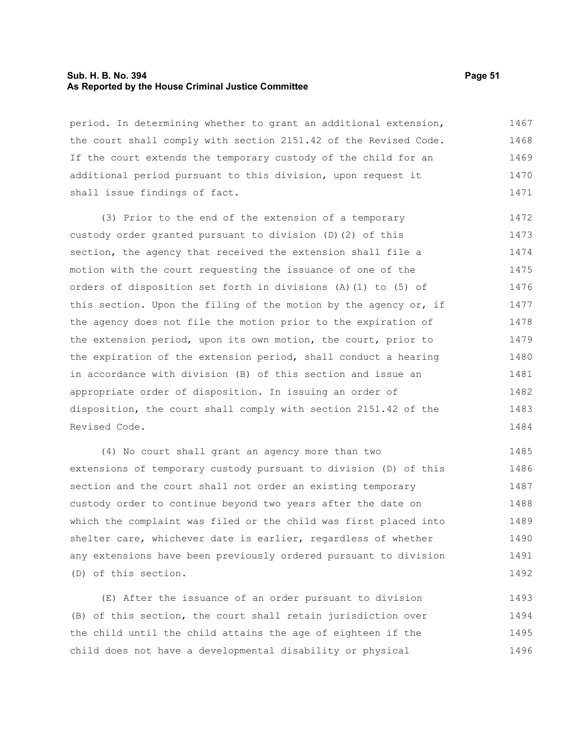period. In determining whether to grant an additional extension, the court shall comply with section 2151.42 of the Revised Code. If the court extends the temporary custody of the child for an additional period pursuant to this division, upon request it shall issue findings of fact.

(3) Prior to the end of the extension of a temporary custody order granted pursuant to division (D)(2) of this section, the agency that received the extension shall file a motion with the court requesting the issuance of one of the orders of disposition set forth in divisions (A)(1) to (5) of this section. Upon the filing of the motion by the agency or, if the agency does not file the motion prior to the expiration of the extension period, upon its own motion, the court, prior to the expiration of the extension period, shall conduct a hearing in accordance with division (B) of this section and issue an appropriate order of disposition. In issuing an order of disposition, the court shall comply with section 2151.42 of the Revised Code.

(4) No court shall grant an agency more than two extensions of temporary custody pursuant to division (D) of this section and the court shall not order an existing temporary custody order to continue beyond two years after the date on which the complaint was filed or the child was first placed into shelter care, whichever date is earlier, regardless of whether any extensions have been previously ordered pursuant to division (D) of this section.

(E) After the issuance of an order pursuant to division (B) of this section, the court shall retain jurisdiction over the child until the child attains the age of eighteen if the child does not have a developmental disability or physical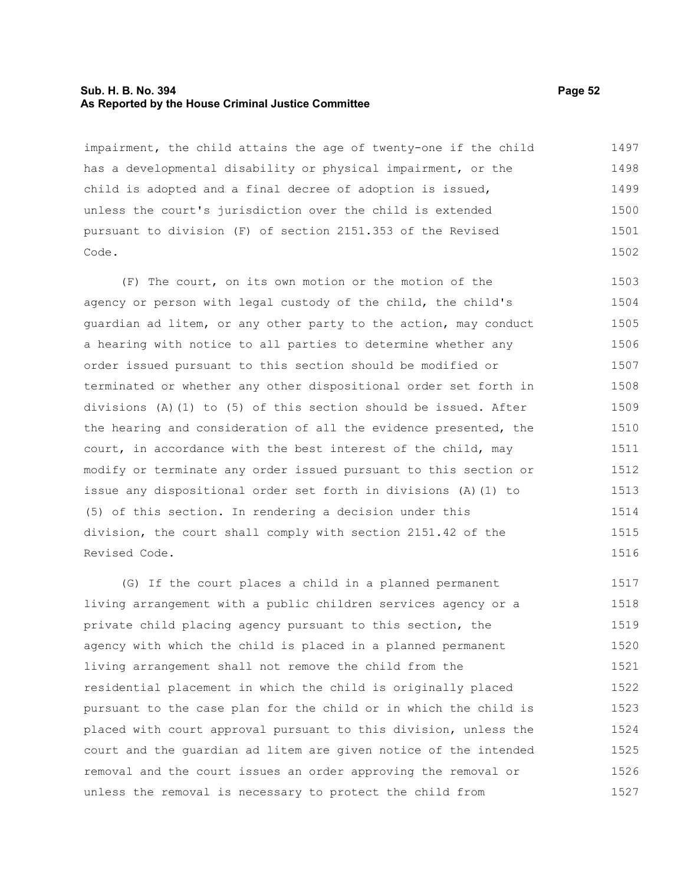impairment, the child attains the age of twenty-one if the child has a developmental disability or physical impairment, or the child is adopted and a final decree of adoption is issued, unless the court's jurisdiction over the child is extended pursuant to division (F) of section 2151.353 of the Revised Code.

(F) The court, on its own motion or the motion of the agency or person with legal custody of the child, the child's guardian ad litem, or any other party to the action, may conduct a hearing with notice to all parties to determine whether any order issued pursuant to this section should be modified or terminated or whether any other dispositional order set forth in divisions (A)(1) to (5) of this section should be issued. After the hearing and consideration of all the evidence presented, the court, in accordance with the best interest of the child, may modify or terminate any order issued pursuant to this section or issue any dispositional order set forth in divisions (A)(1) to (5) of this section. In rendering a decision under this division, the court shall comply with section 2151.42 of the Revised Code.

(G) If the court places a child in a planned permanent living arrangement with a public children services agency or a private child placing agency pursuant to this section, the agency with which the child is placed in a planned permanent living arrangement shall not remove the child from the residential placement in which the child is originally placed pursuant to the case plan for the child or in which the child is placed with court approval pursuant to this division, unless the court and the guardian ad litem are given notice of the intended removal and the court issues an order approving the removal or unless the removal is necessary to protect the child from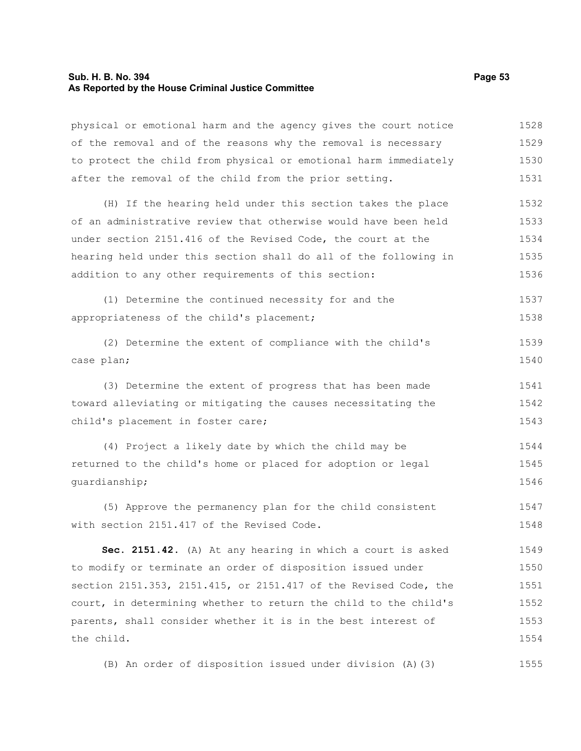physical or emotional harm and the agency gives the court notice of the removal and of the reasons why the removal is necessary to protect the child from physical or emotional harm immediately after the removal of the child from the prior setting.

(H) If the hearing held under this section takes the place of an administrative review that otherwise would have been held under section 2151.416 of the Revised Code, the court at the hearing held under this section shall do all of the following in addition to any other requirements of this section:

(1) Determine the continued necessity for and the appropriateness of the child's placement;

(2) Determine the extent of compliance with the child's case plan;

(3) Determine the extent of progress that has been made toward alleviating or mitigating the causes necessitating the child's placement in foster care;

(4) Project a likely date by which the child may be returned to the child's home or placed for adoption or legal guardianship;

(5) Approve the permanency plan for the child consistent with section 2151.417 of the Revised Code.

**Sec. 2151.42.** (A) At any hearing in which a court is asked to modify or terminate an order of disposition issued under section 2151.353, 2151.415, or 2151.417 of the Revised Code, the court, in determining whether to return the child to the child's parents, shall consider whether it is in the best interest of the child.

(B) An order of disposition issued under division (A)(3)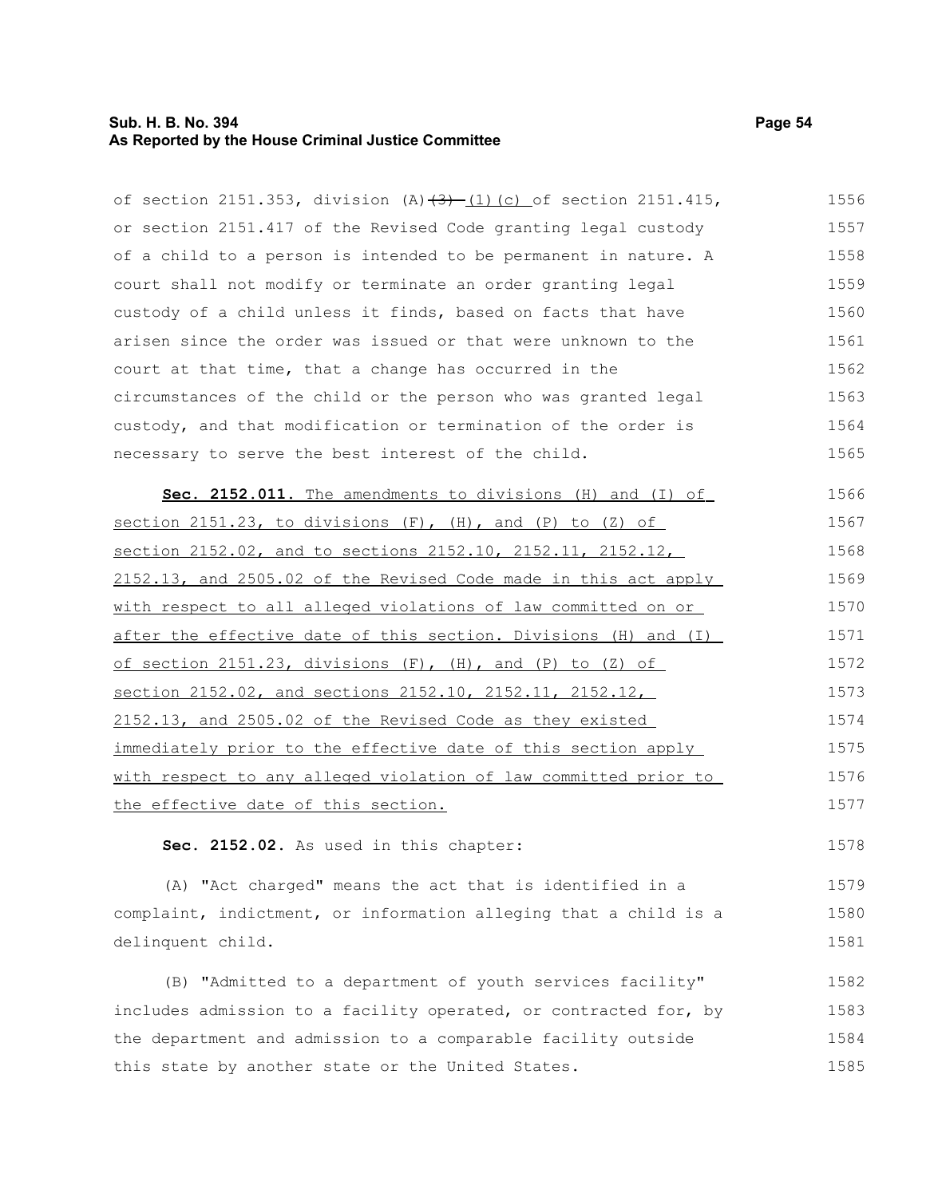of section 2151.353, division (A)~~(3)~~ (1)(c) of section 2151.415, or section 2151.417 of the Revised Code granting legal custody of a child to a person is intended to be permanent in nature. A court shall not modify or terminate an order granting legal custody of a child unless it finds, based on facts that have arisen since the order was issued or that were unknown to the court at that time, that a change has occurred in the circumstances of the child or the person who was granted legal custody, and that modification or termination of the order is necessary to serve the best interest of the child.

**Sec. 2152.011.** The amendments to divisions (H) and (I) of section 2151.23, to divisions (F), (H), and (P) to (Z) of section 2152.02, and to sections 2152.10, 2152.11, 2152.12, 2152.13, and 2505.02 of the Revised Code made in this act apply with respect to all alleged violations of law committed on or after the effective date of this section. Divisions (H) and (I) of section 2151.23, divisions (F), (H), and (P) to (Z) of section 2152.02, and sections 2152.10, 2152.11, 2152.12, 2152.13, and 2505.02 of the Revised Code as they existed immediately prior to the effective date of this section apply with respect to any alleged violation of law committed prior to the effective date of this section.

**Sec. 2152.02.** As used in this chapter:

(A) "Act charged" means the act that is identified in a complaint, indictment, or information alleging that a child is a delinquent child.

(B) "Admitted to a department of youth services facility" includes admission to a facility operated, or contracted for, by the department and admission to a comparable facility outside this state by another state or the United States.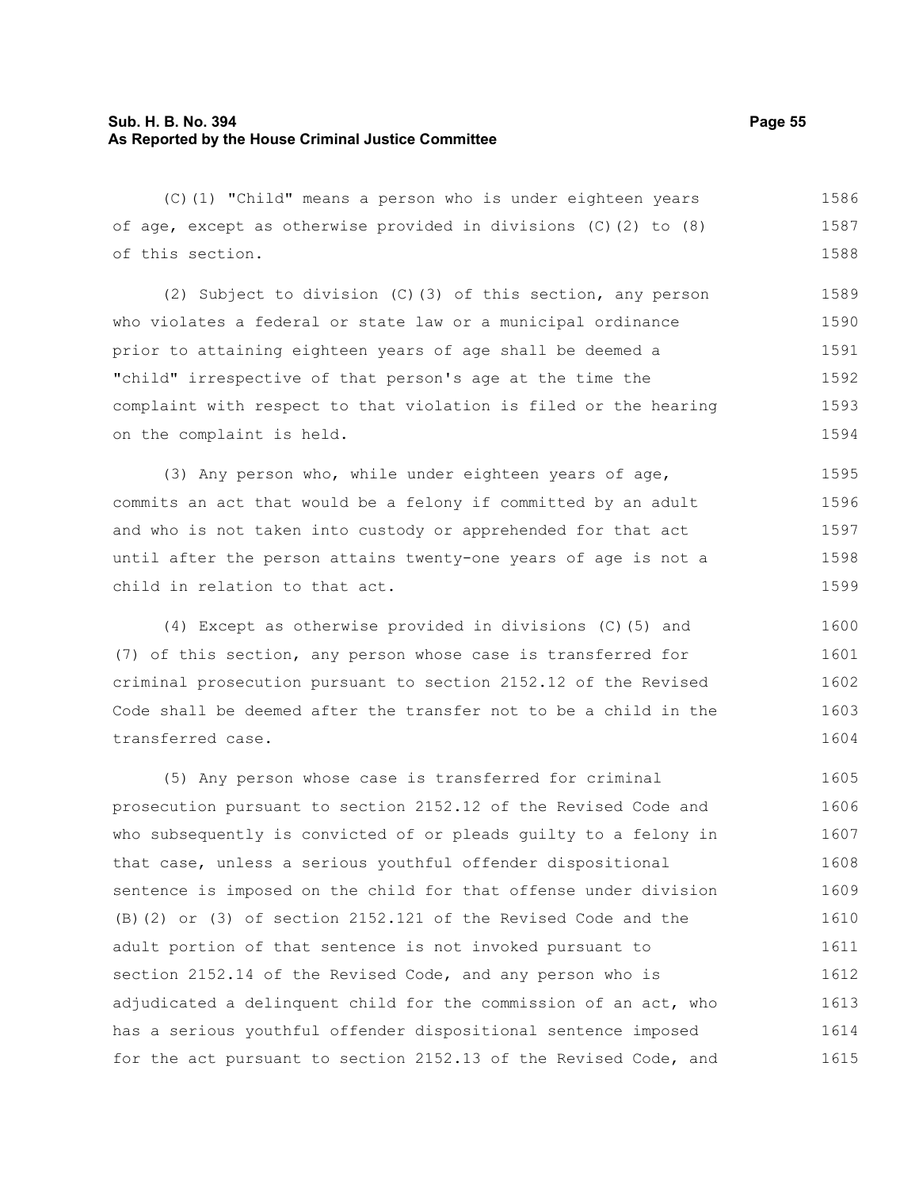(C)(1) "Child" means a person who is under eighteen years of age, except as otherwise provided in divisions (C)(2) to (8) of this section.

(2) Subject to division (C)(3) of this section, any person who violates a federal or state law or a municipal ordinance prior to attaining eighteen years of age shall be deemed a "child" irrespective of that person's age at the time the complaint with respect to that violation is filed or the hearing on the complaint is held.

(3) Any person who, while under eighteen years of age, commits an act that would be a felony if committed by an adult and who is not taken into custody or apprehended for that act until after the person attains twenty-one years of age is not a child in relation to that act.

(4) Except as otherwise provided in divisions (C)(5) and (7) of this section, any person whose case is transferred for criminal prosecution pursuant to section 2152.12 of the Revised Code shall be deemed after the transfer not to be a child in the transferred case.

(5) Any person whose case is transferred for criminal prosecution pursuant to section 2152.12 of the Revised Code and who subsequently is convicted of or pleads guilty to a felony in that case, unless a serious youthful offender dispositional sentence is imposed on the child for that offense under division (B)(2) or (3) of section 2152.121 of the Revised Code and the adult portion of that sentence is not invoked pursuant to section 2152.14 of the Revised Code, and any person who is adjudicated a delinquent child for the commission of an act, who has a serious youthful offender dispositional sentence imposed for the act pursuant to section 2152.13 of the Revised Code, and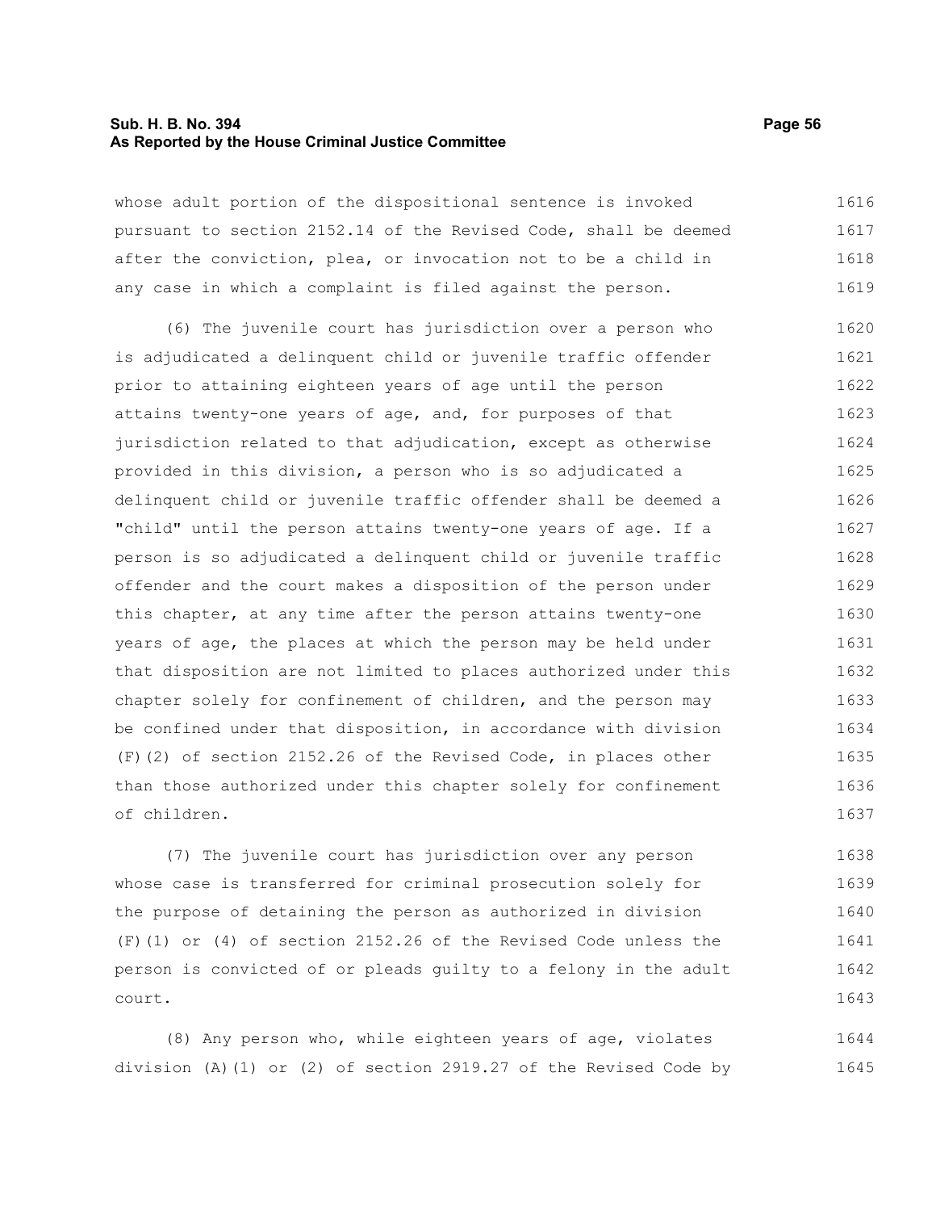whose adult portion of the dispositional sentence is invoked pursuant to section 2152.14 of the Revised Code, shall be deemed after the conviction, plea, or invocation not to be a child in any case in which a complaint is filed against the person.

(6) The juvenile court has jurisdiction over a person who is adjudicated a delinquent child or juvenile traffic offender prior to attaining eighteen years of age until the person attains twenty-one years of age, and, for purposes of that jurisdiction related to that adjudication, except as otherwise provided in this division, a person who is so adjudicated a delinquent child or juvenile traffic offender shall be deemed a "child" until the person attains twenty-one years of age. If a person is so adjudicated a delinquent child or juvenile traffic offender and the court makes a disposition of the person under this chapter, at any time after the person attains twenty-one years of age, the places at which the person may be held under that disposition are not limited to places authorized under this chapter solely for confinement of children, and the person may be confined under that disposition, in accordance with division (F)(2) of section 2152.26 of the Revised Code, in places other than those authorized under this chapter solely for confinement of children.

(7) The juvenile court has jurisdiction over any person whose case is transferred for criminal prosecution solely for the purpose of detaining the person as authorized in division (F)(1) or (4) of section 2152.26 of the Revised Code unless the person is convicted of or pleads guilty to a felony in the adult court.

(8) Any person who, while eighteen years of age, violates division (A)(1) or (2) of section 2919.27 of the Revised Code by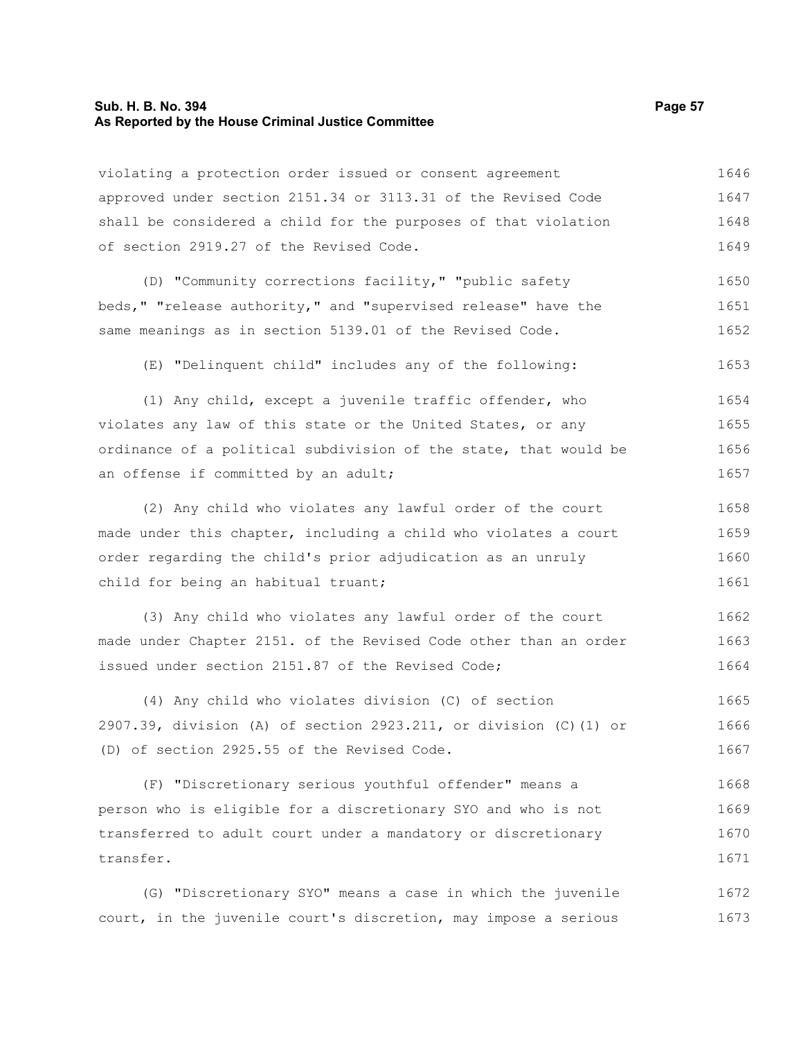violating a protection order issued or consent agreement approved under section 2151.34 or 3113.31 of the Revised Code shall be considered a child for the purposes of that violation of section 2919.27 of the Revised Code.

(D) "Community corrections facility," "public safety beds," "release authority," and "supervised release" have the same meanings as in section 5139.01 of the Revised Code.

(E) "Delinquent child" includes any of the following:

(1) Any child, except a juvenile traffic offender, who violates any law of this state or the United States, or any ordinance of a political subdivision of the state, that would be an offense if committed by an adult;

(2) Any child who violates any lawful order of the court made under this chapter, including a child who violates a court order regarding the child's prior adjudication as an unruly child for being an habitual truant;

(3) Any child who violates any lawful order of the court made under Chapter 2151. of the Revised Code other than an order issued under section 2151.87 of the Revised Code;

(4) Any child who violates division (C) of section 2907.39, division (A) of section 2923.211, or division (C)(1) or (D) of section 2925.55 of the Revised Code.

(F) "Discretionary serious youthful offender" means a person who is eligible for a discretionary SYO and who is not transferred to adult court under a mandatory or discretionary transfer.

(G) "Discretionary SYO" means a case in which the juvenile court, in the juvenile court's discretion, may impose a serious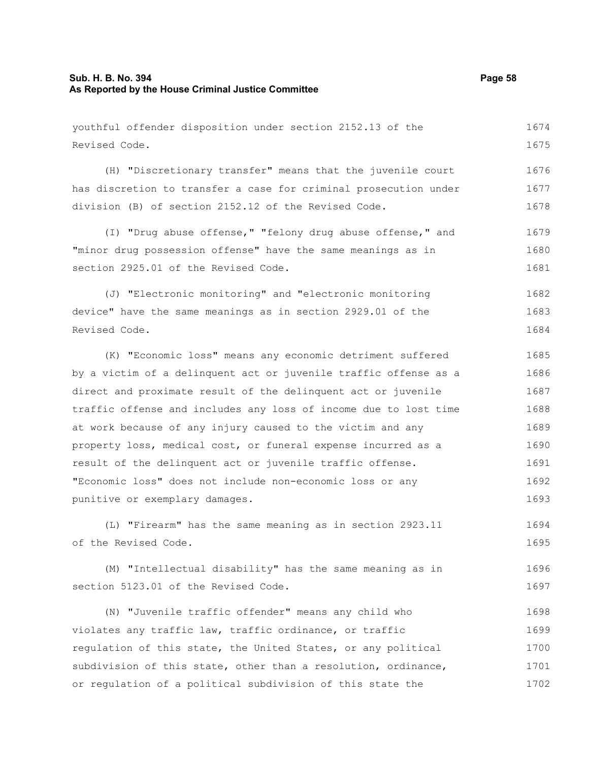youthful offender disposition under section 2152.13 of the Revised Code.

(H) "Discretionary transfer" means that the juvenile court has discretion to transfer a case for criminal prosecution under division (B) of section 2152.12 of the Revised Code.

(I) "Drug abuse offense," "felony drug abuse offense," and "minor drug possession offense" have the same meanings as in section 2925.01 of the Revised Code.

(J) "Electronic monitoring" and "electronic monitoring device" have the same meanings as in section 2929.01 of the Revised Code.

(K) "Economic loss" means any economic detriment suffered by a victim of a delinquent act or juvenile traffic offense as a direct and proximate result of the delinquent act or juvenile traffic offense and includes any loss of income due to lost time at work because of any injury caused to the victim and any property loss, medical cost, or funeral expense incurred as a result of the delinquent act or juvenile traffic offense. "Economic loss" does not include non-economic loss or any punitive or exemplary damages.

(L) "Firearm" has the same meaning as in section 2923.11 of the Revised Code.

(M) "Intellectual disability" has the same meaning as in section 5123.01 of the Revised Code.

(N) "Juvenile traffic offender" means any child who violates any traffic law, traffic ordinance, or traffic regulation of this state, the United States, or any political subdivision of this state, other than a resolution, ordinance, or regulation of a political subdivision of this state the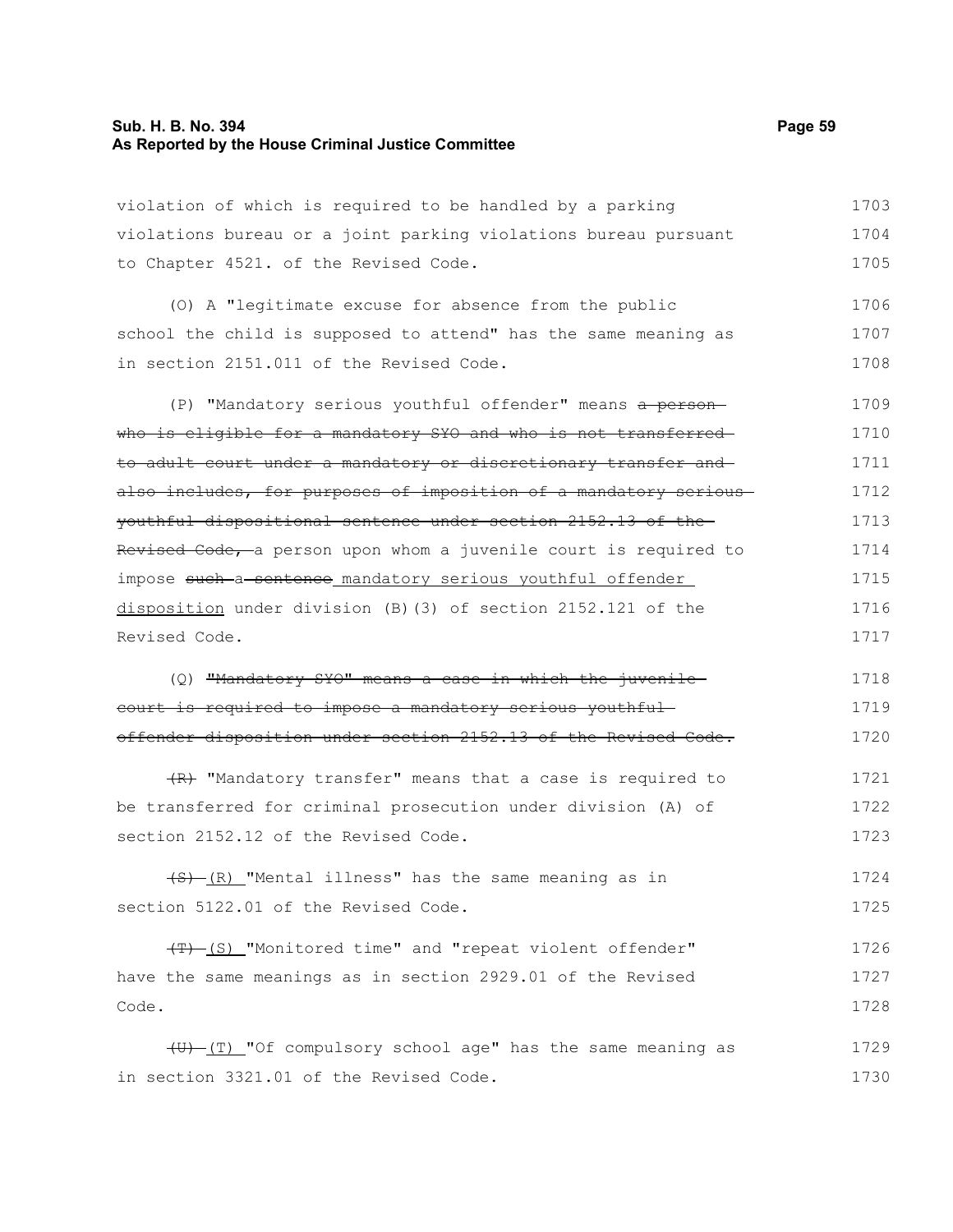violation of which is required to be handled by a parking violations bureau or a joint parking violations bureau pursuant to Chapter 4521. of the Revised Code.

(O) A "legitimate excuse for absence from the public school the child is supposed to attend" has the same meaning as in section 2151.011 of the Revised Code.

(P) "Mandatory serious youthful offender" means ~~a person who is eligible for a mandatory SYO and who is not transferred to adult court under a mandatory or discretionary transfer and also includes, for purposes of imposition of a mandatory serious youthful dispositional sentence under section 2152.13 of the Revised Code,~~ a person upon whom a juvenile court is required to impose ~~such a sentence~~ mandatory serious youthful offender disposition under division (B)(3) of section 2152.121 of the Revised Code.

(Q) ~~"Mandatory SYO" means a case in which the juvenile court is required to impose a mandatory serious youthful offender disposition under section 2152.13 of the Revised Code.~~

~~(R)~~ "Mandatory transfer" means that a case is required to be transferred for criminal prosecution under division (A) of section 2152.12 of the Revised Code.

~~(S)~~ (R) "Mental illness" has the same meaning as in section 5122.01 of the Revised Code.

~~(T)~~ (S) "Monitored time" and "repeat violent offender" have the same meanings as in section 2929.01 of the Revised Code.

~~(U)~~ (T) "Of compulsory school age" has the same meaning as in section 3321.01 of the Revised Code.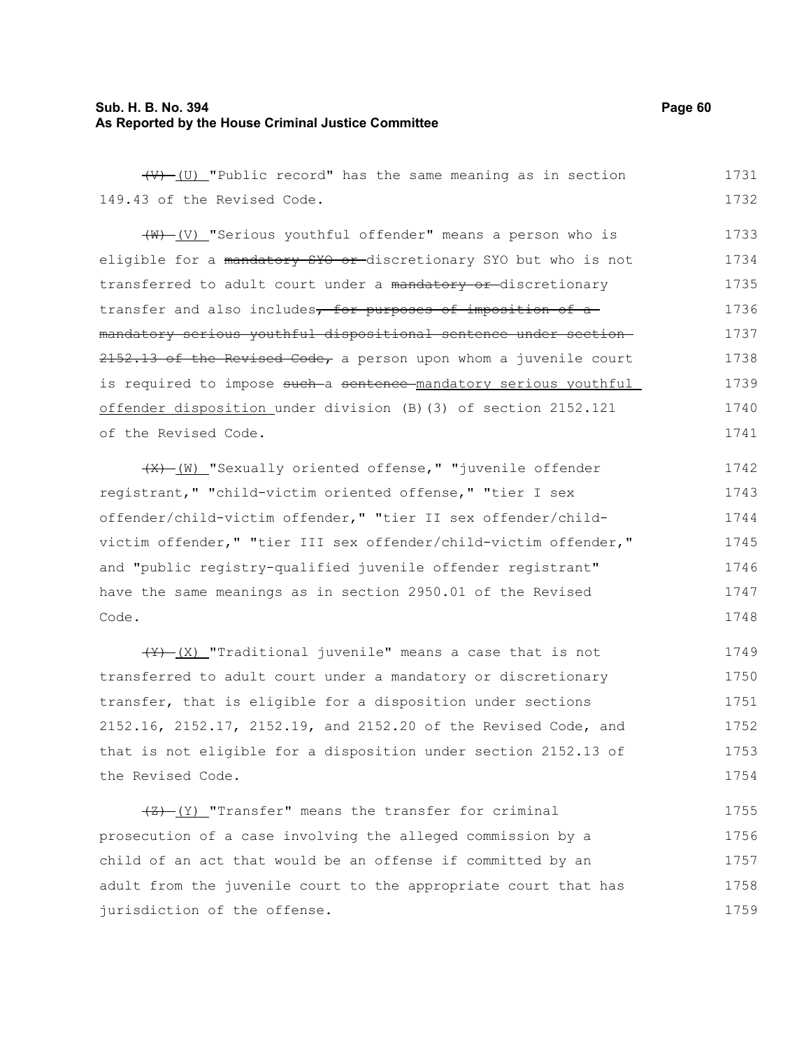~~(V)~~ (U) "Public record" has the same meaning as in section 149.43 of the Revised Code.

~~(W)~~ (V) "Serious youthful offender" means a person who is eligible for a ~~mandatory SYO or~~ discretionary SYO but who is not transferred to adult court under a ~~mandatory or~~ discretionary transfer and also includes~~, for purposes of imposition of a mandatory serious youthful dispositional sentence under section 2152.13 of the Revised Code,~~ a person upon whom a juvenile court is required to impose ~~such~~ a ~~sentence~~ <u>mandatory serious youthful offender disposition</u> under division (B)(3) of section 2152.121 of the Revised Code.

~~(X)~~ (W) "Sexually oriented offense," "juvenile offender registrant," "child-victim oriented offense," "tier I sex offender/child-victim offender," "tier II sex offender/child-victim offender," "tier III sex offender/child-victim offender," and "public registry-qualified juvenile offender registrant" have the same meanings as in section 2950.01 of the Revised Code.

~~(Y)~~ (X) "Traditional juvenile" means a case that is not transferred to adult court under a mandatory or discretionary transfer, that is eligible for a disposition under sections 2152.16, 2152.17, 2152.19, and 2152.20 of the Revised Code, and that is not eligible for a disposition under section 2152.13 of the Revised Code.

~~(Z)~~ (Y) "Transfer" means the transfer for criminal prosecution of a case involving the alleged commission by a child of an act that would be an offense if committed by an adult from the juvenile court to the appropriate court that has jurisdiction of the offense.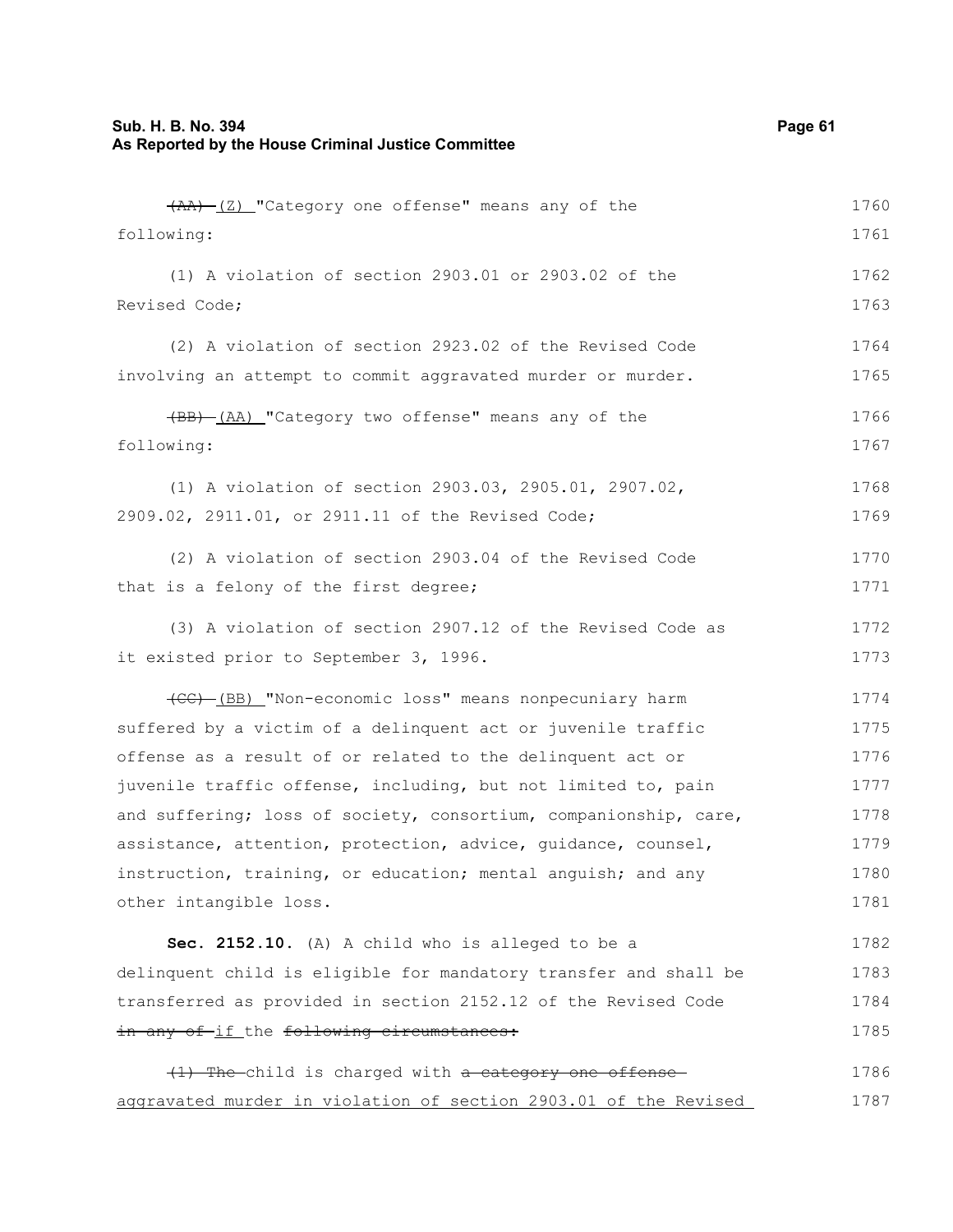~~(AA)~~ <u>(Z)</u> "Category one offense" means any of the following:

(1) A violation of section 2903.01 or 2903.02 of the Revised Code;

(2) A violation of section 2923.02 of the Revised Code involving an attempt to commit aggravated murder or murder.

~~(BB)~~ <u>(AA)</u> "Category two offense" means any of the following:

(1) A violation of section 2903.03, 2905.01, 2907.02, 2909.02, 2911.01, or 2911.11 of the Revised Code;

(2) A violation of section 2903.04 of the Revised Code that is a felony of the first degree;

(3) A violation of section 2907.12 of the Revised Code as it existed prior to September 3, 1996.

~~(CC)~~ <u>(BB)</u> "Non-economic loss" means nonpecuniary harm suffered by a victim of a delinquent act or juvenile traffic offense as a result of or related to the delinquent act or juvenile traffic offense, including, but not limited to, pain and suffering; loss of society, consortium, companionship, care, assistance, attention, protection, advice, guidance, counsel, instruction, training, or education; mental anguish; and any other intangible loss.

**Sec. 2152.10.** (A) A child who is alleged to be a delinquent child is eligible for mandatory transfer and shall be transferred as provided in section 2152.12 of the Revised Code ~~in any of~~ <u>if</u> the ~~following circumstances:~~

~~(1) The~~ child is charged with ~~a category one offense~~ <u>aggravated murder in violation of section 2903.01 of the Revised</u>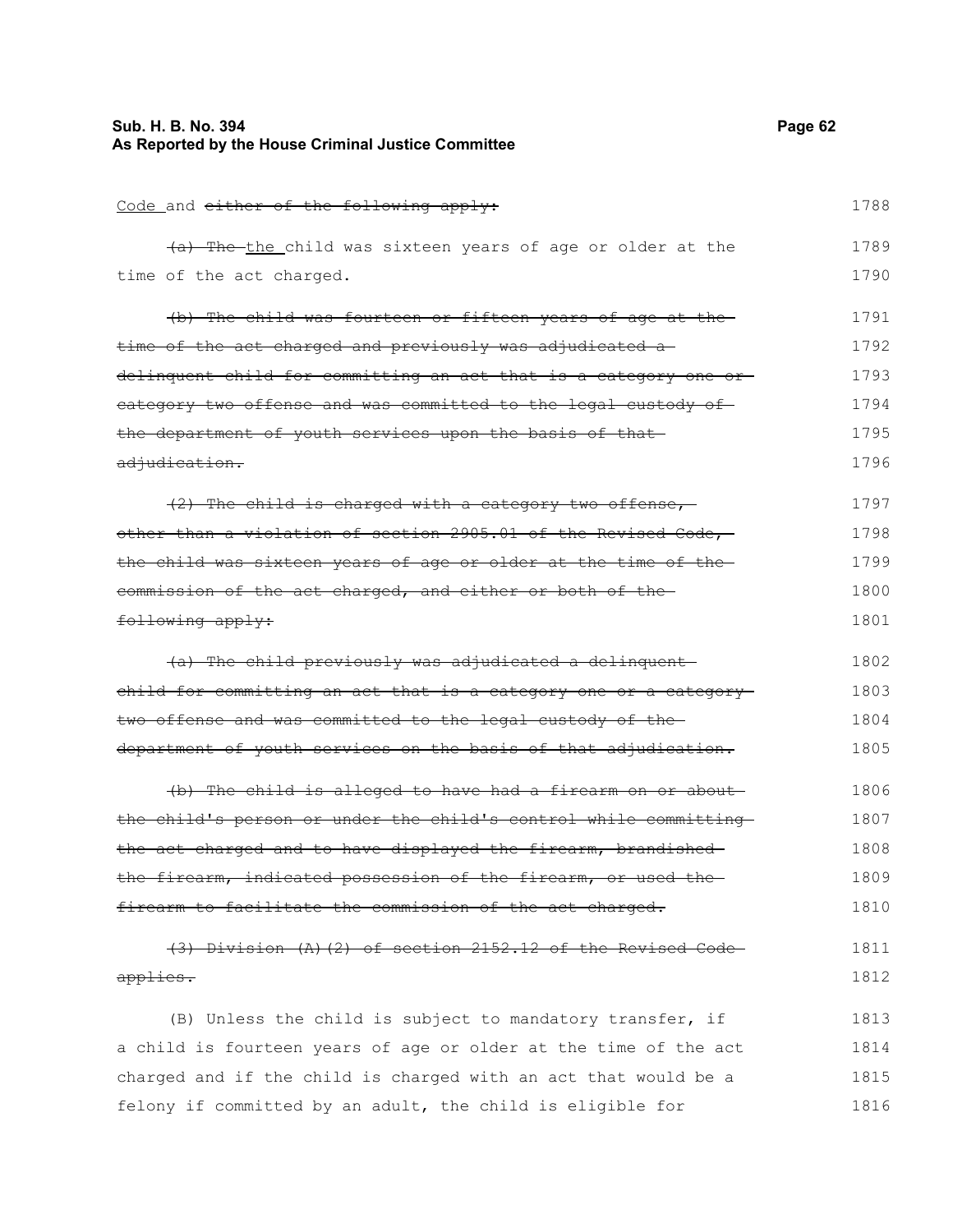Code and ~~either of the following apply:~~ 1788

~~(a) The~~ the child was sixteen years of age or older at the time of the act charged. 1789 1790

~~(b) The child was fourteen or fifteen years of age at the time of the act charged and previously was adjudicated a delinquent child for committing an act that is a category one or category two offense and was committed to the legal custody of the department of youth services upon the basis of that adjudication.~~ 1791 1792 1793 1794 1795 1796

~~(2) The child is charged with a category two offense, other than a violation of section 2905.01 of the Revised Code, the child was sixteen years of age or older at the time of the commission of the act charged, and either or both of the following apply:~~ 1797 1798 1799 1800 1801

~~(a) The child previously was adjudicated a delinquent child for committing an act that is a category one or a category two offense and was committed to the legal custody of the department of youth services on the basis of that adjudication.~~ 1802 1803 1804 1805

~~(b) The child is alleged to have had a firearm on or about the child's person or under the child's control while committing the act charged and to have displayed the firearm, brandished the firearm, indicated possession of the firearm, or used the firearm to facilitate the commission of the act charged.~~ 1806 1807 1808 1809 1810

~~(3) Division (A)(2) of section 2152.12 of the Revised Code applies.~~ 1811 1812

(B) Unless the child is subject to mandatory transfer, if a child is fourteen years of age or older at the time of the act charged and if the child is charged with an act that would be a felony if committed by an adult, the child is eligible for 1813 1814 1815 1816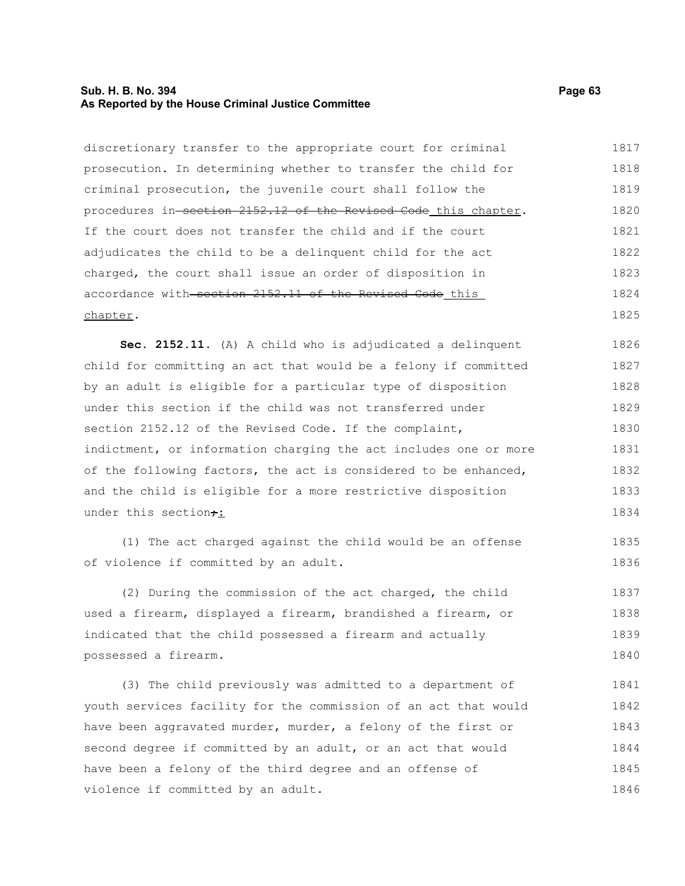discretionary transfer to the appropriate court for criminal prosecution. In determining whether to transfer the child for criminal prosecution, the juvenile court shall follow the procedures in ~~section 2152.12 of the Revised Code~~ this chapter. If the court does not transfer the child and if the court adjudicates the child to be a delinquent child for the act charged, the court shall issue an order of disposition in accordance with ~~section 2152.11 of the Revised Code~~ this chapter.

**Sec. 2152.11.** (A) A child who is adjudicated a delinquent child for committing an act that would be a felony if committed by an adult is eligible for a particular type of disposition under this section if the child was not transferred under section 2152.12 of the Revised Code. If the complaint, indictment, or information charging the act includes one or more of the following factors, the act is considered to be enhanced, and the child is eligible for a more restrictive disposition under this section~~;~~:

(1) The act charged against the child would be an offense of violence if committed by an adult.

(2) During the commission of the act charged, the child used a firearm, displayed a firearm, brandished a firearm, or indicated that the child possessed a firearm and actually possessed a firearm.

(3) The child previously was admitted to a department of youth services facility for the commission of an act that would have been aggravated murder, murder, a felony of the first or second degree if committed by an adult, or an act that would have been a felony of the third degree and an offense of violence if committed by an adult.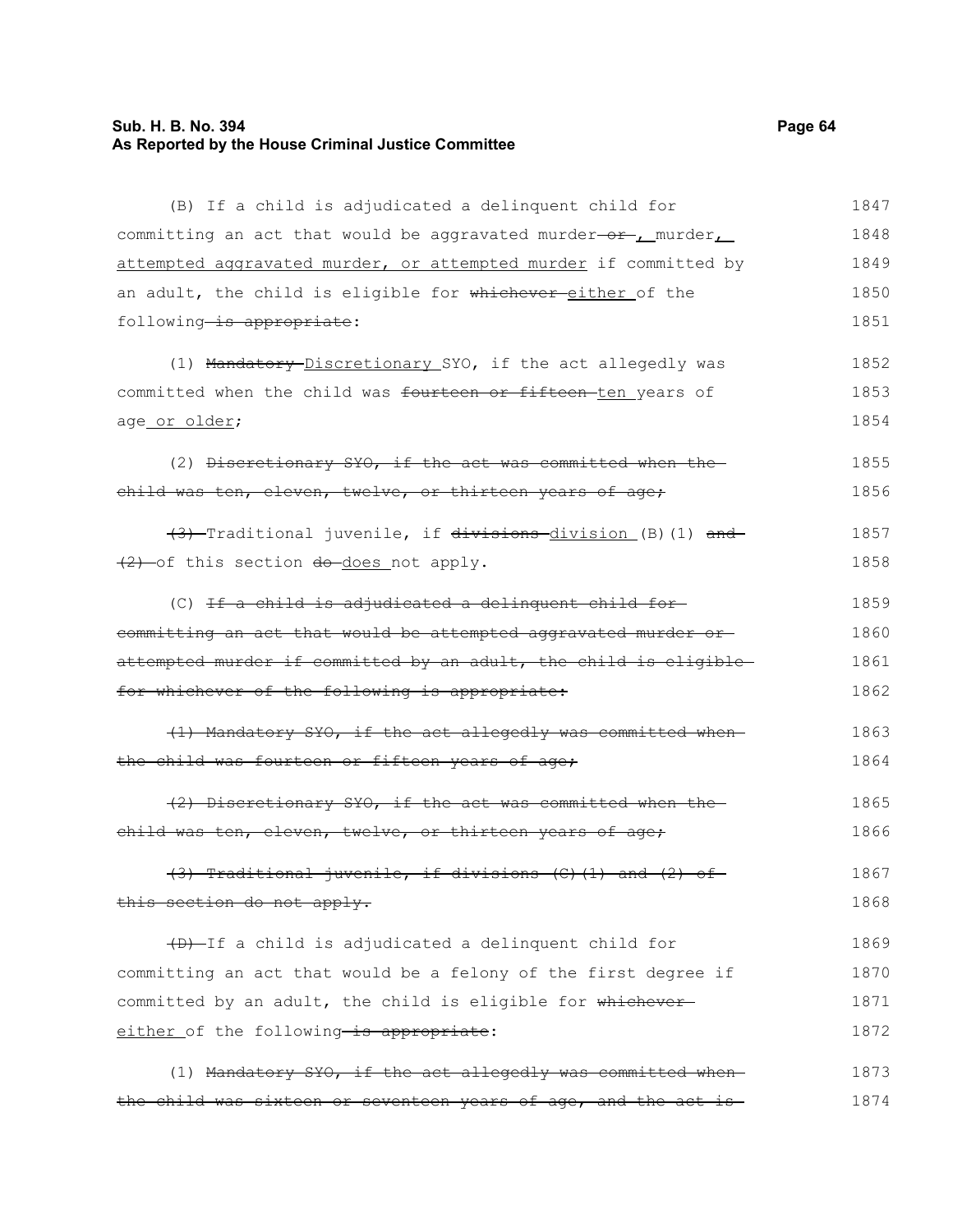(B) If a child is adjudicated a delinquent child for committing an act that would be aggravated murder ~~or~~ , murder, attempted aggravated murder, or attempted murder if committed by an adult, the child is eligible for ~~whichever~~ either of the following ~~is appropriate~~:

(1) ~~Mandatory~~ Discretionary SYO, if the act allegedly was committed when the child was ~~fourteen or fifteen~~ ten years of age or older;

(2) ~~Discretionary SYO, if the act was committed when the child was ten, eleven, twelve, or thirteen years of age;~~

~~(3)~~ Traditional juvenile, if ~~divisions~~ division (B)(1) ~~and (2)~~ of this section ~~do~~ does not apply.

(C) ~~If a child is adjudicated a delinquent child for committing an act that would be attempted aggravated murder or attempted murder if committed by an adult, the child is eligible for whichever of the following is appropriate:~~

~~(1) Mandatory SYO, if the act allegedly was committed when the child was fourteen or fifteen years of age;~~

~~(2) Discretionary SYO, if the act was committed when the child was ten, eleven, twelve, or thirteen years of age;~~

~~(3) Traditional juvenile, if divisions (C)(1) and (2) of this section do not apply.~~

~~(D)~~ If a child is adjudicated a delinquent child for committing an act that would be a felony of the first degree if committed by an adult, the child is eligible for ~~whichever~~ either of the following ~~is appropriate~~:

(1) ~~Mandatory SYO, if the act allegedly was committed when the child was sixteen or seventeen years of age, and the act is~~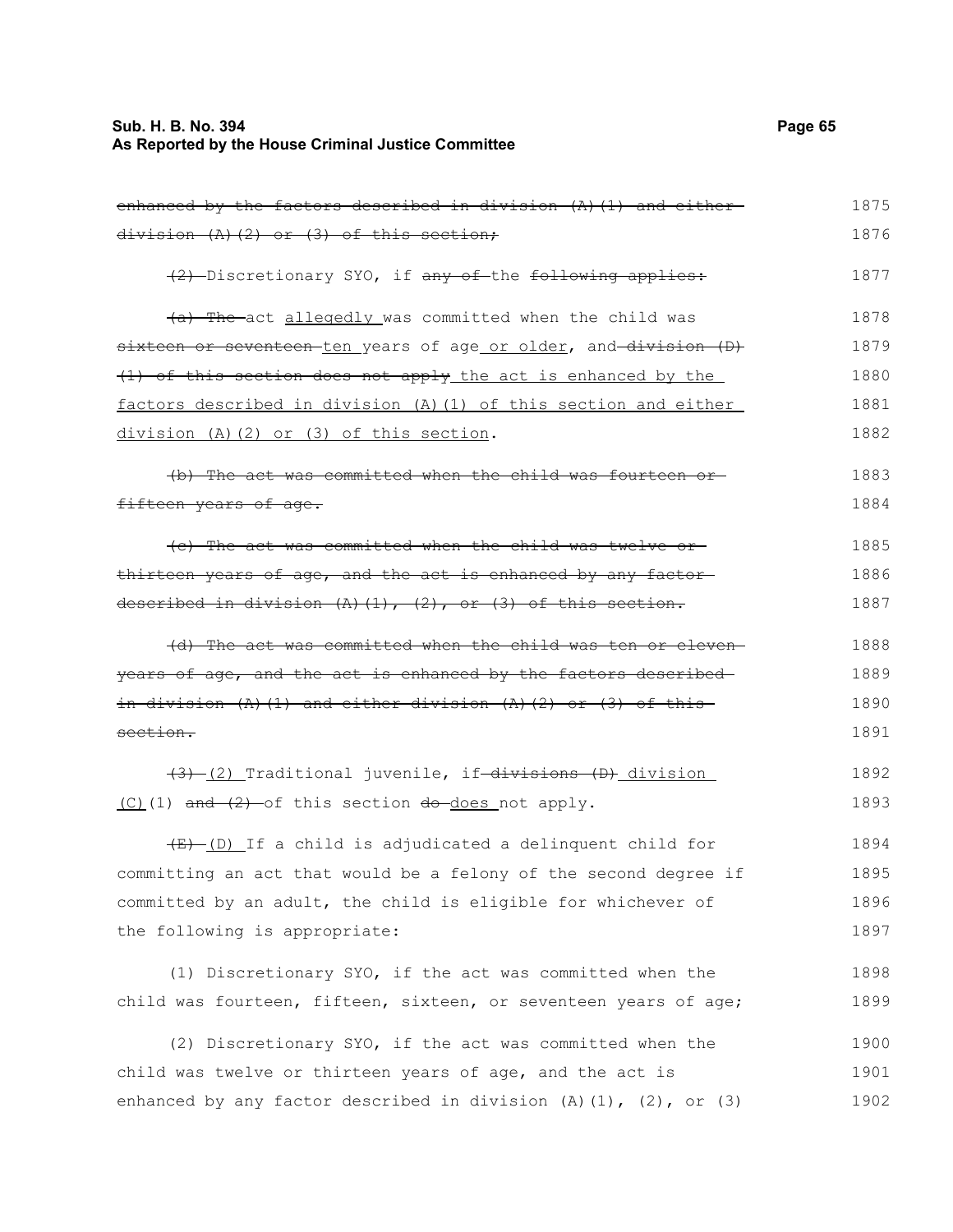~~enhanced by the factors described in division (A)(1) and either division (A)(2) or (3) of this section;~~ 1875–1876

~~(2)~~ Discretionary SYO, if ~~any of~~ the ~~following applies:~~ 1877

~~(a) The~~ act allegedly was committed when the child was ~~sixteen or seventeen~~ ten years of age or older, and ~~division (D)(1) of this section does not apply~~ the act is enhanced by the factors described in division (A)(1) of this section and either division (A)(2) or (3) of this section. 1878–1882

~~(b) The act was committed when the child was fourteen or fifteen years of age.~~ 1883–1884

~~(c) The act was committed when the child was twelve or thirteen years of age, and the act is enhanced by any factor described in division (A)(1), (2), or (3) of this section.~~ 1885–1887

~~(d) The act was committed when the child was ten or eleven years of age, and the act is enhanced by the factors described in division (A)(1) and either division (A)(2) or (3) of this section.~~ 1888–1891

~~(3)~~ (2) Traditional juvenile, if ~~divisions (D)~~ division (C)(1) ~~and (2)~~ of this section ~~do~~ does not apply. 1892–1893

~~(E)~~ (D) If a child is adjudicated a delinquent child for committing an act that would be a felony of the second degree if committed by an adult, the child is eligible for whichever of the following is appropriate: 1894–1897

(1) Discretionary SYO, if the act was committed when the child was fourteen, fifteen, sixteen, or seventeen years of age; 1898–1899

(2) Discretionary SYO, if the act was committed when the child was twelve or thirteen years of age, and the act is enhanced by any factor described in division (A)(1), (2), or (3) 1900–1902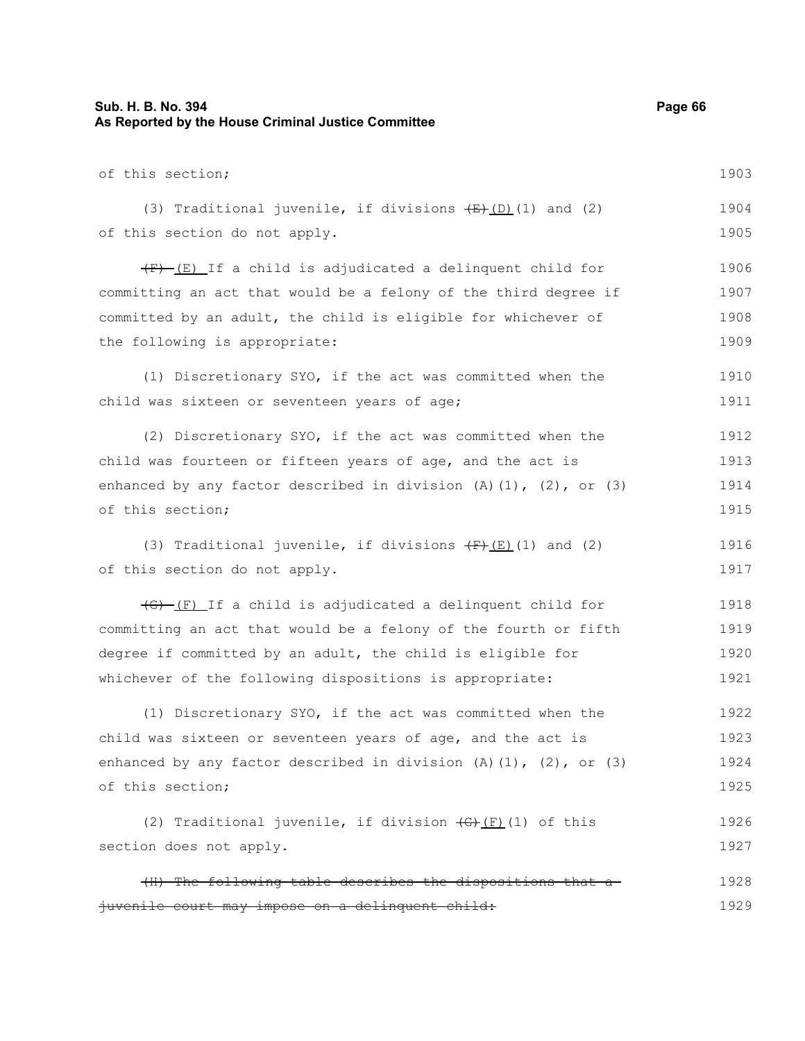of this section; 1903

(3) Traditional juvenile, if divisions ~~(E)~~ <u>(D)</u>(1) and (2) of this section do not apply. 1904 1905

~~(F)~~ <u>(E)</u> If a child is adjudicated a delinquent child for committing an act that would be a felony of the third degree if committed by an adult, the child is eligible for whichever of the following is appropriate: 1906 1907 1908 1909

(1) Discretionary SYO, if the act was committed when the child was sixteen or seventeen years of age; 1910 1911

(2) Discretionary SYO, if the act was committed when the child was fourteen or fifteen years of age, and the act is enhanced by any factor described in division (A)(1), (2), or (3) of this section; 1912 1913 1914 1915

(3) Traditional juvenile, if divisions ~~(F)~~ <u>(E)</u>(1) and (2) of this section do not apply. 1916 1917

~~(G)~~ <u>(F)</u> If a child is adjudicated a delinquent child for committing an act that would be a felony of the fourth or fifth degree if committed by an adult, the child is eligible for whichever of the following dispositions is appropriate: 1918 1919 1920 1921

(1) Discretionary SYO, if the act was committed when the child was sixteen or seventeen years of age, and the act is enhanced by any factor described in division (A)(1), (2), or (3) of this section; 1922 1923 1924 1925

(2) Traditional juvenile, if division ~~(G)~~ <u>(F)</u>(1) of this section does not apply. 1926 1927

~~(H) The following table describes the dispositions that a juvenile court may impose on a delinquent child:~~ 1928 1929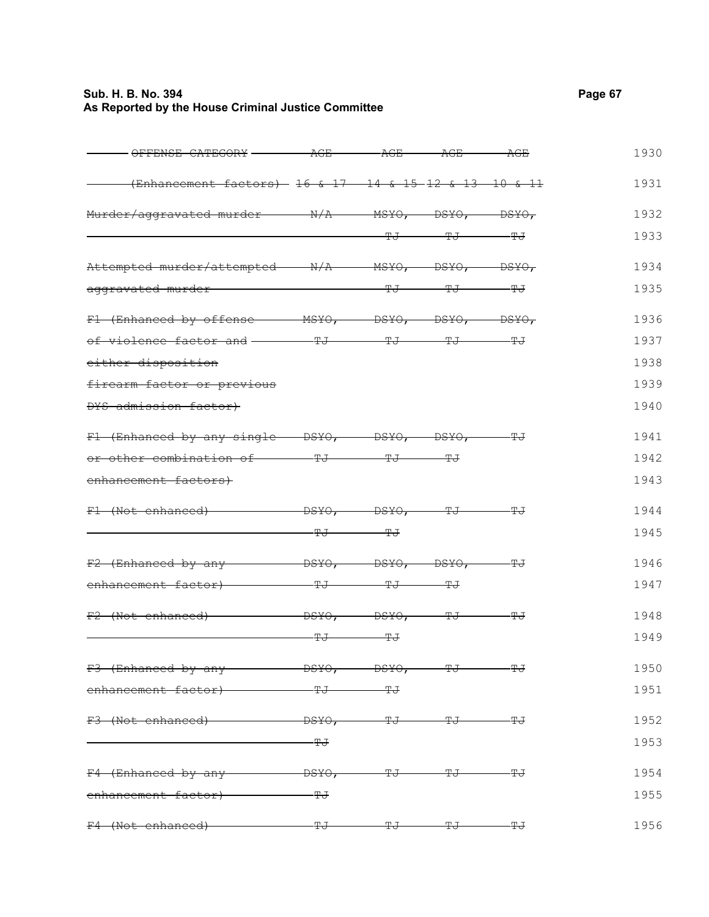| OFFENSE CATEGORY (Enhancement factors) | AGE 16 & 17 | AGE 14 & 15 | AGE 12 & 13 | AGE 10 & 11 |
|---|---|---|---|---|
| Murder/aggravated murder | N/A | MSYO, TJ | DSYO, TJ | DSYO, TJ |
| Attempted murder/attempted aggravated murder | N/A | MSYO, TJ | DSYO, TJ | DSYO, TJ |
| F1 (Enhanced by offense of violence factor and either disposition firearm factor or previous DYS admission factor) | MSYO, TJ | DSYO, TJ | DSYO, TJ | DSYO, TJ |
| F1 (Enhanced by any single or other combination of enhancement factors) | DSYO, TJ | DSYO, TJ | DSYO, TJ | TJ |
| F1 (Not enhanced) | DSYO, TJ | DSYO, TJ | TJ | TJ |
| F2 (Enhanced by any enhancement factor) | DSYO, TJ | DSYO, TJ | DSYO, TJ | TJ |
| F2 (Not enhanced) | DSYO, TJ | DSYO, TJ | TJ | TJ |
| F3 (Enhanced by any enhancement factor) | DSYO, TJ | DSYO, TJ | TJ | TJ |
| F3 (Not enhanced) | DSYO, TJ | TJ | TJ | TJ |
| F4 (Enhanced by any enhancement factor) | DSYO, TJ | TJ | TJ | TJ |
| F4 (Not enhanced) | TJ | TJ | TJ | TJ |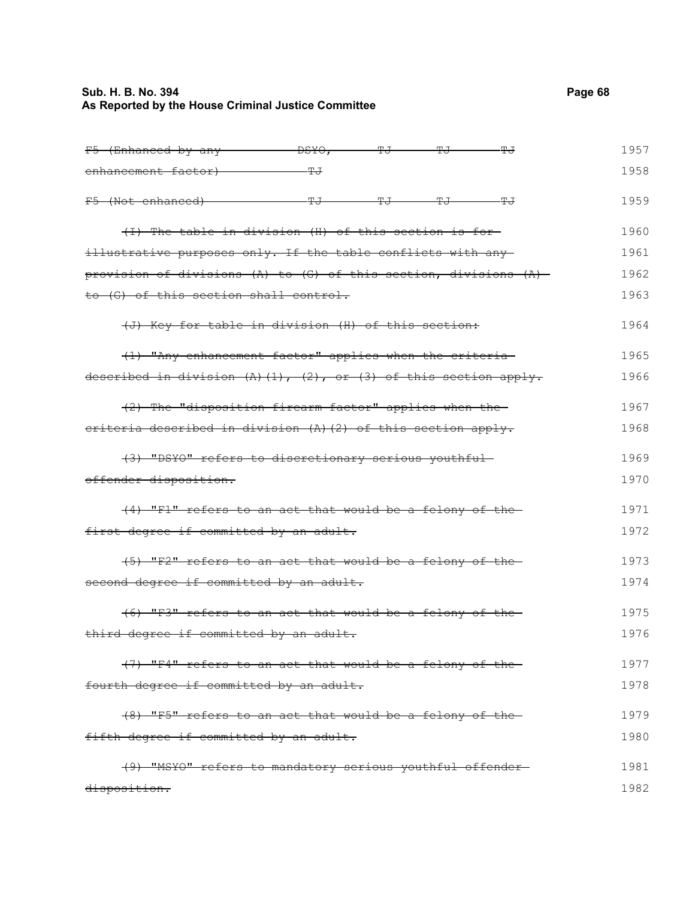| | | | | |
|---|---|---|---|---|
| ~~F5 (Enhanced by any enhancement factor)~~ | ~~DSYO, TJ~~ | ~~TJ~~ | ~~TJ~~ | ~~TJ~~ |
| ~~F5 (Not enhanced)~~ | ~~TJ~~ | ~~TJ~~ | ~~TJ~~ | ~~TJ~~ |

~~(I) The table in division (H) of this section is for illustrative purposes only. If the table conflicts with any provision of divisions (A) to (G) of this section, divisions (A) to (G) of this section shall control.~~

~~(J) Key for table in division (H) of this section:~~

~~(1) "Any enhancement factor" applies when the criteria described in division (A)(1), (2), or (3) of this section apply.~~

~~(2) The "disposition firearm factor" applies when the criteria described in division (A)(2) of this section apply.~~

~~(3) "DSYO" refers to discretionary serious youthful offender disposition.~~

~~(4) "F1" refers to an act that would be a felony of the first degree if committed by an adult.~~

~~(5) "F2" refers to an act that would be a felony of the second degree if committed by an adult.~~

~~(6) "F3" refers to an act that would be a felony of the third degree if committed by an adult.~~

~~(7) "F4" refers to an act that would be a felony of the fourth degree if committed by an adult.~~

~~(8) "F5" refers to an act that would be a felony of the fifth degree if committed by an adult.~~

~~(9) "MSYO" refers to mandatory serious youthful offender disposition.~~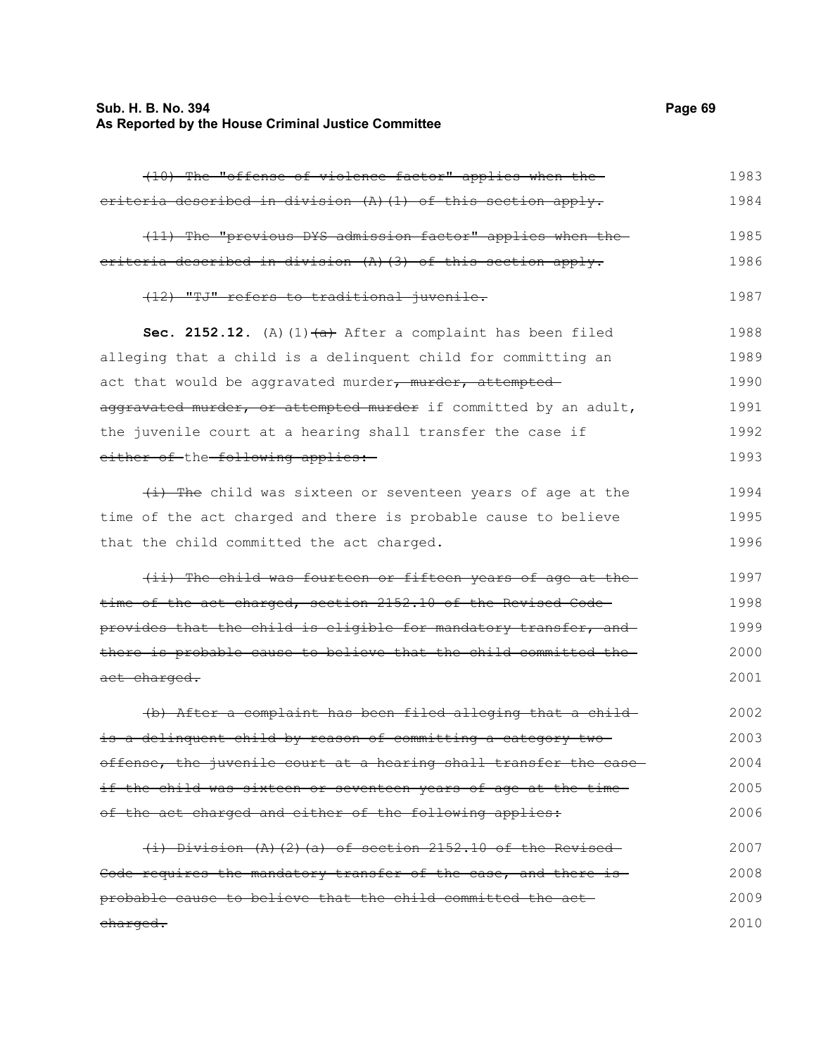~~(10) The "offense of violence factor" applies when the criteria described in division (A)(1) of this section apply.~~ 1983–1984

~~(11) The "previous DYS admission factor" applies when the criteria described in division (A)(3) of this section apply.~~ 1985–1986

~~(12) "TJ" refers to traditional juvenile.~~ 1987

**Sec. 2152.12.** (A)(1)~~(a)~~ After a complaint has been filed alleging that a child is a delinquent child for committing an act that would be aggravated murder~~, murder, attempted aggravated murder, or attempted murder~~ if committed by an adult, the juvenile court at a hearing shall transfer the case if ~~either of~~ the ~~following applies:~~ 1988–1993

~~(i) The~~ child was sixteen or seventeen years of age at the time of the act charged and there is probable cause to believe that the child committed the act charged. 1994–1996

~~(ii) The child was fourteen or fifteen years of age at the time of the act charged, section 2152.10 of the Revised Code provides that the child is eligible for mandatory transfer, and there is probable cause to believe that the child committed the act charged.~~ 1997–2001

~~(b) After a complaint has been filed alleging that a child is a delinquent child by reason of committing a category two offense, the juvenile court at a hearing shall transfer the case if the child was sixteen or seventeen years of age at the time of the act charged and either of the following applies:~~ 2002–2006

~~(i) Division (A)(2)(a) of section 2152.10 of the Revised Code requires the mandatory transfer of the case, and there is probable cause to believe that the child committed the act charged.~~ 2007–2010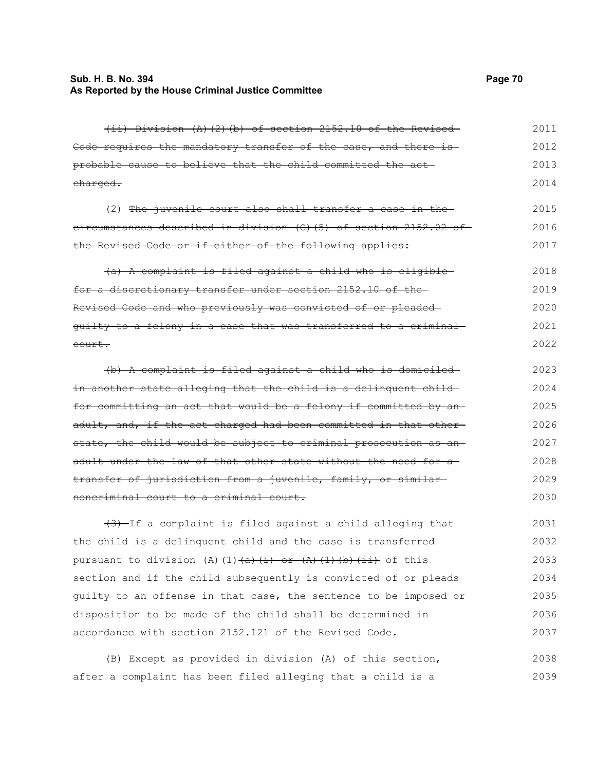~~(ii) Division (A)(2)(b) of section 2152.10 of the Revised Code requires the mandatory transfer of the case, and there is probable cause to believe that the child committed the act charged.~~

(2) ~~The juvenile court also shall transfer a case in the circumstances described in division (C)(5) of section 2152.02 of the Revised Code or if either of the following applies:~~

~~(a) A complaint is filed against a child who is eligible for a discretionary transfer under section 2152.10 of the Revised Code and who previously was convicted of or pleaded guilty to a felony in a case that was transferred to a criminal court.~~

~~(b) A complaint is filed against a child who is domiciled in another state alleging that the child is a delinquent child for committing an act that would be a felony if committed by an adult, and, if the act charged had been committed in that other state, the child would be subject to criminal prosecution as an adult under the law of that other state without the need for a transfer of jurisdiction from a juvenile, family, or similar noncriminal court to a criminal court.~~

~~(3)~~ If a complaint is filed against a child alleging that the child is a delinquent child and the case is transferred pursuant to division (A)(1)~~(a)(i) or (A)(1)(b)(ii)~~ of this section and if the child subsequently is convicted of or pleads guilty to an offense in that case, the sentence to be imposed or disposition to be made of the child shall be determined in accordance with section 2152.121 of the Revised Code.

(B) Except as provided in division (A) of this section, after a complaint has been filed alleging that a child is a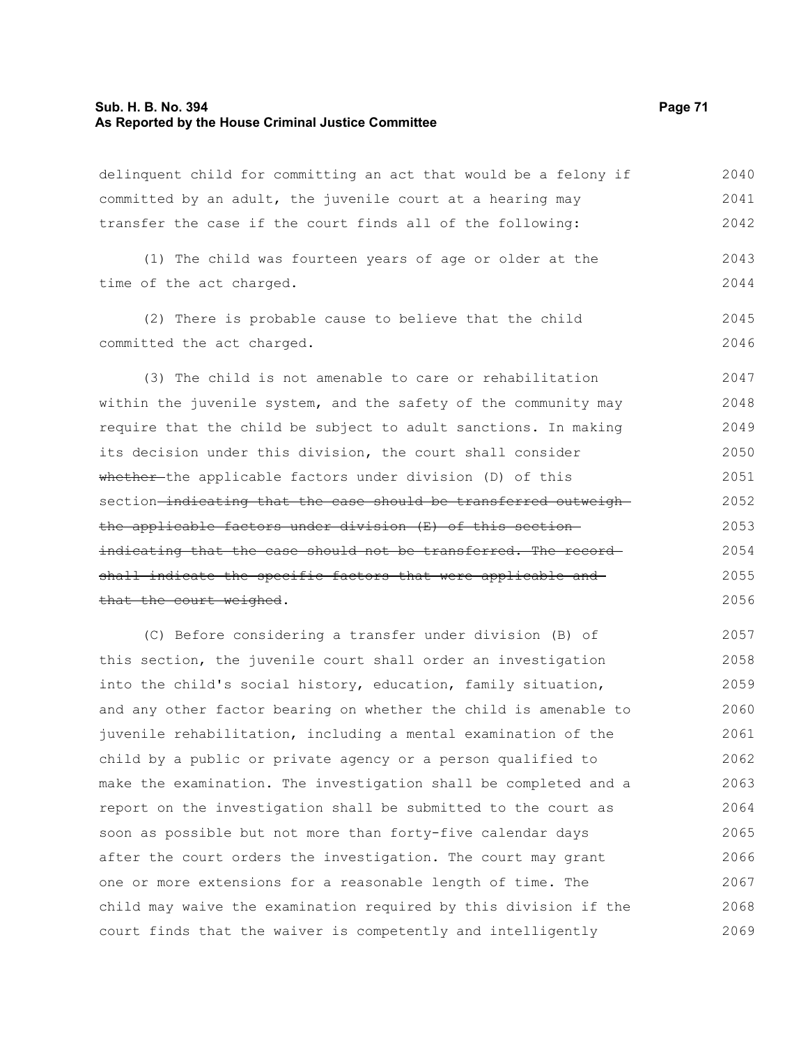delinquent child for committing an act that would be a felony if committed by an adult, the juvenile court at a hearing may transfer the case if the court finds all of the following:

(1) The child was fourteen years of age or older at the time of the act charged.

(2) There is probable cause to believe that the child committed the act charged.

(3) The child is not amenable to care or rehabilitation within the juvenile system, and the safety of the community may require that the child be subject to adult sanctions. In making its decision under this division, the court shall consider ~~whether~~ the applicable factors under division (D) of this section ~~indicating that the case should be transferred outweigh the applicable factors under division (E) of this section indicating that the case should not be transferred. The record shall indicate the specific factors that were applicable and that the court weighed~~.

(C) Before considering a transfer under division (B) of this section, the juvenile court shall order an investigation into the child's social history, education, family situation, and any other factor bearing on whether the child is amenable to juvenile rehabilitation, including a mental examination of the child by a public or private agency or a person qualified to make the examination. The investigation shall be completed and a report on the investigation shall be submitted to the court as soon as possible but not more than forty-five calendar days after the court orders the investigation. The court may grant one or more extensions for a reasonable length of time. The child may waive the examination required by this division if the court finds that the waiver is competently and intelligently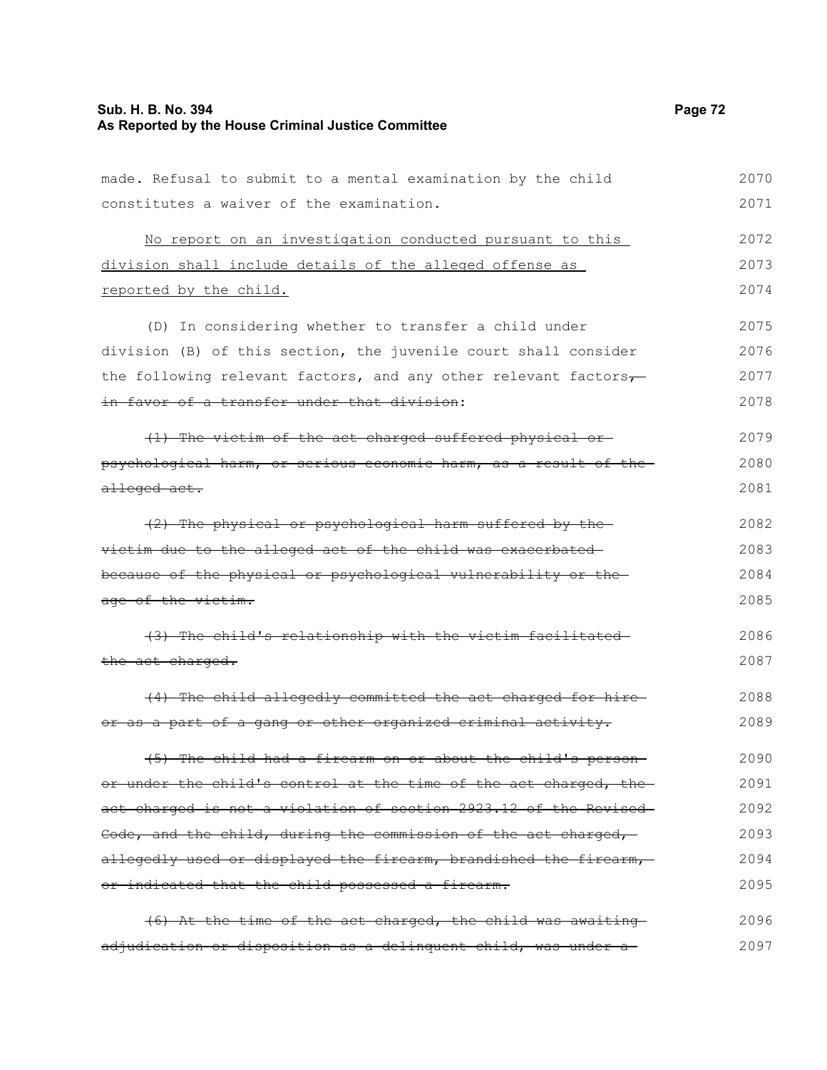made. Refusal to submit to a mental examination by the child constitutes a waiver of the examination.

<u>No report on an investigation conducted pursuant to this division shall include details of the alleged offense as reported by the child.</u>

(D) In considering whether to transfer a child under division (B) of this section, the juvenile court shall consider the following relevant factors, and any other relevant factors~~, in favor of a transfer under that division~~:

~~(1) The victim of the act charged suffered physical or psychological harm, or serious economic harm, as a result of the alleged act.~~

~~(2) The physical or psychological harm suffered by the victim due to the alleged act of the child was exacerbated because of the physical or psychological vulnerability or the age of the victim.~~

~~(3) The child's relationship with the victim facilitated the act charged.~~

~~(4) The child allegedly committed the act charged for hire or as a part of a gang or other organized criminal activity.~~

~~(5) The child had a firearm on or about the child's person or under the child's control at the time of the act charged, the act charged is not a violation of section 2923.12 of the Revised Code, and the child, during the commission of the act charged, allegedly used or displayed the firearm, brandished the firearm, or indicated that the child possessed a firearm.~~

~~(6) At the time of the act charged, the child was awaiting adjudication or disposition as a delinquent child, was under a~~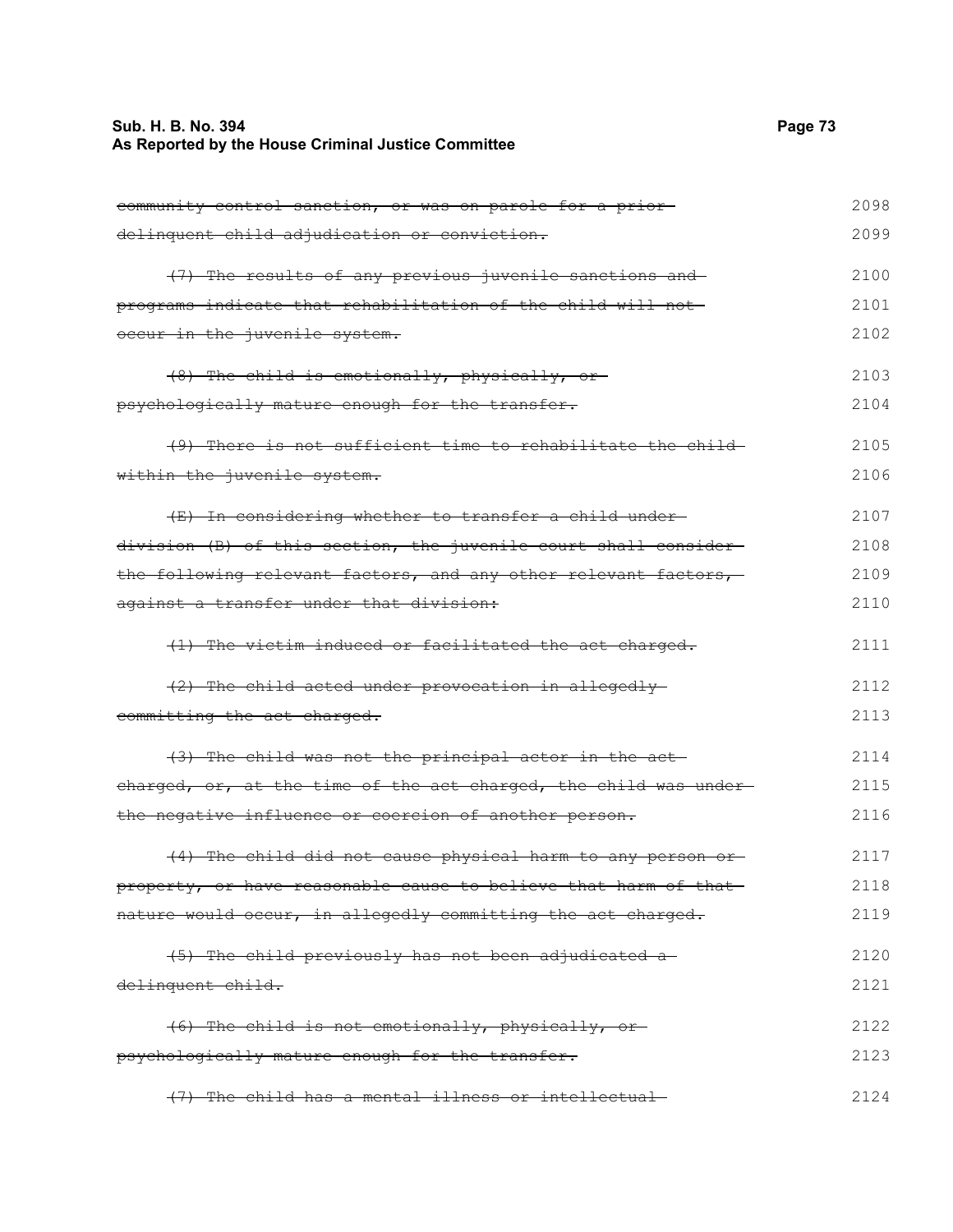~~community control sanction, or was on parole for a prior delinquent child adjudication or conviction.~~ 2098 2099

~~(7) The results of any previous juvenile sanctions and programs indicate that rehabilitation of the child will not occur in the juvenile system.~~ 2100 2101 2102

~~(8) The child is emotionally, physically, or psychologically mature enough for the transfer.~~ 2103 2104

~~(9) There is not sufficient time to rehabilitate the child within the juvenile system.~~ 2105 2106

~~(E) In considering whether to transfer a child under division (B) of this section, the juvenile court shall consider the following relevant factors, and any other relevant factors, against a transfer under that division:~~ 2107 2108 2109 2110

~~(1) The victim induced or facilitated the act charged.~~ 2111

~~(2) The child acted under provocation in allegedly committing the act charged.~~ 2112 2113

~~(3) The child was not the principal actor in the act charged, or, at the time of the act charged, the child was under the negative influence or coercion of another person.~~ 2114 2115 2116

~~(4) The child did not cause physical harm to any person or property, or have reasonable cause to believe that harm of that nature would occur, in allegedly committing the act charged.~~ 2117 2118 2119

~~(5) The child previously has not been adjudicated a delinquent child.~~ 2120 2121

~~(6) The child is not emotionally, physically, or psychologically mature enough for the transfer.~~ 2122 2123

~~(7) The child has a mental illness or intellectual~~ 2124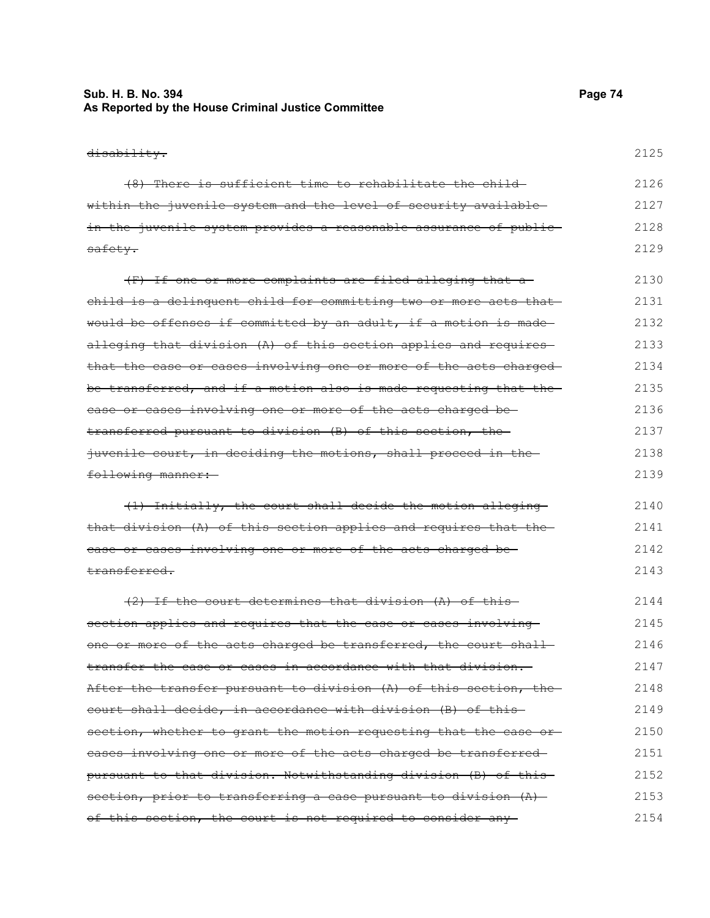~~disability.~~

~~(8) There is sufficient time to rehabilitate the child within the juvenile system and the level of security available in the juvenile system provides a reasonable assurance of public safety.~~

~~(F) If one or more complaints are filed alleging that a child is a delinquent child for committing two or more acts that would be offenses if committed by an adult, if a motion is made alleging that division (A) of this section applies and requires that the case or cases involving one or more of the acts charged be transferred, and if a motion also is made requesting that the case or cases involving one or more of the acts charged be transferred pursuant to division (B) of this section, the juvenile court, in deciding the motions, shall proceed in the following manner:~~

~~(1) Initially, the court shall decide the motion alleging that division (A) of this section applies and requires that the case or cases involving one or more of the acts charged be transferred.~~

~~(2) If the court determines that division (A) of this section applies and requires that the case or cases involving one or more of the acts charged be transferred, the court shall transfer the case or cases in accordance with that division. After the transfer pursuant to division (A) of this section, the court shall decide, in accordance with division (B) of this section, whether to grant the motion requesting that the case or cases involving one or more of the acts charged be transferred pursuant to that division. Notwithstanding division (B) of this section, prior to transferring a case pursuant to division (A) of this section, the court is not required to consider any~~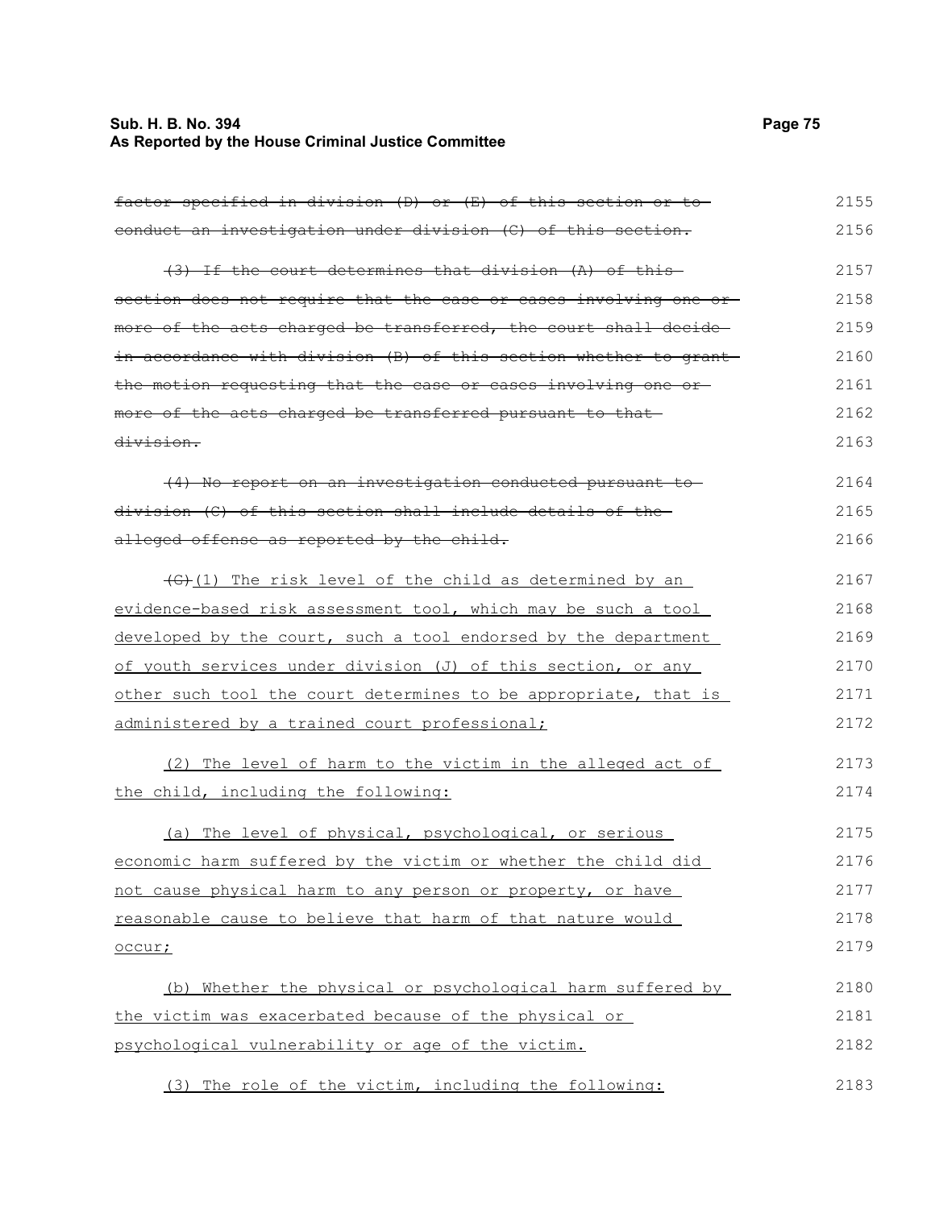~~factor specified in division (D) or (E) of this section or to conduct an investigation under division (C) of this section.~~

~~(3) If the court determines that division (A) of this section does not require that the case or cases involving one or more of the acts charged be transferred, the court shall decide in accordance with division (B) of this section whether to grant the motion requesting that the case or cases involving one or more of the acts charged be transferred pursuant to that division.~~

~~(4) No report on an investigation conducted pursuant to division (C) of this section shall include details of the alleged offense as reported by the child.~~

~~(G)~~(1) The risk level of the child as determined by an evidence-based risk assessment tool, which may be such a tool developed by the court, such a tool endorsed by the department of youth services under division (J) of this section, or any other such tool the court determines to be appropriate, that is administered by a trained court professional;

(2) The level of harm to the victim in the alleged act of the child, including the following:

(a) The level of physical, psychological, or serious economic harm suffered by the victim or whether the child did not cause physical harm to any person or property, or have reasonable cause to believe that harm of that nature would occur;

(b) Whether the physical or psychological harm suffered by the victim was exacerbated because of the physical or psychological vulnerability or age of the victim.

(3) The role of the victim, including the following: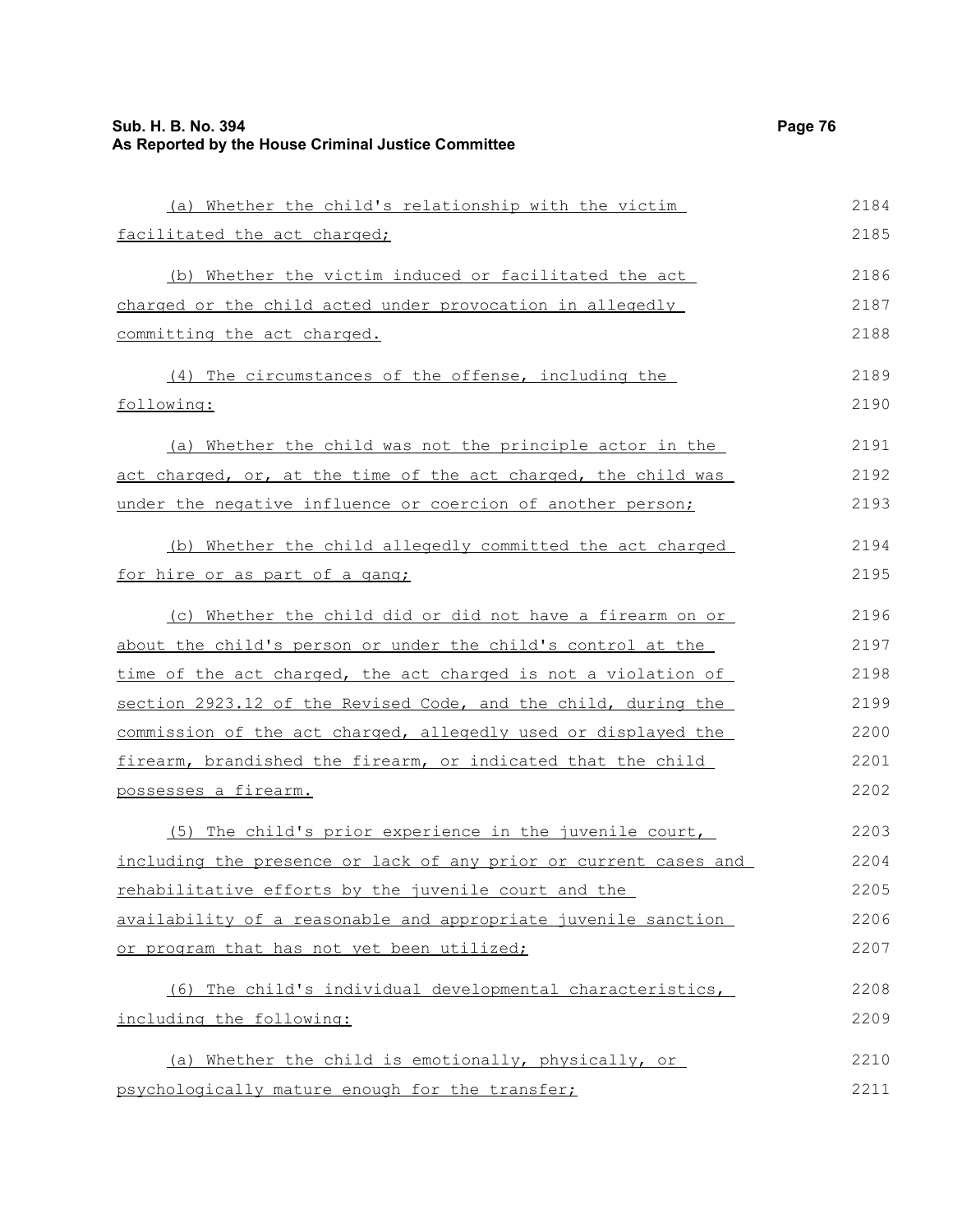(a) Whether the child's relationship with the victim facilitated the act charged;

(b) Whether the victim induced or facilitated the act charged or the child acted under provocation in allegedly committing the act charged.

(4) The circumstances of the offense, including the following:

(a) Whether the child was not the principle actor in the act charged, or, at the time of the act charged, the child was under the negative influence or coercion of another person;

(b) Whether the child allegedly committed the act charged for hire or as part of a gang;

(c) Whether the child did or did not have a firearm on or about the child's person or under the child's control at the time of the act charged, the act charged is not a violation of section 2923.12 of the Revised Code, and the child, during the commission of the act charged, allegedly used or displayed the firearm, brandished the firearm, or indicated that the child possesses a firearm.

(5) The child's prior experience in the juvenile court, including the presence or lack of any prior or current cases and rehabilitative efforts by the juvenile court and the availability of a reasonable and appropriate juvenile sanction or program that has not yet been utilized;

(6) The child's individual developmental characteristics, including the following:

(a) Whether the child is emotionally, physically, or psychologically mature enough for the transfer;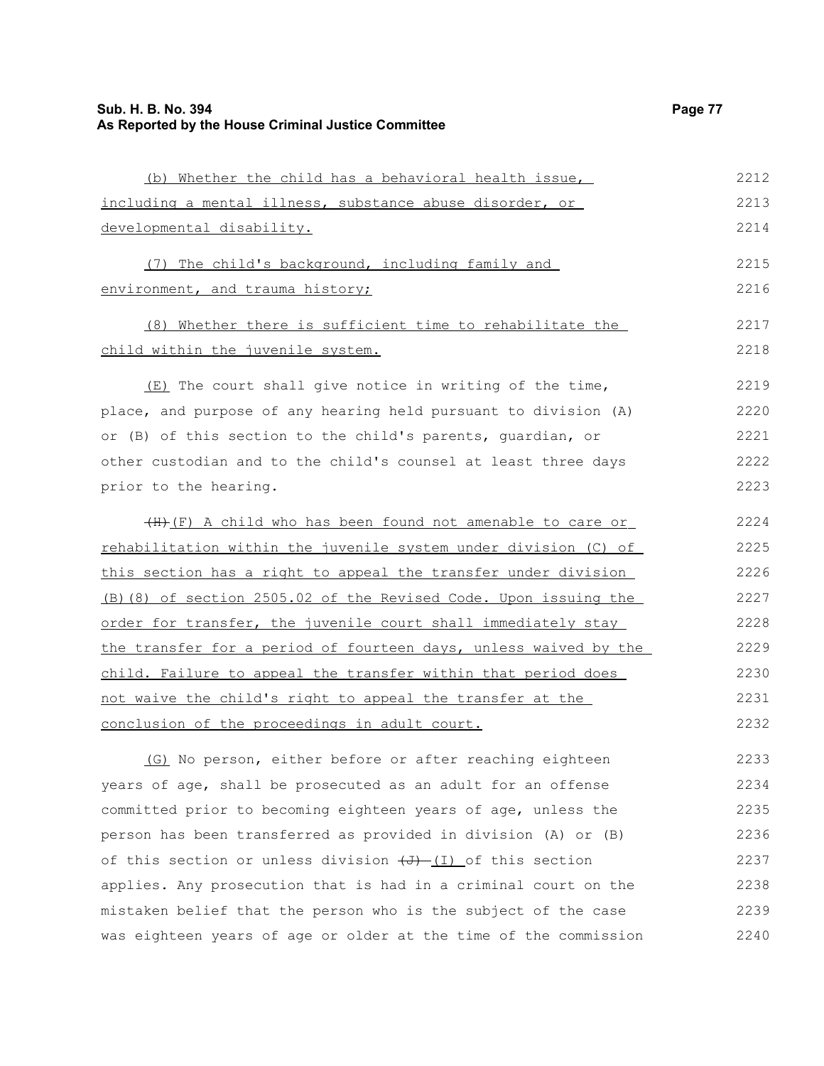(b) Whether the child has a behavioral health issue, including a mental illness, substance abuse disorder, or developmental disability.

(7) The child's background, including family and environment, and trauma history;

(8) Whether there is sufficient time to rehabilitate the child within the juvenile system.

(E) The court shall give notice in writing of the time, place, and purpose of any hearing held pursuant to division (A) or (B) of this section to the child's parents, guardian, or other custodian and to the child's counsel at least three days prior to the hearing.

~~(H)~~ (F) A child who has been found not amenable to care or rehabilitation within the juvenile system under division (C) of this section has a right to appeal the transfer under division (B)(8) of section 2505.02 of the Revised Code. Upon issuing the order for transfer, the juvenile court shall immediately stay the transfer for a period of fourteen days, unless waived by the child. Failure to appeal the transfer within that period does not waive the child's right to appeal the transfer at the conclusion of the proceedings in adult court.

(G) No person, either before or after reaching eighteen years of age, shall be prosecuted as an adult for an offense committed prior to becoming eighteen years of age, unless the person has been transferred as provided in division (A) or (B) of this section or unless division ~~(J)~~ (I) of this section applies. Any prosecution that is had in a criminal court on the mistaken belief that the person who is the subject of the case was eighteen years of age or older at the time of the commission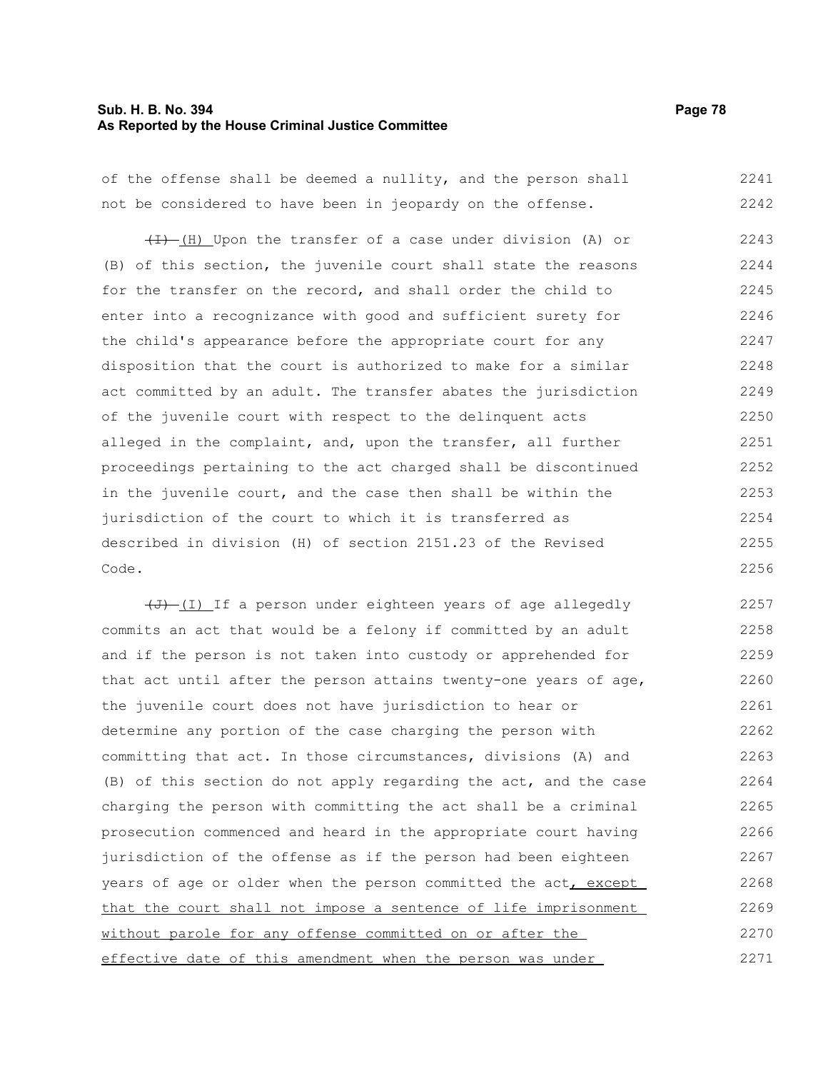of the offense shall be deemed a nullity, and the person shall not be considered to have been in jeopardy on the offense.

~~(I)~~ (H) Upon the transfer of a case under division (A) or (B) of this section, the juvenile court shall state the reasons for the transfer on the record, and shall order the child to enter into a recognizance with good and sufficient surety for the child's appearance before the appropriate court for any disposition that the court is authorized to make for a similar act committed by an adult. The transfer abates the jurisdiction of the juvenile court with respect to the delinquent acts alleged in the complaint, and, upon the transfer, all further proceedings pertaining to the act charged shall be discontinued in the juvenile court, and the case then shall be within the jurisdiction of the court to which it is transferred as described in division (H) of section 2151.23 of the Revised Code.

~~(J)~~ (I) If a person under eighteen years of age allegedly commits an act that would be a felony if committed by an adult and if the person is not taken into custody or apprehended for that act until after the person attains twenty-one years of age, the juvenile court does not have jurisdiction to hear or determine any portion of the case charging the person with committing that act. In those circumstances, divisions (A) and (B) of this section do not apply regarding the act, and the case charging the person with committing the act shall be a criminal prosecution commenced and heard in the appropriate court having jurisdiction of the offense as if the person had been eighteen years of age or older when the person committed the act, except that the court shall not impose a sentence of life imprisonment without parole for any offense committed on or after the effective date of this amendment when the person was under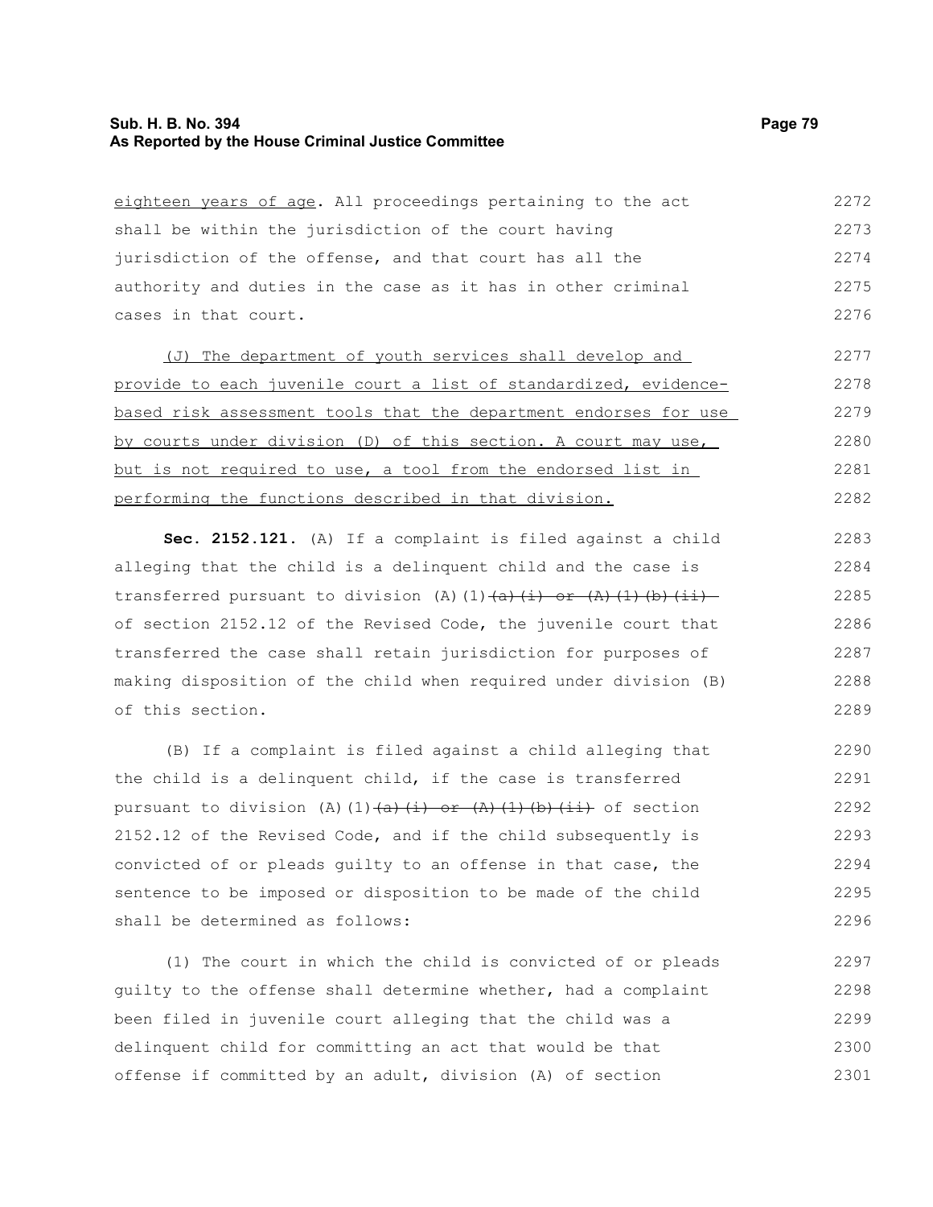eighteen years of age. All proceedings pertaining to the act shall be within the jurisdiction of the court having jurisdiction of the offense, and that court has all the authority and duties in the case as it has in other criminal cases in that court.

<u>(J) The department of youth services shall develop and provide to each juvenile court a list of standardized, evidence-based risk assessment tools that the department endorses for use by courts under division (D) of this section. A court may use, but is not required to use, a tool from the endorsed list in performing the functions described in that division.</u>

**Sec. 2152.121.** (A) If a complaint is filed against a child alleging that the child is a delinquent child and the case is transferred pursuant to division (A)(1)~~(a)(i) or (A)(1)(b)(ii)~~ of section 2152.12 of the Revised Code, the juvenile court that transferred the case shall retain jurisdiction for purposes of making disposition of the child when required under division (B) of this section.

(B) If a complaint is filed against a child alleging that the child is a delinquent child, if the case is transferred pursuant to division (A)(1)~~(a)(i) or (A)(1)(b)(ii)~~ of section 2152.12 of the Revised Code, and if the child subsequently is convicted of or pleads guilty to an offense in that case, the sentence to be imposed or disposition to be made of the child shall be determined as follows:

(1) The court in which the child is convicted of or pleads guilty to the offense shall determine whether, had a complaint been filed in juvenile court alleging that the child was a delinquent child for committing an act that would be that offense if committed by an adult, division (A) of section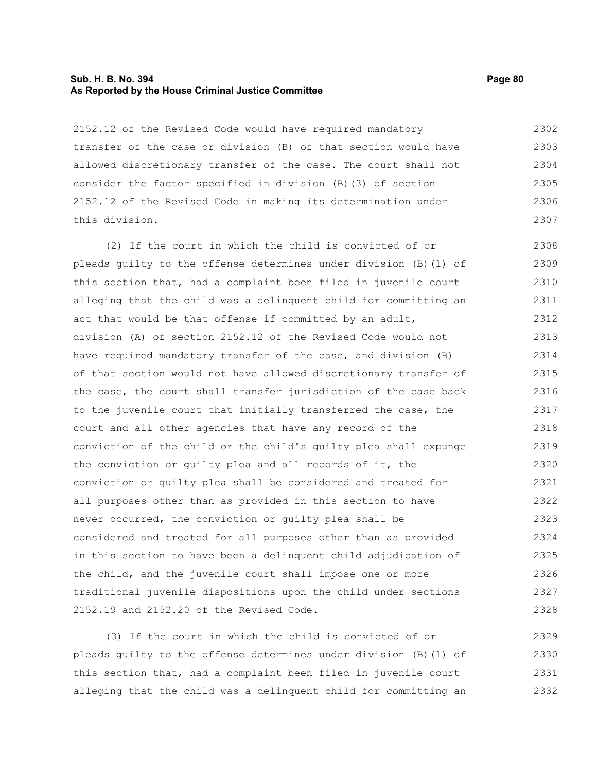2152.12 of the Revised Code would have required mandatory transfer of the case or division (B) of that section would have allowed discretionary transfer of the case. The court shall not consider the factor specified in division (B)(3) of section 2152.12 of the Revised Code in making its determination under this division.

(2) If the court in which the child is convicted of or pleads guilty to the offense determines under division (B)(1) of this section that, had a complaint been filed in juvenile court alleging that the child was a delinquent child for committing an act that would be that offense if committed by an adult, division (A) of section 2152.12 of the Revised Code would not have required mandatory transfer of the case, and division (B) of that section would not have allowed discretionary transfer of the case, the court shall transfer jurisdiction of the case back to the juvenile court that initially transferred the case, the court and all other agencies that have any record of the conviction of the child or the child's guilty plea shall expunge the conviction or guilty plea and all records of it, the conviction or guilty plea shall be considered and treated for all purposes other than as provided in this section to have never occurred, the conviction or guilty plea shall be considered and treated for all purposes other than as provided in this section to have been a delinquent child adjudication of the child, and the juvenile court shall impose one or more traditional juvenile dispositions upon the child under sections 2152.19 and 2152.20 of the Revised Code.

(3) If the court in which the child is convicted of or pleads guilty to the offense determines under division (B)(1) of this section that, had a complaint been filed in juvenile court alleging that the child was a delinquent child for committing an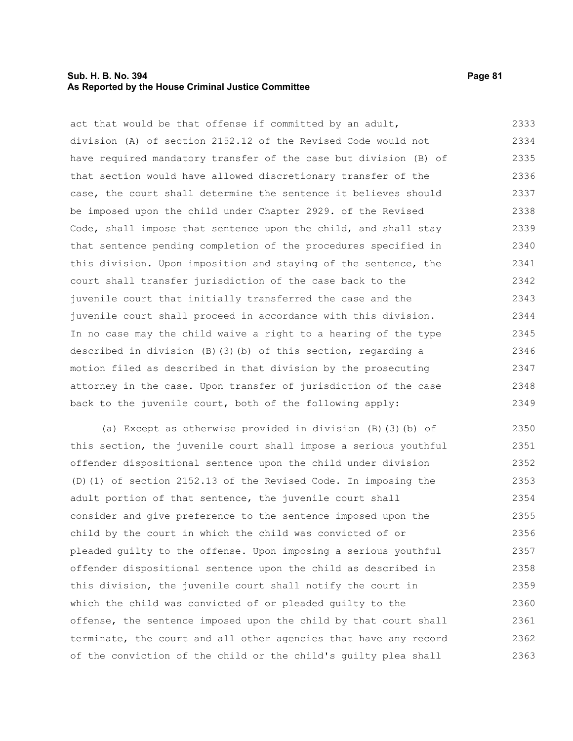act that would be that offense if committed by an adult, division (A) of section 2152.12 of the Revised Code would not have required mandatory transfer of the case but division (B) of that section would have allowed discretionary transfer of the case, the court shall determine the sentence it believes should be imposed upon the child under Chapter 2929. of the Revised Code, shall impose that sentence upon the child, and shall stay that sentence pending completion of the procedures specified in this division. Upon imposition and staying of the sentence, the court shall transfer jurisdiction of the case back to the juvenile court that initially transferred the case and the juvenile court shall proceed in accordance with this division. In no case may the child waive a right to a hearing of the type described in division (B)(3)(b) of this section, regarding a motion filed as described in that division by the prosecuting attorney in the case. Upon transfer of jurisdiction of the case back to the juvenile court, both of the following apply:

(a) Except as otherwise provided in division (B)(3)(b) of this section, the juvenile court shall impose a serious youthful offender dispositional sentence upon the child under division (D)(1) of section 2152.13 of the Revised Code. In imposing the adult portion of that sentence, the juvenile court shall consider and give preference to the sentence imposed upon the child by the court in which the child was convicted of or pleaded guilty to the offense. Upon imposing a serious youthful offender dispositional sentence upon the child as described in this division, the juvenile court shall notify the court in which the child was convicted of or pleaded guilty to the offense, the sentence imposed upon the child by that court shall terminate, the court and all other agencies that have any record of the conviction of the child or the child's guilty plea shall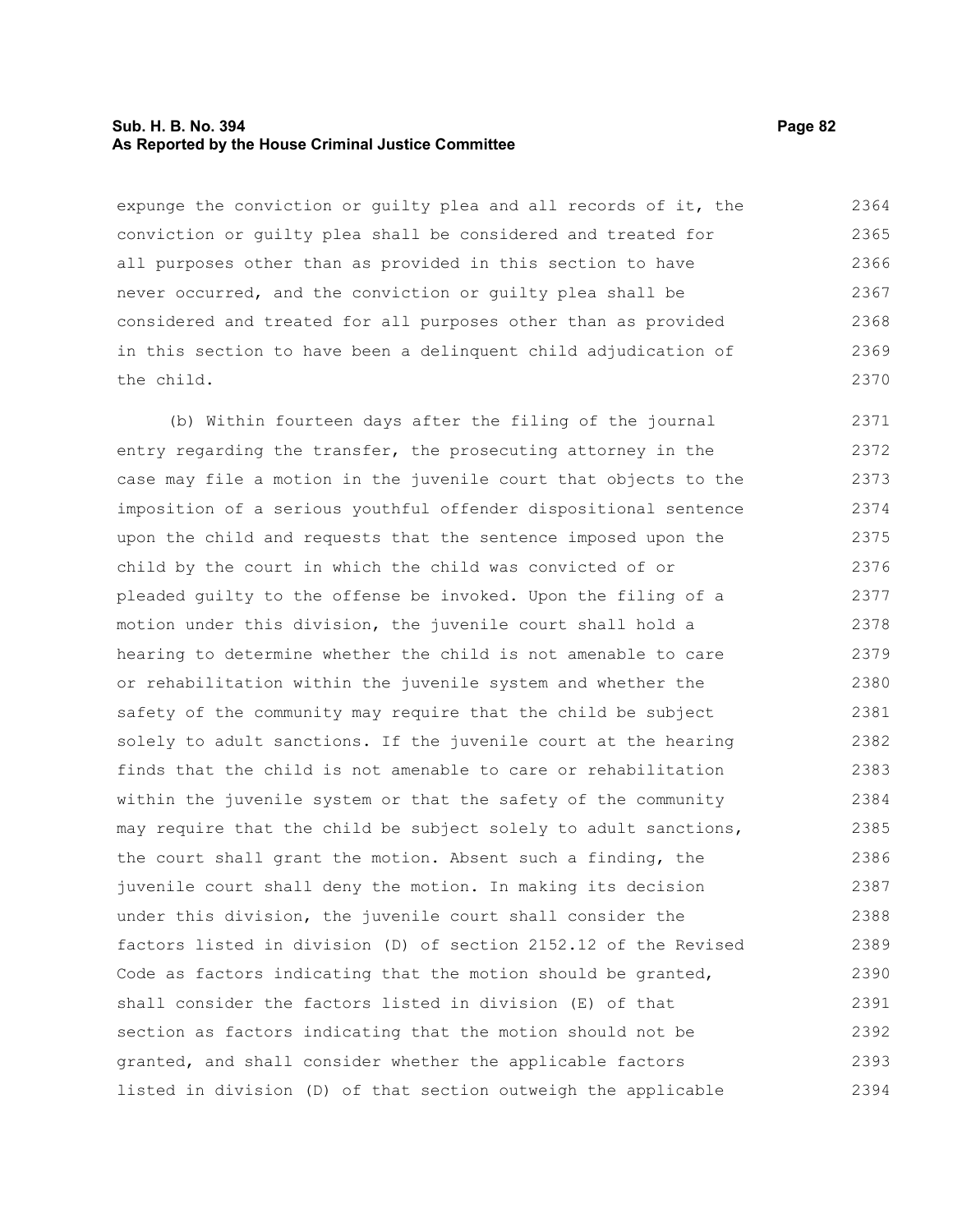expunge the conviction or guilty plea and all records of it, the conviction or guilty plea shall be considered and treated for all purposes other than as provided in this section to have never occurred, and the conviction or guilty plea shall be considered and treated for all purposes other than as provided in this section to have been a delinquent child adjudication of the child.

(b) Within fourteen days after the filing of the journal entry regarding the transfer, the prosecuting attorney in the case may file a motion in the juvenile court that objects to the imposition of a serious youthful offender dispositional sentence upon the child and requests that the sentence imposed upon the child by the court in which the child was convicted of or pleaded guilty to the offense be invoked. Upon the filing of a motion under this division, the juvenile court shall hold a hearing to determine whether the child is not amenable to care or rehabilitation within the juvenile system and whether the safety of the community may require that the child be subject solely to adult sanctions. If the juvenile court at the hearing finds that the child is not amenable to care or rehabilitation within the juvenile system or that the safety of the community may require that the child be subject solely to adult sanctions, the court shall grant the motion. Absent such a finding, the juvenile court shall deny the motion. In making its decision under this division, the juvenile court shall consider the factors listed in division (D) of section 2152.12 of the Revised Code as factors indicating that the motion should be granted, shall consider the factors listed in division (E) of that section as factors indicating that the motion should not be granted, and shall consider whether the applicable factors listed in division (D) of that section outweigh the applicable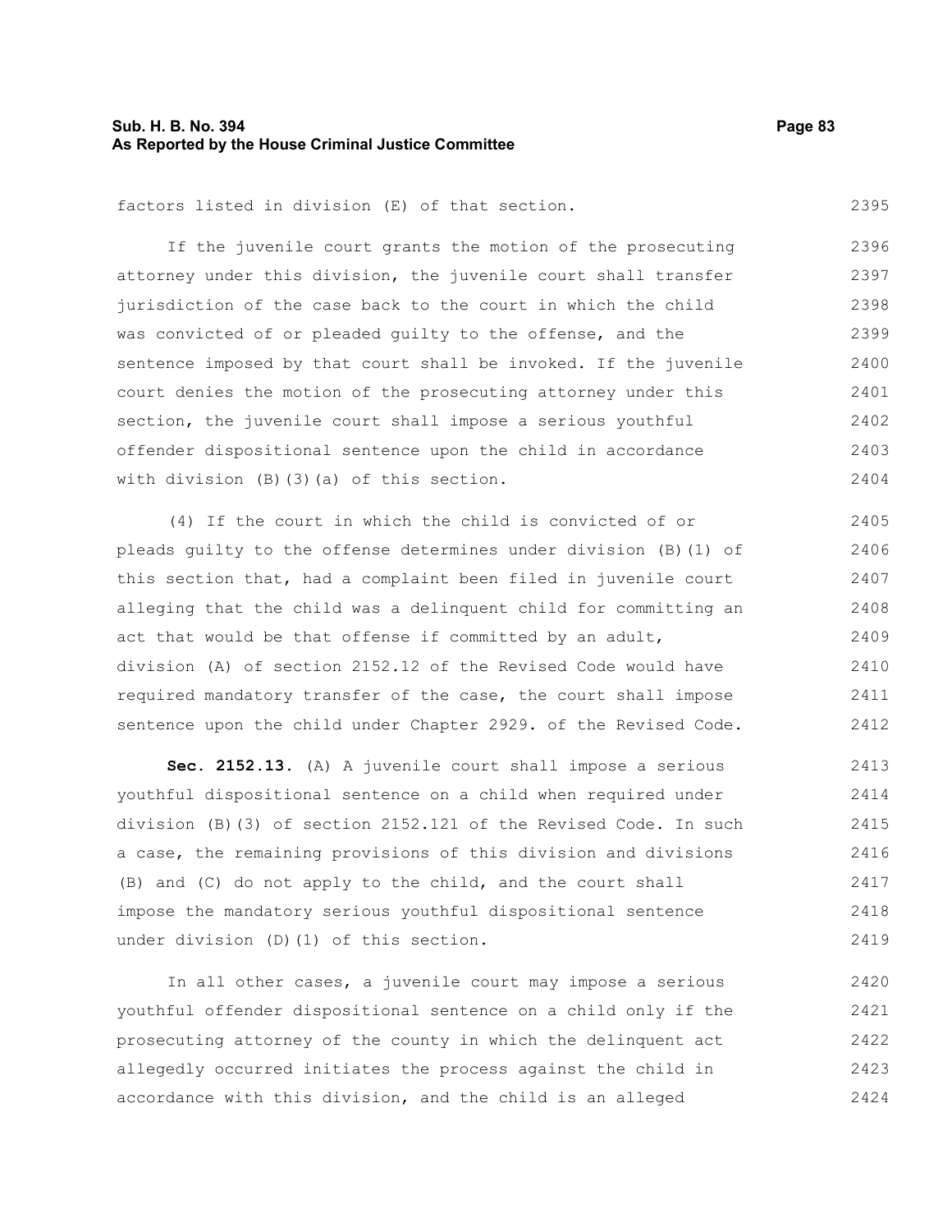factors listed in division (E) of that section.

If the juvenile court grants the motion of the prosecuting attorney under this division, the juvenile court shall transfer jurisdiction of the case back to the court in which the child was convicted of or pleaded guilty to the offense, and the sentence imposed by that court shall be invoked. If the juvenile court denies the motion of the prosecuting attorney under this section, the juvenile court shall impose a serious youthful offender dispositional sentence upon the child in accordance with division (B)(3)(a) of this section.

(4) If the court in which the child is convicted of or pleads guilty to the offense determines under division (B)(1) of this section that, had a complaint been filed in juvenile court alleging that the child was a delinquent child for committing an act that would be that offense if committed by an adult, division (A) of section 2152.12 of the Revised Code would have required mandatory transfer of the case, the court shall impose sentence upon the child under Chapter 2929. of the Revised Code.

**Sec. 2152.13.** (A) A juvenile court shall impose a serious youthful dispositional sentence on a child when required under division (B)(3) of section 2152.121 of the Revised Code. In such a case, the remaining provisions of this division and divisions (B) and (C) do not apply to the child, and the court shall impose the mandatory serious youthful dispositional sentence under division (D)(1) of this section.

In all other cases, a juvenile court may impose a serious youthful offender dispositional sentence on a child only if the prosecuting attorney of the county in which the delinquent act allegedly occurred initiates the process against the child in accordance with this division, and the child is an alleged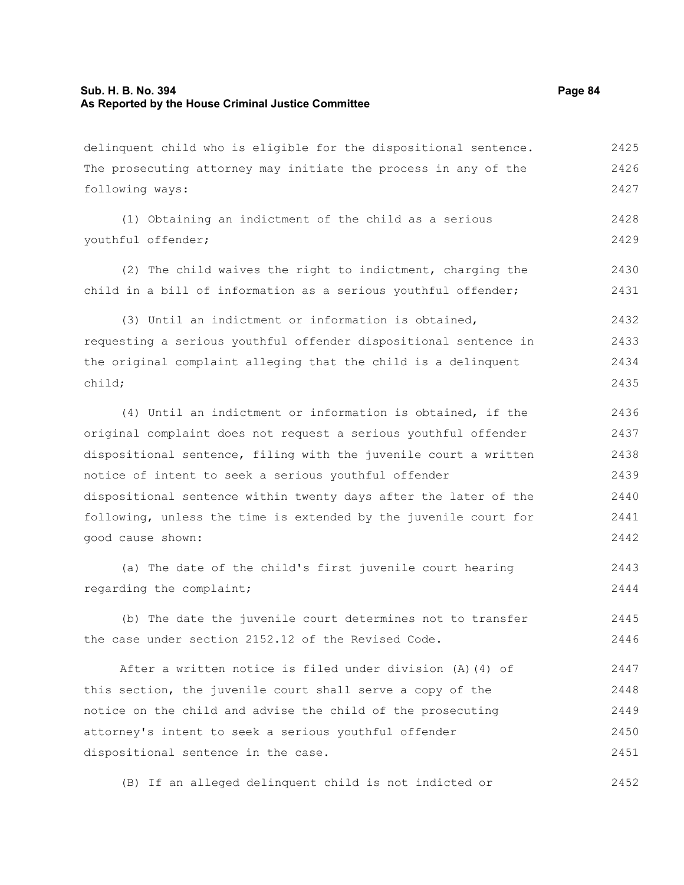delinquent child who is eligible for the dispositional sentence. The prosecuting attorney may initiate the process in any of the following ways:

(1) Obtaining an indictment of the child as a serious youthful offender;

(2) The child waives the right to indictment, charging the child in a bill of information as a serious youthful offender;

(3) Until an indictment or information is obtained, requesting a serious youthful offender dispositional sentence in the original complaint alleging that the child is a delinquent child;

(4) Until an indictment or information is obtained, if the original complaint does not request a serious youthful offender dispositional sentence, filing with the juvenile court a written notice of intent to seek a serious youthful offender dispositional sentence within twenty days after the later of the following, unless the time is extended by the juvenile court for good cause shown:

(a) The date of the child's first juvenile court hearing regarding the complaint;

(b) The date the juvenile court determines not to transfer the case under section 2152.12 of the Revised Code.

After a written notice is filed under division (A)(4) of this section, the juvenile court shall serve a copy of the notice on the child and advise the child of the prosecuting attorney's intent to seek a serious youthful offender dispositional sentence in the case.

(B) If an alleged delinquent child is not indicted or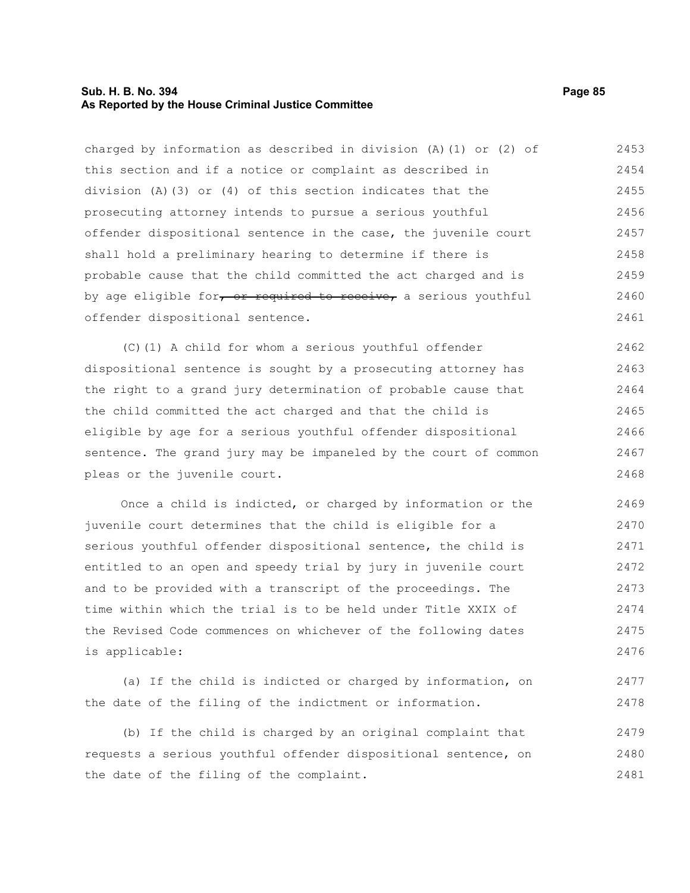charged by information as described in division (A)(1) or (2) of this section and if a notice or complaint as described in division (A)(3) or (4) of this section indicates that the prosecuting attorney intends to pursue a serious youthful offender dispositional sentence in the case, the juvenile court shall hold a preliminary hearing to determine if there is probable cause that the child committed the act charged and is by age eligible for~~, or required to receive,~~ a serious youthful offender dispositional sentence.

(C)(1) A child for whom a serious youthful offender dispositional sentence is sought by a prosecuting attorney has the right to a grand jury determination of probable cause that the child committed the act charged and that the child is eligible by age for a serious youthful offender dispositional sentence. The grand jury may be impaneled by the court of common pleas or the juvenile court.

Once a child is indicted, or charged by information or the juvenile court determines that the child is eligible for a serious youthful offender dispositional sentence, the child is entitled to an open and speedy trial by jury in juvenile court and to be provided with a transcript of the proceedings. The time within which the trial is to be held under Title XXIX of the Revised Code commences on whichever of the following dates is applicable:

(a) If the child is indicted or charged by information, on the date of the filing of the indictment or information.

(b) If the child is charged by an original complaint that requests a serious youthful offender dispositional sentence, on the date of the filing of the complaint.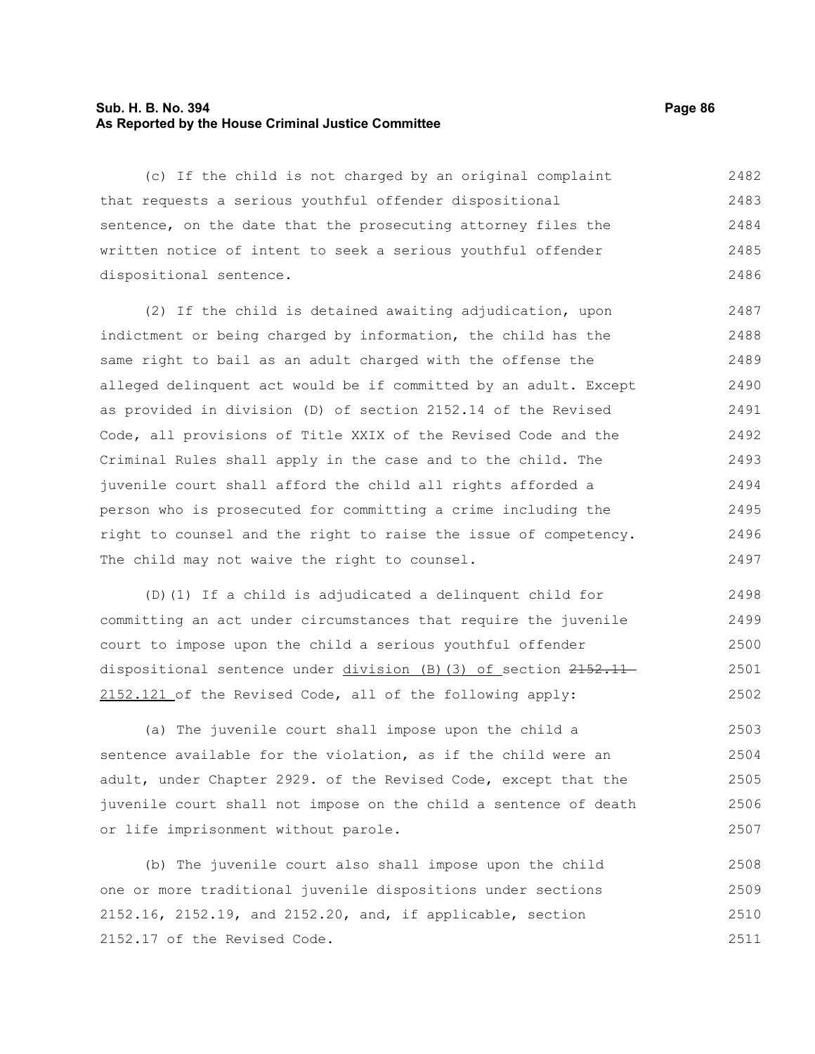(c) If the child is not charged by an original complaint that requests a serious youthful offender dispositional sentence, on the date that the prosecuting attorney files the written notice of intent to seek a serious youthful offender dispositional sentence.

(2) If the child is detained awaiting adjudication, upon indictment or being charged by information, the child has the same right to bail as an adult charged with the offense the alleged delinquent act would be if committed by an adult. Except as provided in division (D) of section 2152.14 of the Revised Code, all provisions of Title XXIX of the Revised Code and the Criminal Rules shall apply in the case and to the child. The juvenile court shall afford the child all rights afforded a person who is prosecuted for committing a crime including the right to counsel and the right to raise the issue of competency. The child may not waive the right to counsel.

(D)(1) If a child is adjudicated a delinquent child for committing an act under circumstances that require the juvenile court to impose upon the child a serious youthful offender dispositional sentence under division (B)(3) of section ~~2152.11~~ 2152.121 of the Revised Code, all of the following apply:

(a) The juvenile court shall impose upon the child a sentence available for the violation, as if the child were an adult, under Chapter 2929. of the Revised Code, except that the juvenile court shall not impose on the child a sentence of death or life imprisonment without parole.

(b) The juvenile court also shall impose upon the child one or more traditional juvenile dispositions under sections 2152.16, 2152.19, and 2152.20, and, if applicable, section 2152.17 of the Revised Code.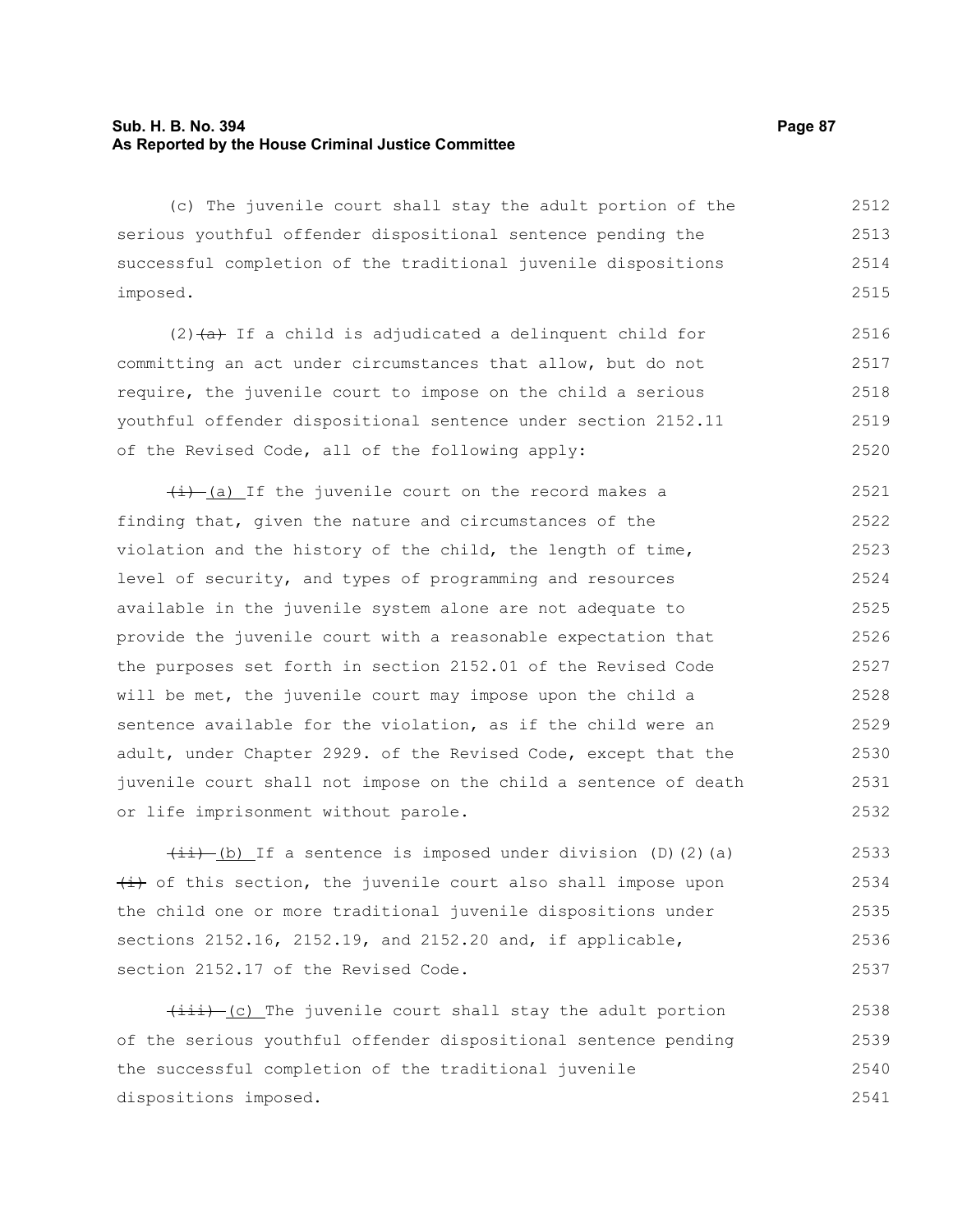(c) The juvenile court shall stay the adult portion of the serious youthful offender dispositional sentence pending the successful completion of the traditional juvenile dispositions imposed. 2512 2513 2514 2515

(2) ~~(a)~~ If a child is adjudicated a delinquent child for committing an act under circumstances that allow, but do not require, the juvenile court to impose on the child a serious youthful offender dispositional sentence under section 2152.11 of the Revised Code, all of the following apply: 2516 2517 2518 2519 2520

~~(i)~~ (a) If the juvenile court on the record makes a finding that, given the nature and circumstances of the violation and the history of the child, the length of time, level of security, and types of programming and resources available in the juvenile system alone are not adequate to provide the juvenile court with a reasonable expectation that the purposes set forth in section 2152.01 of the Revised Code will be met, the juvenile court may impose upon the child a sentence available for the violation, as if the child were an adult, under Chapter 2929. of the Revised Code, except that the juvenile court shall not impose on the child a sentence of death or life imprisonment without parole. 2521 2522 2523 2524 2525 2526 2527 2528 2529 2530 2531 2532

~~(ii)~~ (b) If a sentence is imposed under division (D)(2)(a) ~~(i)~~ of this section, the juvenile court also shall impose upon the child one or more traditional juvenile dispositions under sections 2152.16, 2152.19, and 2152.20 and, if applicable, section 2152.17 of the Revised Code. 2533 2534 2535 2536 2537

~~(iii)~~ (c) The juvenile court shall stay the adult portion of the serious youthful offender dispositional sentence pending the successful completion of the traditional juvenile dispositions imposed. 2538 2539 2540 2541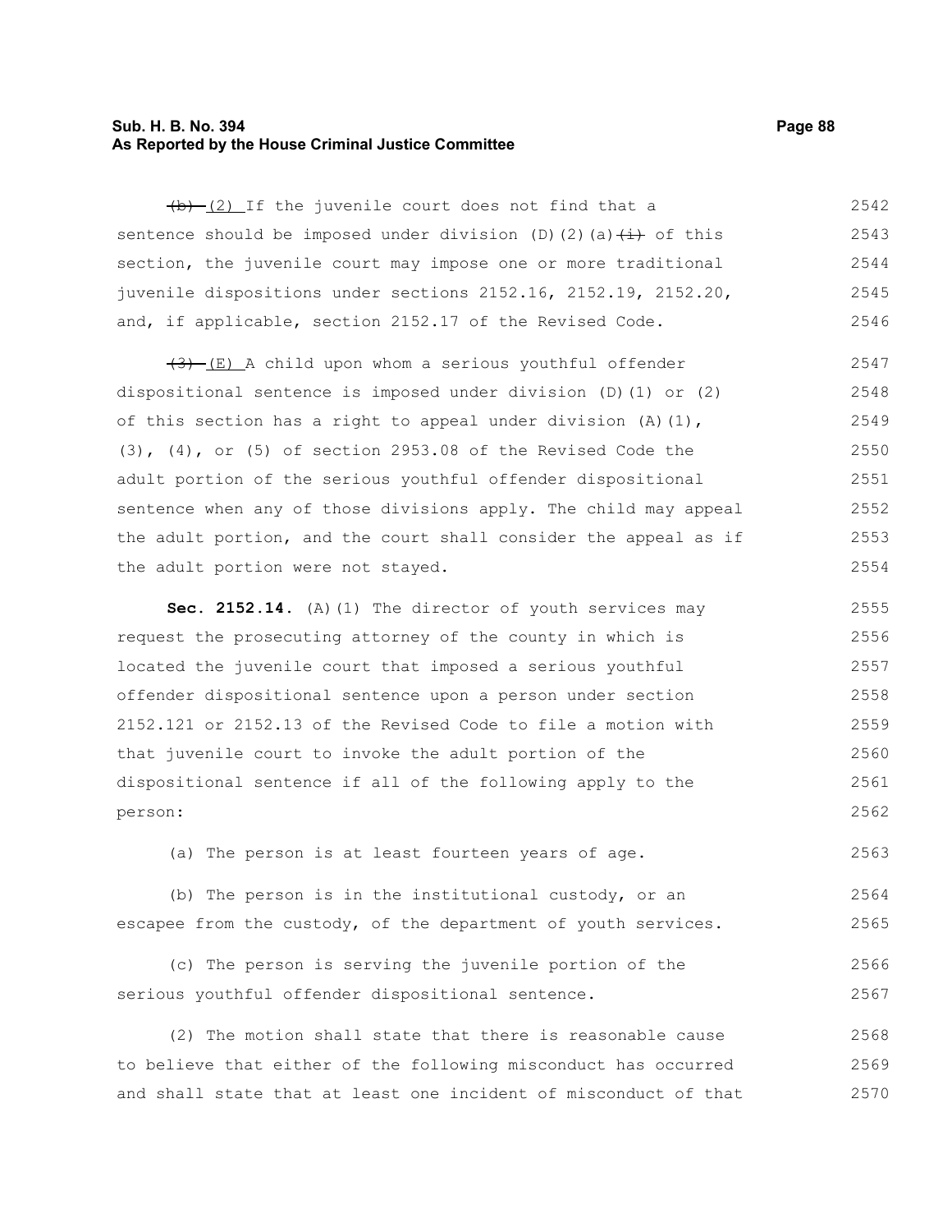~~(b)~~ (2) If the juvenile court does not find that a sentence should be imposed under division (D)(2)(a)~~(i)~~ of this section, the juvenile court may impose one or more traditional juvenile dispositions under sections 2152.16, 2152.19, 2152.20, and, if applicable, section 2152.17 of the Revised Code.

~~(3)~~ (E) A child upon whom a serious youthful offender dispositional sentence is imposed under division (D)(1) or (2) of this section has a right to appeal under division (A)(1), (3), (4), or (5) of section 2953.08 of the Revised Code the adult portion of the serious youthful offender dispositional sentence when any of those divisions apply. The child may appeal the adult portion, and the court shall consider the appeal as if the adult portion were not stayed.

**Sec. 2152.14.** (A)(1) The director of youth services may request the prosecuting attorney of the county in which is located the juvenile court that imposed a serious youthful offender dispositional sentence upon a person under section 2152.121 or 2152.13 of the Revised Code to file a motion with that juvenile court to invoke the adult portion of the dispositional sentence if all of the following apply to the person:

(a) The person is at least fourteen years of age.

(b) The person is in the institutional custody, or an escapee from the custody, of the department of youth services.

(c) The person is serving the juvenile portion of the serious youthful offender dispositional sentence.

(2) The motion shall state that there is reasonable cause to believe that either of the following misconduct has occurred and shall state that at least one incident of misconduct of that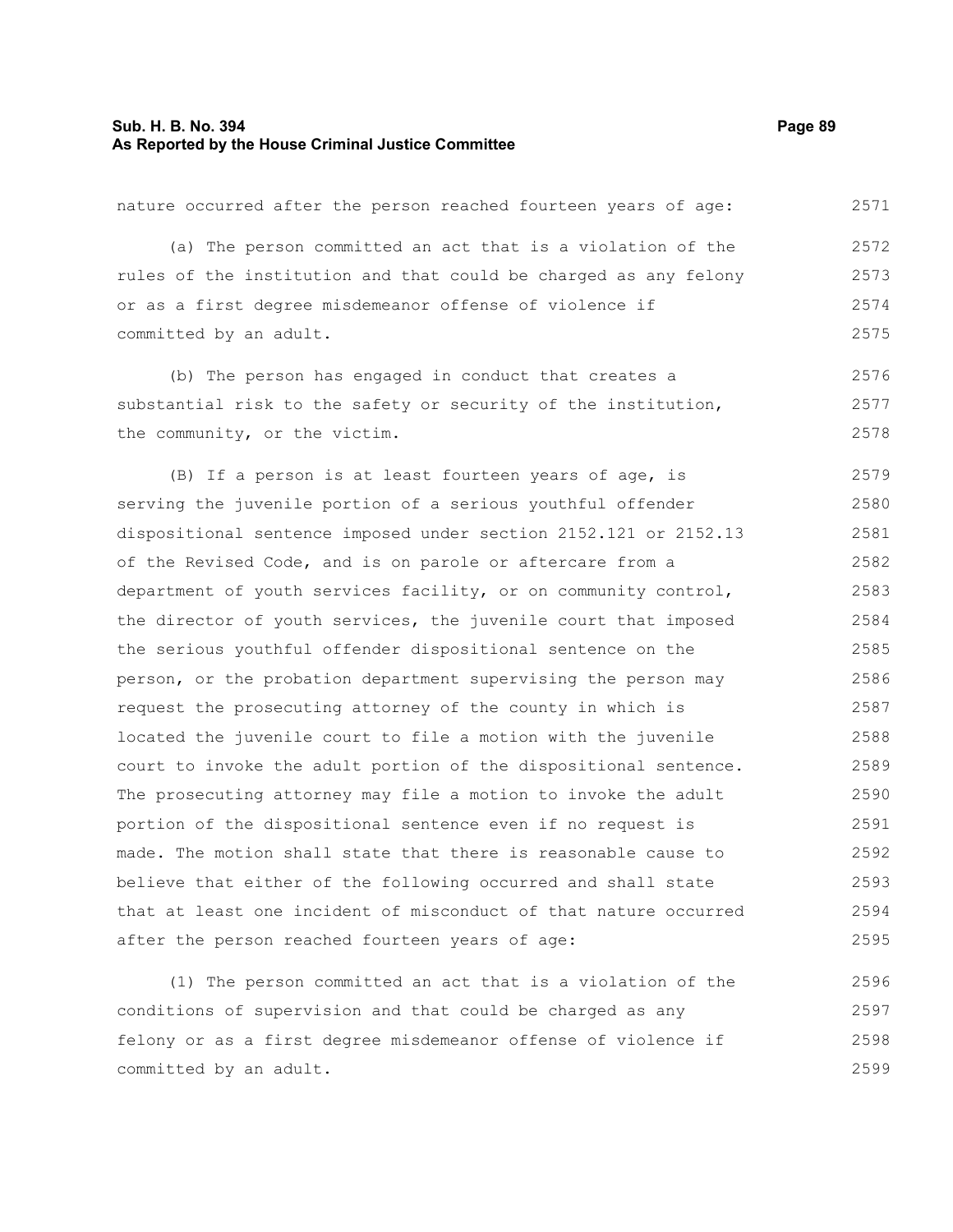nature occurred after the person reached fourteen years of age:

(a) The person committed an act that is a violation of the rules of the institution and that could be charged as any felony or as a first degree misdemeanor offense of violence if committed by an adult.

(b) The person has engaged in conduct that creates a substantial risk to the safety or security of the institution, the community, or the victim.

(B) If a person is at least fourteen years of age, is serving the juvenile portion of a serious youthful offender dispositional sentence imposed under section 2152.121 or 2152.13 of the Revised Code, and is on parole or aftercare from a department of youth services facility, or on community control, the director of youth services, the juvenile court that imposed the serious youthful offender dispositional sentence on the person, or the probation department supervising the person may request the prosecuting attorney of the county in which is located the juvenile court to file a motion with the juvenile court to invoke the adult portion of the dispositional sentence. The prosecuting attorney may file a motion to invoke the adult portion of the dispositional sentence even if no request is made. The motion shall state that there is reasonable cause to believe that either of the following occurred and shall state that at least one incident of misconduct of that nature occurred after the person reached fourteen years of age:

(1) The person committed an act that is a violation of the conditions of supervision and that could be charged as any felony or as a first degree misdemeanor offense of violence if committed by an adult.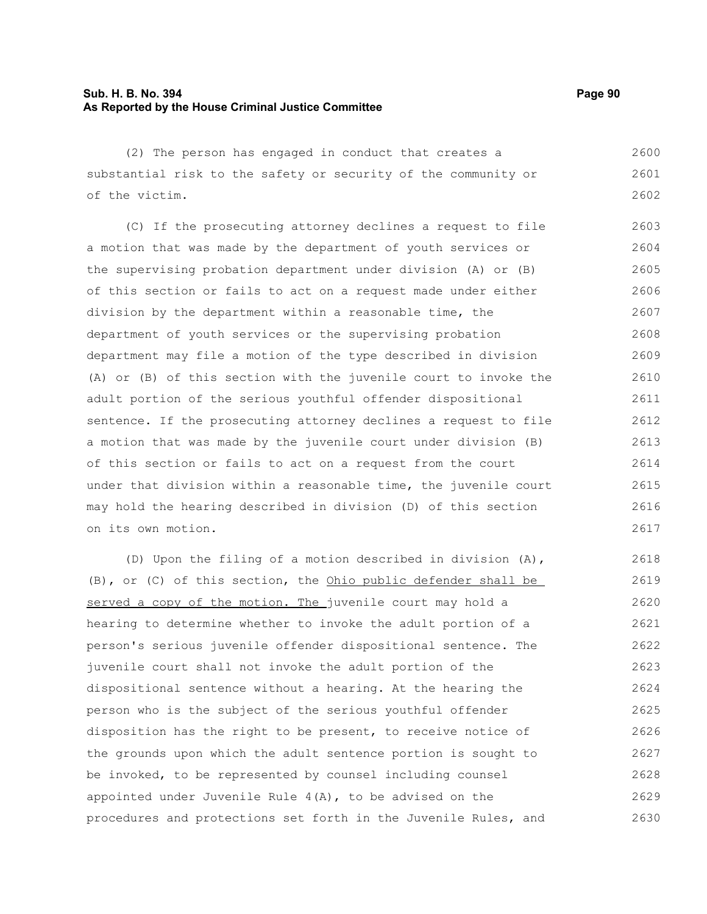(2) The person has engaged in conduct that creates a substantial risk to the safety or security of the community or of the victim.

(C) If the prosecuting attorney declines a request to file a motion that was made by the department of youth services or the supervising probation department under division (A) or (B) of this section or fails to act on a request made under either division by the department within a reasonable time, the department of youth services or the supervising probation department may file a motion of the type described in division (A) or (B) of this section with the juvenile court to invoke the adult portion of the serious youthful offender dispositional sentence. If the prosecuting attorney declines a request to file a motion that was made by the juvenile court under division (B) of this section or fails to act on a request from the court under that division within a reasonable time, the juvenile court may hold the hearing described in division (D) of this section on its own motion.

(D) Upon the filing of a motion described in division (A), (B), or (C) of this section, the <u>Ohio public defender shall be served a copy of the motion. The</u> juvenile court may hold a hearing to determine whether to invoke the adult portion of a person's serious juvenile offender dispositional sentence. The juvenile court shall not invoke the adult portion of the dispositional sentence without a hearing. At the hearing the person who is the subject of the serious youthful offender disposition has the right to be present, to receive notice of the grounds upon which the adult sentence portion is sought to be invoked, to be represented by counsel including counsel appointed under Juvenile Rule 4(A), to be advised on the procedures and protections set forth in the Juvenile Rules, and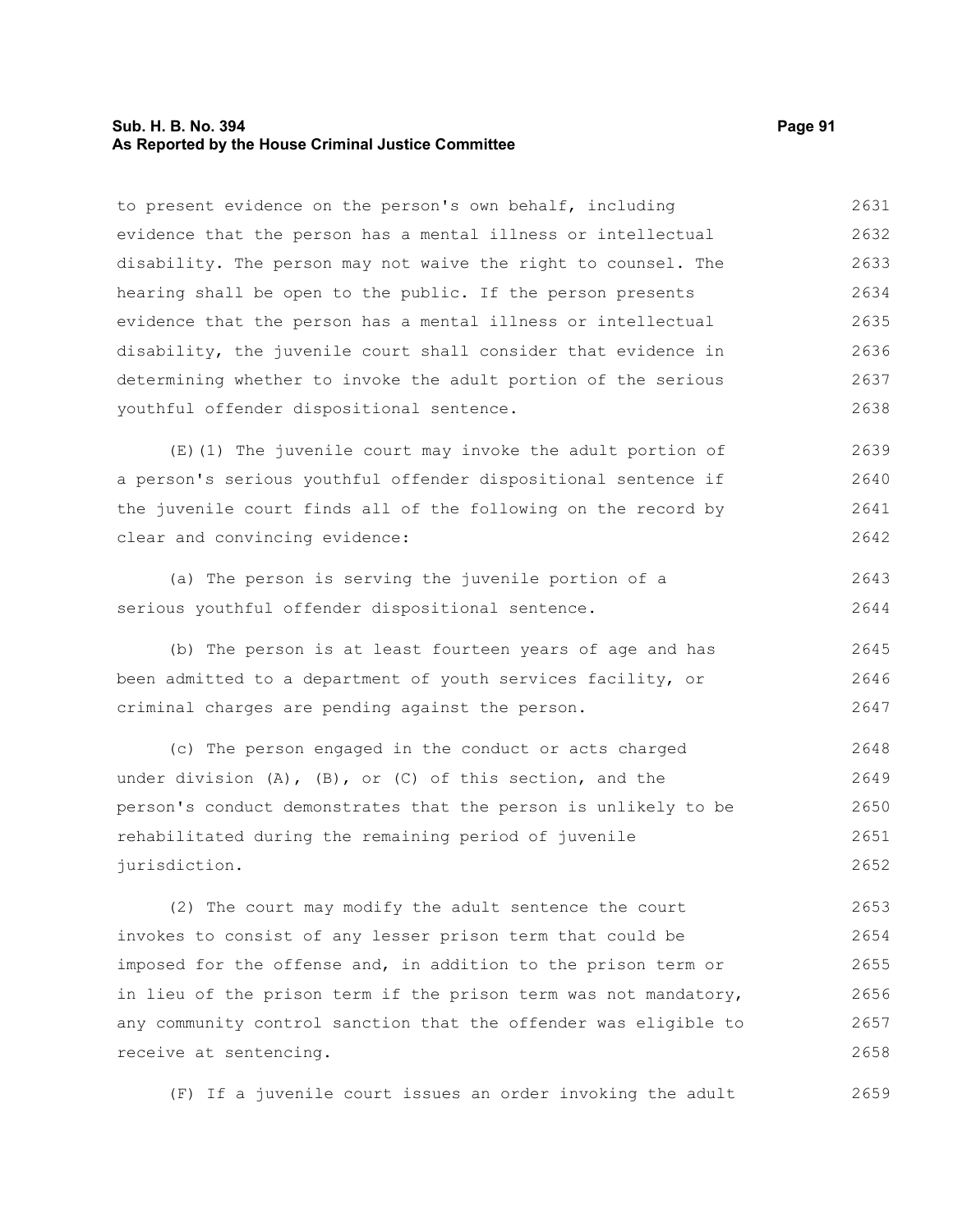to present evidence on the person's own behalf, including evidence that the person has a mental illness or intellectual disability. The person may not waive the right to counsel. The hearing shall be open to the public. If the person presents evidence that the person has a mental illness or intellectual disability, the juvenile court shall consider that evidence in determining whether to invoke the adult portion of the serious youthful offender dispositional sentence.

(E)(1) The juvenile court may invoke the adult portion of a person's serious youthful offender dispositional sentence if the juvenile court finds all of the following on the record by clear and convincing evidence:

(a) The person is serving the juvenile portion of a serious youthful offender dispositional sentence.

(b) The person is at least fourteen years of age and has been admitted to a department of youth services facility, or criminal charges are pending against the person.

(c) The person engaged in the conduct or acts charged under division (A), (B), or (C) of this section, and the person's conduct demonstrates that the person is unlikely to be rehabilitated during the remaining period of juvenile jurisdiction.

(2) The court may modify the adult sentence the court invokes to consist of any lesser prison term that could be imposed for the offense and, in addition to the prison term or in lieu of the prison term if the prison term was not mandatory, any community control sanction that the offender was eligible to receive at sentencing.

(F) If a juvenile court issues an order invoking the adult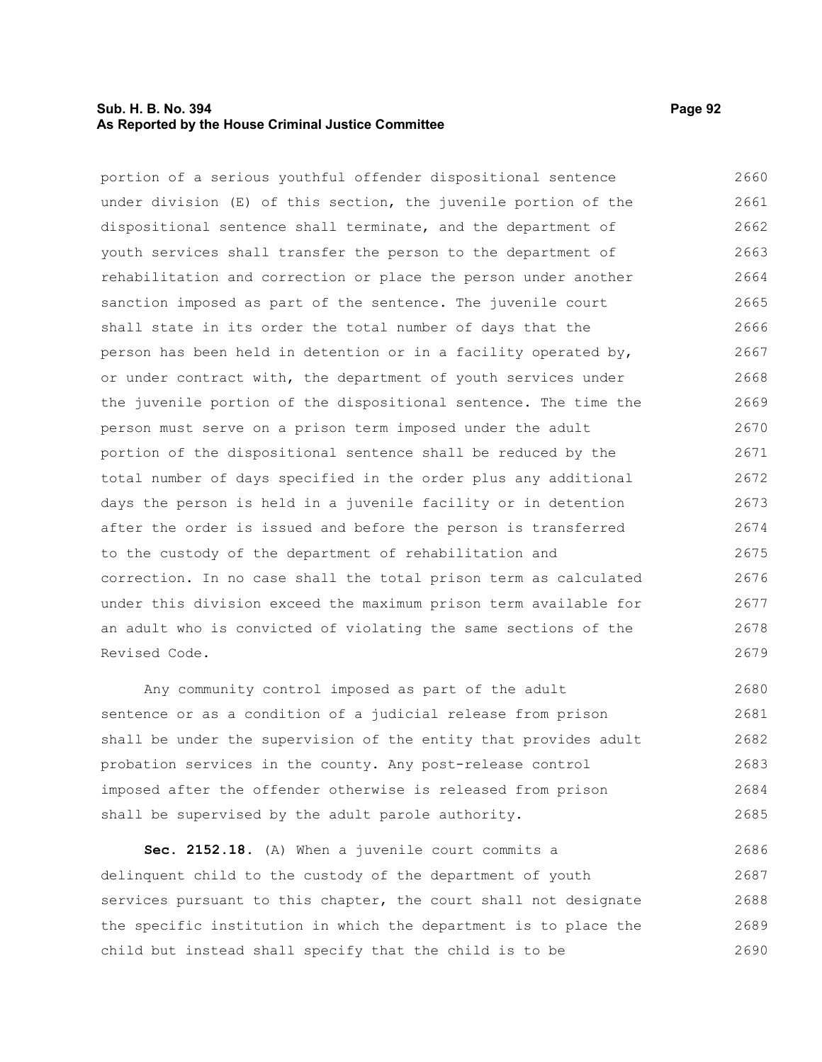portion of a serious youthful offender dispositional sentence under division (E) of this section, the juvenile portion of the dispositional sentence shall terminate, and the department of youth services shall transfer the person to the department of rehabilitation and correction or place the person under another sanction imposed as part of the sentence. The juvenile court shall state in its order the total number of days that the person has been held in detention or in a facility operated by, or under contract with, the department of youth services under the juvenile portion of the dispositional sentence. The time the person must serve on a prison term imposed under the adult portion of the dispositional sentence shall be reduced by the total number of days specified in the order plus any additional days the person is held in a juvenile facility or in detention after the order is issued and before the person is transferred to the custody of the department of rehabilitation and correction. In no case shall the total prison term as calculated under this division exceed the maximum prison term available for an adult who is convicted of violating the same sections of the Revised Code.

Any community control imposed as part of the adult sentence or as a condition of a judicial release from prison shall be under the supervision of the entity that provides adult probation services in the county. Any post-release control imposed after the offender otherwise is released from prison shall be supervised by the adult parole authority.

**Sec. 2152.18.** (A) When a juvenile court commits a delinquent child to the custody of the department of youth services pursuant to this chapter, the court shall not designate the specific institution in which the department is to place the child but instead shall specify that the child is to be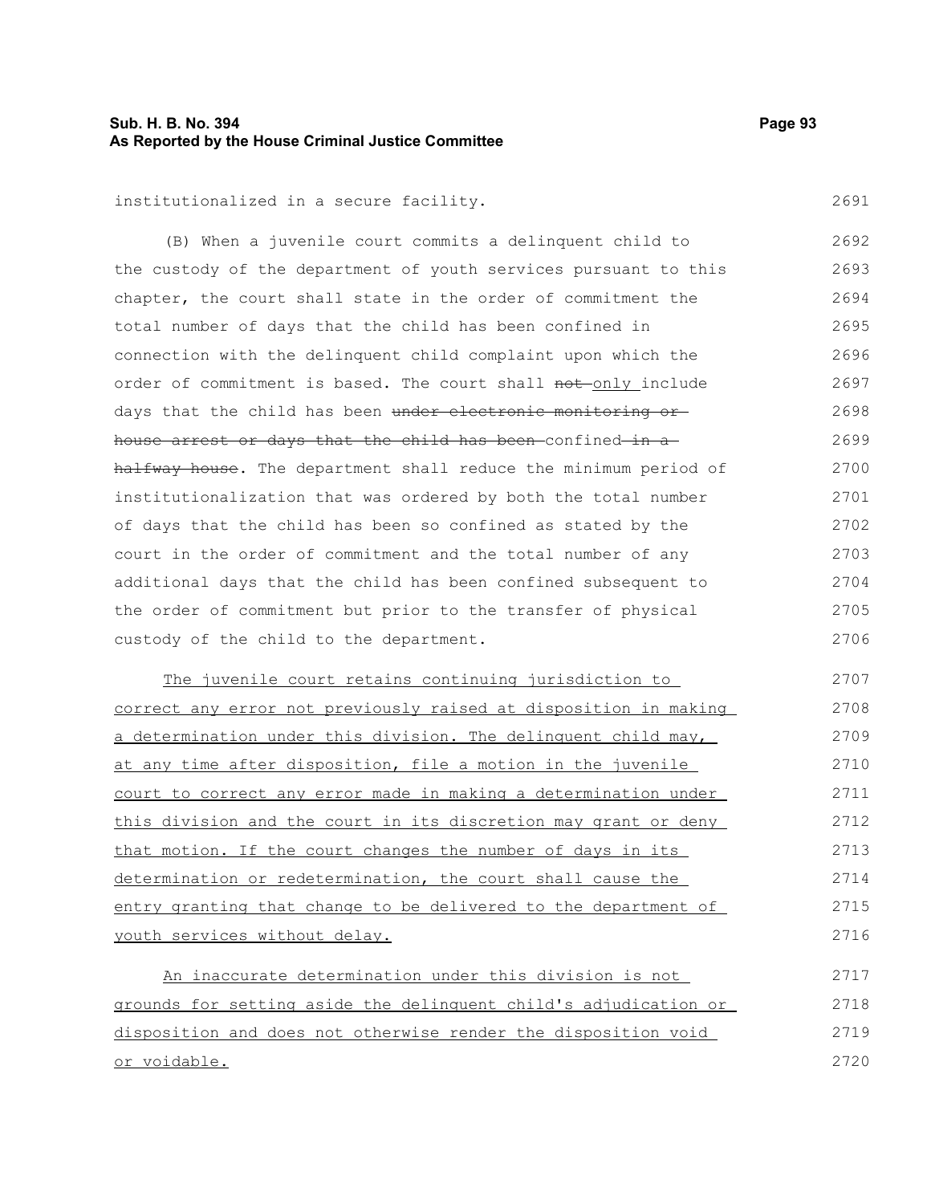institutionalized in a secure facility.

(B) When a juvenile court commits a delinquent child to the custody of the department of youth services pursuant to this chapter, the court shall state in the order of commitment the total number of days that the child has been confined in connection with the delinquent child complaint upon which the order of commitment is based. The court shall ~~not~~ <u>only</u> include days that the child has been ~~under electronic monitoring or house arrest or days that the child has been~~ confined ~~in a halfway house~~. The department shall reduce the minimum period of institutionalization that was ordered by both the total number of days that the child has been so confined as stated by the court in the order of commitment and the total number of any additional days that the child has been confined subsequent to the order of commitment but prior to the transfer of physical custody of the child to the department.

<u>The juvenile court retains continuing jurisdiction to correct any error not previously raised at disposition in making a determination under this division. The delinquent child may, at any time after disposition, file a motion in the juvenile court to correct any error made in making a determination under this division and the court in its discretion may grant or deny that motion. If the court changes the number of days in its determination or redetermination, the court shall cause the entry granting that change to be delivered to the department of youth services without delay.</u>

<u>An inaccurate determination under this division is not grounds for setting aside the delinquent child's adjudication or disposition and does not otherwise render the disposition void or voidable.</u>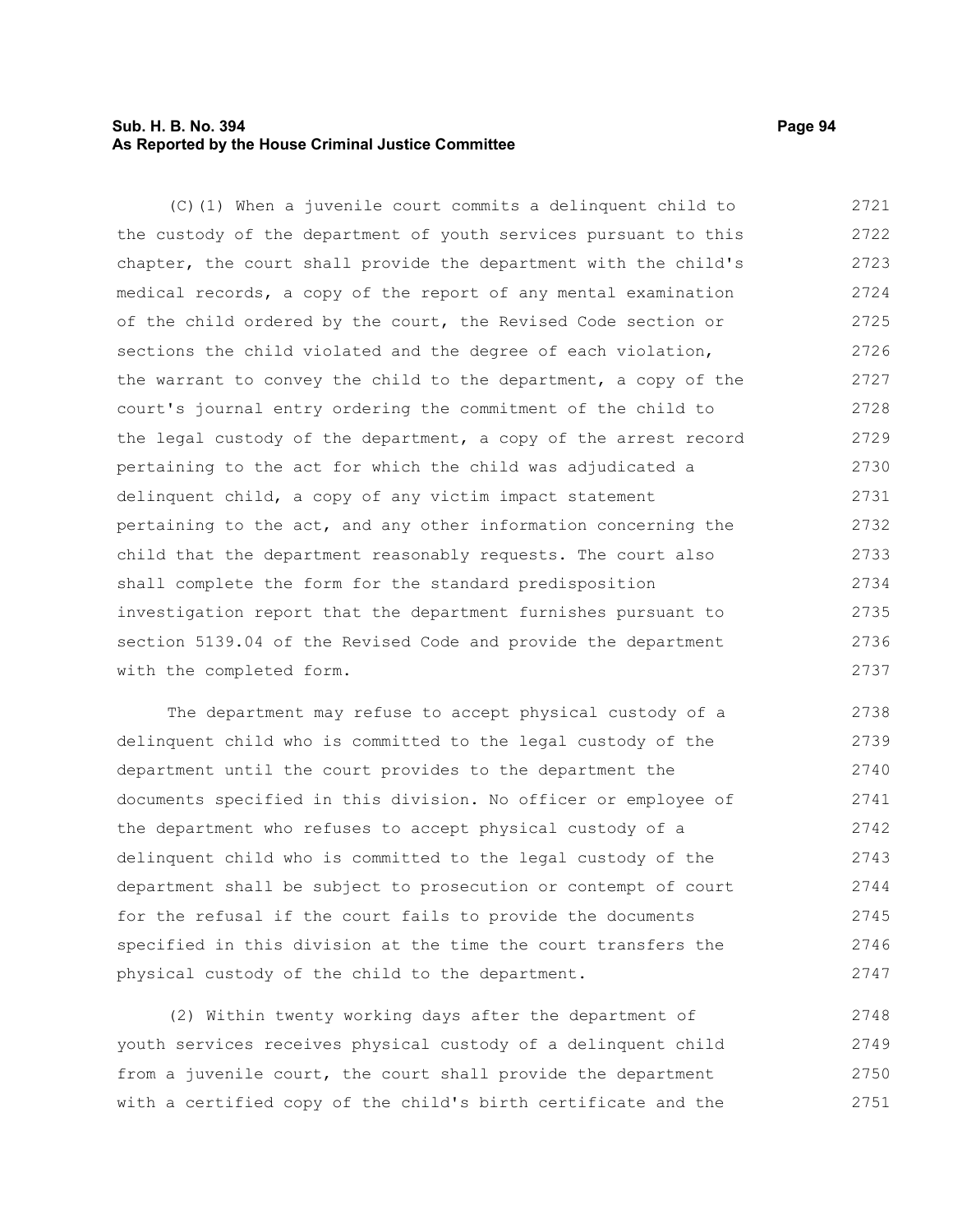(C)(1) When a juvenile court commits a delinquent child to the custody of the department of youth services pursuant to this chapter, the court shall provide the department with the child's medical records, a copy of the report of any mental examination of the child ordered by the court, the Revised Code section or sections the child violated and the degree of each violation, the warrant to convey the child to the department, a copy of the court's journal entry ordering the commitment of the child to the legal custody of the department, a copy of the arrest record pertaining to the act for which the child was adjudicated a delinquent child, a copy of any victim impact statement pertaining to the act, and any other information concerning the child that the department reasonably requests. The court also shall complete the form for the standard predisposition investigation report that the department furnishes pursuant to section 5139.04 of the Revised Code and provide the department with the completed form.

The department may refuse to accept physical custody of a delinquent child who is committed to the legal custody of the department until the court provides to the department the documents specified in this division. No officer or employee of the department who refuses to accept physical custody of a delinquent child who is committed to the legal custody of the department shall be subject to prosecution or contempt of court for the refusal if the court fails to provide the documents specified in this division at the time the court transfers the physical custody of the child to the department.

(2) Within twenty working days after the department of youth services receives physical custody of a delinquent child from a juvenile court, the court shall provide the department with a certified copy of the child's birth certificate and the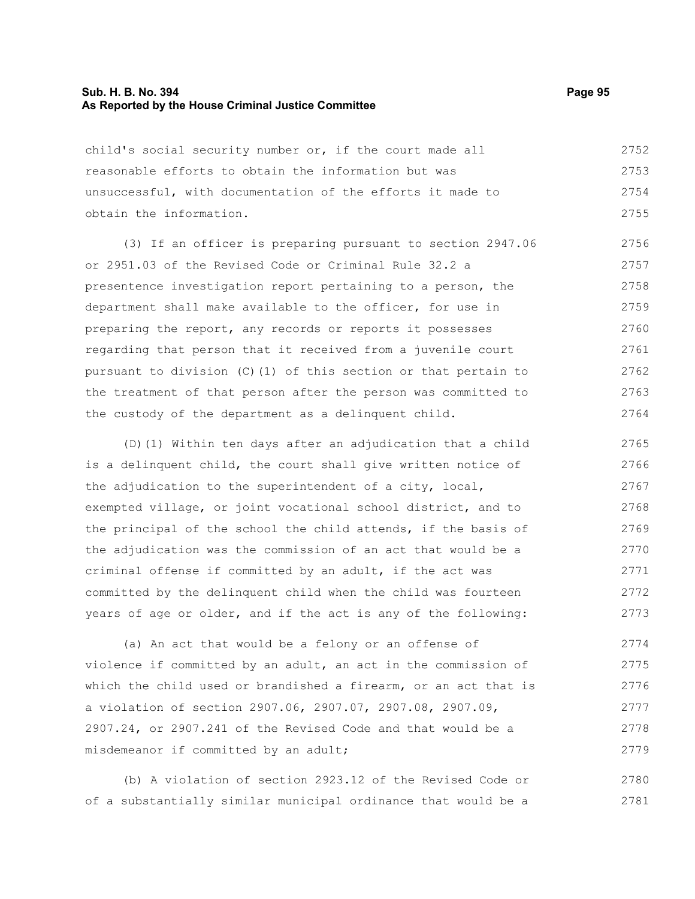child's social security number or, if the court made all reasonable efforts to obtain the information but was unsuccessful, with documentation of the efforts it made to obtain the information.

(3) If an officer is preparing pursuant to section 2947.06 or 2951.03 of the Revised Code or Criminal Rule 32.2 a presentence investigation report pertaining to a person, the department shall make available to the officer, for use in preparing the report, any records or reports it possesses regarding that person that it received from a juvenile court pursuant to division (C)(1) of this section or that pertain to the treatment of that person after the person was committed to the custody of the department as a delinquent child.

(D)(1) Within ten days after an adjudication that a child is a delinquent child, the court shall give written notice of the adjudication to the superintendent of a city, local, exempted village, or joint vocational school district, and to the principal of the school the child attends, if the basis of the adjudication was the commission of an act that would be a criminal offense if committed by an adult, if the act was committed by the delinquent child when the child was fourteen years of age or older, and if the act is any of the following:

(a) An act that would be a felony or an offense of violence if committed by an adult, an act in the commission of which the child used or brandished a firearm, or an act that is a violation of section 2907.06, 2907.07, 2907.08, 2907.09, 2907.24, or 2907.241 of the Revised Code and that would be a misdemeanor if committed by an adult;

(b) A violation of section 2923.12 of the Revised Code or of a substantially similar municipal ordinance that would be a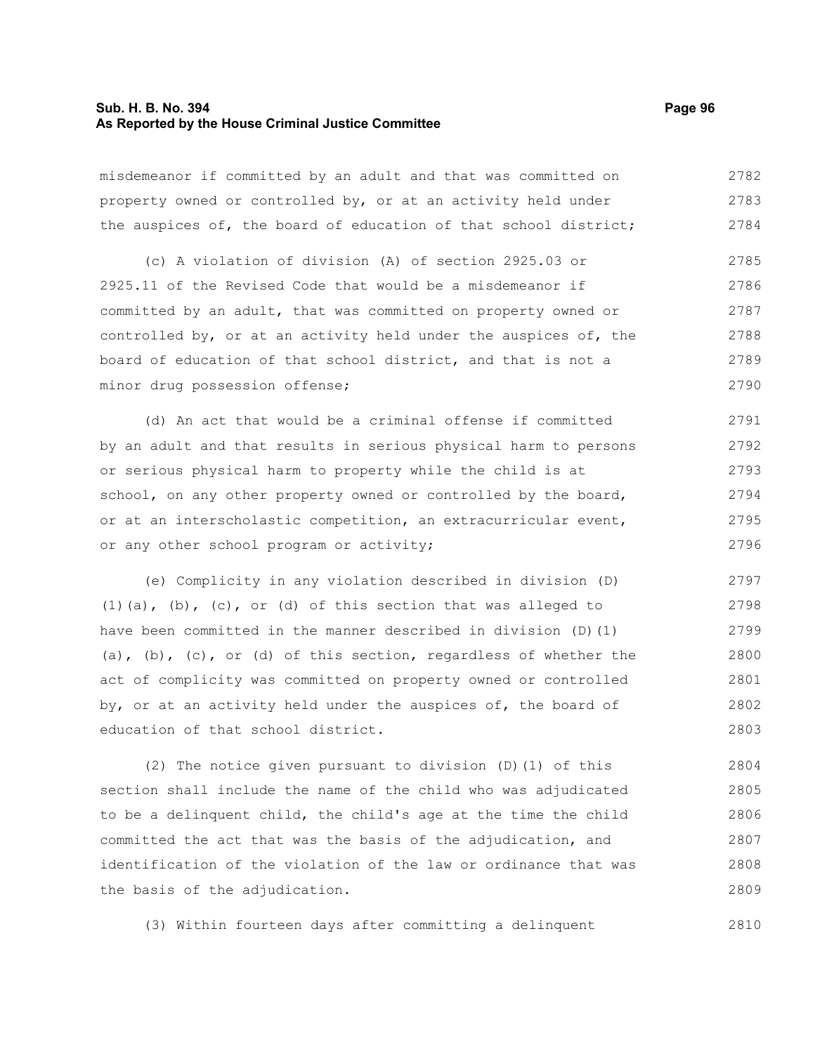misdemeanor if committed by an adult and that was committed on property owned or controlled by, or at an activity held under the auspices of, the board of education of that school district;

(c) A violation of division (A) of section 2925.03 or 2925.11 of the Revised Code that would be a misdemeanor if committed by an adult, that was committed on property owned or controlled by, or at an activity held under the auspices of, the board of education of that school district, and that is not a minor drug possession offense;

(d) An act that would be a criminal offense if committed by an adult and that results in serious physical harm to persons or serious physical harm to property while the child is at school, on any other property owned or controlled by the board, or at an interscholastic competition, an extracurricular event, or any other school program or activity;

(e) Complicity in any violation described in division (D)(1)(a), (b), (c), or (d) of this section that was alleged to have been committed in the manner described in division (D)(1)(a), (b), (c), or (d) of this section, regardless of whether the act of complicity was committed on property owned or controlled by, or at an activity held under the auspices of, the board of education of that school district.

(2) The notice given pursuant to division (D)(1) of this section shall include the name of the child who was adjudicated to be a delinquent child, the child's age at the time the child committed the act that was the basis of the adjudication, and identification of the violation of the law or ordinance that was the basis of the adjudication.

(3) Within fourteen days after committing a delinquent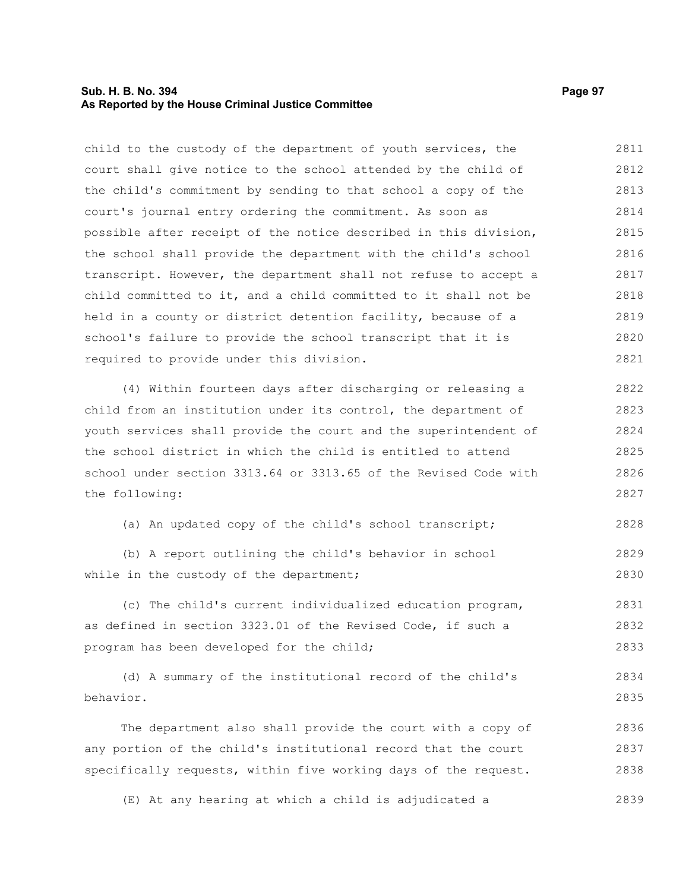child to the custody of the department of youth services, the court shall give notice to the school attended by the child of the child's commitment by sending to that school a copy of the court's journal entry ordering the commitment. As soon as possible after receipt of the notice described in this division, the school shall provide the department with the child's school transcript. However, the department shall not refuse to accept a child committed to it, and a child committed to it shall not be held in a county or district detention facility, because of a school's failure to provide the school transcript that it is required to provide under this division.

(4) Within fourteen days after discharging or releasing a child from an institution under its control, the department of youth services shall provide the court and the superintendent of the school district in which the child is entitled to attend school under section 3313.64 or 3313.65 of the Revised Code with the following:

(a) An updated copy of the child's school transcript;

(b) A report outlining the child's behavior in school while in the custody of the department;

(c) The child's current individualized education program, as defined in section 3323.01 of the Revised Code, if such a program has been developed for the child;

(d) A summary of the institutional record of the child's behavior.

The department also shall provide the court with a copy of any portion of the child's institutional record that the court specifically requests, within five working days of the request.

(E) At any hearing at which a child is adjudicated a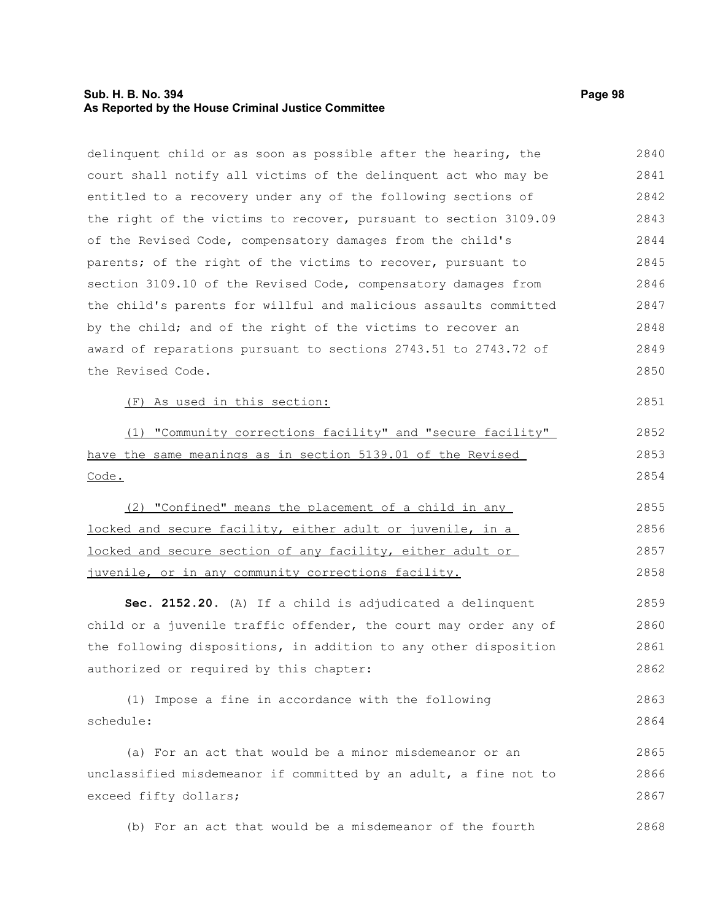delinquent child or as soon as possible after the hearing, the court shall notify all victims of the delinquent act who may be entitled to a recovery under any of the following sections of the right of the victims to recover, pursuant to section 3109.09 of the Revised Code, compensatory damages from the child's parents; of the right of the victims to recover, pursuant to section 3109.10 of the Revised Code, compensatory damages from the child's parents for willful and malicious assaults committed by the child; and of the right of the victims to recover an award of reparations pursuant to sections 2743.51 to 2743.72 of the Revised Code.

(F) As used in this section:

(1) "Community corrections facility" and "secure facility" have the same meanings as in section 5139.01 of the Revised Code.

(2) "Confined" means the placement of a child in any locked and secure facility, either adult or juvenile, in a locked and secure section of any facility, either adult or juvenile, or in any community corrections facility.

**Sec. 2152.20.** (A) If a child is adjudicated a delinquent child or a juvenile traffic offender, the court may order any of the following dispositions, in addition to any other disposition authorized or required by this chapter:

(1) Impose a fine in accordance with the following schedule:

(a) For an act that would be a minor misdemeanor or an unclassified misdemeanor if committed by an adult, a fine not to exceed fifty dollars;

(b) For an act that would be a misdemeanor of the fourth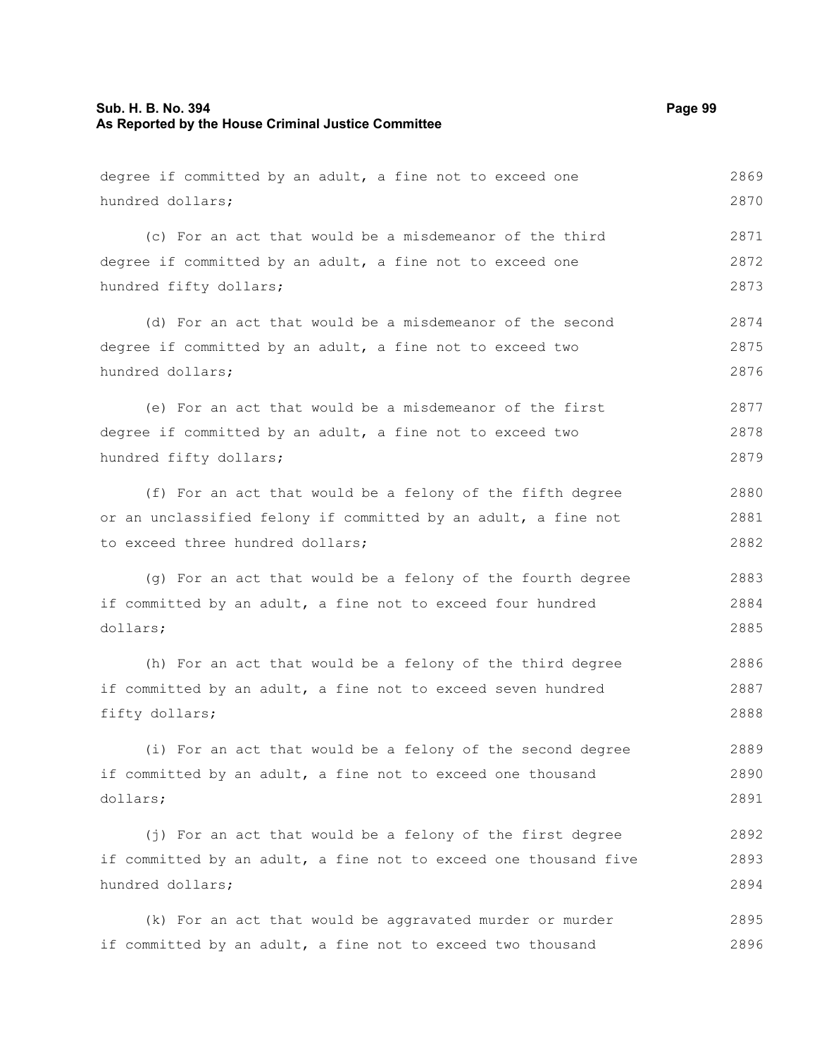degree if committed by an adult, a fine not to exceed one hundred dollars;

(c) For an act that would be a misdemeanor of the third degree if committed by an adult, a fine not to exceed one hundred fifty dollars;

(d) For an act that would be a misdemeanor of the second degree if committed by an adult, a fine not to exceed two hundred dollars;

(e) For an act that would be a misdemeanor of the first degree if committed by an adult, a fine not to exceed two hundred fifty dollars;

(f) For an act that would be a felony of the fifth degree or an unclassified felony if committed by an adult, a fine not to exceed three hundred dollars;

(g) For an act that would be a felony of the fourth degree if committed by an adult, a fine not to exceed four hundred dollars;

(h) For an act that would be a felony of the third degree if committed by an adult, a fine not to exceed seven hundred fifty dollars;

(i) For an act that would be a felony of the second degree if committed by an adult, a fine not to exceed one thousand dollars;

(j) For an act that would be a felony of the first degree if committed by an adult, a fine not to exceed one thousand five hundred dollars;

(k) For an act that would be aggravated murder or murder if committed by an adult, a fine not to exceed two thousand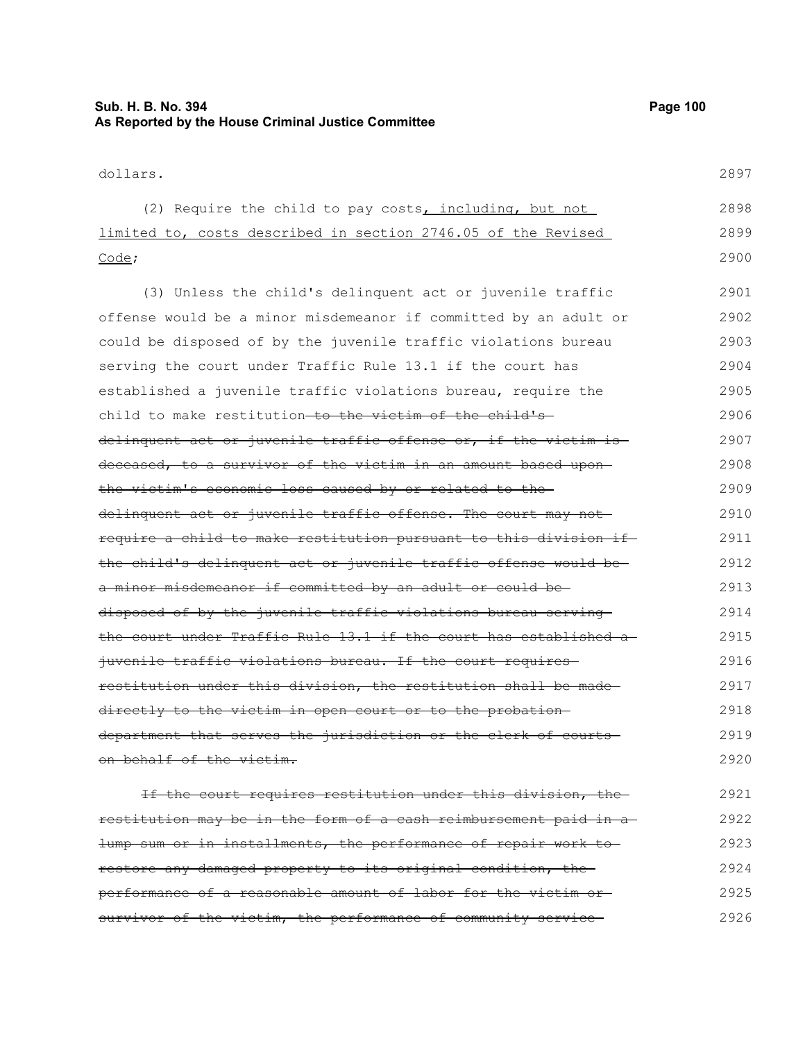dollars.

(2) Require the child to pay costs<u>, including, but not limited to, costs described in section 2746.05 of the Revised Code</u>;

(3) Unless the child's delinquent act or juvenile traffic offense would be a minor misdemeanor if committed by an adult or could be disposed of by the juvenile traffic violations bureau serving the court under Traffic Rule 13.1 if the court has established a juvenile traffic violations bureau, require the child to make restitution~~ to the victim of the child's delinquent act or juvenile traffic offense or, if the victim is deceased, to a survivor of the victim in an amount based upon the victim's economic loss caused by or related to the delinquent act or juvenile traffic offense. The court may not require a child to make restitution pursuant to this division if the child's delinquent act or juvenile traffic offense would be a minor misdemeanor if committed by an adult or could be disposed of by the juvenile traffic violations bureau serving the court under Traffic Rule 13.1 if the court has established a juvenile traffic violations bureau. If the court requires restitution under this division, the restitution shall be made directly to the victim in open court or to the probation department that serves the jurisdiction or the clerk of courts on behalf of the victim.~~

~~If the court requires restitution under this division, the restitution may be in the form of a cash reimbursement paid in a lump sum or in installments, the performance of repair work to restore any damaged property to its original condition, the performance of a reasonable amount of labor for the victim or survivor of the victim, the performance of community service~~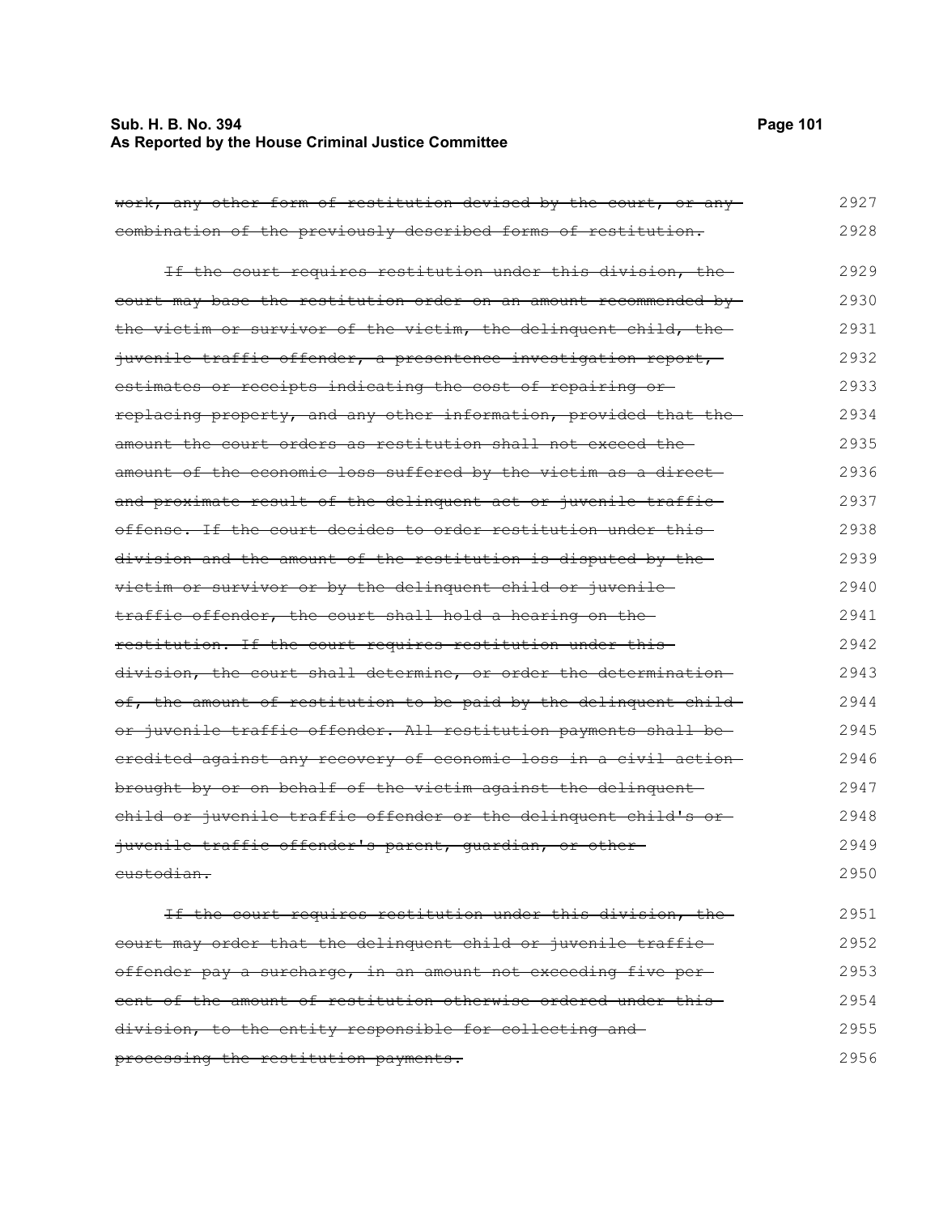~~work, any other form of restitution devised by the court, or any combination of the previously described forms of restitution.~~

~~If the court requires restitution under this division, the court may base the restitution order on an amount recommended by the victim or survivor of the victim, the delinquent child, the juvenile traffic offender, a presentence investigation report, estimates or receipts indicating the cost of repairing or replacing property, and any other information, provided that the amount the court orders as restitution shall not exceed the amount of the economic loss suffered by the victim as a direct and proximate result of the delinquent act or juvenile traffic offense. If the court decides to order restitution under this division and the amount of the restitution is disputed by the victim or survivor or by the delinquent child or juvenile traffic offender, the court shall hold a hearing on the restitution. If the court requires restitution under this division, the court shall determine, or order the determination of, the amount of restitution to be paid by the delinquent child or juvenile traffic offender. All restitution payments shall be credited against any recovery of economic loss in a civil action brought by or on behalf of the victim against the delinquent child or juvenile traffic offender or the delinquent child's or juvenile traffic offender's parent, guardian, or other custodian.~~

~~If the court requires restitution under this division, the court may order that the delinquent child or juvenile traffic offender pay a surcharge, in an amount not exceeding five per cent of the amount of restitution otherwise ordered under this division, to the entity responsible for collecting and processing the restitution payments.~~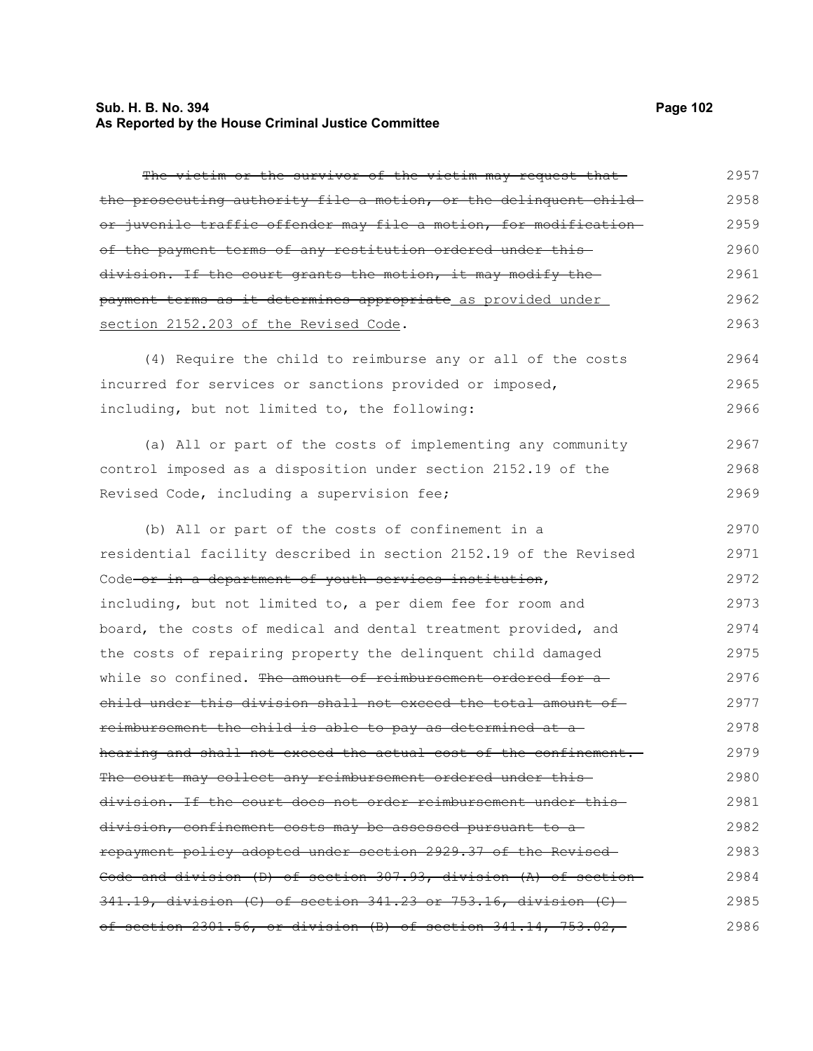~~The victim or the survivor of the victim may request that the prosecuting authority file a motion, or the delinquent child or juvenile traffic offender may file a motion, for modification of the payment terms of any restitution ordered under this division. If the court grants the motion, it may modify the payment terms as it determines appropriate~~ as provided under section 2152.203 of the Revised Code.

(4) Require the child to reimburse any or all of the costs incurred for services or sanctions provided or imposed, including, but not limited to, the following:

(a) All or part of the costs of implementing any community control imposed as a disposition under section 2152.19 of the Revised Code, including a supervision fee;

(b) All or part of the costs of confinement in a residential facility described in section 2152.19 of the Revised Code ~~or in a department of youth services institution~~, including, but not limited to, a per diem fee for room and board, the costs of medical and dental treatment provided, and the costs of repairing property the delinquent child damaged while so confined. ~~The amount of reimbursement ordered for a child under this division shall not exceed the total amount of reimbursement the child is able to pay as determined at a hearing and shall not exceed the actual cost of the confinement. The court may collect any reimbursement ordered under this division. If the court does not order reimbursement under this division, confinement costs may be assessed pursuant to a repayment policy adopted under section 2929.37 of the Revised Code and division (D) of section 307.93, division (A) of section 341.19, division (C) of section 341.23 or 753.16, division (C) of section 2301.56, or division (B) of section 341.14, 753.02,~~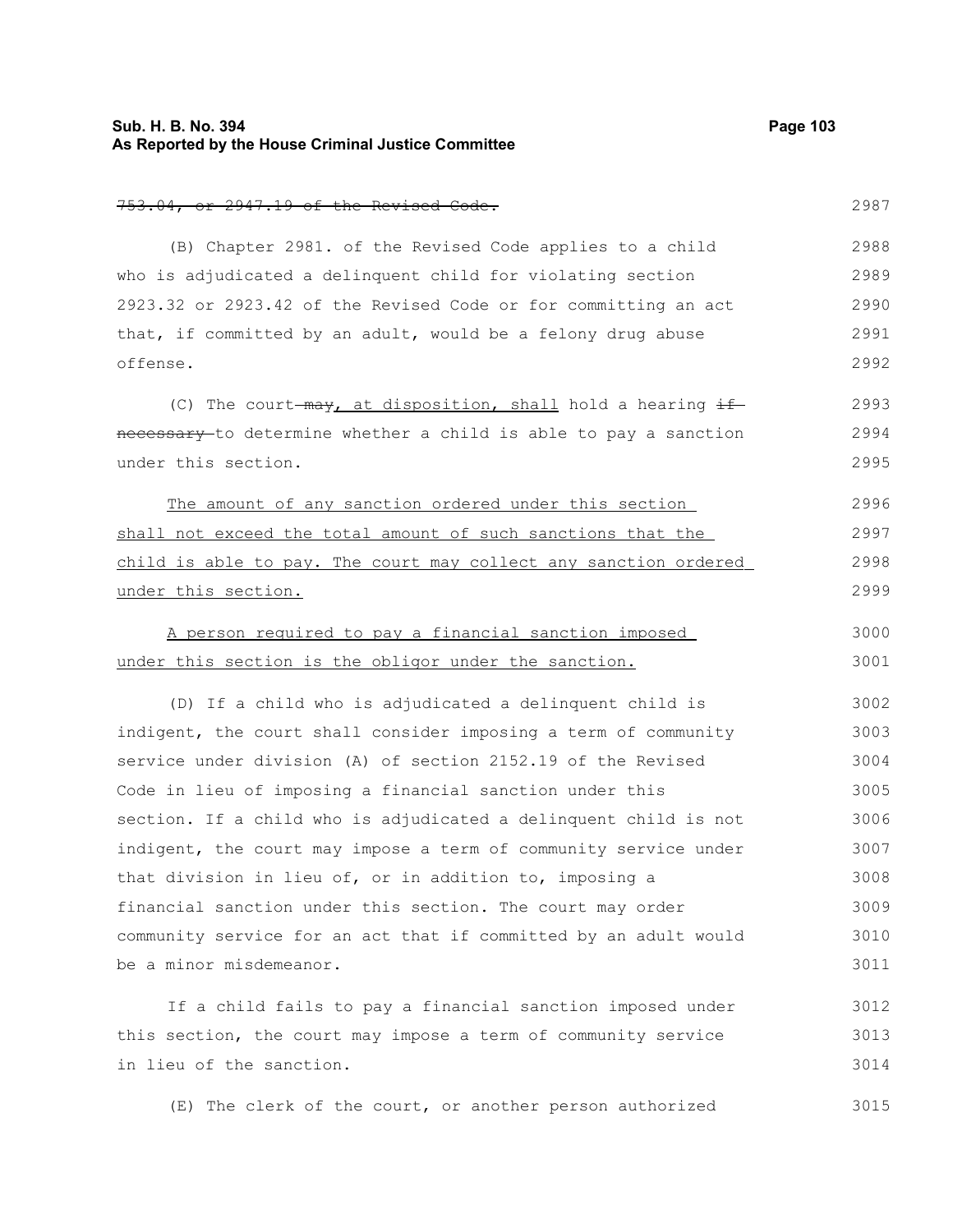~~753.04, or 2947.19 of the Revised Code.~~

(B) Chapter 2981. of the Revised Code applies to a child who is adjudicated a delinquent child for violating section 2923.32 or 2923.42 of the Revised Code or for committing an act that, if committed by an adult, would be a felony drug abuse offense.

(C) The court ~~may~~, at disposition, shall hold a hearing ~~if necessary~~ to determine whether a child is able to pay a sanction under this section.

The amount of any sanction ordered under this section shall not exceed the total amount of such sanctions that the child is able to pay. The court may collect any sanction ordered under this section.

A person required to pay a financial sanction imposed under this section is the obligor under the sanction.

(D) If a child who is adjudicated a delinquent child is indigent, the court shall consider imposing a term of community service under division (A) of section 2152.19 of the Revised Code in lieu of imposing a financial sanction under this section. If a child who is adjudicated a delinquent child is not indigent, the court may impose a term of community service under that division in lieu of, or in addition to, imposing a financial sanction under this section. The court may order community service for an act that if committed by an adult would be a minor misdemeanor.

If a child fails to pay a financial sanction imposed under this section, the court may impose a term of community service in lieu of the sanction.

(E) The clerk of the court, or another person authorized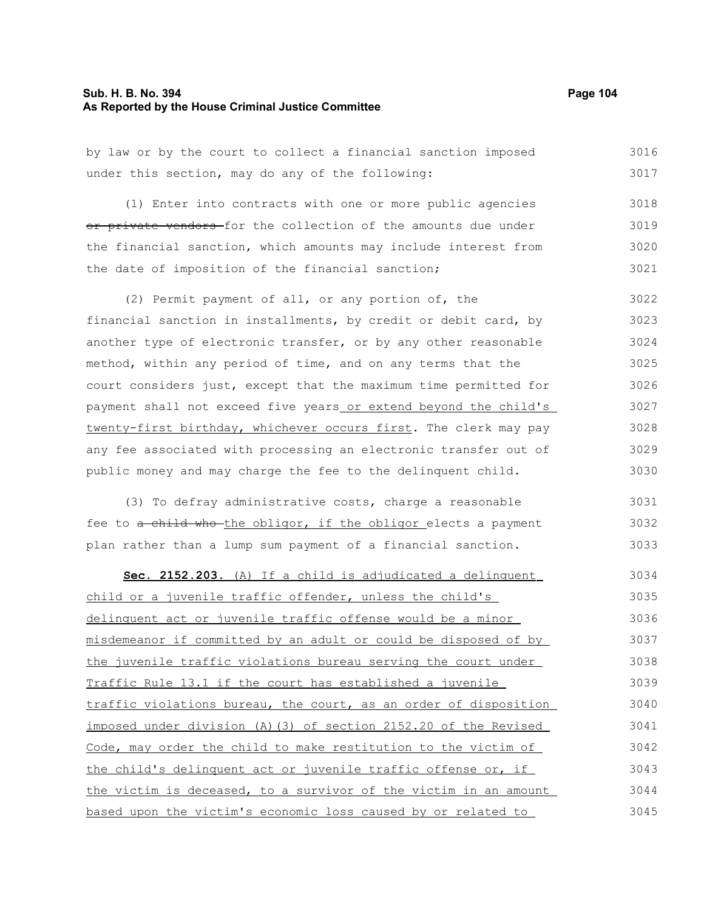by law or by the court to collect a financial sanction imposed under this section, may do any of the following:

(1) Enter into contracts with one or more public agencies ~~or private vendors~~ for the collection of the amounts due under the financial sanction, which amounts may include interest from the date of imposition of the financial sanction;

(2) Permit payment of all, or any portion of, the financial sanction in installments, by credit or debit card, by another type of electronic transfer, or by any other reasonable method, within any period of time, and on any terms that the court considers just, except that the maximum time permitted for payment shall not exceed five years or extend beyond the child's twenty-first birthday, whichever occurs first. The clerk may pay any fee associated with processing an electronic transfer out of public money and may charge the fee to the delinquent child.

(3) To defray administrative costs, charge a reasonable fee to ~~a child who~~ the obligor, if the obligor elects a payment plan rather than a lump sum payment of a financial sanction.

**Sec. 2152.203.** (A) If a child is adjudicated a delinquent child or a juvenile traffic offender, unless the child's delinquent act or juvenile traffic offense would be a minor misdemeanor if committed by an adult or could be disposed of by the juvenile traffic violations bureau serving the court under Traffic Rule 13.1 if the court has established a juvenile traffic violations bureau, the court, as an order of disposition imposed under division (A)(3) of section 2152.20 of the Revised Code, may order the child to make restitution to the victim of the child's delinquent act or juvenile traffic offense or, if the victim is deceased, to a survivor of the victim in an amount based upon the victim's economic loss caused by or related to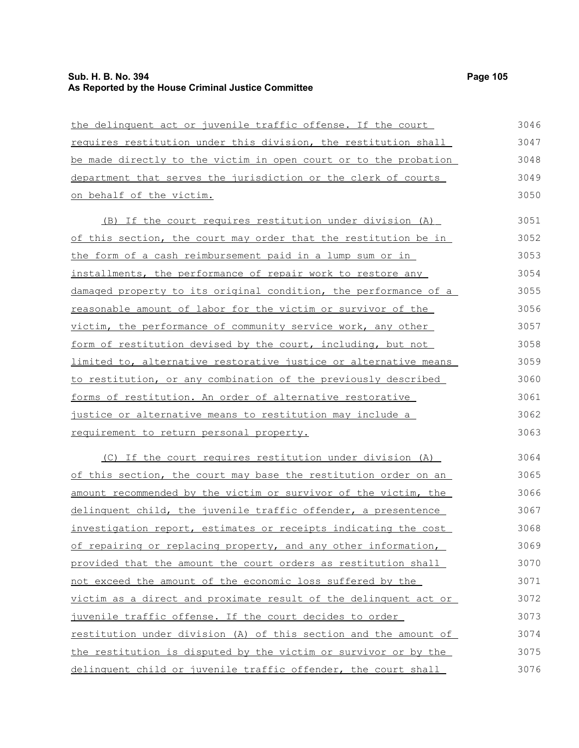the delinquent act or juvenile traffic offense. If the court requires restitution under this division, the restitution shall be made directly to the victim in open court or to the probation department that serves the jurisdiction or the clerk of courts on behalf of the victim.

(B) If the court requires restitution under division (A) of this section, the court may order that the restitution be in the form of a cash reimbursement paid in a lump sum or in installments, the performance of repair work to restore any damaged property to its original condition, the performance of a reasonable amount of labor for the victim or survivor of the victim, the performance of community service work, any other form of restitution devised by the court, including, but not limited to, alternative restorative justice or alternative means to restitution, or any combination of the previously described forms of restitution. An order of alternative restorative justice or alternative means to restitution may include a requirement to return personal property.

(C) If the court requires restitution under division (A) of this section, the court may base the restitution order on an amount recommended by the victim or survivor of the victim, the delinquent child, the juvenile traffic offender, a presentence investigation report, estimates or receipts indicating the cost of repairing or replacing property, and any other information, provided that the amount the court orders as restitution shall not exceed the amount of the economic loss suffered by the victim as a direct and proximate result of the delinquent act or juvenile traffic offense. If the court decides to order restitution under division (A) of this section and the amount of the restitution is disputed by the victim or survivor or by the delinquent child or juvenile traffic offender, the court shall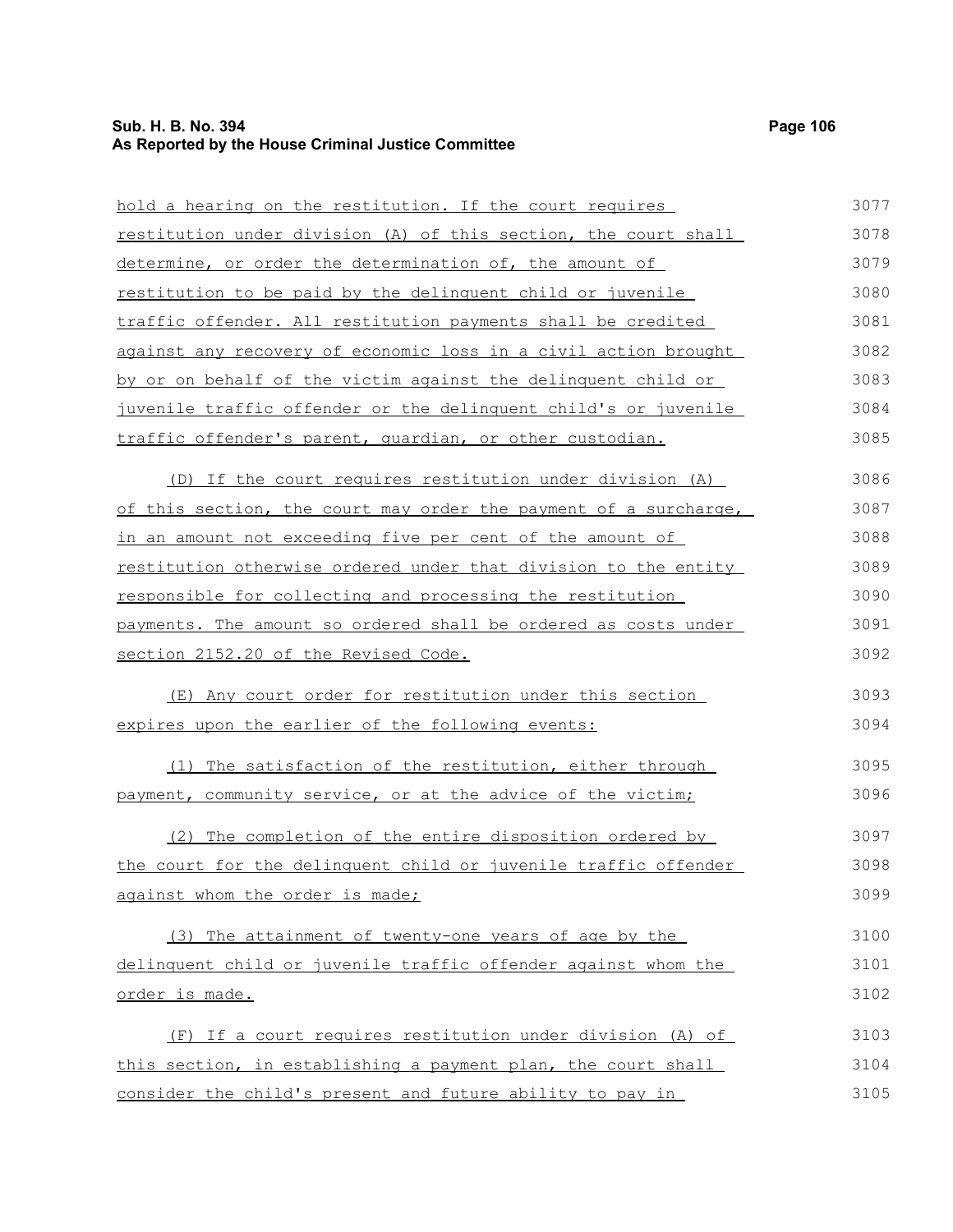hold a hearing on the restitution. If the court requires restitution under division (A) of this section, the court shall determine, or order the determination of, the amount of restitution to be paid by the delinquent child or juvenile traffic offender. All restitution payments shall be credited against any recovery of economic loss in a civil action brought by or on behalf of the victim against the delinquent child or juvenile traffic offender or the delinquent child's or juvenile traffic offender's parent, guardian, or other custodian.

(D) If the court requires restitution under division (A) of this section, the court may order the payment of a surcharge, in an amount not exceeding five per cent of the amount of restitution otherwise ordered under that division to the entity responsible for collecting and processing the restitution payments. The amount so ordered shall be ordered as costs under section 2152.20 of the Revised Code.

(E) Any court order for restitution under this section expires upon the earlier of the following events:

(1) The satisfaction of the restitution, either through payment, community service, or at the advice of the victim;

(2) The completion of the entire disposition ordered by the court for the delinquent child or juvenile traffic offender against whom the order is made;

(3) The attainment of twenty-one years of age by the delinquent child or juvenile traffic offender against whom the order is made.

(F) If a court requires restitution under division (A) of this section, in establishing a payment plan, the court shall consider the child's present and future ability to pay in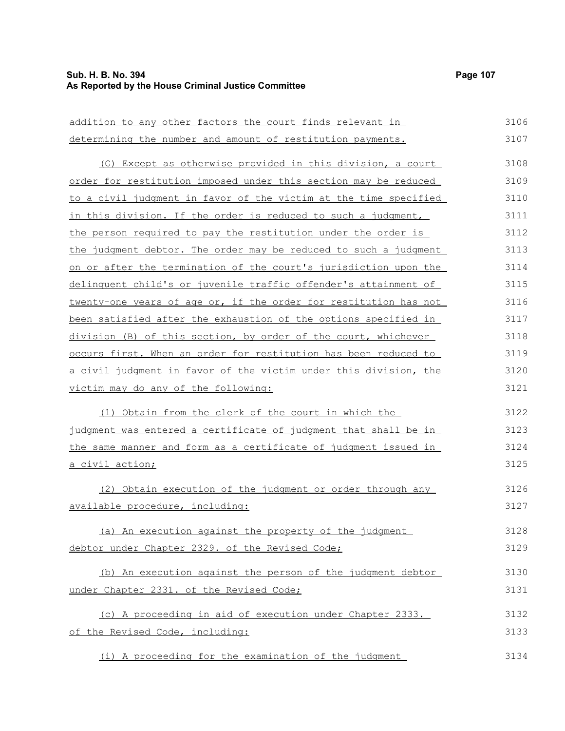addition to any other factors the court finds relevant in determining the number and amount of restitution payments.

(G) Except as otherwise provided in this division, a court order for restitution imposed under this section may be reduced to a civil judgment in favor of the victim at the time specified in this division. If the order is reduced to such a judgment, the person required to pay the restitution under the order is the judgment debtor. The order may be reduced to such a judgment on or after the termination of the court's jurisdiction upon the delinquent child's or juvenile traffic offender's attainment of twenty-one years of age or, if the order for restitution has not been satisfied after the exhaustion of the options specified in division (B) of this section, by order of the court, whichever occurs first. When an order for restitution has been reduced to a civil judgment in favor of the victim under this division, the victim may do any of the following:

(1) Obtain from the clerk of the court in which the judgment was entered a certificate of judgment that shall be in the same manner and form as a certificate of judgment issued in a civil action;

(2) Obtain execution of the judgment or order through any available procedure, including:

(a) An execution against the property of the judgment debtor under Chapter 2329. of the Revised Code;

(b) An execution against the person of the judgment debtor under Chapter 2331. of the Revised Code;

(c) A proceeding in aid of execution under Chapter 2333. of the Revised Code, including:

(i) A proceeding for the examination of the judgment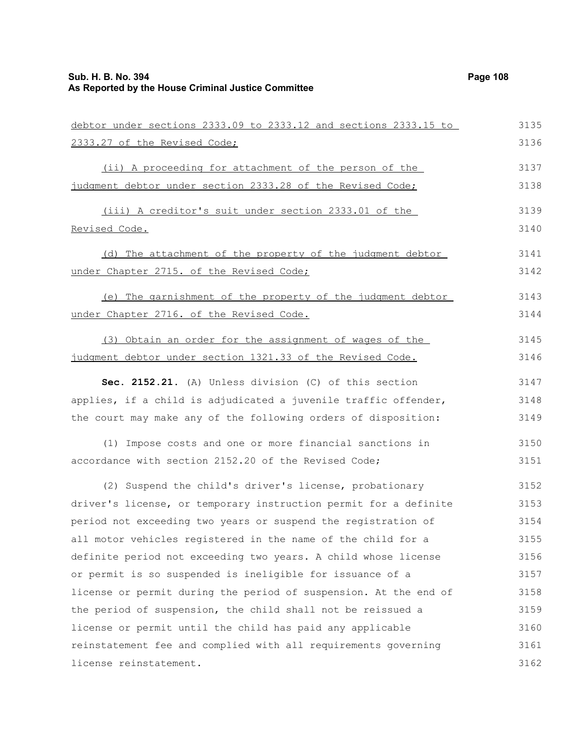debtor under sections 2333.09 to 2333.12 and sections 2333.15 to 2333.27 of the Revised Code;

(ii) A proceeding for attachment of the person of the judgment debtor under section 2333.28 of the Revised Code;

(iii) A creditor's suit under section 2333.01 of the Revised Code.

(d) The attachment of the property of the judgment debtor under Chapter 2715. of the Revised Code;

(e) The garnishment of the property of the judgment debtor under Chapter 2716. of the Revised Code.

(3) Obtain an order for the assignment of wages of the judgment debtor under section 1321.33 of the Revised Code.

**Sec. 2152.21.** (A) Unless division (C) of this section applies, if a child is adjudicated a juvenile traffic offender, the court may make any of the following orders of disposition:

(1) Impose costs and one or more financial sanctions in accordance with section 2152.20 of the Revised Code;

(2) Suspend the child's driver's license, probationary driver's license, or temporary instruction permit for a definite period not exceeding two years or suspend the registration of all motor vehicles registered in the name of the child for a definite period not exceeding two years. A child whose license or permit is so suspended is ineligible for issuance of a license or permit during the period of suspension. At the end of the period of suspension, the child shall not be reissued a license or permit until the child has paid any applicable reinstatement fee and complied with all requirements governing license reinstatement.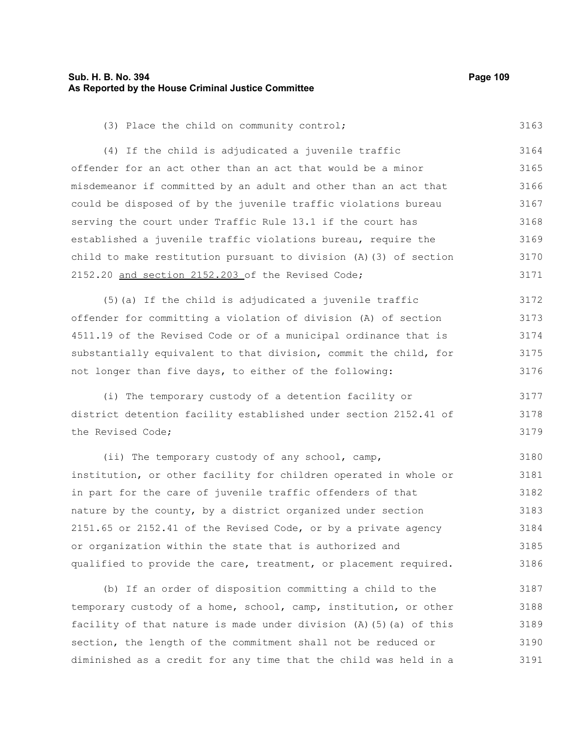(3) Place the child on community control;

(4) If the child is adjudicated a juvenile traffic offender for an act other than an act that would be a minor misdemeanor if committed by an adult and other than an act that could be disposed of by the juvenile traffic violations bureau serving the court under Traffic Rule 13.1 if the court has established a juvenile traffic violations bureau, require the child to make restitution pursuant to division (A)(3) of section 2152.20 <u>and section 2152.203</u> of the Revised Code;

(5)(a) If the child is adjudicated a juvenile traffic offender for committing a violation of division (A) of section 4511.19 of the Revised Code or of a municipal ordinance that is substantially equivalent to that division, commit the child, for not longer than five days, to either of the following:

(i) The temporary custody of a detention facility or district detention facility established under section 2152.41 of the Revised Code;

(ii) The temporary custody of any school, camp, institution, or other facility for children operated in whole or in part for the care of juvenile traffic offenders of that nature by the county, by a district organized under section 2151.65 or 2152.41 of the Revised Code, or by a private agency or organization within the state that is authorized and qualified to provide the care, treatment, or placement required.

(b) If an order of disposition committing a child to the temporary custody of a home, school, camp, institution, or other facility of that nature is made under division (A)(5)(a) of this section, the length of the commitment shall not be reduced or diminished as a credit for any time that the child was held in a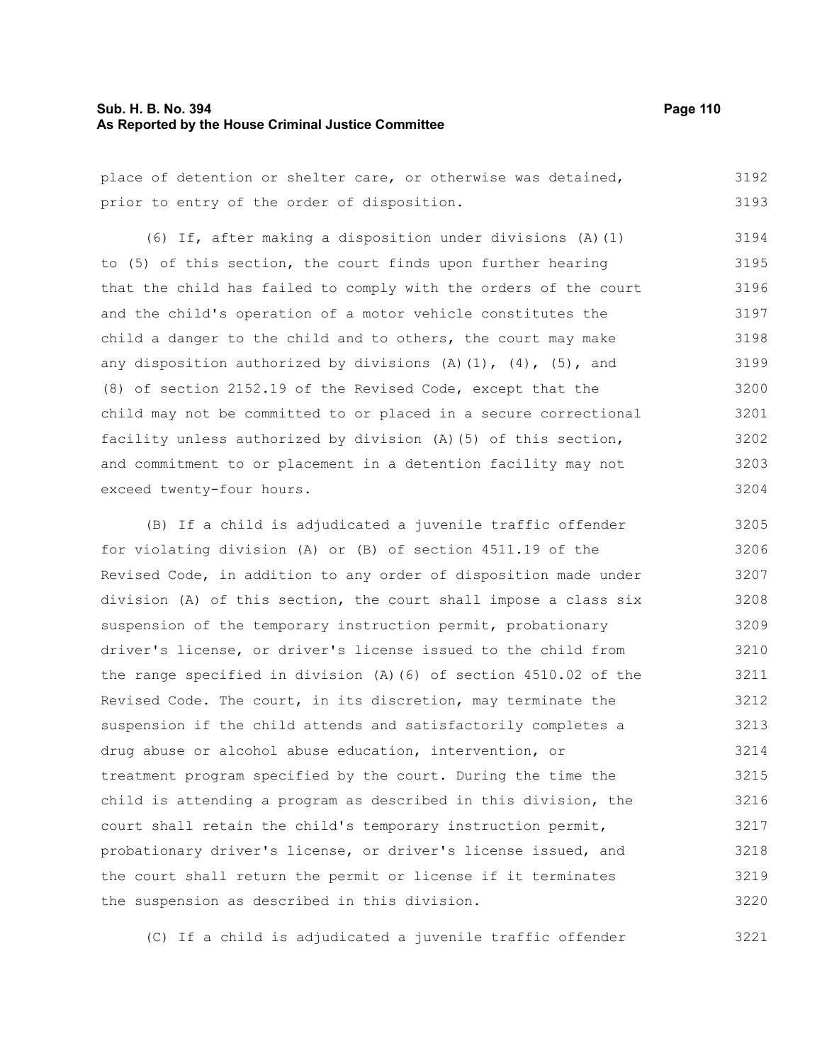place of detention or shelter care, or otherwise was detained, prior to entry of the order of disposition.

(6) If, after making a disposition under divisions (A)(1) to (5) of this section, the court finds upon further hearing that the child has failed to comply with the orders of the court and the child's operation of a motor vehicle constitutes the child a danger to the child and to others, the court may make any disposition authorized by divisions (A)(1), (4), (5), and (8) of section 2152.19 of the Revised Code, except that the child may not be committed to or placed in a secure correctional facility unless authorized by division (A)(5) of this section, and commitment to or placement in a detention facility may not exceed twenty-four hours.

(B) If a child is adjudicated a juvenile traffic offender for violating division (A) or (B) of section 4511.19 of the Revised Code, in addition to any order of disposition made under division (A) of this section, the court shall impose a class six suspension of the temporary instruction permit, probationary driver's license, or driver's license issued to the child from the range specified in division (A)(6) of section 4510.02 of the Revised Code. The court, in its discretion, may terminate the suspension if the child attends and satisfactorily completes a drug abuse or alcohol abuse education, intervention, or treatment program specified by the court. During the time the child is attending a program as described in this division, the court shall retain the child's temporary instruction permit, probationary driver's license, or driver's license issued, and the court shall return the permit or license if it terminates the suspension as described in this division.

(C) If a child is adjudicated a juvenile traffic offender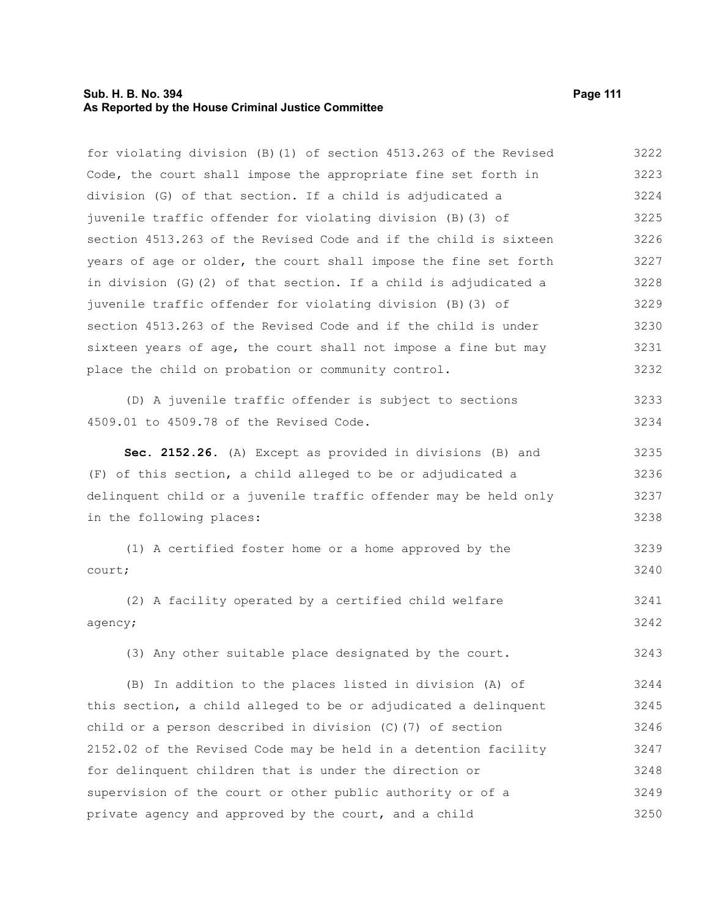for violating division (B)(1) of section 4513.263 of the Revised Code, the court shall impose the appropriate fine set forth in division (G) of that section. If a child is adjudicated a juvenile traffic offender for violating division (B)(3) of section 4513.263 of the Revised Code and if the child is sixteen years of age or older, the court shall impose the fine set forth in division (G)(2) of that section. If a child is adjudicated a juvenile traffic offender for violating division (B)(3) of section 4513.263 of the Revised Code and if the child is under sixteen years of age, the court shall not impose a fine but may place the child on probation or community control.

(D) A juvenile traffic offender is subject to sections 4509.01 to 4509.78 of the Revised Code.

**Sec. 2152.26.** (A) Except as provided in divisions (B) and (F) of this section, a child alleged to be or adjudicated a delinquent child or a juvenile traffic offender may be held only in the following places:

(1) A certified foster home or a home approved by the court;

(2) A facility operated by a certified child welfare agency;

(3) Any other suitable place designated by the court.

(B) In addition to the places listed in division (A) of this section, a child alleged to be or adjudicated a delinquent child or a person described in division (C)(7) of section 2152.02 of the Revised Code may be held in a detention facility for delinquent children that is under the direction or supervision of the court or other public authority or of a private agency and approved by the court, and a child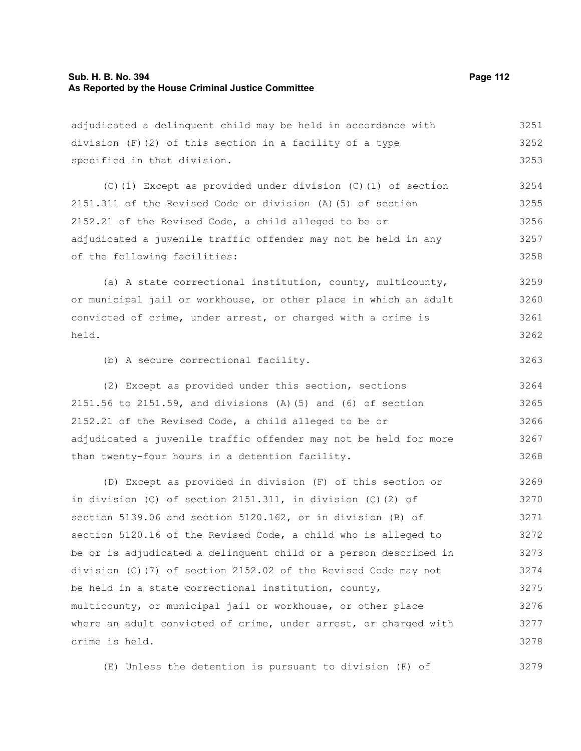adjudicated a delinquent child may be held in accordance with division (F)(2) of this section in a facility of a type specified in that division.

(C)(1) Except as provided under division (C)(1) of section 2151.311 of the Revised Code or division (A)(5) of section 2152.21 of the Revised Code, a child alleged to be or adjudicated a juvenile traffic offender may not be held in any of the following facilities:

(a) A state correctional institution, county, multicounty, or municipal jail or workhouse, or other place in which an adult convicted of crime, under arrest, or charged with a crime is held.

(b) A secure correctional facility.

(2) Except as provided under this section, sections 2151.56 to 2151.59, and divisions (A)(5) and (6) of section 2152.21 of the Revised Code, a child alleged to be or adjudicated a juvenile traffic offender may not be held for more than twenty-four hours in a detention facility.

(D) Except as provided in division (F) of this section or in division (C) of section 2151.311, in division (C)(2) of section 5139.06 and section 5120.162, or in division (B) of section 5120.16 of the Revised Code, a child who is alleged to be or is adjudicated a delinquent child or a person described in division (C)(7) of section 2152.02 of the Revised Code may not be held in a state correctional institution, county, multicounty, or municipal jail or workhouse, or other place where an adult convicted of crime, under arrest, or charged with crime is held.

(E) Unless the detention is pursuant to division (F) of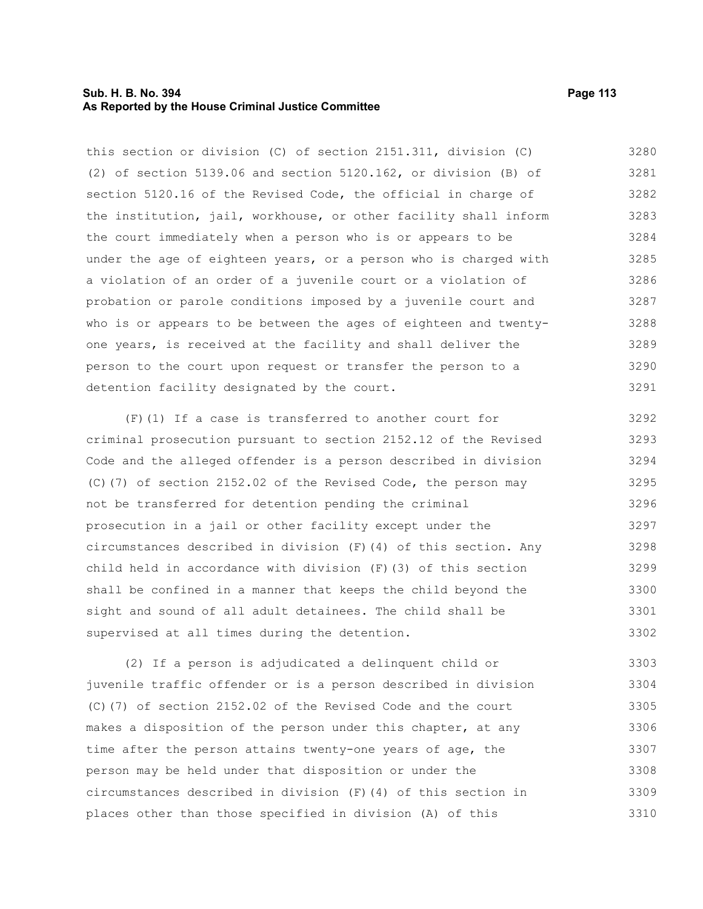this section or division (C) of section 2151.311, division (C)(2) of section 5139.06 and section 5120.162, or division (B) of section 5120.16 of the Revised Code, the official in charge of the institution, jail, workhouse, or other facility shall inform the court immediately when a person who is or appears to be under the age of eighteen years, or a person who is charged with a violation of an order of a juvenile court or a violation of probation or parole conditions imposed by a juvenile court and who is or appears to be between the ages of eighteen and twenty-one years, is received at the facility and shall deliver the person to the court upon request or transfer the person to a detention facility designated by the court.

(F)(1) If a case is transferred to another court for criminal prosecution pursuant to section 2152.12 of the Revised Code and the alleged offender is a person described in division (C)(7) of section 2152.02 of the Revised Code, the person may not be transferred for detention pending the criminal prosecution in a jail or other facility except under the circumstances described in division (F)(4) of this section. Any child held in accordance with division (F)(3) of this section shall be confined in a manner that keeps the child beyond the sight and sound of all adult detainees. The child shall be supervised at all times during the detention.

(2) If a person is adjudicated a delinquent child or juvenile traffic offender or is a person described in division (C)(7) of section 2152.02 of the Revised Code and the court makes a disposition of the person under this chapter, at any time after the person attains twenty-one years of age, the person may be held under that disposition or under the circumstances described in division (F)(4) of this section in places other than those specified in division (A) of this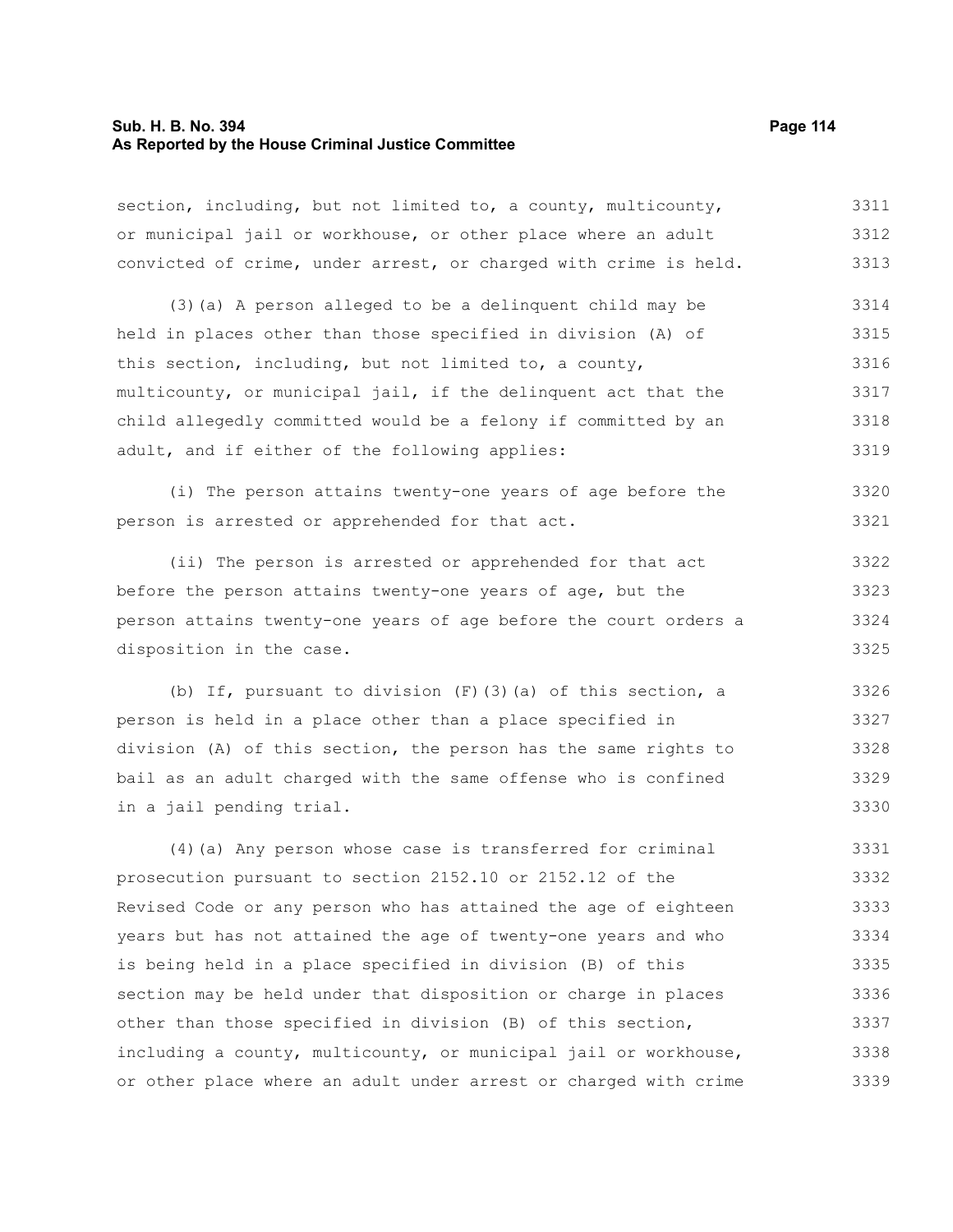section, including, but not limited to, a county, multicounty, or municipal jail or workhouse, or other place where an adult convicted of crime, under arrest, or charged with crime is held.

(3)(a) A person alleged to be a delinquent child may be held in places other than those specified in division (A) of this section, including, but not limited to, a county, multicounty, or municipal jail, if the delinquent act that the child allegedly committed would be a felony if committed by an adult, and if either of the following applies:

(i) The person attains twenty-one years of age before the person is arrested or apprehended for that act.

(ii) The person is arrested or apprehended for that act before the person attains twenty-one years of age, but the person attains twenty-one years of age before the court orders a disposition in the case.

(b) If, pursuant to division (F)(3)(a) of this section, a person is held in a place other than a place specified in division (A) of this section, the person has the same rights to bail as an adult charged with the same offense who is confined in a jail pending trial.

(4)(a) Any person whose case is transferred for criminal prosecution pursuant to section 2152.10 or 2152.12 of the Revised Code or any person who has attained the age of eighteen years but has not attained the age of twenty-one years and who is being held in a place specified in division (B) of this section may be held under that disposition or charge in places other than those specified in division (B) of this section, including a county, multicounty, or municipal jail or workhouse, or other place where an adult under arrest or charged with crime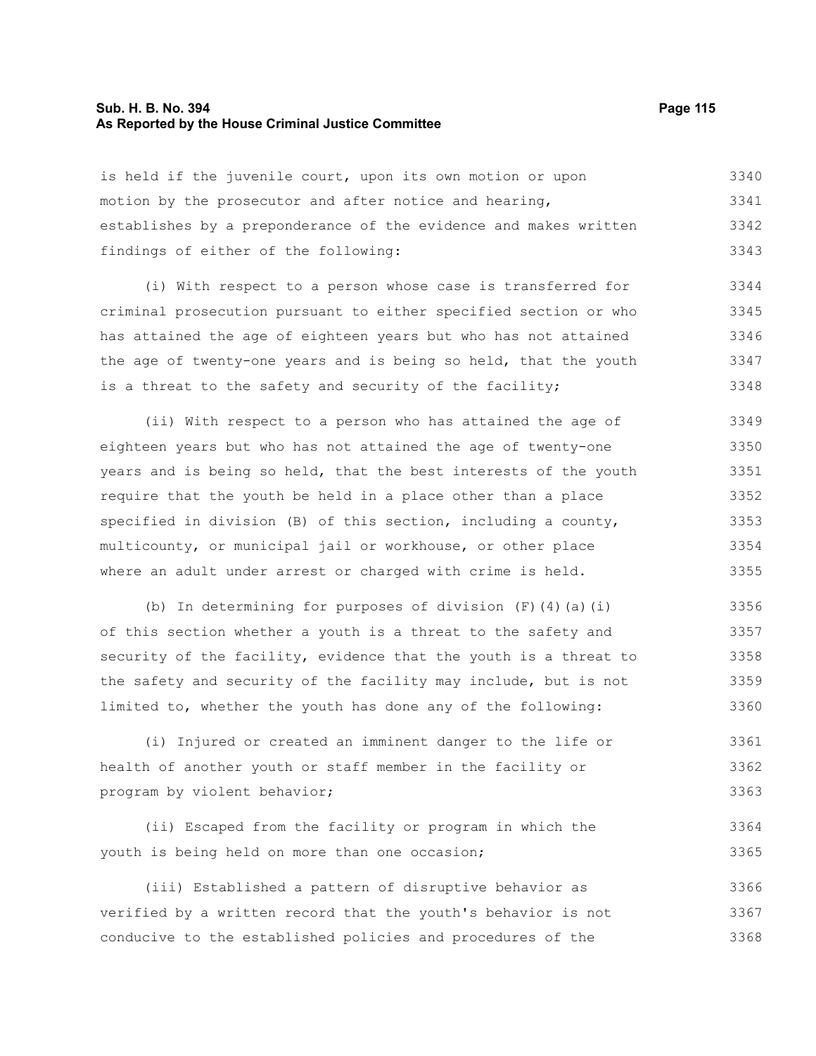is held if the juvenile court, upon its own motion or upon motion by the prosecutor and after notice and hearing, establishes by a preponderance of the evidence and makes written findings of either of the following:

(i) With respect to a person whose case is transferred for criminal prosecution pursuant to either specified section or who has attained the age of eighteen years but who has not attained the age of twenty-one years and is being so held, that the youth is a threat to the safety and security of the facility;

(ii) With respect to a person who has attained the age of eighteen years but who has not attained the age of twenty-one years and is being so held, that the best interests of the youth require that the youth be held in a place other than a place specified in division (B) of this section, including a county, multicounty, or municipal jail or workhouse, or other place where an adult under arrest or charged with crime is held.

(b) In determining for purposes of division (F)(4)(a)(i) of this section whether a youth is a threat to the safety and security of the facility, evidence that the youth is a threat to the safety and security of the facility may include, but is not limited to, whether the youth has done any of the following:

(i) Injured or created an imminent danger to the life or health of another youth or staff member in the facility or program by violent behavior;

(ii) Escaped from the facility or program in which the youth is being held on more than one occasion;

(iii) Established a pattern of disruptive behavior as verified by a written record that the youth's behavior is not conducive to the established policies and procedures of the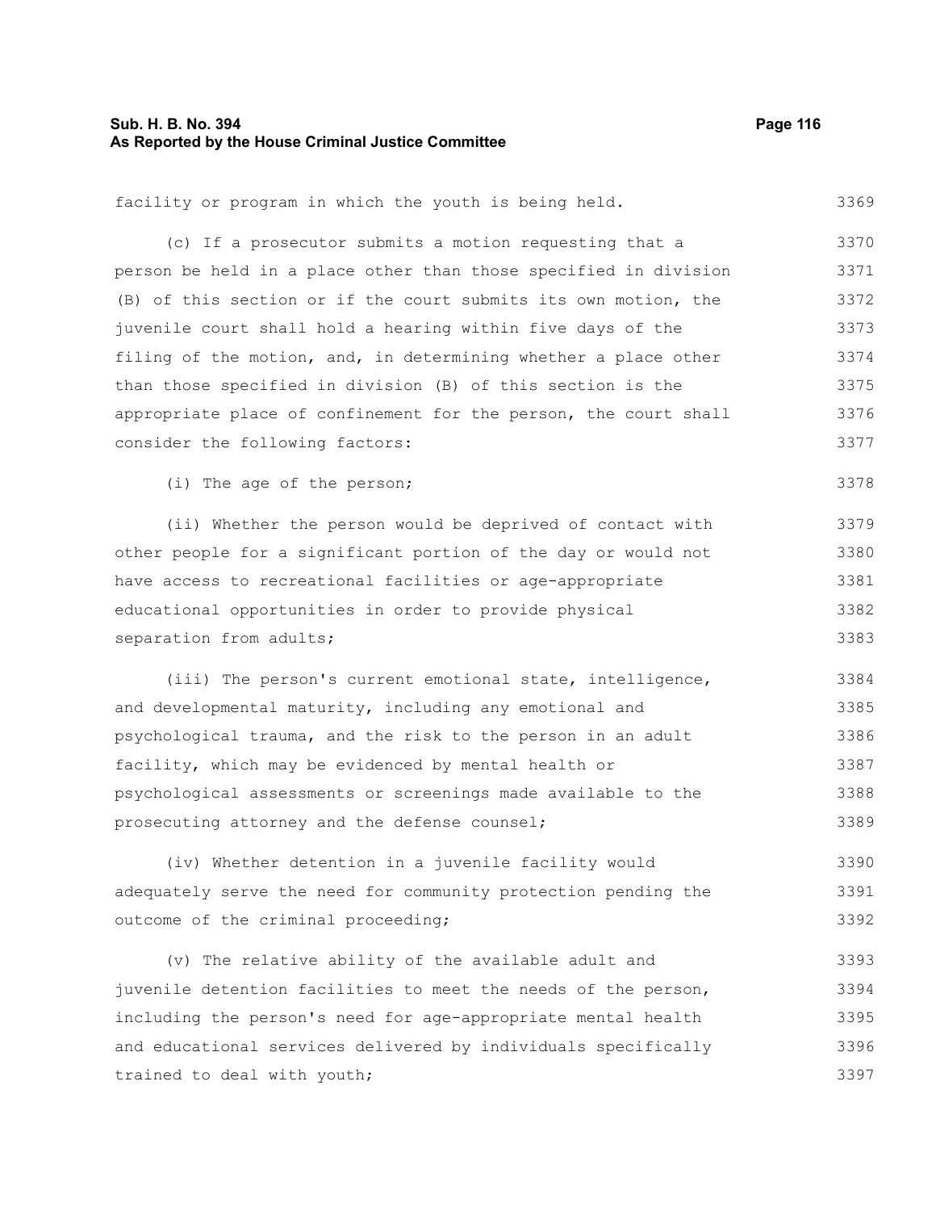facility or program in which the youth is being held.

(c) If a prosecutor submits a motion requesting that a person be held in a place other than those specified in division (B) of this section or if the court submits its own motion, the juvenile court shall hold a hearing within five days of the filing of the motion, and, in determining whether a place other than those specified in division (B) of this section is the appropriate place of confinement for the person, the court shall consider the following factors:

(i) The age of the person;

(ii) Whether the person would be deprived of contact with other people for a significant portion of the day or would not have access to recreational facilities or age-appropriate educational opportunities in order to provide physical separation from adults;

(iii) The person's current emotional state, intelligence, and developmental maturity, including any emotional and psychological trauma, and the risk to the person in an adult facility, which may be evidenced by mental health or psychological assessments or screenings made available to the prosecuting attorney and the defense counsel;

(iv) Whether detention in a juvenile facility would adequately serve the need for community protection pending the outcome of the criminal proceeding;

(v) The relative ability of the available adult and juvenile detention facilities to meet the needs of the person, including the person's need for age-appropriate mental health and educational services delivered by individuals specifically trained to deal with youth;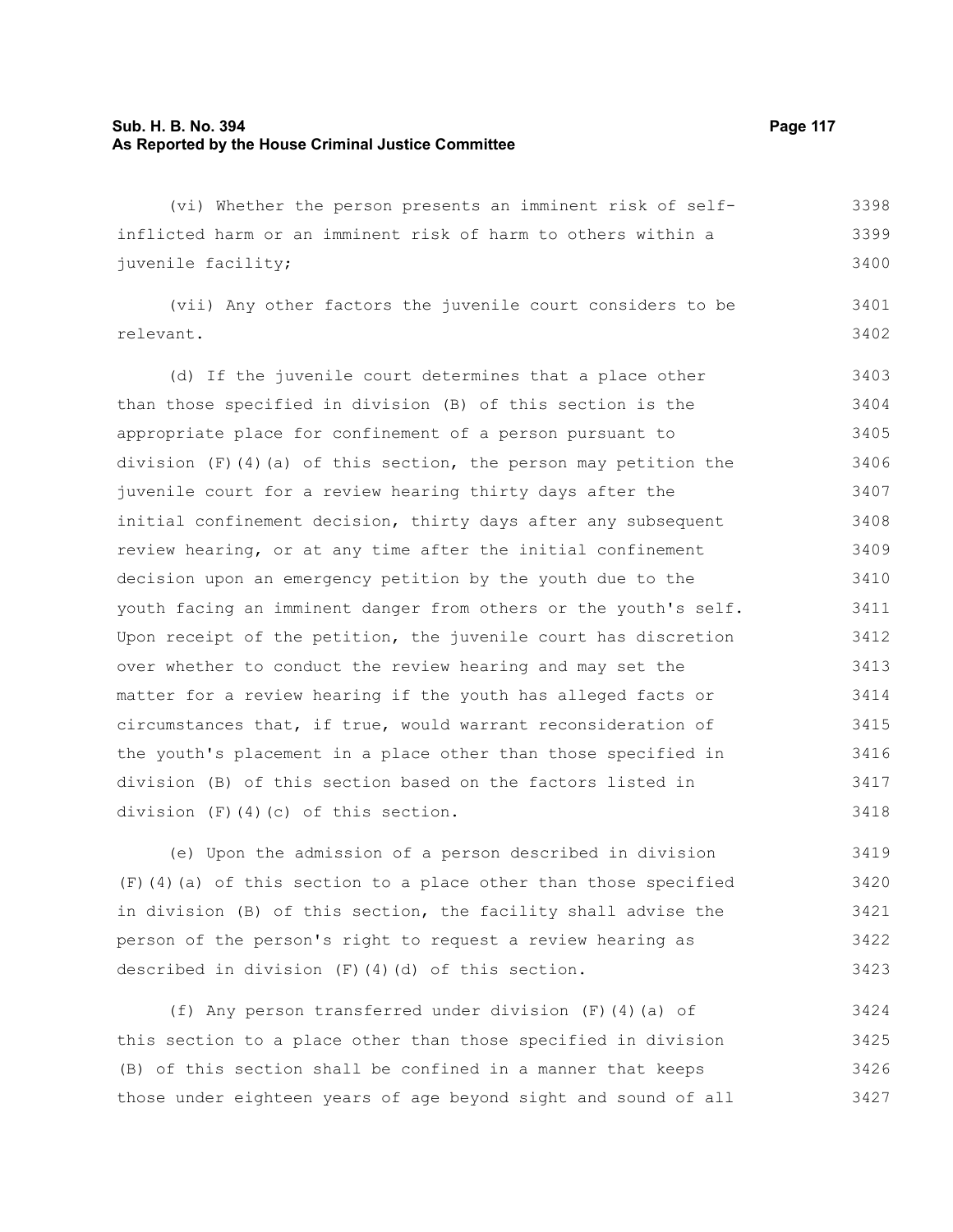(vi) Whether the person presents an imminent risk of self-inflicted harm or an imminent risk of harm to others within a juvenile facility;

(vii) Any other factors the juvenile court considers to be relevant.

(d) If the juvenile court determines that a place other than those specified in division (B) of this section is the appropriate place for confinement of a person pursuant to division (F)(4)(a) of this section, the person may petition the juvenile court for a review hearing thirty days after the initial confinement decision, thirty days after any subsequent review hearing, or at any time after the initial confinement decision upon an emergency petition by the youth due to the youth facing an imminent danger from others or the youth's self. Upon receipt of the petition, the juvenile court has discretion over whether to conduct the review hearing and may set the matter for a review hearing if the youth has alleged facts or circumstances that, if true, would warrant reconsideration of the youth's placement in a place other than those specified in division (B) of this section based on the factors listed in division (F)(4)(c) of this section.

(e) Upon the admission of a person described in division (F)(4)(a) of this section to a place other than those specified in division (B) of this section, the facility shall advise the person of the person's right to request a review hearing as described in division (F)(4)(d) of this section.

(f) Any person transferred under division (F)(4)(a) of this section to a place other than those specified in division (B) of this section shall be confined in a manner that keeps those under eighteen years of age beyond sight and sound of all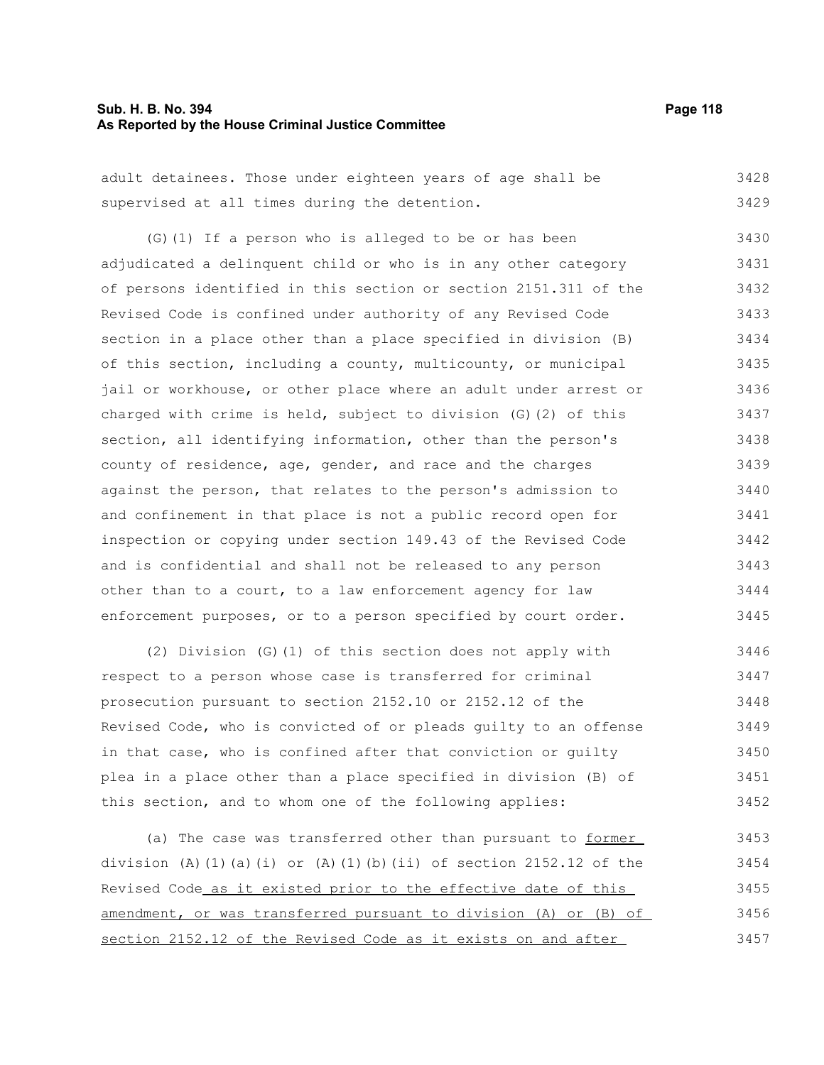adult detainees. Those under eighteen years of age shall be supervised at all times during the detention.

(G)(1) If a person who is alleged to be or has been adjudicated a delinquent child or who is in any other category of persons identified in this section or section 2151.311 of the Revised Code is confined under authority of any Revised Code section in a place other than a place specified in division (B) of this section, including a county, multicounty, or municipal jail or workhouse, or other place where an adult under arrest or charged with crime is held, subject to division (G)(2) of this section, all identifying information, other than the person's county of residence, age, gender, and race and the charges against the person, that relates to the person's admission to and confinement in that place is not a public record open for inspection or copying under section 149.43 of the Revised Code and is confidential and shall not be released to any person other than to a court, to a law enforcement agency for law enforcement purposes, or to a person specified by court order.

(2) Division (G)(1) of this section does not apply with respect to a person whose case is transferred for criminal prosecution pursuant to section 2152.10 or 2152.12 of the Revised Code, who is convicted of or pleads guilty to an offense in that case, who is confined after that conviction or guilty plea in a place other than a place specified in division (B) of this section, and to whom one of the following applies:

(a) The case was transferred other than pursuant to <u>former</u> division (A)(1)(a)(i) or (A)(1)(b)(ii) of section 2152.12 of the Revised Code<u> as it existed prior to the effective date of this amendment, or was transferred pursuant to division (A) or (B) of section 2152.12 of the Revised Code as it exists on and after</u>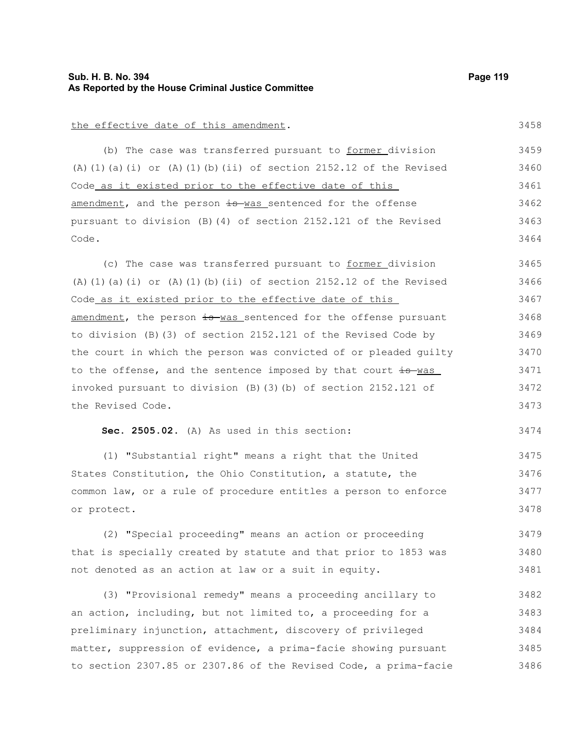the effective date of this amendment.

(b) The case was transferred pursuant to former division (A)(1)(a)(i) or (A)(1)(b)(ii) of section 2152.12 of the Revised Code as it existed prior to the effective date of this amendment, and the person ~~is~~ was sentenced for the offense pursuant to division (B)(4) of section 2152.121 of the Revised Code.

(c) The case was transferred pursuant to former division (A)(1)(a)(i) or (A)(1)(b)(ii) of section 2152.12 of the Revised Code as it existed prior to the effective date of this amendment, the person ~~is~~ was sentenced for the offense pursuant to division (B)(3) of section 2152.121 of the Revised Code by the court in which the person was convicted of or pleaded guilty to the offense, and the sentence imposed by that court ~~is~~ was invoked pursuant to division (B)(3)(b) of section 2152.121 of the Revised Code.

**Sec. 2505.02.** (A) As used in this section:

(1) "Substantial right" means a right that the United States Constitution, the Ohio Constitution, a statute, the common law, or a rule of procedure entitles a person to enforce or protect.

(2) "Special proceeding" means an action or proceeding that is specially created by statute and that prior to 1853 was not denoted as an action at law or a suit in equity.

(3) "Provisional remedy" means a proceeding ancillary to an action, including, but not limited to, a proceeding for a preliminary injunction, attachment, discovery of privileged matter, suppression of evidence, a prima-facie showing pursuant to section 2307.85 or 2307.86 of the Revised Code, a prima-facie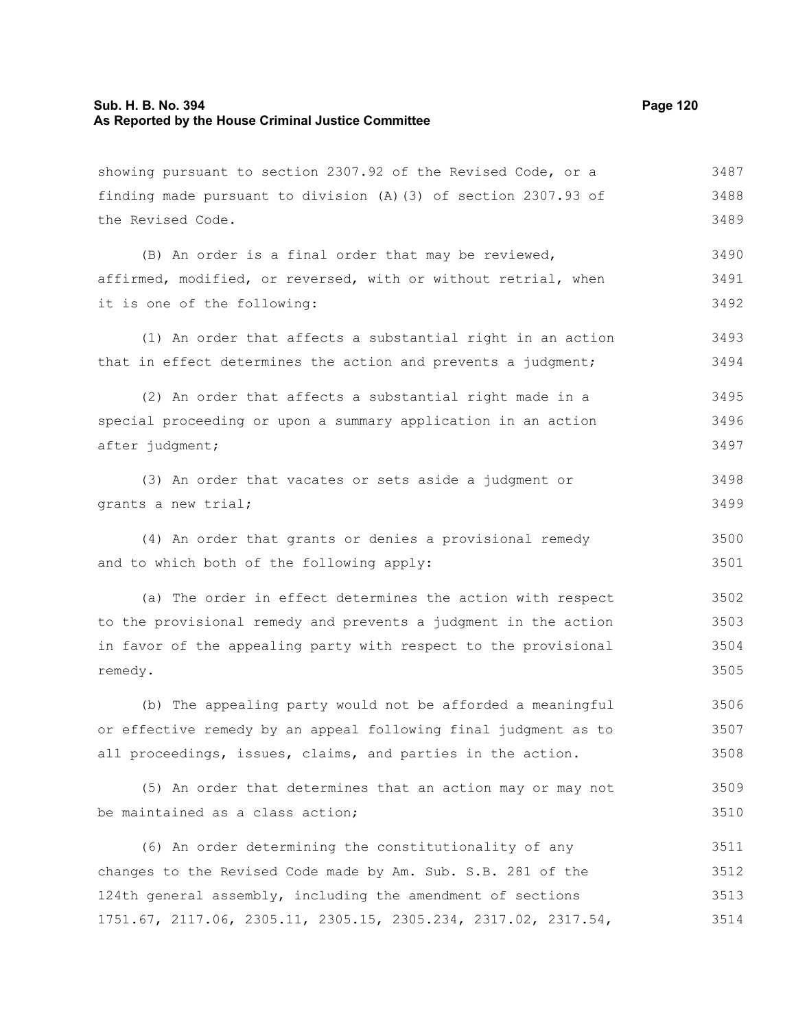showing pursuant to section 2307.92 of the Revised Code, or a finding made pursuant to division (A)(3) of section 2307.93 of the Revised Code.

(B) An order is a final order that may be reviewed, affirmed, modified, or reversed, with or without retrial, when it is one of the following:

(1) An order that affects a substantial right in an action that in effect determines the action and prevents a judgment;

(2) An order that affects a substantial right made in a special proceeding or upon a summary application in an action after judgment;

(3) An order that vacates or sets aside a judgment or grants a new trial;

(4) An order that grants or denies a provisional remedy and to which both of the following apply:

(a) The order in effect determines the action with respect to the provisional remedy and prevents a judgment in the action in favor of the appealing party with respect to the provisional remedy.

(b) The appealing party would not be afforded a meaningful or effective remedy by an appeal following final judgment as to all proceedings, issues, claims, and parties in the action.

(5) An order that determines that an action may or may not be maintained as a class action;

(6) An order determining the constitutionality of any changes to the Revised Code made by Am. Sub. S.B. 281 of the 124th general assembly, including the amendment of sections 1751.67, 2117.06, 2305.11, 2305.15, 2305.234, 2317.02, 2317.54,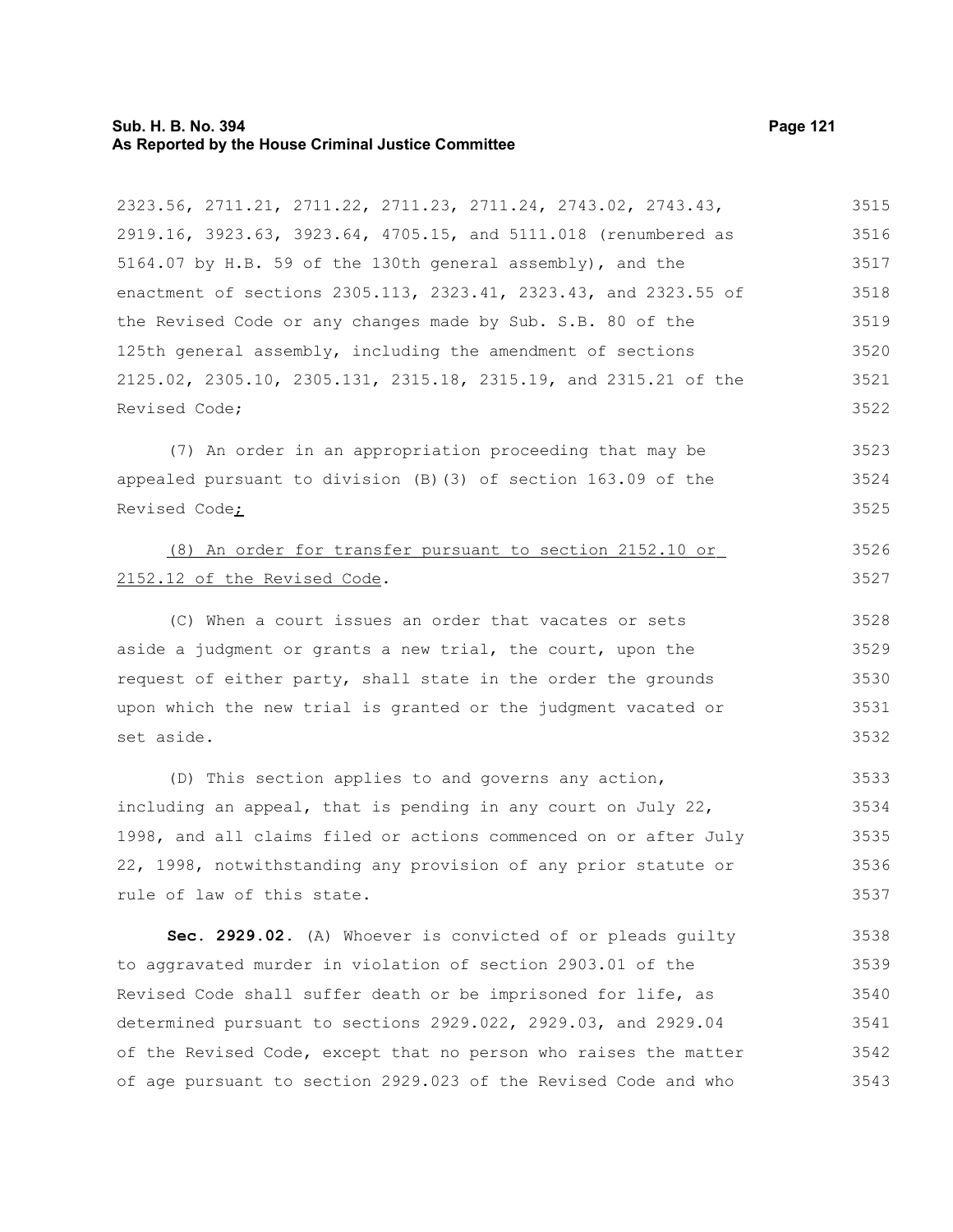2323.56, 2711.21, 2711.22, 2711.23, 2711.24, 2743.02, 2743.43, 2919.16, 3923.63, 3923.64, 4705.15, and 5111.018 (renumbered as 5164.07 by H.B. 59 of the 130th general assembly), and the enactment of sections 2305.113, 2323.41, 2323.43, and 2323.55 of the Revised Code or any changes made by Sub. S.B. 80 of the 125th general assembly, including the amendment of sections 2125.02, 2305.10, 2305.131, 2315.18, 2315.19, and 2315.21 of the Revised Code;

(7) An order in an appropriation proceeding that may be appealed pursuant to division (B)(3) of section 163.09 of the Revised Code;

(8) An order for transfer pursuant to section 2152.10 or 2152.12 of the Revised Code.

(C) When a court issues an order that vacates or sets aside a judgment or grants a new trial, the court, upon the request of either party, shall state in the order the grounds upon which the new trial is granted or the judgment vacated or set aside.

(D) This section applies to and governs any action, including an appeal, that is pending in any court on July 22, 1998, and all claims filed or actions commenced on or after July 22, 1998, notwithstanding any provision of any prior statute or rule of law of this state.

**Sec. 2929.02.** (A) Whoever is convicted of or pleads guilty to aggravated murder in violation of section 2903.01 of the Revised Code shall suffer death or be imprisoned for life, as determined pursuant to sections 2929.022, 2929.03, and 2929.04 of the Revised Code, except that no person who raises the matter of age pursuant to section 2929.023 of the Revised Code and who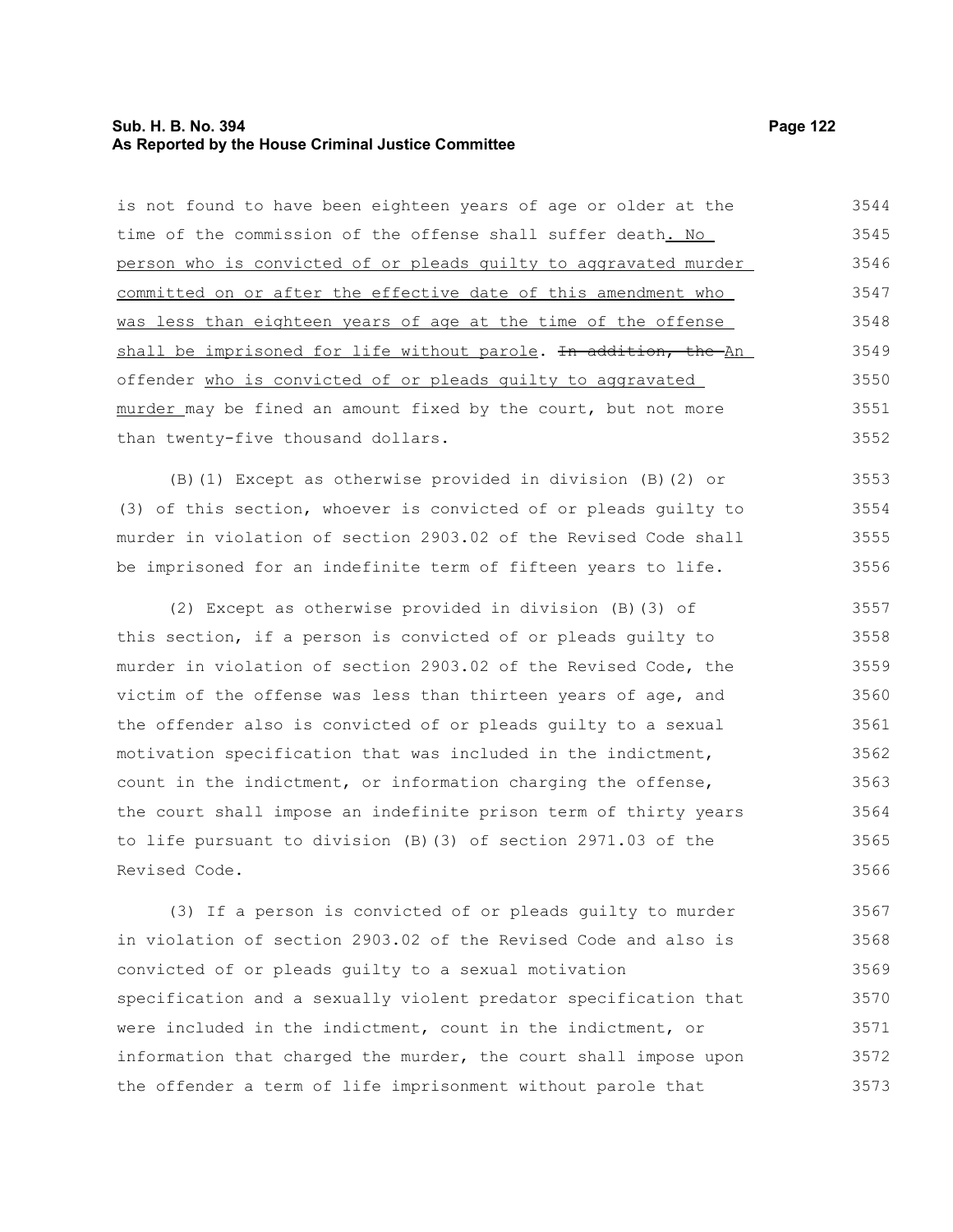is not found to have been eighteen years of age or older at the time of the commission of the offense shall suffer death. No person who is convicted of or pleads guilty to aggravated murder committed on or after the effective date of this amendment who was less than eighteen years of age at the time of the offense shall be imprisoned for life without parole. ~~In addition, the~~ An offender who is convicted of or pleads guilty to aggravated murder may be fined an amount fixed by the court, but not more than twenty-five thousand dollars.

(B)(1) Except as otherwise provided in division (B)(2) or (3) of this section, whoever is convicted of or pleads guilty to murder in violation of section 2903.02 of the Revised Code shall be imprisoned for an indefinite term of fifteen years to life.

(2) Except as otherwise provided in division (B)(3) of this section, if a person is convicted of or pleads guilty to murder in violation of section 2903.02 of the Revised Code, the victim of the offense was less than thirteen years of age, and the offender also is convicted of or pleads guilty to a sexual motivation specification that was included in the indictment, count in the indictment, or information charging the offense, the court shall impose an indefinite prison term of thirty years to life pursuant to division (B)(3) of section 2971.03 of the Revised Code.

(3) If a person is convicted of or pleads guilty to murder in violation of section 2903.02 of the Revised Code and also is convicted of or pleads guilty to a sexual motivation specification and a sexually violent predator specification that were included in the indictment, count in the indictment, or information that charged the murder, the court shall impose upon the offender a term of life imprisonment without parole that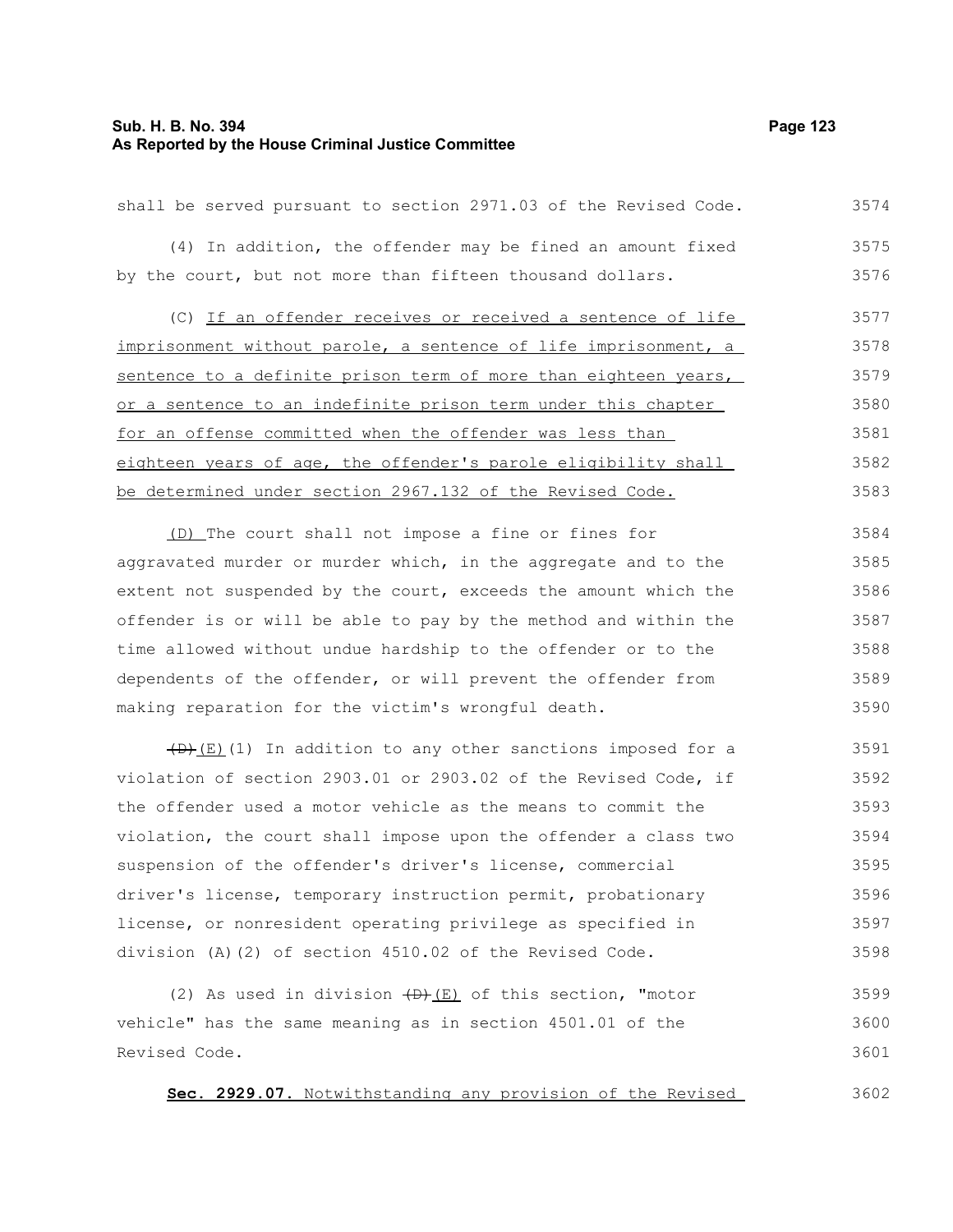shall be served pursuant to section 2971.03 of the Revised Code.

(4) In addition, the offender may be fined an amount fixed by the court, but not more than fifteen thousand dollars.

(C) If an offender receives or received a sentence of life imprisonment without parole, a sentence of life imprisonment, a sentence to a definite prison term of more than eighteen years, or a sentence to an indefinite prison term under this chapter for an offense committed when the offender was less than eighteen years of age, the offender's parole eligibility shall be determined under section 2967.132 of the Revised Code.

(D) The court shall not impose a fine or fines for aggravated murder or murder which, in the aggregate and to the extent not suspended by the court, exceeds the amount which the offender is or will be able to pay by the method and within the time allowed without undue hardship to the offender or to the dependents of the offender, or will prevent the offender from making reparation for the victim's wrongful death.

~~(D)~~(E)(1) In addition to any other sanctions imposed for a violation of section 2903.01 or 2903.02 of the Revised Code, if the offender used a motor vehicle as the means to commit the violation, the court shall impose upon the offender a class two suspension of the offender's driver's license, commercial driver's license, temporary instruction permit, probationary license, or nonresident operating privilege as specified in division (A)(2) of section 4510.02 of the Revised Code.

(2) As used in division ~~(D)~~(E) of this section, "motor vehicle" has the same meaning as in section 4501.01 of the Revised Code.

**Sec. 2929.07.** Notwithstanding any provision of the Revised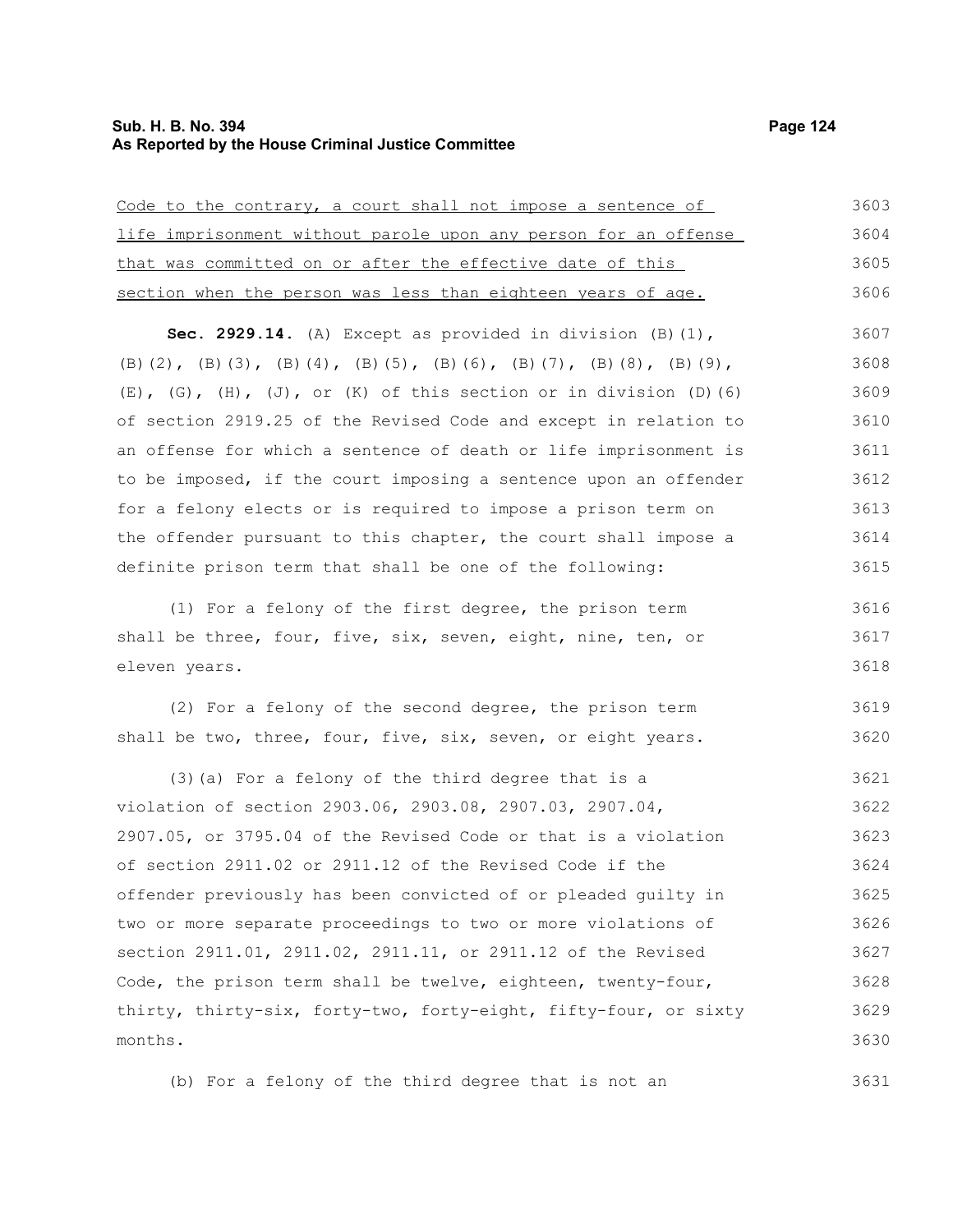Code to the contrary, a court shall not impose a sentence of life imprisonment without parole upon any person for an offense that was committed on or after the effective date of this section when the person was less than eighteen years of age.

**Sec. 2929.14.** (A) Except as provided in division (B)(1), (B)(2), (B)(3), (B)(4), (B)(5), (B)(6), (B)(7), (B)(8), (B)(9), (E), (G), (H), (J), or (K) of this section or in division (D)(6) of section 2919.25 of the Revised Code and except in relation to an offense for which a sentence of death or life imprisonment is to be imposed, if the court imposing a sentence upon an offender for a felony elects or is required to impose a prison term on the offender pursuant to this chapter, the court shall impose a definite prison term that shall be one of the following:

(1) For a felony of the first degree, the prison term shall be three, four, five, six, seven, eight, nine, ten, or eleven years.

(2) For a felony of the second degree, the prison term shall be two, three, four, five, six, seven, or eight years.

(3)(a) For a felony of the third degree that is a violation of section 2903.06, 2903.08, 2907.03, 2907.04, 2907.05, or 3795.04 of the Revised Code or that is a violation of section 2911.02 or 2911.12 of the Revised Code if the offender previously has been convicted of or pleaded guilty in two or more separate proceedings to two or more violations of section 2911.01, 2911.02, 2911.11, or 2911.12 of the Revised Code, the prison term shall be twelve, eighteen, twenty-four, thirty, thirty-six, forty-two, forty-eight, fifty-four, or sixty months.

(b) For a felony of the third degree that is not an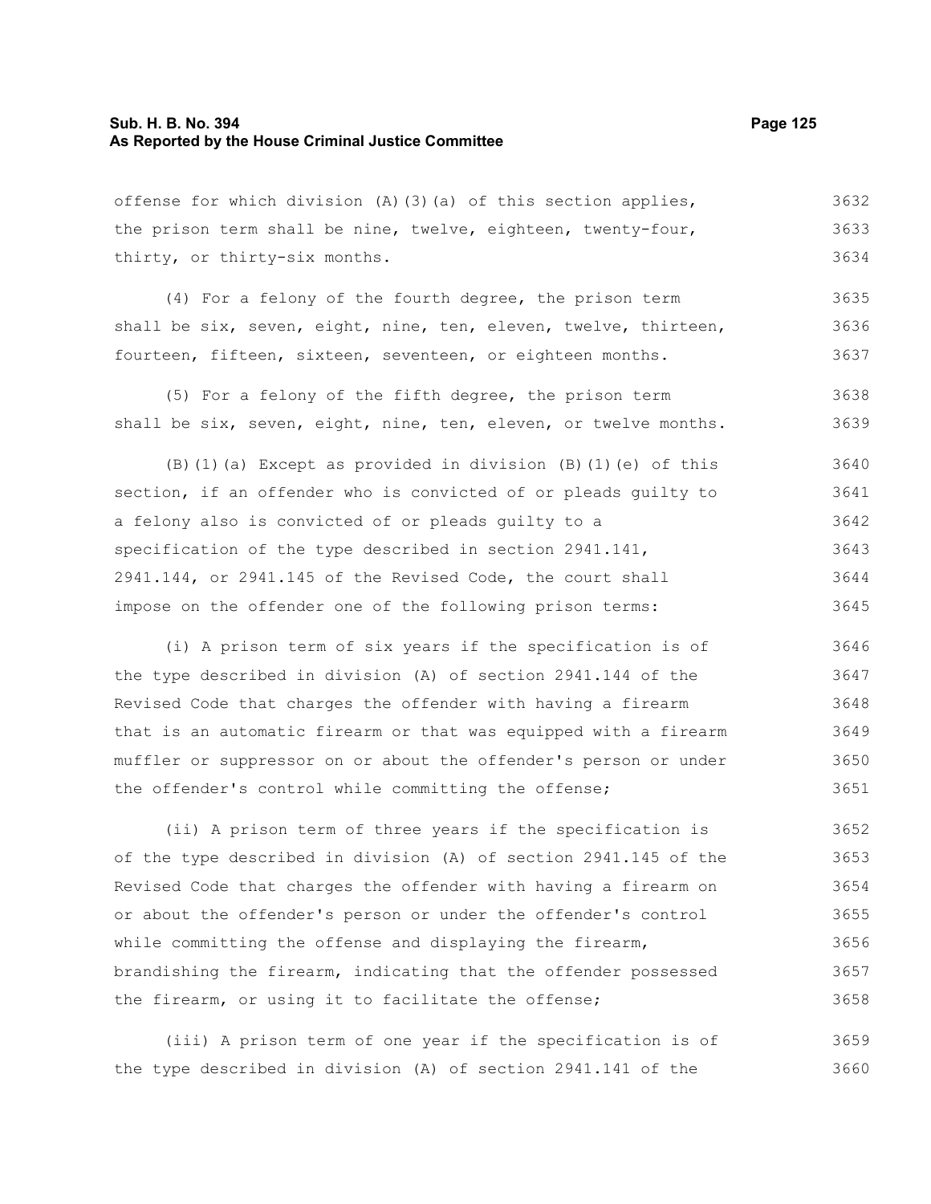offense for which division (A)(3)(a) of this section applies, the prison term shall be nine, twelve, eighteen, twenty-four, thirty, or thirty-six months.

(4) For a felony of the fourth degree, the prison term shall be six, seven, eight, nine, ten, eleven, twelve, thirteen, fourteen, fifteen, sixteen, seventeen, or eighteen months.

(5) For a felony of the fifth degree, the prison term shall be six, seven, eight, nine, ten, eleven, or twelve months.

(B)(1)(a) Except as provided in division (B)(1)(e) of this section, if an offender who is convicted of or pleads guilty to a felony also is convicted of or pleads guilty to a specification of the type described in section 2941.141, 2941.144, or 2941.145 of the Revised Code, the court shall impose on the offender one of the following prison terms:

(i) A prison term of six years if the specification is of the type described in division (A) of section 2941.144 of the Revised Code that charges the offender with having a firearm that is an automatic firearm or that was equipped with a firearm muffler or suppressor on or about the offender's person or under the offender's control while committing the offense;

(ii) A prison term of three years if the specification is of the type described in division (A) of section 2941.145 of the Revised Code that charges the offender with having a firearm on or about the offender's person or under the offender's control while committing the offense and displaying the firearm, brandishing the firearm, indicating that the offender possessed the firearm, or using it to facilitate the offense;

(iii) A prison term of one year if the specification is of the type described in division (A) of section 2941.141 of the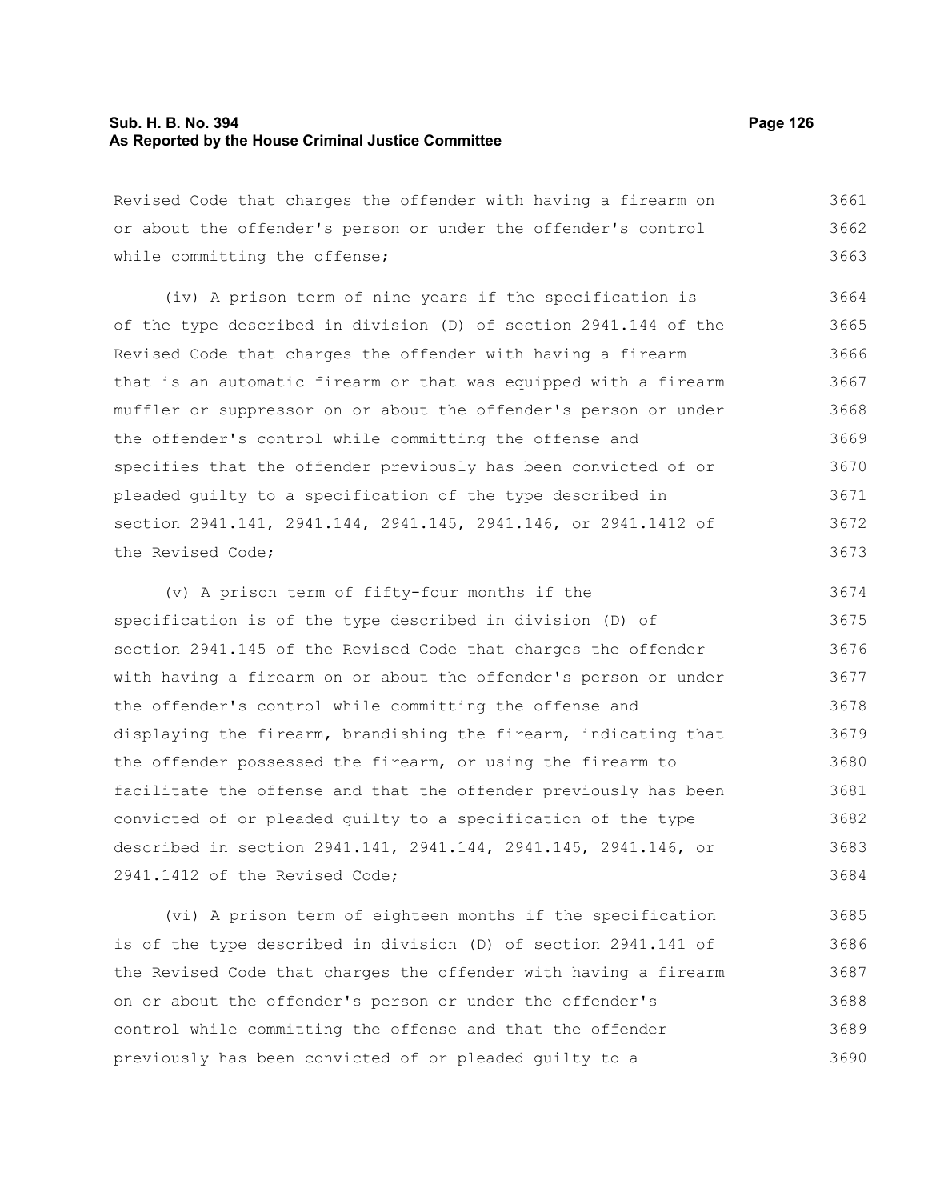Revised Code that charges the offender with having a firearm on or about the offender's person or under the offender's control while committing the offense;

(iv) A prison term of nine years if the specification is of the type described in division (D) of section 2941.144 of the Revised Code that charges the offender with having a firearm that is an automatic firearm or that was equipped with a firearm muffler or suppressor on or about the offender's person or under the offender's control while committing the offense and specifies that the offender previously has been convicted of or pleaded guilty to a specification of the type described in section 2941.141, 2941.144, 2941.145, 2941.146, or 2941.1412 of the Revised Code;

(v) A prison term of fifty-four months if the specification is of the type described in division (D) of section 2941.145 of the Revised Code that charges the offender with having a firearm on or about the offender's person or under the offender's control while committing the offense and displaying the firearm, brandishing the firearm, indicating that the offender possessed the firearm, or using the firearm to facilitate the offense and that the offender previously has been convicted of or pleaded guilty to a specification of the type described in section 2941.141, 2941.144, 2941.145, 2941.146, or 2941.1412 of the Revised Code;

(vi) A prison term of eighteen months if the specification is of the type described in division (D) of section 2941.141 of the Revised Code that charges the offender with having a firearm on or about the offender's person or under the offender's control while committing the offense and that the offender previously has been convicted of or pleaded guilty to a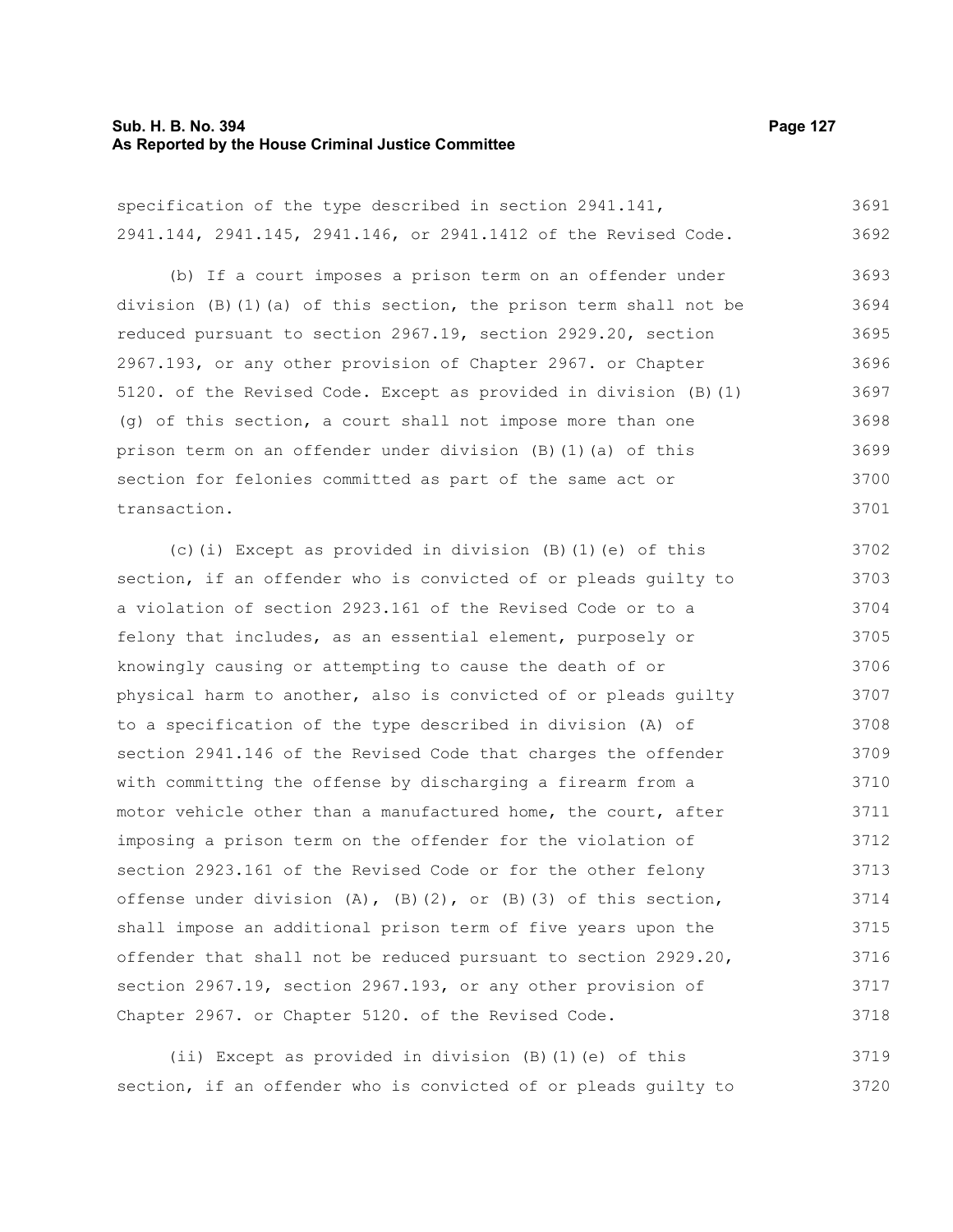specification of the type described in section 2941.141, 2941.144, 2941.145, 2941.146, or 2941.1412 of the Revised Code.

(b) If a court imposes a prison term on an offender under division (B)(1)(a) of this section, the prison term shall not be reduced pursuant to section 2967.19, section 2929.20, section 2967.193, or any other provision of Chapter 2967. or Chapter 5120. of the Revised Code. Except as provided in division (B)(1)(g) of this section, a court shall not impose more than one prison term on an offender under division (B)(1)(a) of this section for felonies committed as part of the same act or transaction.

(c)(i) Except as provided in division (B)(1)(e) of this section, if an offender who is convicted of or pleads guilty to a violation of section 2923.161 of the Revised Code or to a felony that includes, as an essential element, purposely or knowingly causing or attempting to cause the death of or physical harm to another, also is convicted of or pleads guilty to a specification of the type described in division (A) of section 2941.146 of the Revised Code that charges the offender with committing the offense by discharging a firearm from a motor vehicle other than a manufactured home, the court, after imposing a prison term on the offender for the violation of section 2923.161 of the Revised Code or for the other felony offense under division (A), (B)(2), or (B)(3) of this section, shall impose an additional prison term of five years upon the offender that shall not be reduced pursuant to section 2929.20, section 2967.19, section 2967.193, or any other provision of Chapter 2967. or Chapter 5120. of the Revised Code.

(ii) Except as provided in division (B)(1)(e) of this section, if an offender who is convicted of or pleads guilty to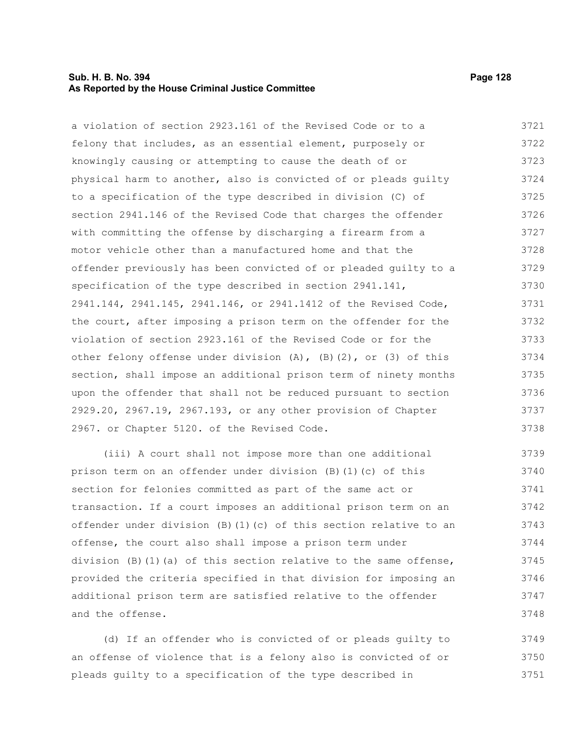a violation of section 2923.161 of the Revised Code or to a felony that includes, as an essential element, purposely or knowingly causing or attempting to cause the death of or physical harm to another, also is convicted of or pleads guilty to a specification of the type described in division (C) of section 2941.146 of the Revised Code that charges the offender with committing the offense by discharging a firearm from a motor vehicle other than a manufactured home and that the offender previously has been convicted of or pleaded guilty to a specification of the type described in section 2941.141, 2941.144, 2941.145, 2941.146, or 2941.1412 of the Revised Code, the court, after imposing a prison term on the offender for the violation of section 2923.161 of the Revised Code or for the other felony offense under division (A), (B)(2), or (3) of this section, shall impose an additional prison term of ninety months upon the offender that shall not be reduced pursuant to section 2929.20, 2967.19, 2967.193, or any other provision of Chapter 2967. or Chapter 5120. of the Revised Code.

(iii) A court shall not impose more than one additional prison term on an offender under division (B)(1)(c) of this section for felonies committed as part of the same act or transaction. If a court imposes an additional prison term on an offender under division (B)(1)(c) of this section relative to an offense, the court also shall impose a prison term under division (B)(1)(a) of this section relative to the same offense, provided the criteria specified in that division for imposing an additional prison term are satisfied relative to the offender and the offense.

(d) If an offender who is convicted of or pleads guilty to an offense of violence that is a felony also is convicted of or pleads guilty to a specification of the type described in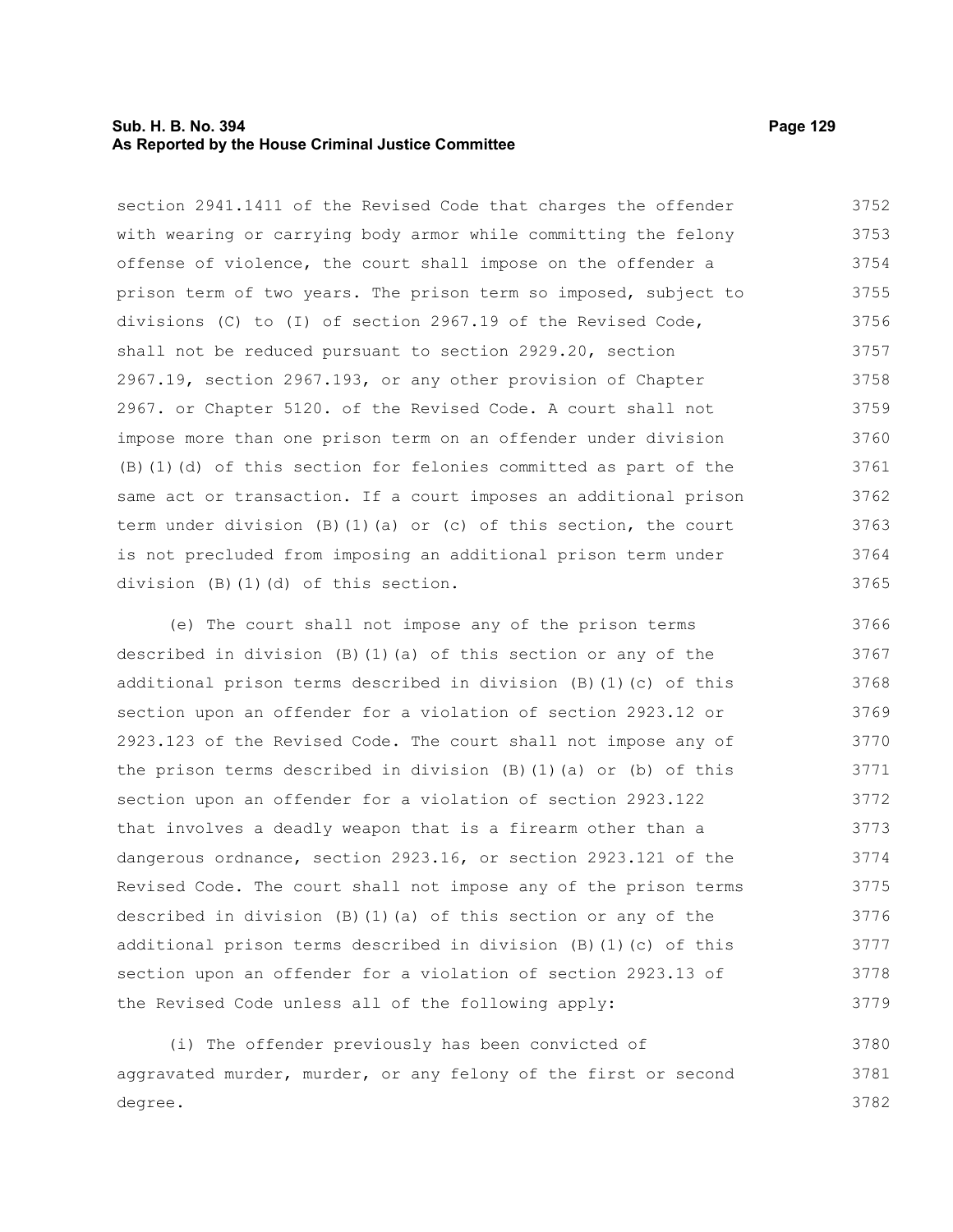section 2941.1411 of the Revised Code that charges the offender with wearing or carrying body armor while committing the felony offense of violence, the court shall impose on the offender a prison term of two years. The prison term so imposed, subject to divisions (C) to (I) of section 2967.19 of the Revised Code, shall not be reduced pursuant to section 2929.20, section 2967.19, section 2967.193, or any other provision of Chapter 2967. or Chapter 5120. of the Revised Code. A court shall not impose more than one prison term on an offender under division (B)(1)(d) of this section for felonies committed as part of the same act or transaction. If a court imposes an additional prison term under division (B)(1)(a) or (c) of this section, the court is not precluded from imposing an additional prison term under division (B)(1)(d) of this section.

(e) The court shall not impose any of the prison terms described in division (B)(1)(a) of this section or any of the additional prison terms described in division (B)(1)(c) of this section upon an offender for a violation of section 2923.12 or 2923.123 of the Revised Code. The court shall not impose any of the prison terms described in division (B)(1)(a) or (b) of this section upon an offender for a violation of section 2923.122 that involves a deadly weapon that is a firearm other than a dangerous ordnance, section 2923.16, or section 2923.121 of the Revised Code. The court shall not impose any of the prison terms described in division (B)(1)(a) of this section or any of the additional prison terms described in division (B)(1)(c) of this section upon an offender for a violation of section 2923.13 of the Revised Code unless all of the following apply:

(i) The offender previously has been convicted of aggravated murder, murder, or any felony of the first or second degree.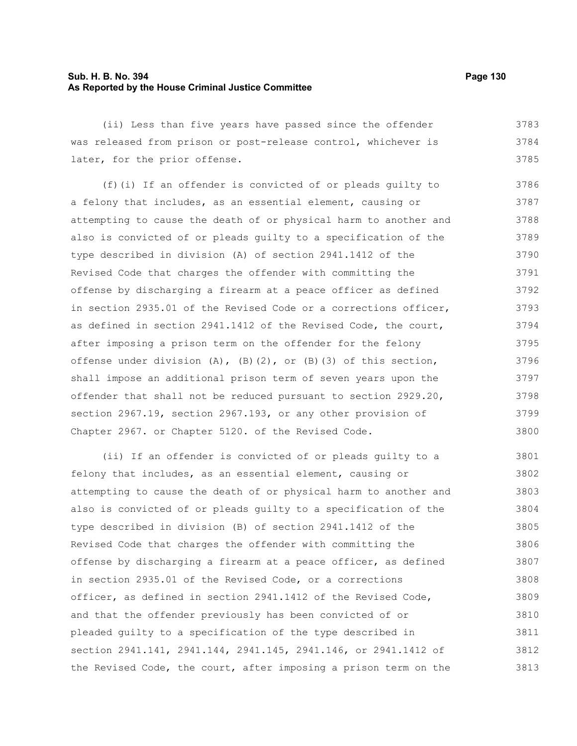(ii) Less than five years have passed since the offender was released from prison or post-release control, whichever is later, for the prior offense.

(f)(i) If an offender is convicted of or pleads guilty to a felony that includes, as an essential element, causing or attempting to cause the death of or physical harm to another and also is convicted of or pleads guilty to a specification of the type described in division (A) of section 2941.1412 of the Revised Code that charges the offender with committing the offense by discharging a firearm at a peace officer as defined in section 2935.01 of the Revised Code or a corrections officer, as defined in section 2941.1412 of the Revised Code, the court, after imposing a prison term on the offender for the felony offense under division (A), (B)(2), or (B)(3) of this section, shall impose an additional prison term of seven years upon the offender that shall not be reduced pursuant to section 2929.20, section 2967.19, section 2967.193, or any other provision of Chapter 2967. or Chapter 5120. of the Revised Code.

(ii) If an offender is convicted of or pleads guilty to a felony that includes, as an essential element, causing or attempting to cause the death of or physical harm to another and also is convicted of or pleads guilty to a specification of the type described in division (B) of section 2941.1412 of the Revised Code that charges the offender with committing the offense by discharging a firearm at a peace officer, as defined in section 2935.01 of the Revised Code, or a corrections officer, as defined in section 2941.1412 of the Revised Code, and that the offender previously has been convicted of or pleaded guilty to a specification of the type described in section 2941.141, 2941.144, 2941.145, 2941.146, or 2941.1412 of the Revised Code, the court, after imposing a prison term on the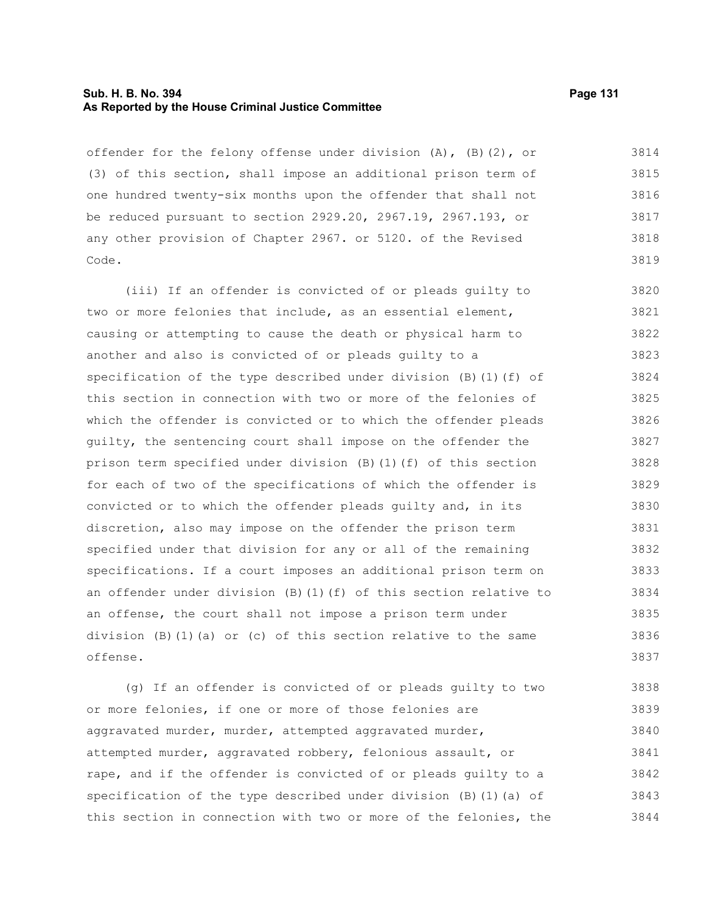offender for the felony offense under division (A), (B)(2), or (3) of this section, shall impose an additional prison term of one hundred twenty-six months upon the offender that shall not be reduced pursuant to section 2929.20, 2967.19, 2967.193, or any other provision of Chapter 2967. or 5120. of the Revised Code.

(iii) If an offender is convicted of or pleads guilty to two or more felonies that include, as an essential element, causing or attempting to cause the death or physical harm to another and also is convicted of or pleads guilty to a specification of the type described under division (B)(1)(f) of this section in connection with two or more of the felonies of which the offender is convicted or to which the offender pleads guilty, the sentencing court shall impose on the offender the prison term specified under division (B)(1)(f) of this section for each of two of the specifications of which the offender is convicted or to which the offender pleads guilty and, in its discretion, also may impose on the offender the prison term specified under that division for any or all of the remaining specifications. If a court imposes an additional prison term on an offender under division (B)(1)(f) of this section relative to an offense, the court shall not impose a prison term under division (B)(1)(a) or (c) of this section relative to the same offense.

(g) If an offender is convicted of or pleads guilty to two or more felonies, if one or more of those felonies are aggravated murder, murder, attempted aggravated murder, attempted murder, aggravated robbery, felonious assault, or rape, and if the offender is convicted of or pleads guilty to a specification of the type described under division (B)(1)(a) of this section in connection with two or more of the felonies, the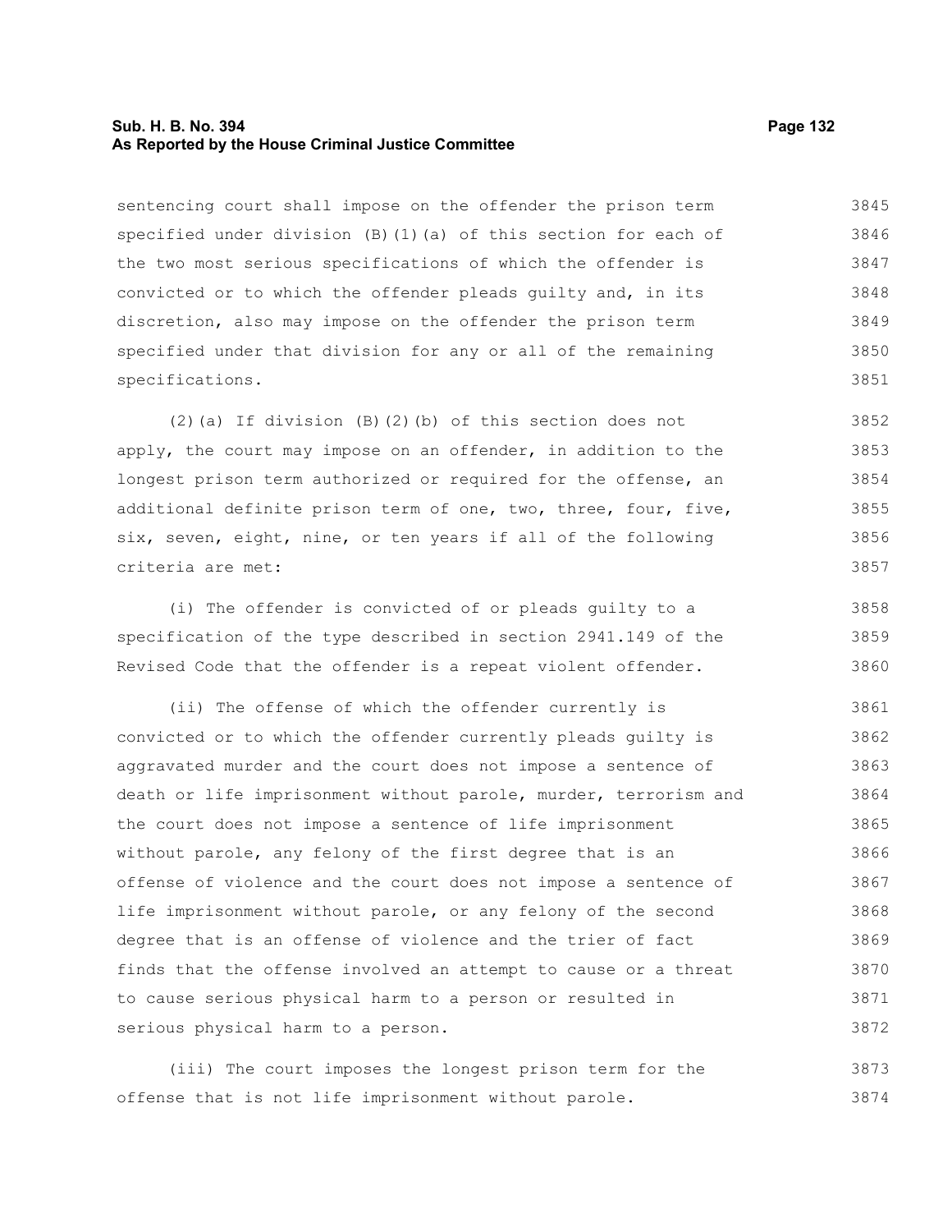sentencing court shall impose on the offender the prison term specified under division (B)(1)(a) of this section for each of the two most serious specifications of which the offender is convicted or to which the offender pleads guilty and, in its discretion, also may impose on the offender the prison term specified under that division for any or all of the remaining specifications.

(2)(a) If division (B)(2)(b) of this section does not apply, the court may impose on an offender, in addition to the longest prison term authorized or required for the offense, an additional definite prison term of one, two, three, four, five, six, seven, eight, nine, or ten years if all of the following criteria are met:

(i) The offender is convicted of or pleads guilty to a specification of the type described in section 2941.149 of the Revised Code that the offender is a repeat violent offender.

(ii) The offense of which the offender currently is convicted or to which the offender currently pleads guilty is aggravated murder and the court does not impose a sentence of death or life imprisonment without parole, murder, terrorism and the court does not impose a sentence of life imprisonment without parole, any felony of the first degree that is an offense of violence and the court does not impose a sentence of life imprisonment without parole, or any felony of the second degree that is an offense of violence and the trier of fact finds that the offense involved an attempt to cause or a threat to cause serious physical harm to a person or resulted in serious physical harm to a person.

(iii) The court imposes the longest prison term for the offense that is not life imprisonment without parole.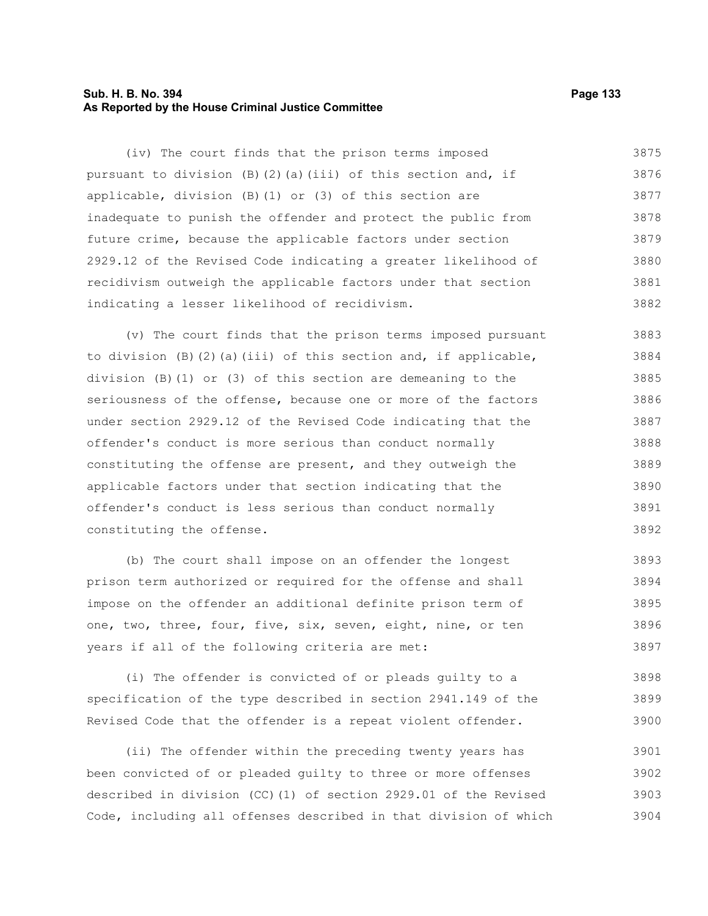(iv) The court finds that the prison terms imposed pursuant to division (B)(2)(a)(iii) of this section and, if applicable, division (B)(1) or (3) of this section are inadequate to punish the offender and protect the public from future crime, because the applicable factors under section 2929.12 of the Revised Code indicating a greater likelihood of recidivism outweigh the applicable factors under that section indicating a lesser likelihood of recidivism.

(v) The court finds that the prison terms imposed pursuant to division (B)(2)(a)(iii) of this section and, if applicable, division (B)(1) or (3) of this section are demeaning to the seriousness of the offense, because one or more of the factors under section 2929.12 of the Revised Code indicating that the offender's conduct is more serious than conduct normally constituting the offense are present, and they outweigh the applicable factors under that section indicating that the offender's conduct is less serious than conduct normally constituting the offense.

(b) The court shall impose on an offender the longest prison term authorized or required for the offense and shall impose on the offender an additional definite prison term of one, two, three, four, five, six, seven, eight, nine, or ten years if all of the following criteria are met:

(i) The offender is convicted of or pleads guilty to a specification of the type described in section 2941.149 of the Revised Code that the offender is a repeat violent offender.

(ii) The offender within the preceding twenty years has been convicted of or pleaded guilty to three or more offenses described in division (CC)(1) of section 2929.01 of the Revised Code, including all offenses described in that division of which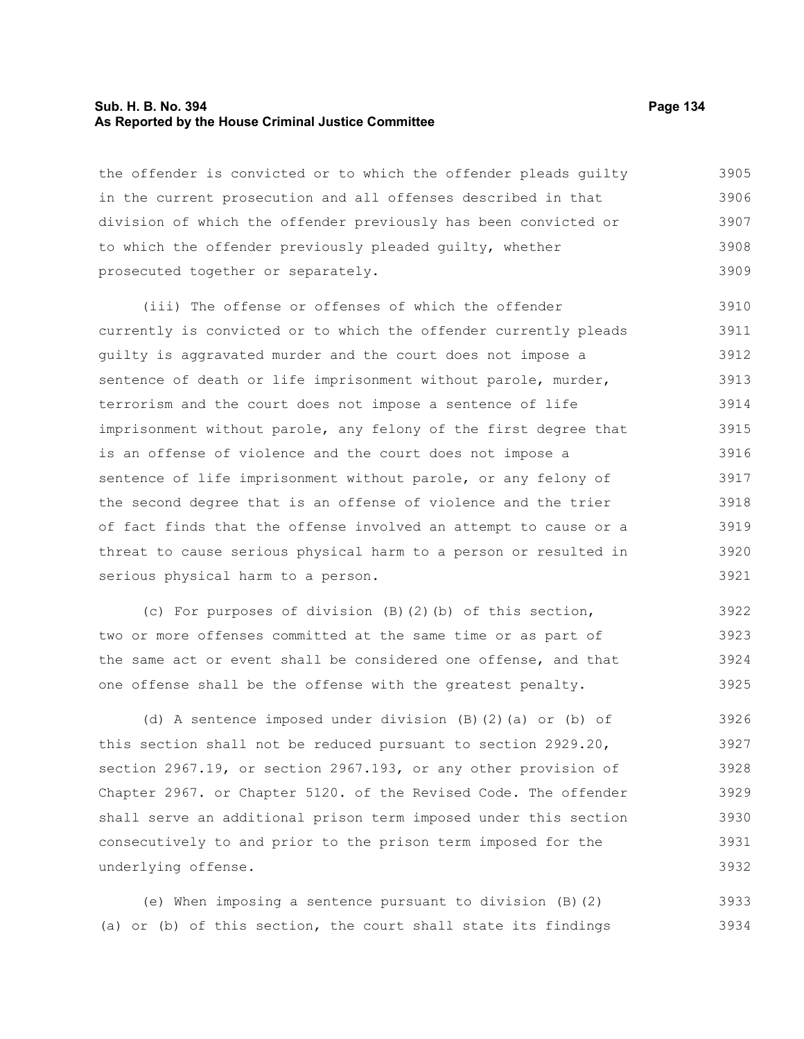the offender is convicted or to which the offender pleads guilty in the current prosecution and all offenses described in that division of which the offender previously has been convicted or to which the offender previously pleaded guilty, whether prosecuted together or separately.

(iii) The offense or offenses of which the offender currently is convicted or to which the offender currently pleads guilty is aggravated murder and the court does not impose a sentence of death or life imprisonment without parole, murder, terrorism and the court does not impose a sentence of life imprisonment without parole, any felony of the first degree that is an offense of violence and the court does not impose a sentence of life imprisonment without parole, or any felony of the second degree that is an offense of violence and the trier of fact finds that the offense involved an attempt to cause or a threat to cause serious physical harm to a person or resulted in serious physical harm to a person.

(c) For purposes of division (B)(2)(b) of this section, two or more offenses committed at the same time or as part of the same act or event shall be considered one offense, and that one offense shall be the offense with the greatest penalty.

(d) A sentence imposed under division (B)(2)(a) or (b) of this section shall not be reduced pursuant to section 2929.20, section 2967.19, or section 2967.193, or any other provision of Chapter 2967. or Chapter 5120. of the Revised Code. The offender shall serve an additional prison term imposed under this section consecutively to and prior to the prison term imposed for the underlying offense.

(e) When imposing a sentence pursuant to division (B)(2)(a) or (b) of this section, the court shall state its findings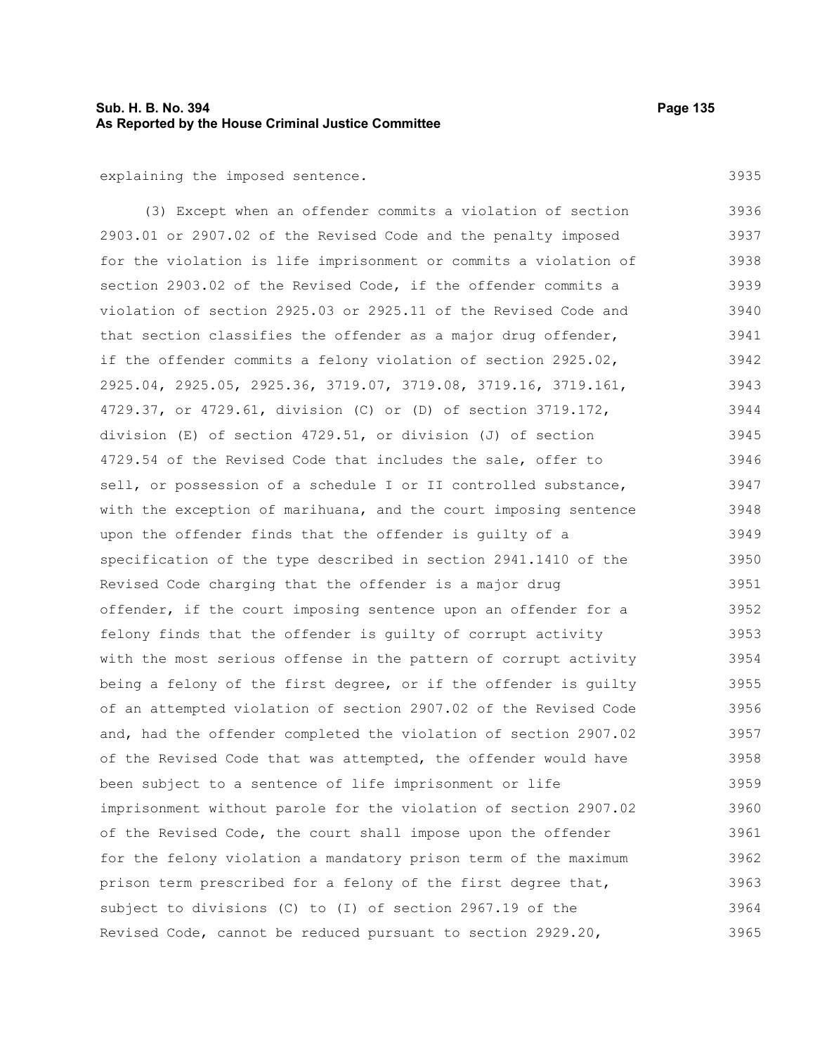explaining the imposed sentence.

(3) Except when an offender commits a violation of section 2903.01 or 2907.02 of the Revised Code and the penalty imposed for the violation is life imprisonment or commits a violation of section 2903.02 of the Revised Code, if the offender commits a violation of section 2925.03 or 2925.11 of the Revised Code and that section classifies the offender as a major drug offender, if the offender commits a felony violation of section 2925.02, 2925.04, 2925.05, 2925.36, 3719.07, 3719.08, 3719.16, 3719.161, 4729.37, or 4729.61, division (C) or (D) of section 3719.172, division (E) of section 4729.51, or division (J) of section 4729.54 of the Revised Code that includes the sale, offer to sell, or possession of a schedule I or II controlled substance, with the exception of marihuana, and the court imposing sentence upon the offender finds that the offender is guilty of a specification of the type described in section 2941.1410 of the Revised Code charging that the offender is a major drug offender, if the court imposing sentence upon an offender for a felony finds that the offender is guilty of corrupt activity with the most serious offense in the pattern of corrupt activity being a felony of the first degree, or if the offender is guilty of an attempted violation of section 2907.02 of the Revised Code and, had the offender completed the violation of section 2907.02 of the Revised Code that was attempted, the offender would have been subject to a sentence of life imprisonment or life imprisonment without parole for the violation of section 2907.02 of the Revised Code, the court shall impose upon the offender for the felony violation a mandatory prison term of the maximum prison term prescribed for a felony of the first degree that, subject to divisions (C) to (I) of section 2967.19 of the Revised Code, cannot be reduced pursuant to section 2929.20,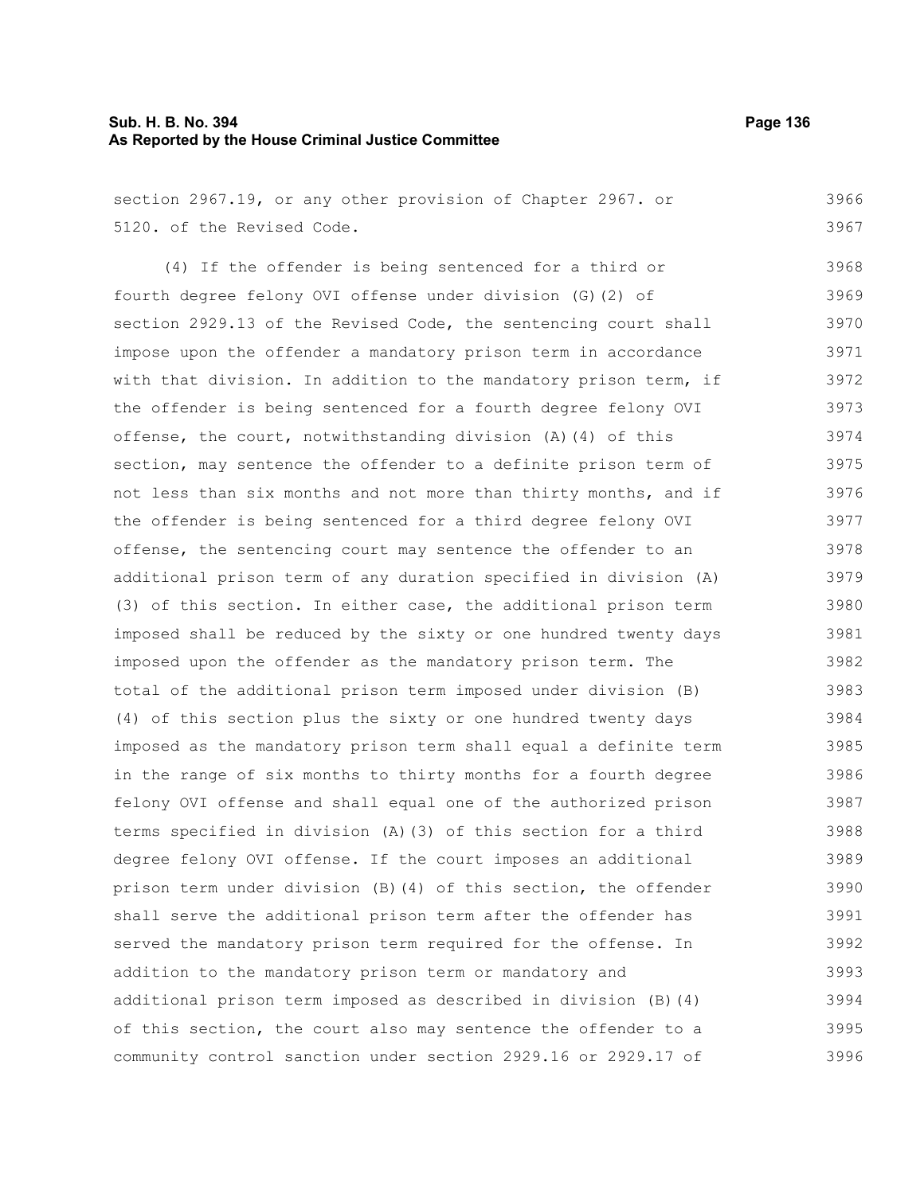section 2967.19, or any other provision of Chapter 2967. or 5120. of the Revised Code.

(4) If the offender is being sentenced for a third or fourth degree felony OVI offense under division (G)(2) of section 2929.13 of the Revised Code, the sentencing court shall impose upon the offender a mandatory prison term in accordance with that division. In addition to the mandatory prison term, if the offender is being sentenced for a fourth degree felony OVI offense, the court, notwithstanding division (A)(4) of this section, may sentence the offender to a definite prison term of not less than six months and not more than thirty months, and if the offender is being sentenced for a third degree felony OVI offense, the sentencing court may sentence the offender to an additional prison term of any duration specified in division (A)(3) of this section. In either case, the additional prison term imposed shall be reduced by the sixty or one hundred twenty days imposed upon the offender as the mandatory prison term. The total of the additional prison term imposed under division (B)(4) of this section plus the sixty or one hundred twenty days imposed as the mandatory prison term shall equal a definite term in the range of six months to thirty months for a fourth degree felony OVI offense and shall equal one of the authorized prison terms specified in division (A)(3) of this section for a third degree felony OVI offense. If the court imposes an additional prison term under division (B)(4) of this section, the offender shall serve the additional prison term after the offender has served the mandatory prison term required for the offense. In addition to the mandatory prison term or mandatory and additional prison term imposed as described in division (B)(4) of this section, the court also may sentence the offender to a community control sanction under section 2929.16 or 2929.17 of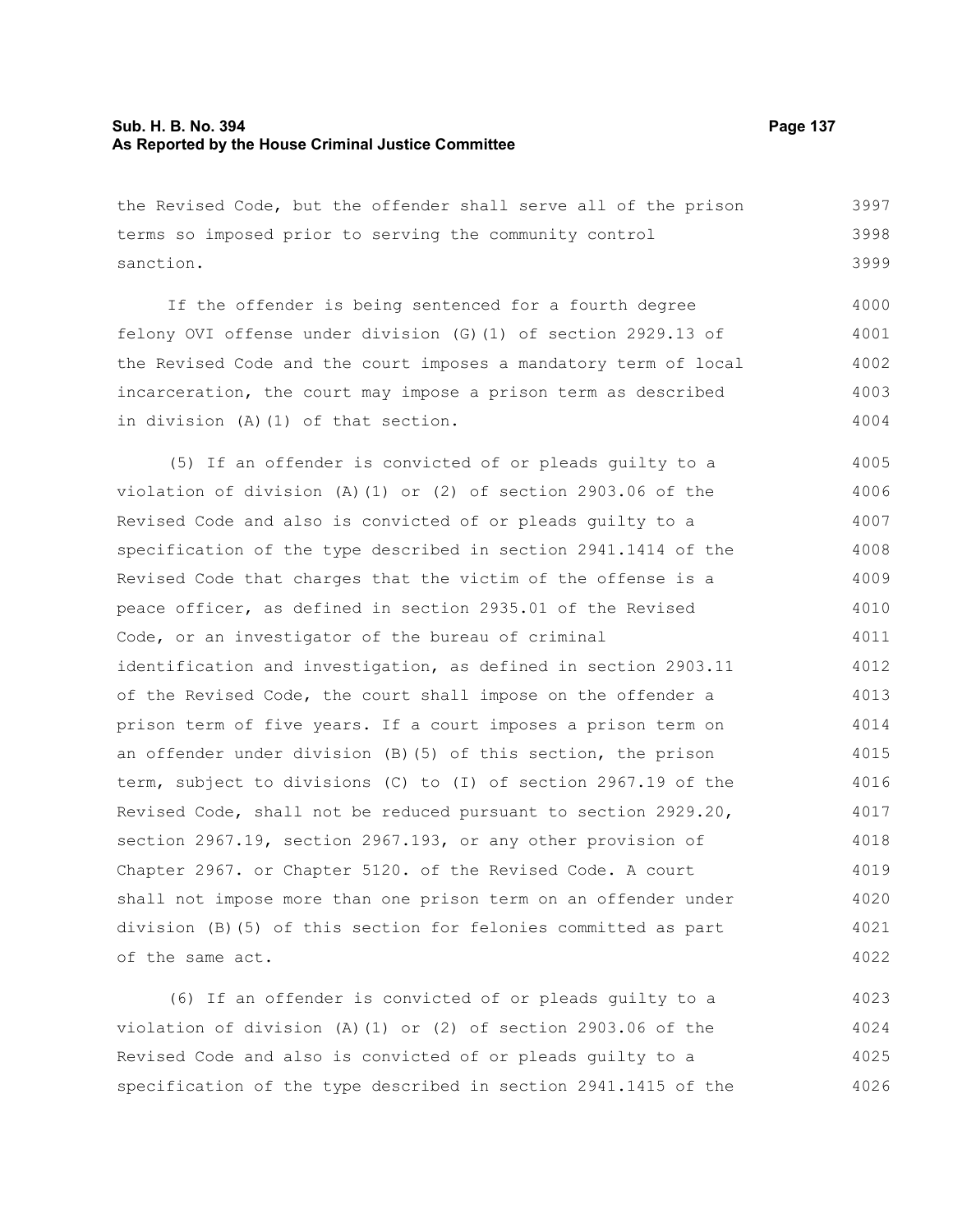the Revised Code, but the offender shall serve all of the prison terms so imposed prior to serving the community control sanction.

If the offender is being sentenced for a fourth degree felony OVI offense under division (G)(1) of section 2929.13 of the Revised Code and the court imposes a mandatory term of local incarceration, the court may impose a prison term as described in division (A)(1) of that section.

(5) If an offender is convicted of or pleads guilty to a violation of division (A)(1) or (2) of section 2903.06 of the Revised Code and also is convicted of or pleads guilty to a specification of the type described in section 2941.1414 of the Revised Code that charges that the victim of the offense is a peace officer, as defined in section 2935.01 of the Revised Code, or an investigator of the bureau of criminal identification and investigation, as defined in section 2903.11 of the Revised Code, the court shall impose on the offender a prison term of five years. If a court imposes a prison term on an offender under division (B)(5) of this section, the prison term, subject to divisions (C) to (I) of section 2967.19 of the Revised Code, shall not be reduced pursuant to section 2929.20, section 2967.19, section 2967.193, or any other provision of Chapter 2967. or Chapter 5120. of the Revised Code. A court shall not impose more than one prison term on an offender under division (B)(5) of this section for felonies committed as part of the same act.

(6) If an offender is convicted of or pleads guilty to a violation of division (A)(1) or (2) of section 2903.06 of the Revised Code and also is convicted of or pleads guilty to a specification of the type described in section 2941.1415 of the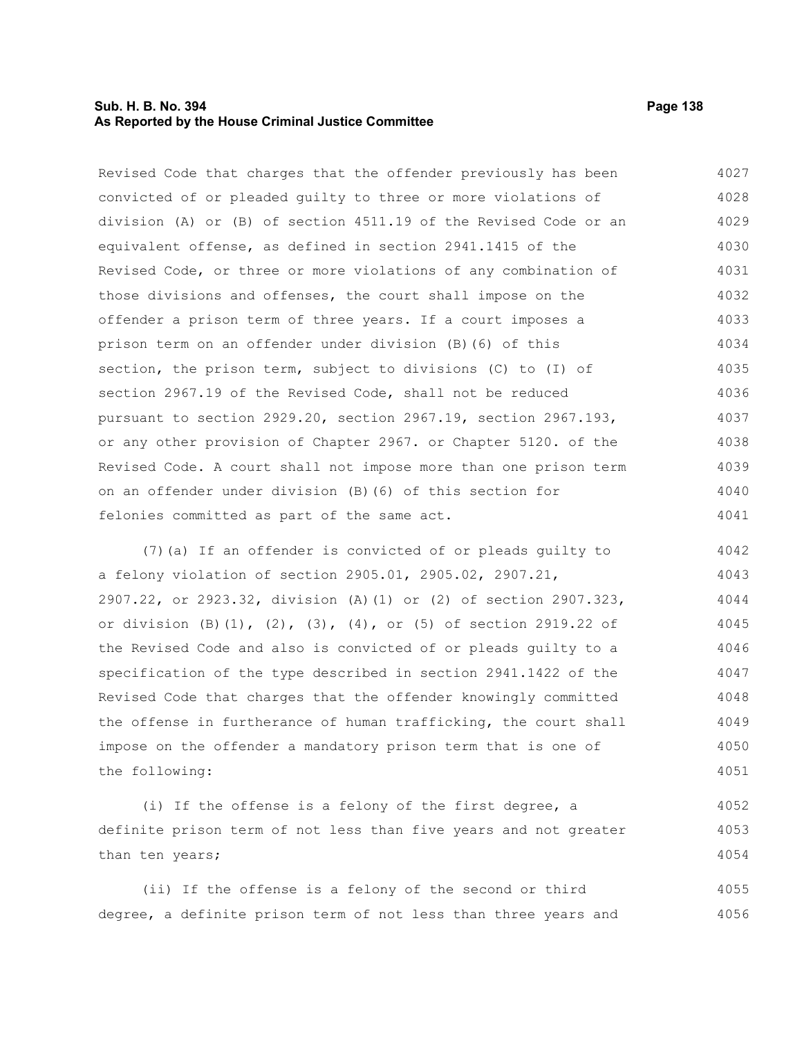Revised Code that charges that the offender previously has been convicted of or pleaded guilty to three or more violations of division (A) or (B) of section 4511.19 of the Revised Code or an equivalent offense, as defined in section 2941.1415 of the Revised Code, or three or more violations of any combination of those divisions and offenses, the court shall impose on the offender a prison term of three years. If a court imposes a prison term on an offender under division (B)(6) of this section, the prison term, subject to divisions (C) to (I) of section 2967.19 of the Revised Code, shall not be reduced pursuant to section 2929.20, section 2967.19, section 2967.193, or any other provision of Chapter 2967. or Chapter 5120. of the Revised Code. A court shall not impose more than one prison term on an offender under division (B)(6) of this section for felonies committed as part of the same act.

(7)(a) If an offender is convicted of or pleads guilty to a felony violation of section 2905.01, 2905.02, 2907.21, 2907.22, or 2923.32, division (A)(1) or (2) of section 2907.323, or division (B)(1), (2), (3), (4), or (5) of section 2919.22 of the Revised Code and also is convicted of or pleads guilty to a specification of the type described in section 2941.1422 of the Revised Code that charges that the offender knowingly committed the offense in furtherance of human trafficking, the court shall impose on the offender a mandatory prison term that is one of the following:

(i) If the offense is a felony of the first degree, a definite prison term of not less than five years and not greater than ten years;

(ii) If the offense is a felony of the second or third degree, a definite prison term of not less than three years and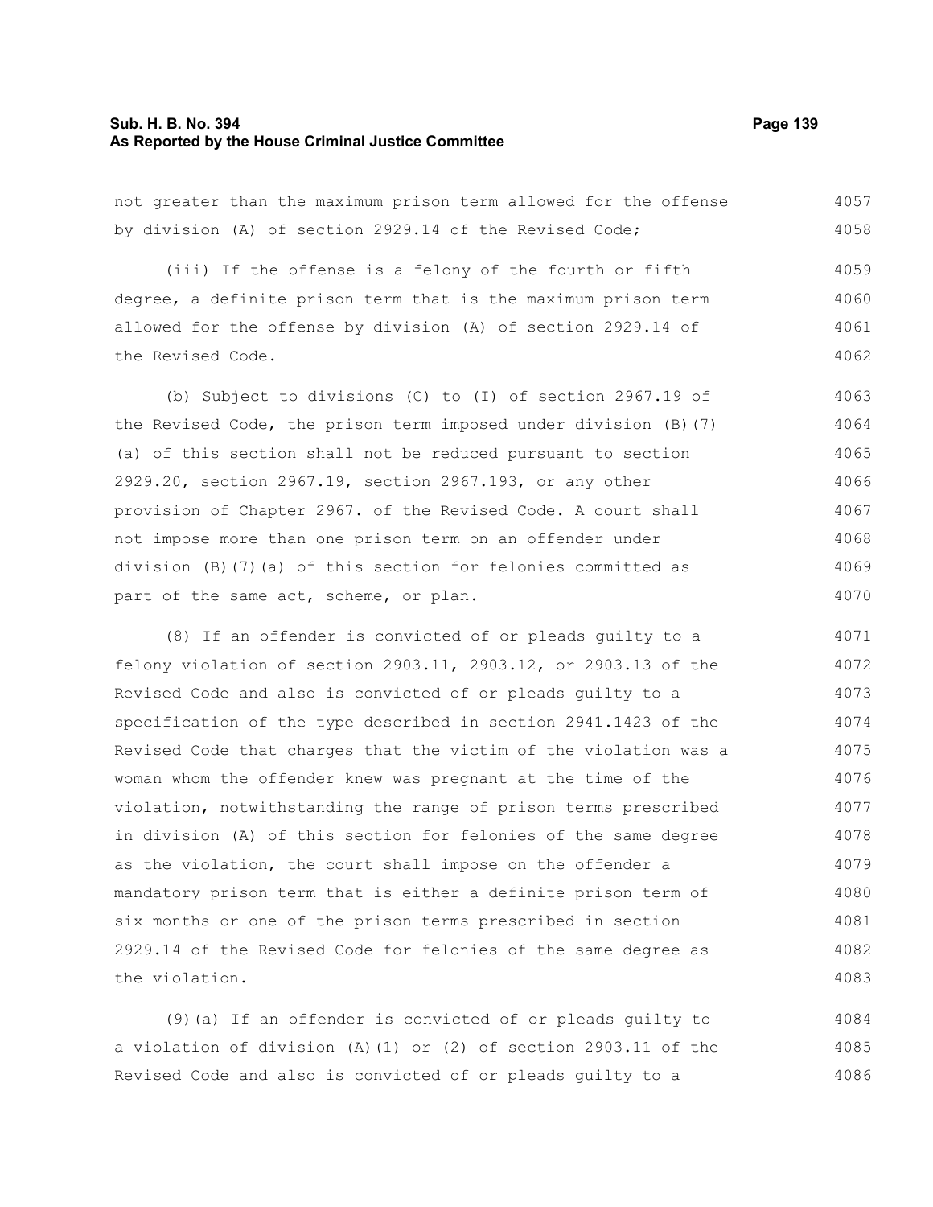not greater than the maximum prison term allowed for the offense by division (A) of section 2929.14 of the Revised Code;

(iii) If the offense is a felony of the fourth or fifth degree, a definite prison term that is the maximum prison term allowed for the offense by division (A) of section 2929.14 of the Revised Code.

(b) Subject to divisions (C) to (I) of section 2967.19 of the Revised Code, the prison term imposed under division (B)(7)(a) of this section shall not be reduced pursuant to section 2929.20, section 2967.19, section 2967.193, or any other provision of Chapter 2967. of the Revised Code. A court shall not impose more than one prison term on an offender under division (B)(7)(a) of this section for felonies committed as part of the same act, scheme, or plan.

(8) If an offender is convicted of or pleads guilty to a felony violation of section 2903.11, 2903.12, or 2903.13 of the Revised Code and also is convicted of or pleads guilty to a specification of the type described in section 2941.1423 of the Revised Code that charges that the victim of the violation was a woman whom the offender knew was pregnant at the time of the violation, notwithstanding the range of prison terms prescribed in division (A) of this section for felonies of the same degree as the violation, the court shall impose on the offender a mandatory prison term that is either a definite prison term of six months or one of the prison terms prescribed in section 2929.14 of the Revised Code for felonies of the same degree as the violation.

(9)(a) If an offender is convicted of or pleads guilty to a violation of division (A)(1) or (2) of section 2903.11 of the Revised Code and also is convicted of or pleads guilty to a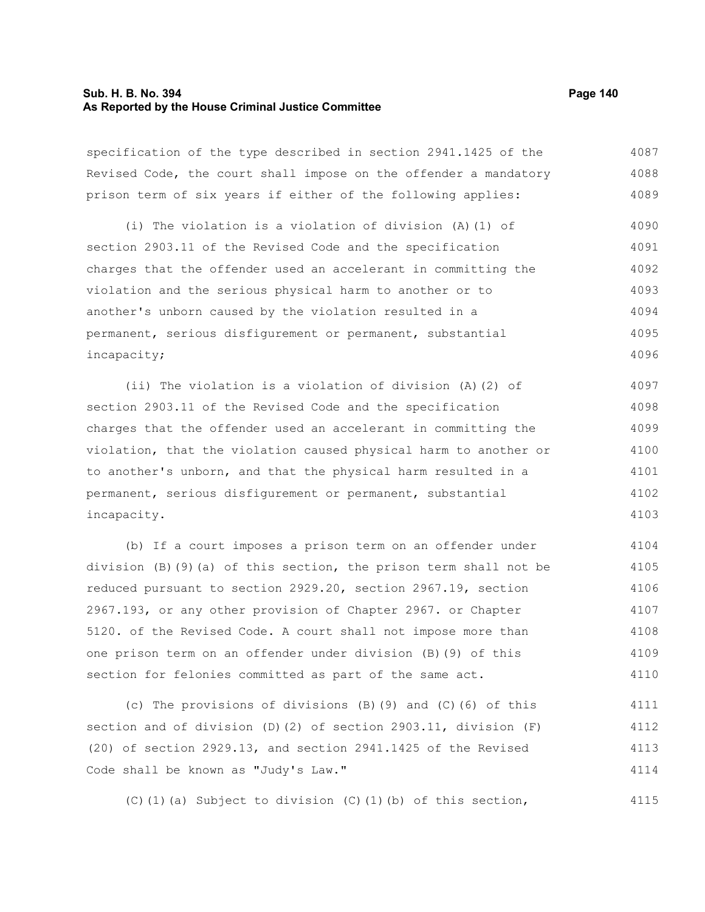specification of the type described in section 2941.1425 of the Revised Code, the court shall impose on the offender a mandatory prison term of six years if either of the following applies:

(i) The violation is a violation of division (A)(1) of section 2903.11 of the Revised Code and the specification charges that the offender used an accelerant in committing the violation and the serious physical harm to another or to another's unborn caused by the violation resulted in a permanent, serious disfigurement or permanent, substantial incapacity;

(ii) The violation is a violation of division (A)(2) of section 2903.11 of the Revised Code and the specification charges that the offender used an accelerant in committing the violation, that the violation caused physical harm to another or to another's unborn, and that the physical harm resulted in a permanent, serious disfigurement or permanent, substantial incapacity.

(b) If a court imposes a prison term on an offender under division (B)(9)(a) of this section, the prison term shall not be reduced pursuant to section 2929.20, section 2967.19, section 2967.193, or any other provision of Chapter 2967. or Chapter 5120. of the Revised Code. A court shall not impose more than one prison term on an offender under division (B)(9) of this section for felonies committed as part of the same act.

(c) The provisions of divisions (B)(9) and (C)(6) of this section and of division (D)(2) of section 2903.11, division (F)(20) of section 2929.13, and section 2941.1425 of the Revised Code shall be known as "Judy's Law."

(C)(1)(a) Subject to division (C)(1)(b) of this section,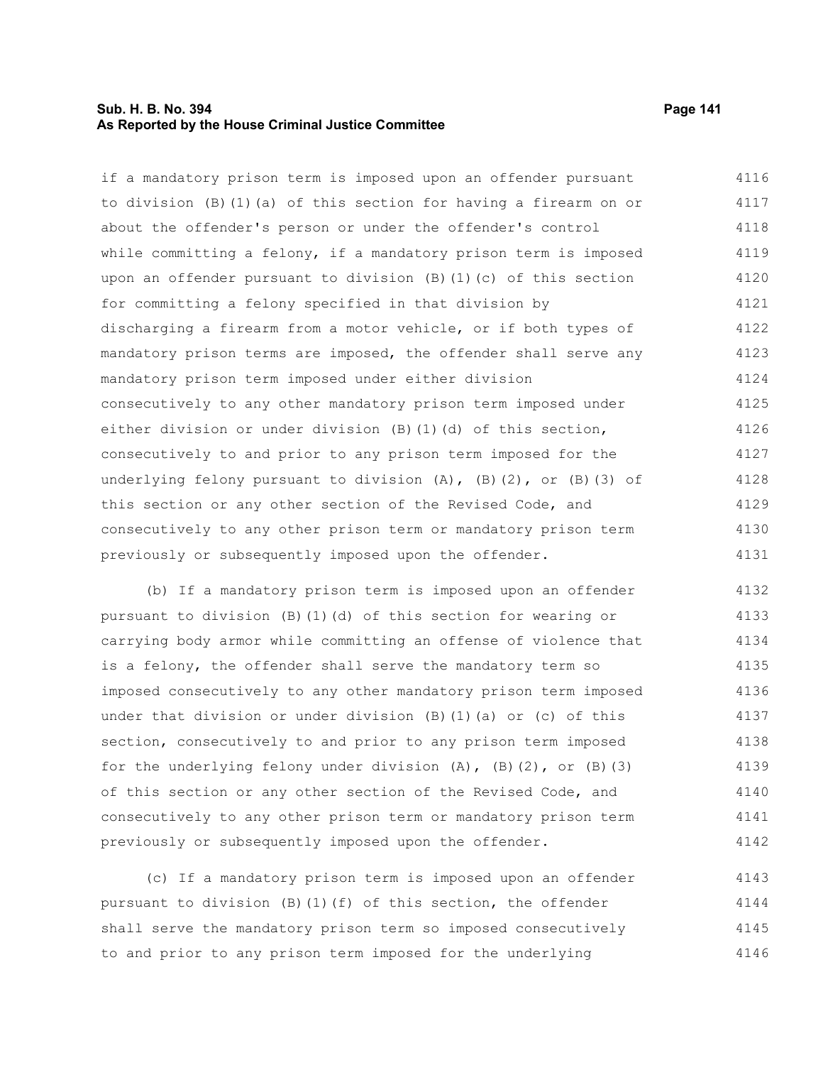if a mandatory prison term is imposed upon an offender pursuant to division (B)(1)(a) of this section for having a firearm on or about the offender's person or under the offender's control while committing a felony, if a mandatory prison term is imposed upon an offender pursuant to division (B)(1)(c) of this section for committing a felony specified in that division by discharging a firearm from a motor vehicle, or if both types of mandatory prison terms are imposed, the offender shall serve any mandatory prison term imposed under either division consecutively to any other mandatory prison term imposed under either division or under division (B)(1)(d) of this section, consecutively to and prior to any prison term imposed for the underlying felony pursuant to division (A), (B)(2), or (B)(3) of this section or any other section of the Revised Code, and consecutively to any other prison term or mandatory prison term previously or subsequently imposed upon the offender.

(b) If a mandatory prison term is imposed upon an offender pursuant to division (B)(1)(d) of this section for wearing or carrying body armor while committing an offense of violence that is a felony, the offender shall serve the mandatory term so imposed consecutively to any other mandatory prison term imposed under that division or under division (B)(1)(a) or (c) of this section, consecutively to and prior to any prison term imposed for the underlying felony under division (A), (B)(2), or (B)(3) of this section or any other section of the Revised Code, and consecutively to any other prison term or mandatory prison term previously or subsequently imposed upon the offender.

(c) If a mandatory prison term is imposed upon an offender pursuant to division (B)(1)(f) of this section, the offender shall serve the mandatory prison term so imposed consecutively to and prior to any prison term imposed for the underlying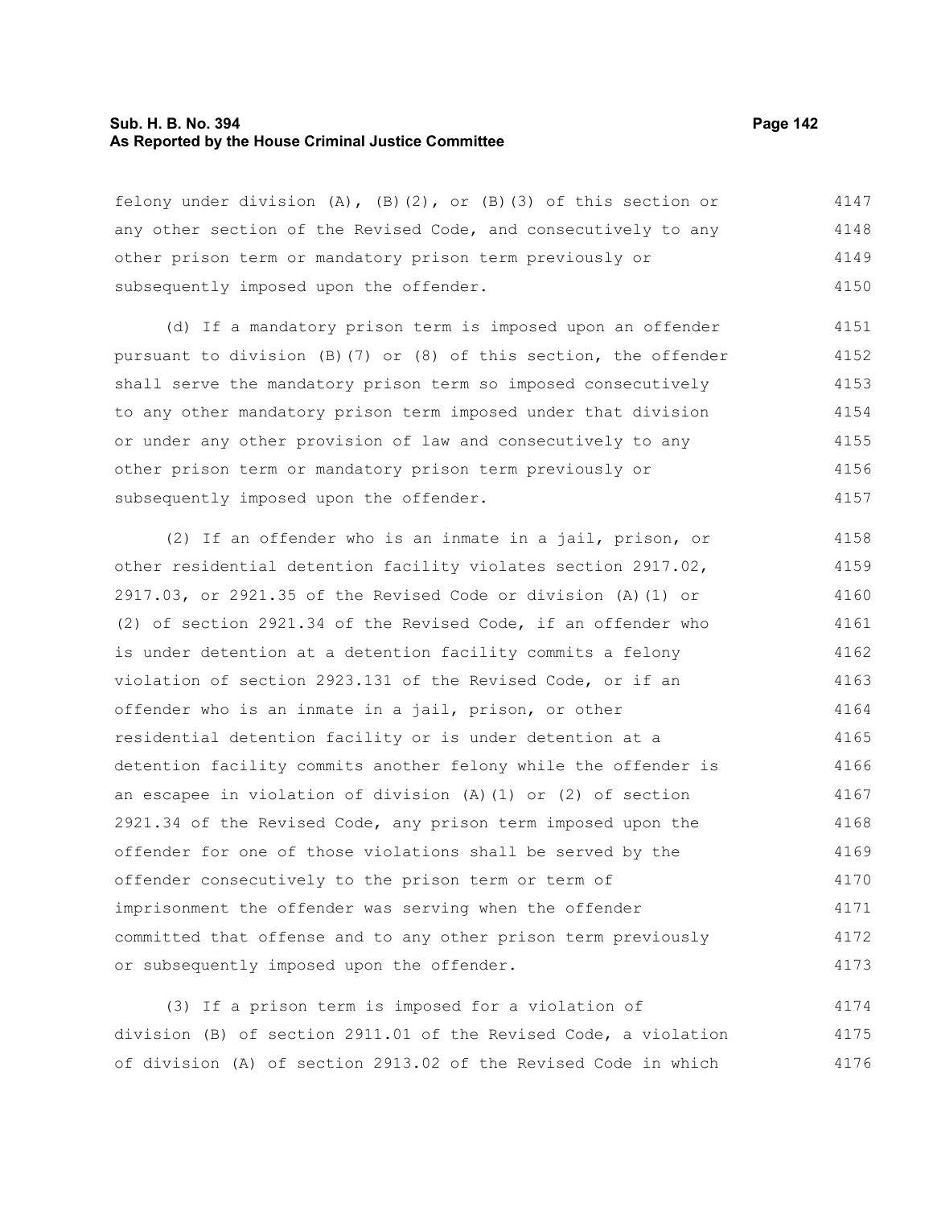felony under division (A), (B)(2), or (B)(3) of this section or any other section of the Revised Code, and consecutively to any other prison term or mandatory prison term previously or subsequently imposed upon the offender.

(d) If a mandatory prison term is imposed upon an offender pursuant to division (B)(7) or (8) of this section, the offender shall serve the mandatory prison term so imposed consecutively to any other mandatory prison term imposed under that division or under any other provision of law and consecutively to any other prison term or mandatory prison term previously or subsequently imposed upon the offender.

(2) If an offender who is an inmate in a jail, prison, or other residential detention facility violates section 2917.02, 2917.03, or 2921.35 of the Revised Code or division (A)(1) or (2) of section 2921.34 of the Revised Code, if an offender who is under detention at a detention facility commits a felony violation of section 2923.131 of the Revised Code, or if an offender who is an inmate in a jail, prison, or other residential detention facility or is under detention at a detention facility commits another felony while the offender is an escapee in violation of division (A)(1) or (2) of section 2921.34 of the Revised Code, any prison term imposed upon the offender for one of those violations shall be served by the offender consecutively to the prison term or term of imprisonment the offender was serving when the offender committed that offense and to any other prison term previously or subsequently imposed upon the offender.

(3) If a prison term is imposed for a violation of division (B) of section 2911.01 of the Revised Code, a violation of division (A) of section 2913.02 of the Revised Code in which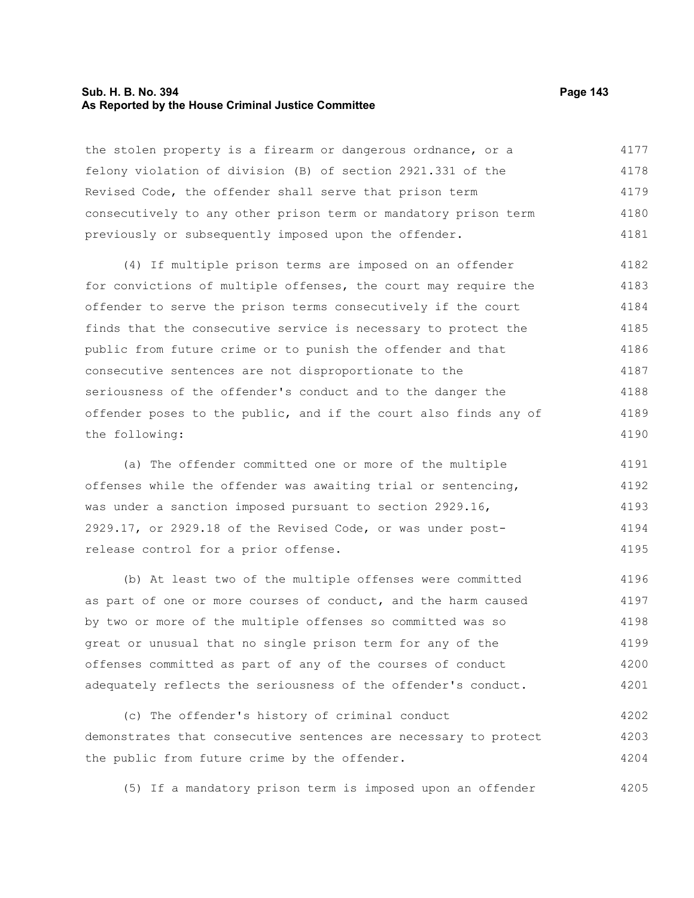the stolen property is a firearm or dangerous ordnance, or a felony violation of division (B) of section 2921.331 of the Revised Code, the offender shall serve that prison term consecutively to any other prison term or mandatory prison term previously or subsequently imposed upon the offender.

(4) If multiple prison terms are imposed on an offender for convictions of multiple offenses, the court may require the offender to serve the prison terms consecutively if the court finds that the consecutive service is necessary to protect the public from future crime or to punish the offender and that consecutive sentences are not disproportionate to the seriousness of the offender's conduct and to the danger the offender poses to the public, and if the court also finds any of the following:

(a) The offender committed one or more of the multiple offenses while the offender was awaiting trial or sentencing, was under a sanction imposed pursuant to section 2929.16, 2929.17, or 2929.18 of the Revised Code, or was under post-release control for a prior offense.

(b) At least two of the multiple offenses were committed as part of one or more courses of conduct, and the harm caused by two or more of the multiple offenses so committed was so great or unusual that no single prison term for any of the offenses committed as part of any of the courses of conduct adequately reflects the seriousness of the offender's conduct.

(c) The offender's history of criminal conduct demonstrates that consecutive sentences are necessary to protect the public from future crime by the offender.

(5) If a mandatory prison term is imposed upon an offender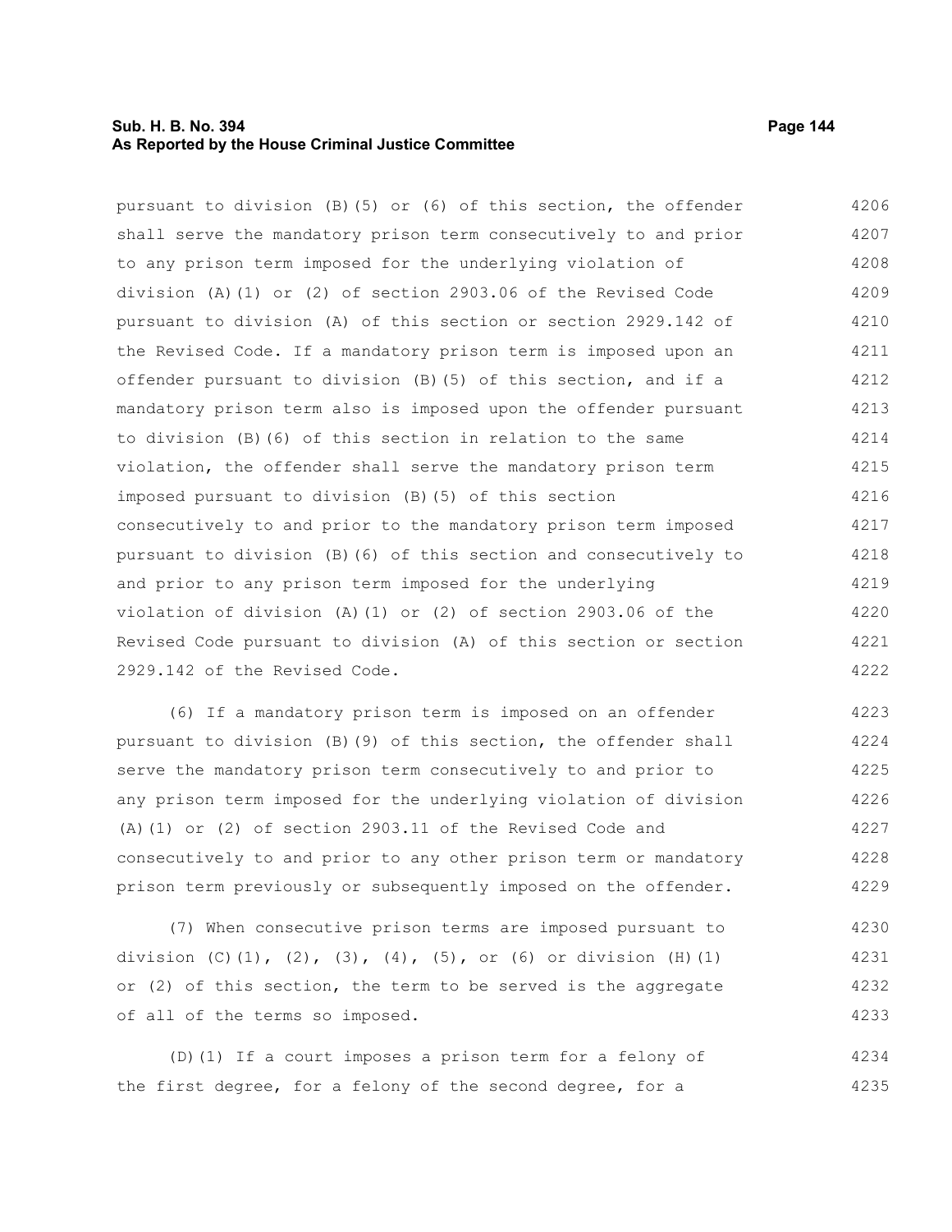pursuant to division (B)(5) or (6) of this section, the offender shall serve the mandatory prison term consecutively to and prior to any prison term imposed for the underlying violation of division (A)(1) or (2) of section 2903.06 of the Revised Code pursuant to division (A) of this section or section 2929.142 of the Revised Code. If a mandatory prison term is imposed upon an offender pursuant to division (B)(5) of this section, and if a mandatory prison term also is imposed upon the offender pursuant to division (B)(6) of this section in relation to the same violation, the offender shall serve the mandatory prison term imposed pursuant to division (B)(5) of this section consecutively to and prior to the mandatory prison term imposed pursuant to division (B)(6) of this section and consecutively to and prior to any prison term imposed for the underlying violation of division (A)(1) or (2) of section 2903.06 of the Revised Code pursuant to division (A) of this section or section 2929.142 of the Revised Code.

(6) If a mandatory prison term is imposed on an offender pursuant to division (B)(9) of this section, the offender shall serve the mandatory prison term consecutively to and prior to any prison term imposed for the underlying violation of division (A)(1) or (2) of section 2903.11 of the Revised Code and consecutively to and prior to any other prison term or mandatory prison term previously or subsequently imposed on the offender.

(7) When consecutive prison terms are imposed pursuant to division (C)(1), (2), (3), (4), (5), or (6) or division (H)(1) or (2) of this section, the term to be served is the aggregate of all of the terms so imposed.

(D)(1) If a court imposes a prison term for a felony of the first degree, for a felony of the second degree, for a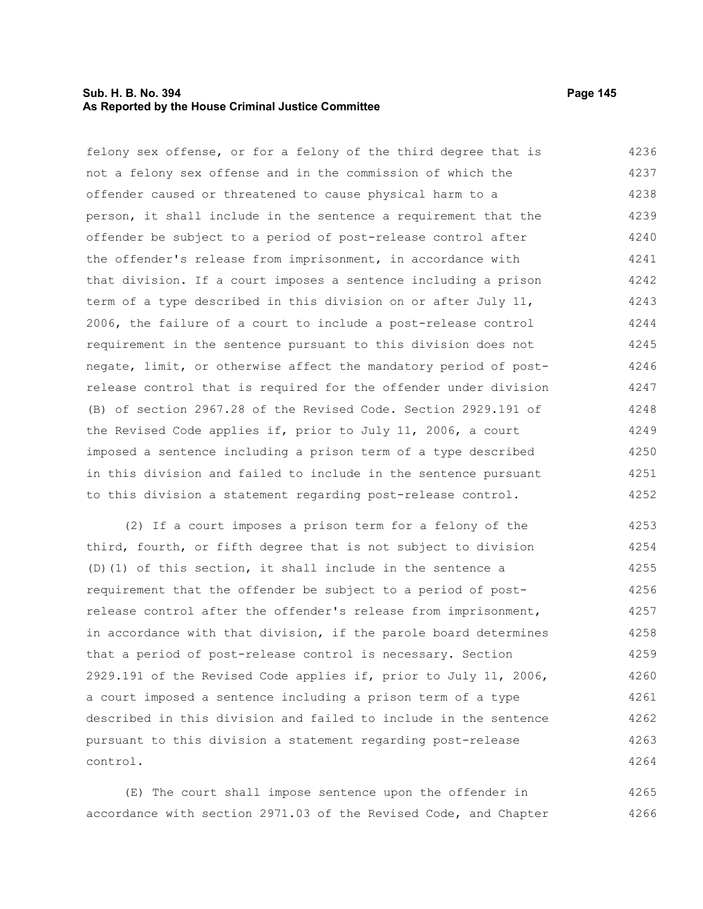felony sex offense, or for a felony of the third degree that is not a felony sex offense and in the commission of which the offender caused or threatened to cause physical harm to a person, it shall include in the sentence a requirement that the offender be subject to a period of post-release control after the offender's release from imprisonment, in accordance with that division. If a court imposes a sentence including a prison term of a type described in this division on or after July 11, 2006, the failure of a court to include a post-release control requirement in the sentence pursuant to this division does not negate, limit, or otherwise affect the mandatory period of post-release control that is required for the offender under division (B) of section 2967.28 of the Revised Code. Section 2929.191 of the Revised Code applies if, prior to July 11, 2006, a court imposed a sentence including a prison term of a type described in this division and failed to include in the sentence pursuant to this division a statement regarding post-release control.

(2) If a court imposes a prison term for a felony of the third, fourth, or fifth degree that is not subject to division (D)(1) of this section, it shall include in the sentence a requirement that the offender be subject to a period of post-release control after the offender's release from imprisonment, in accordance with that division, if the parole board determines that a period of post-release control is necessary. Section 2929.191 of the Revised Code applies if, prior to July 11, 2006, a court imposed a sentence including a prison term of a type described in this division and failed to include in the sentence pursuant to this division a statement regarding post-release control.

(E) The court shall impose sentence upon the offender in accordance with section 2971.03 of the Revised Code, and Chapter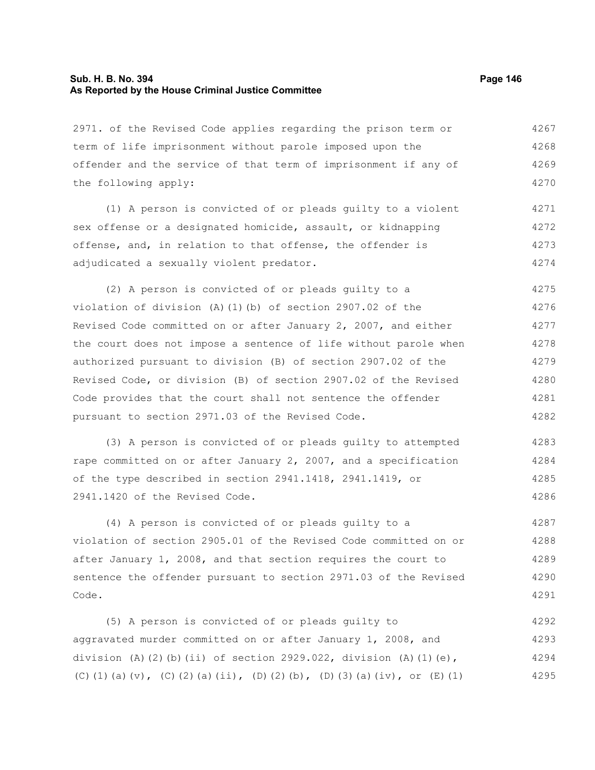2971. of the Revised Code applies regarding the prison term or term of life imprisonment without parole imposed upon the offender and the service of that term of imprisonment if any of the following apply:

(1) A person is convicted of or pleads guilty to a violent sex offense or a designated homicide, assault, or kidnapping offense, and, in relation to that offense, the offender is adjudicated a sexually violent predator.

(2) A person is convicted of or pleads guilty to a violation of division (A)(1)(b) of section 2907.02 of the Revised Code committed on or after January 2, 2007, and either the court does not impose a sentence of life without parole when authorized pursuant to division (B) of section 2907.02 of the Revised Code, or division (B) of section 2907.02 of the Revised Code provides that the court shall not sentence the offender pursuant to section 2971.03 of the Revised Code.

(3) A person is convicted of or pleads guilty to attempted rape committed on or after January 2, 2007, and a specification of the type described in section 2941.1418, 2941.1419, or 2941.1420 of the Revised Code.

(4) A person is convicted of or pleads guilty to a violation of section 2905.01 of the Revised Code committed on or after January 1, 2008, and that section requires the court to sentence the offender pursuant to section 2971.03 of the Revised Code.

(5) A person is convicted of or pleads guilty to aggravated murder committed on or after January 1, 2008, and division (A)(2)(b)(ii) of section 2929.022, division (A)(1)(e), (C)(1)(a)(v), (C)(2)(a)(ii), (D)(2)(b), (D)(3)(a)(iv), or (E)(1)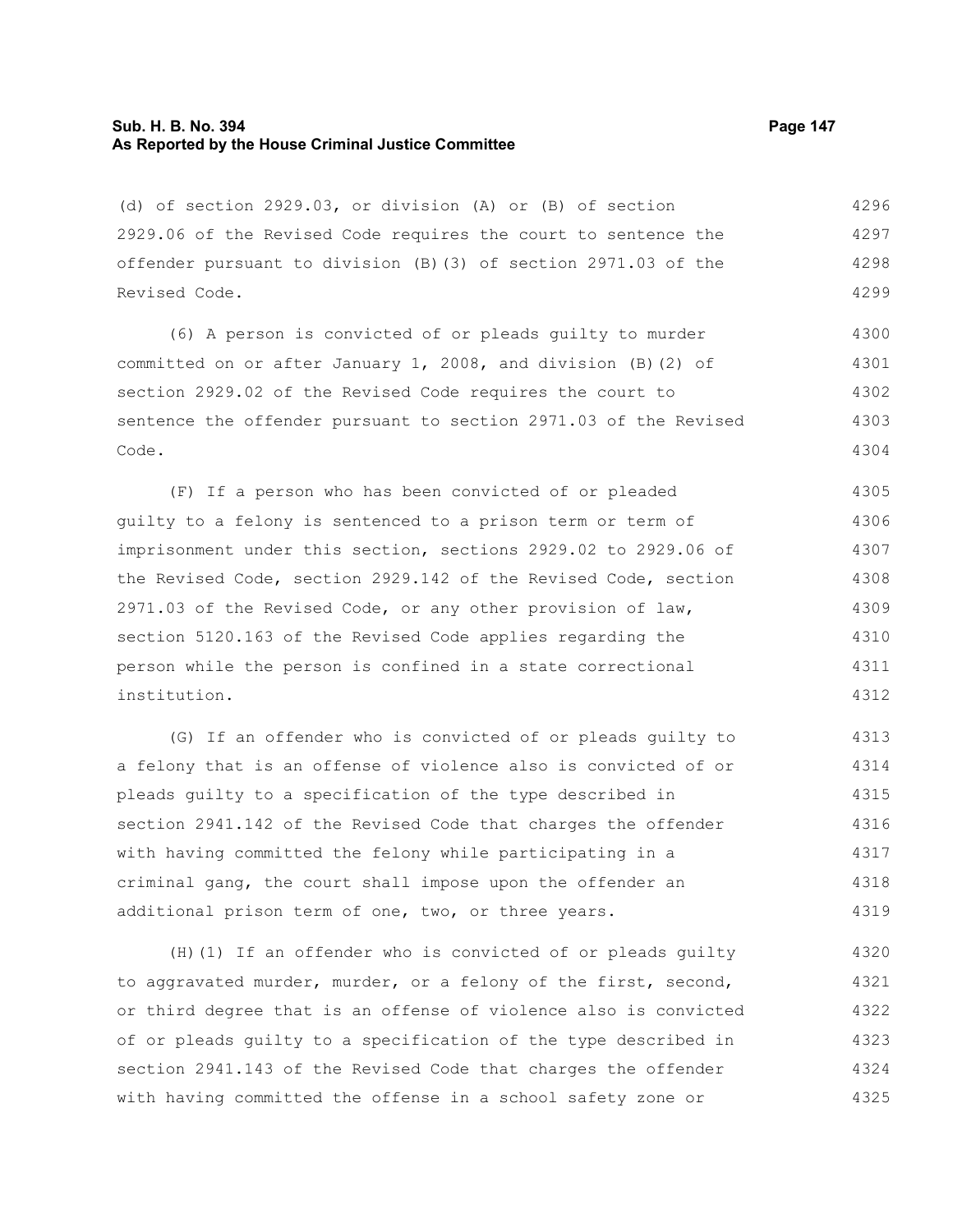(d) of section 2929.03, or division (A) or (B) of section 2929.06 of the Revised Code requires the court to sentence the offender pursuant to division (B)(3) of section 2971.03 of the Revised Code.

(6) A person is convicted of or pleads guilty to murder committed on or after January 1, 2008, and division (B)(2) of section 2929.02 of the Revised Code requires the court to sentence the offender pursuant to section 2971.03 of the Revised Code.

(F) If a person who has been convicted of or pleaded guilty to a felony is sentenced to a prison term or term of imprisonment under this section, sections 2929.02 to 2929.06 of the Revised Code, section 2929.142 of the Revised Code, section 2971.03 of the Revised Code, or any other provision of law, section 5120.163 of the Revised Code applies regarding the person while the person is confined in a state correctional institution.

(G) If an offender who is convicted of or pleads guilty to a felony that is an offense of violence also is convicted of or pleads guilty to a specification of the type described in section 2941.142 of the Revised Code that charges the offender with having committed the felony while participating in a criminal gang, the court shall impose upon the offender an additional prison term of one, two, or three years.

(H)(1) If an offender who is convicted of or pleads guilty to aggravated murder, murder, or a felony of the first, second, or third degree that is an offense of violence also is convicted of or pleads guilty to a specification of the type described in section 2941.143 of the Revised Code that charges the offender with having committed the offense in a school safety zone or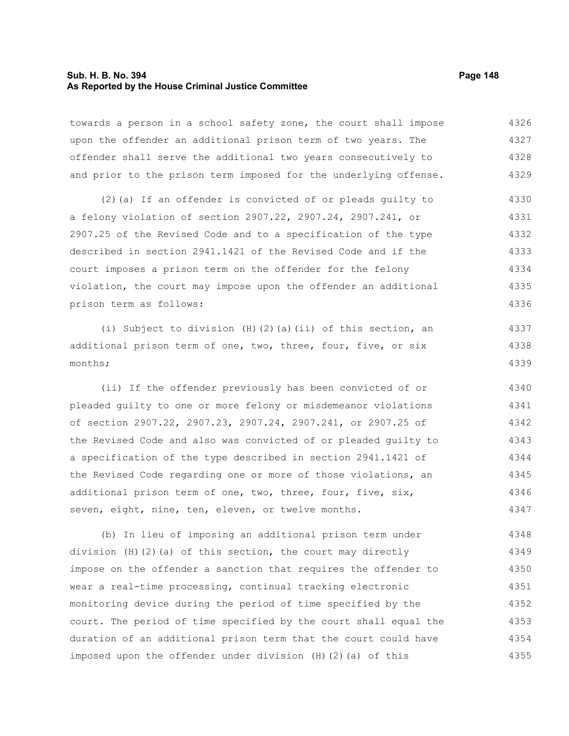towards a person in a school safety zone, the court shall impose upon the offender an additional prison term of two years. The offender shall serve the additional two years consecutively to and prior to the prison term imposed for the underlying offense.

(2)(a) If an offender is convicted of or pleads guilty to a felony violation of section 2907.22, 2907.24, 2907.241, or 2907.25 of the Revised Code and to a specification of the type described in section 2941.1421 of the Revised Code and if the court imposes a prison term on the offender for the felony violation, the court may impose upon the offender an additional prison term as follows:

(i) Subject to division (H)(2)(a)(ii) of this section, an additional prison term of one, two, three, four, five, or six months;

(ii) If the offender previously has been convicted of or pleaded guilty to one or more felony or misdemeanor violations of section 2907.22, 2907.23, 2907.24, 2907.241, or 2907.25 of the Revised Code and also was convicted of or pleaded guilty to a specification of the type described in section 2941.1421 of the Revised Code regarding one or more of those violations, an additional prison term of one, two, three, four, five, six, seven, eight, nine, ten, eleven, or twelve months.

(b) In lieu of imposing an additional prison term under division (H)(2)(a) of this section, the court may directly impose on the offender a sanction that requires the offender to wear a real-time processing, continual tracking electronic monitoring device during the period of time specified by the court. The period of time specified by the court shall equal the duration of an additional prison term that the court could have imposed upon the offender under division (H)(2)(a) of this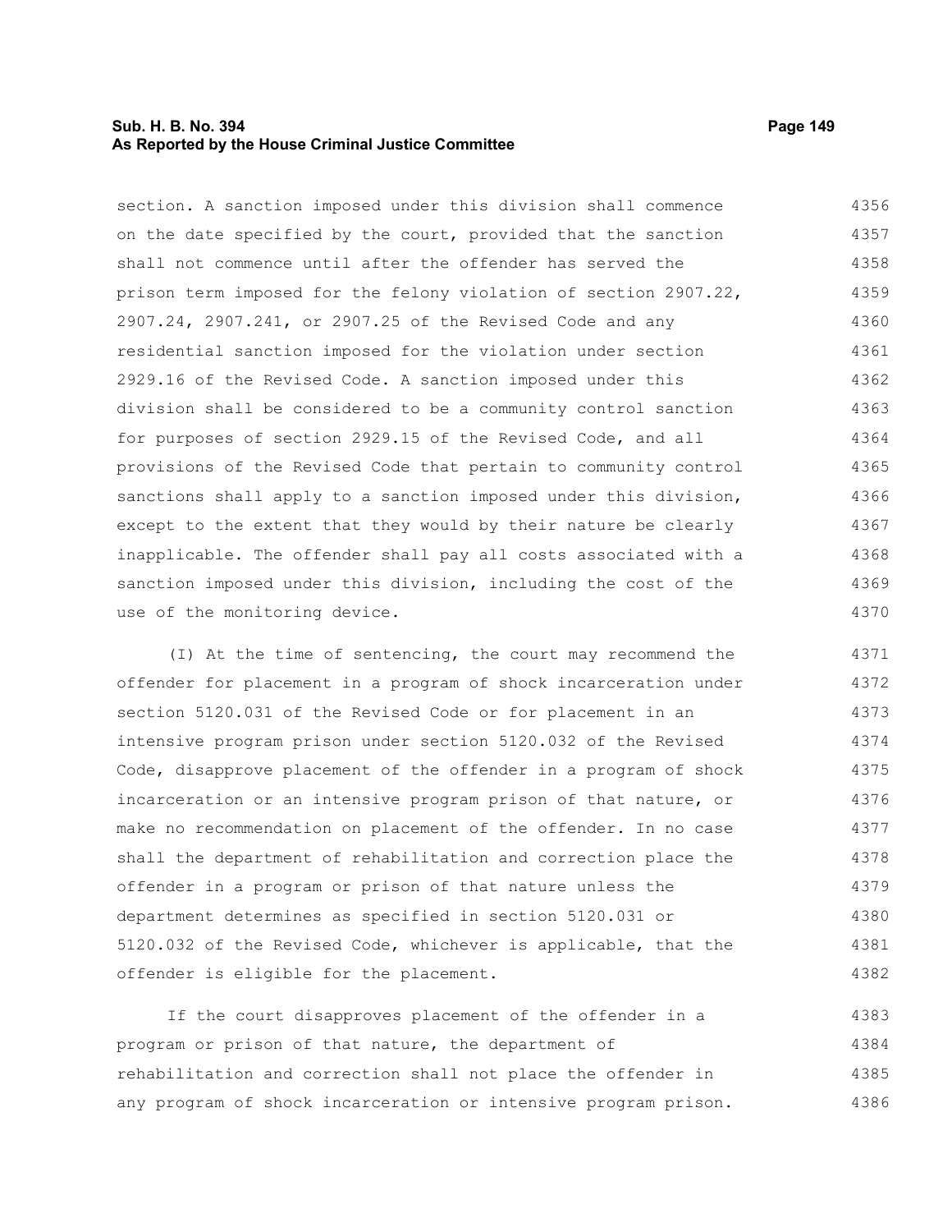section. A sanction imposed under this division shall commence on the date specified by the court, provided that the sanction shall not commence until after the offender has served the prison term imposed for the felony violation of section 2907.22, 2907.24, 2907.241, or 2907.25 of the Revised Code and any residential sanction imposed for the violation under section 2929.16 of the Revised Code. A sanction imposed under this division shall be considered to be a community control sanction for purposes of section 2929.15 of the Revised Code, and all provisions of the Revised Code that pertain to community control sanctions shall apply to a sanction imposed under this division, except to the extent that they would by their nature be clearly inapplicable. The offender shall pay all costs associated with a sanction imposed under this division, including the cost of the use of the monitoring device.

(I) At the time of sentencing, the court may recommend the offender for placement in a program of shock incarceration under section 5120.031 of the Revised Code or for placement in an intensive program prison under section 5120.032 of the Revised Code, disapprove placement of the offender in a program of shock incarceration or an intensive program prison of that nature, or make no recommendation on placement of the offender. In no case shall the department of rehabilitation and correction place the offender in a program or prison of that nature unless the department determines as specified in section 5120.031 or 5120.032 of the Revised Code, whichever is applicable, that the offender is eligible for the placement.

If the court disapproves placement of the offender in a program or prison of that nature, the department of rehabilitation and correction shall not place the offender in any program of shock incarceration or intensive program prison.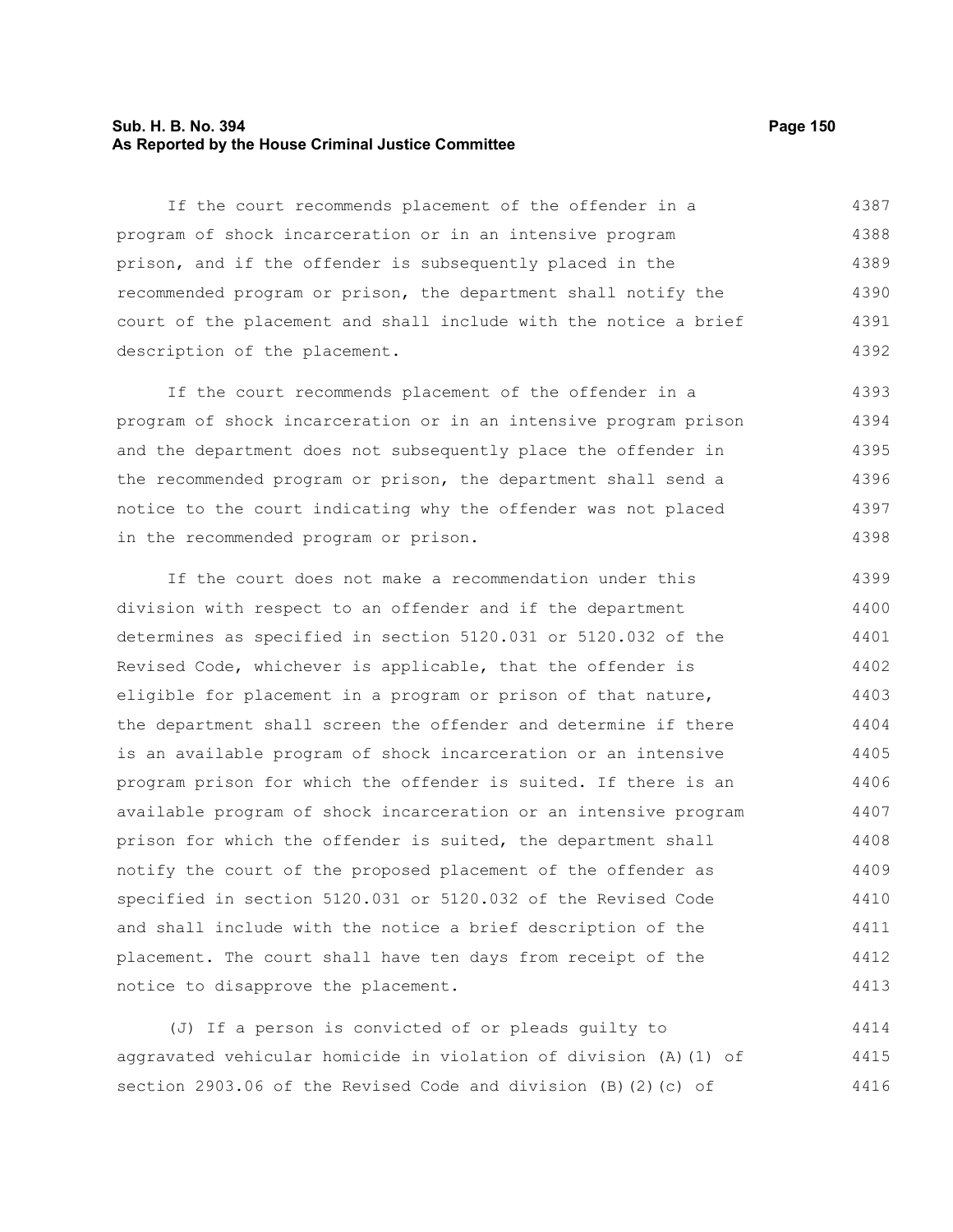If the court recommends placement of the offender in a program of shock incarceration or in an intensive program prison, and if the offender is subsequently placed in the recommended program or prison, the department shall notify the court of the placement and shall include with the notice a brief description of the placement.

If the court recommends placement of the offender in a program of shock incarceration or in an intensive program prison and the department does not subsequently place the offender in the recommended program or prison, the department shall send a notice to the court indicating why the offender was not placed in the recommended program or prison.

If the court does not make a recommendation under this division with respect to an offender and if the department determines as specified in section 5120.031 or 5120.032 of the Revised Code, whichever is applicable, that the offender is eligible for placement in a program or prison of that nature, the department shall screen the offender and determine if there is an available program of shock incarceration or an intensive program prison for which the offender is suited. If there is an available program of shock incarceration or an intensive program prison for which the offender is suited, the department shall notify the court of the proposed placement of the offender as specified in section 5120.031 or 5120.032 of the Revised Code and shall include with the notice a brief description of the placement. The court shall have ten days from receipt of the notice to disapprove the placement.

(J) If a person is convicted of or pleads guilty to aggravated vehicular homicide in violation of division (A)(1) of section 2903.06 of the Revised Code and division (B)(2)(c) of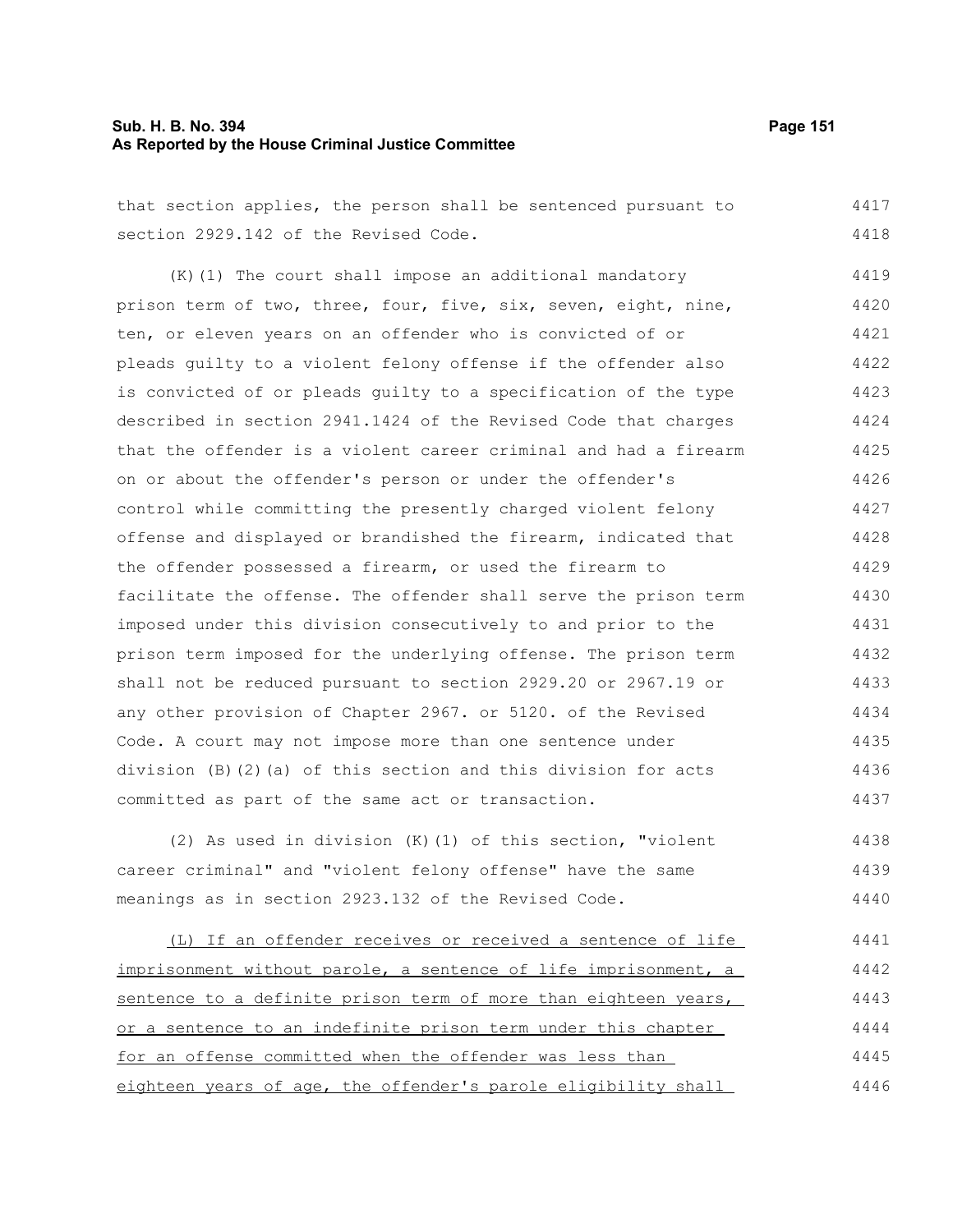that section applies, the person shall be sentenced pursuant to section 2929.142 of the Revised Code.

(K)(1) The court shall impose an additional mandatory prison term of two, three, four, five, six, seven, eight, nine, ten, or eleven years on an offender who is convicted of or pleads guilty to a violent felony offense if the offender also is convicted of or pleads guilty to a specification of the type described in section 2941.1424 of the Revised Code that charges that the offender is a violent career criminal and had a firearm on or about the offender's person or under the offender's control while committing the presently charged violent felony offense and displayed or brandished the firearm, indicated that the offender possessed a firearm, or used the firearm to facilitate the offense. The offender shall serve the prison term imposed under this division consecutively to and prior to the prison term imposed for the underlying offense. The prison term shall not be reduced pursuant to section 2929.20 or 2967.19 or any other provision of Chapter 2967. or 5120. of the Revised Code. A court may not impose more than one sentence under division (B)(2)(a) of this section and this division for acts committed as part of the same act or transaction.

(2) As used in division (K)(1) of this section, "violent career criminal" and "violent felony offense" have the same meanings as in section 2923.132 of the Revised Code.

<u>(L) If an offender receives or received a sentence of life imprisonment without parole, a sentence of life imprisonment, a sentence to a definite prison term of more than eighteen years, or a sentence to an indefinite prison term under this chapter for an offense committed when the offender was less than eighteen years of age, the offender's parole eligibility shall</u>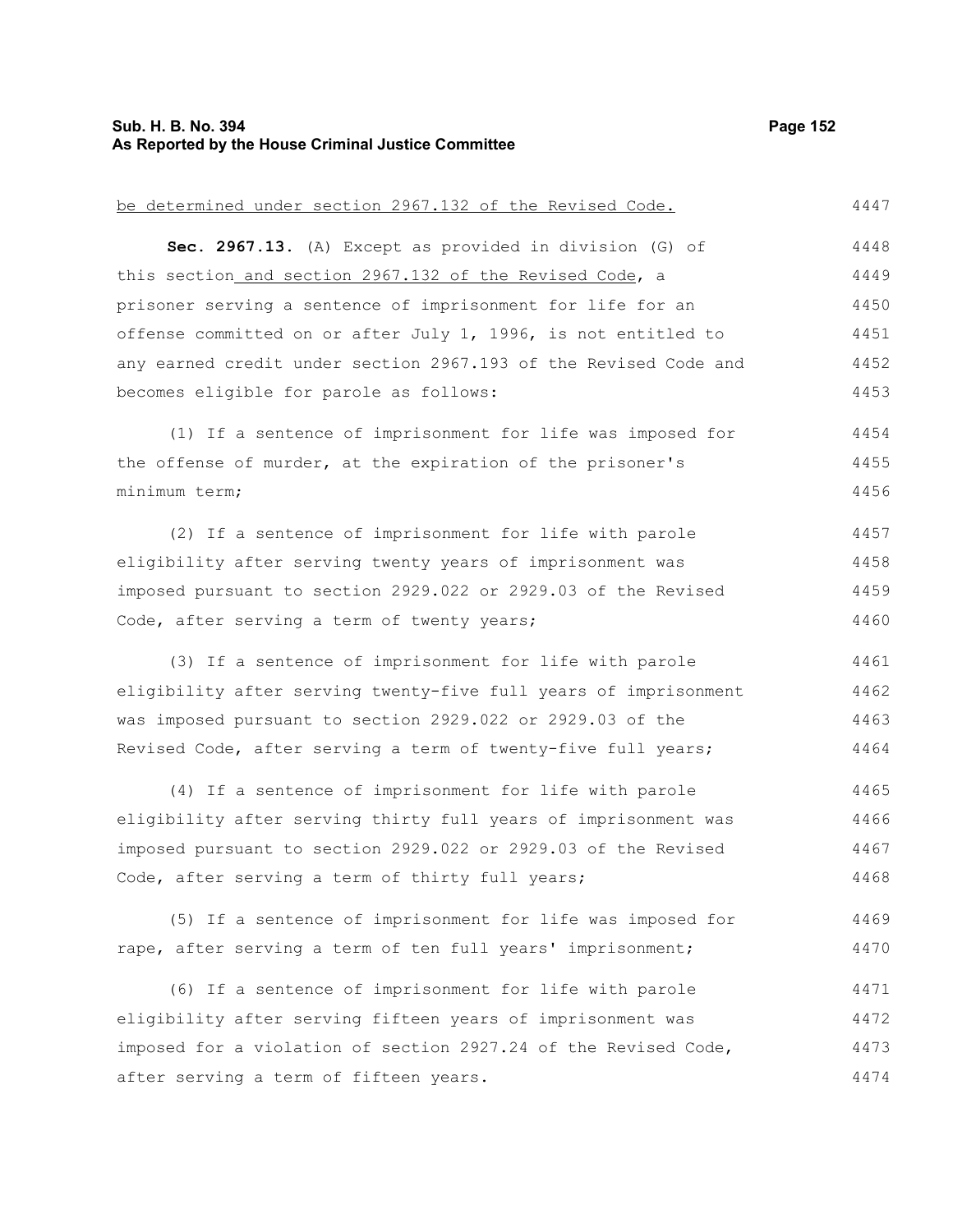be determined under section 2967.132 of the Revised Code.

**Sec. 2967.13.** (A) Except as provided in division (G) of this section and section 2967.132 of the Revised Code, a prisoner serving a sentence of imprisonment for life for an offense committed on or after July 1, 1996, is not entitled to any earned credit under section 2967.193 of the Revised Code and becomes eligible for parole as follows:

(1) If a sentence of imprisonment for life was imposed for the offense of murder, at the expiration of the prisoner's minimum term;

(2) If a sentence of imprisonment for life with parole eligibility after serving twenty years of imprisonment was imposed pursuant to section 2929.022 or 2929.03 of the Revised Code, after serving a term of twenty years;

(3) If a sentence of imprisonment for life with parole eligibility after serving twenty-five full years of imprisonment was imposed pursuant to section 2929.022 or 2929.03 of the Revised Code, after serving a term of twenty-five full years;

(4) If a sentence of imprisonment for life with parole eligibility after serving thirty full years of imprisonment was imposed pursuant to section 2929.022 or 2929.03 of the Revised Code, after serving a term of thirty full years;

(5) If a sentence of imprisonment for life was imposed for rape, after serving a term of ten full years' imprisonment;

(6) If a sentence of imprisonment for life with parole eligibility after serving fifteen years of imprisonment was imposed for a violation of section 2927.24 of the Revised Code, after serving a term of fifteen years.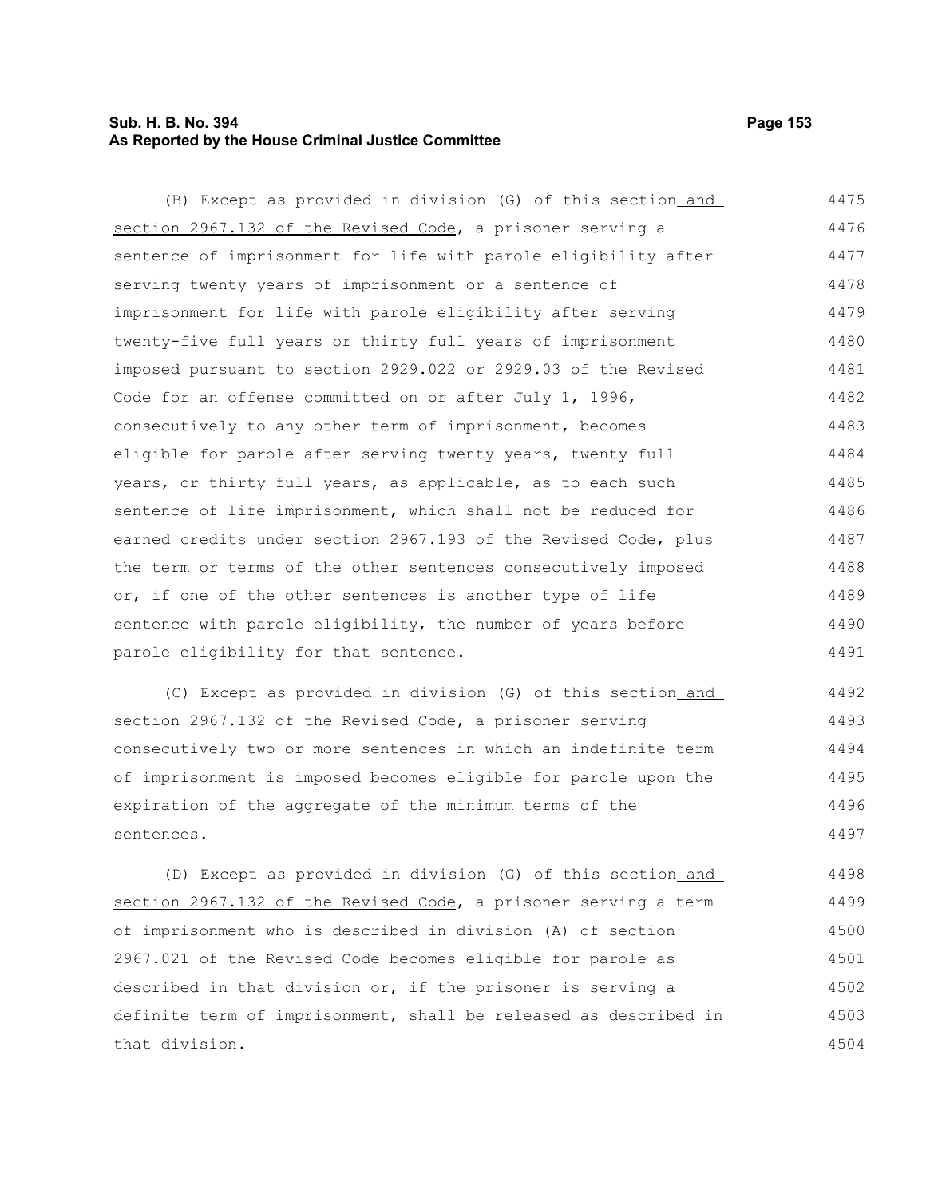(B) Except as provided in division (G) of this section and section 2967.132 of the Revised Code, a prisoner serving a sentence of imprisonment for life with parole eligibility after serving twenty years of imprisonment or a sentence of imprisonment for life with parole eligibility after serving twenty-five full years or thirty full years of imprisonment imposed pursuant to section 2929.022 or 2929.03 of the Revised Code for an offense committed on or after July 1, 1996, consecutively to any other term of imprisonment, becomes eligible for parole after serving twenty years, twenty full years, or thirty full years, as applicable, as to each such sentence of life imprisonment, which shall not be reduced for earned credits under section 2967.193 of the Revised Code, plus the term or terms of the other sentences consecutively imposed or, if one of the other sentences is another type of life sentence with parole eligibility, the number of years before parole eligibility for that sentence.

(C) Except as provided in division (G) of this section and section 2967.132 of the Revised Code, a prisoner serving consecutively two or more sentences in which an indefinite term of imprisonment is imposed becomes eligible for parole upon the expiration of the aggregate of the minimum terms of the sentences.

(D) Except as provided in division (G) of this section and section 2967.132 of the Revised Code, a prisoner serving a term of imprisonment who is described in division (A) of section 2967.021 of the Revised Code becomes eligible for parole as described in that division or, if the prisoner is serving a definite term of imprisonment, shall be released as described in that division.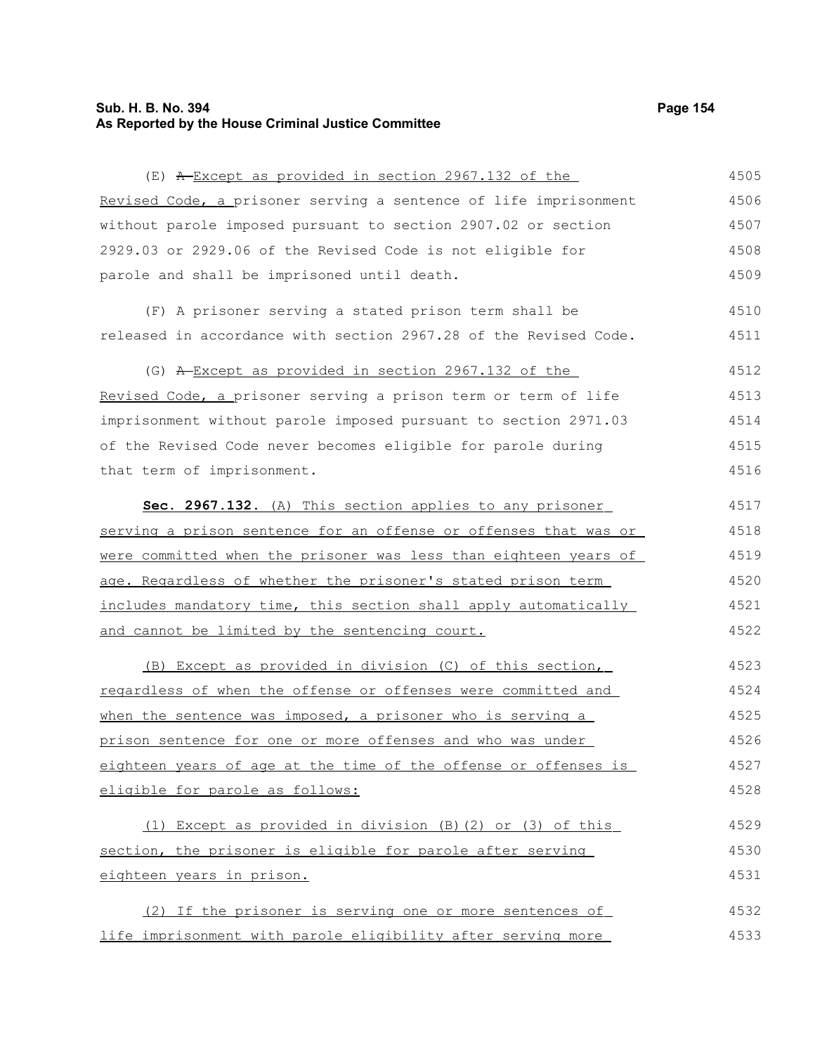(E) ~~A~~ Except as provided in section 2967.132 of the Revised Code, a prisoner serving a sentence of life imprisonment without parole imposed pursuant to section 2907.02 or section 2929.03 or 2929.06 of the Revised Code is not eligible for parole and shall be imprisoned until death.

(F) A prisoner serving a stated prison term shall be released in accordance with section 2967.28 of the Revised Code.

(G) ~~A~~ Except as provided in section 2967.132 of the Revised Code, a prisoner serving a prison term or term of life imprisonment without parole imposed pursuant to section 2971.03 of the Revised Code never becomes eligible for parole during that term of imprisonment.

**Sec. 2967.132.** (A) This section applies to any prisoner serving a prison sentence for an offense or offenses that was or were committed when the prisoner was less than eighteen years of age. Regardless of whether the prisoner's stated prison term includes mandatory time, this section shall apply automatically and cannot be limited by the sentencing court.

(B) Except as provided in division (C) of this section, regardless of when the offense or offenses were committed and when the sentence was imposed, a prisoner who is serving a prison sentence for one or more offenses and who was under eighteen years of age at the time of the offense or offenses is eligible for parole as follows:

(1) Except as provided in division (B)(2) or (3) of this section, the prisoner is eligible for parole after serving eighteen years in prison.

(2) If the prisoner is serving one or more sentences of life imprisonment with parole eligibility after serving more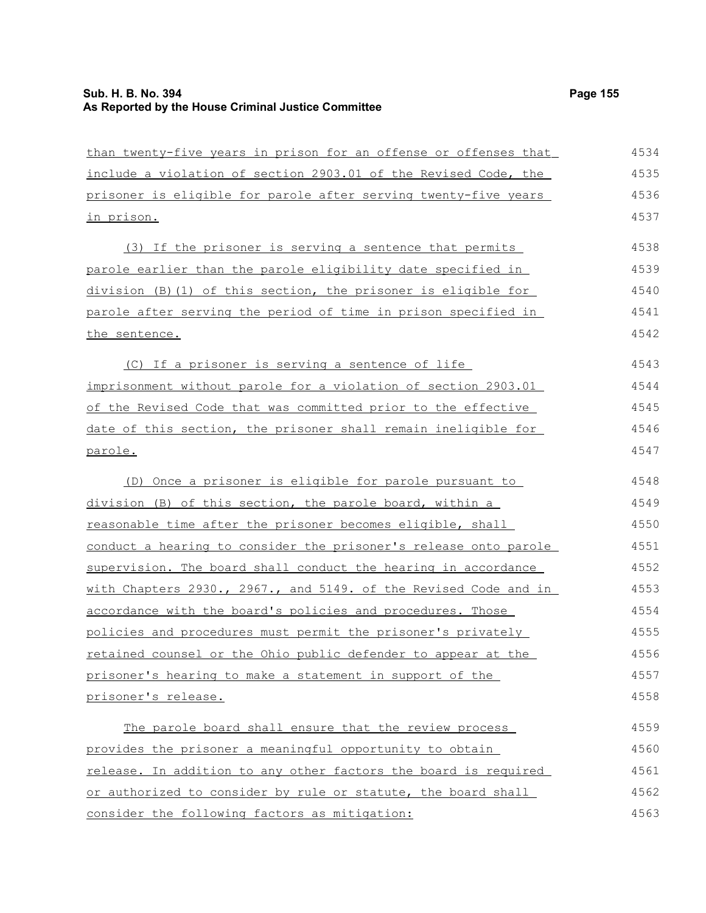than twenty-five years in prison for an offense or offenses that include a violation of section 2903.01 of the Revised Code, the prisoner is eligible for parole after serving twenty-five years in prison.

(3) If the prisoner is serving a sentence that permits parole earlier than the parole eligibility date specified in division (B)(1) of this section, the prisoner is eligible for parole after serving the period of time in prison specified in the sentence.

(C) If a prisoner is serving a sentence of life imprisonment without parole for a violation of section 2903.01 of the Revised Code that was committed prior to the effective date of this section, the prisoner shall remain ineligible for parole.

(D) Once a prisoner is eligible for parole pursuant to division (B) of this section, the parole board, within a reasonable time after the prisoner becomes eligible, shall conduct a hearing to consider the prisoner's release onto parole supervision. The board shall conduct the hearing in accordance with Chapters 2930., 2967., and 5149. of the Revised Code and in accordance with the board's policies and procedures. Those policies and procedures must permit the prisoner's privately retained counsel or the Ohio public defender to appear at the prisoner's hearing to make a statement in support of the prisoner's release.

The parole board shall ensure that the review process provides the prisoner a meaningful opportunity to obtain release. In addition to any other factors the board is required or authorized to consider by rule or statute, the board shall consider the following factors as mitigation: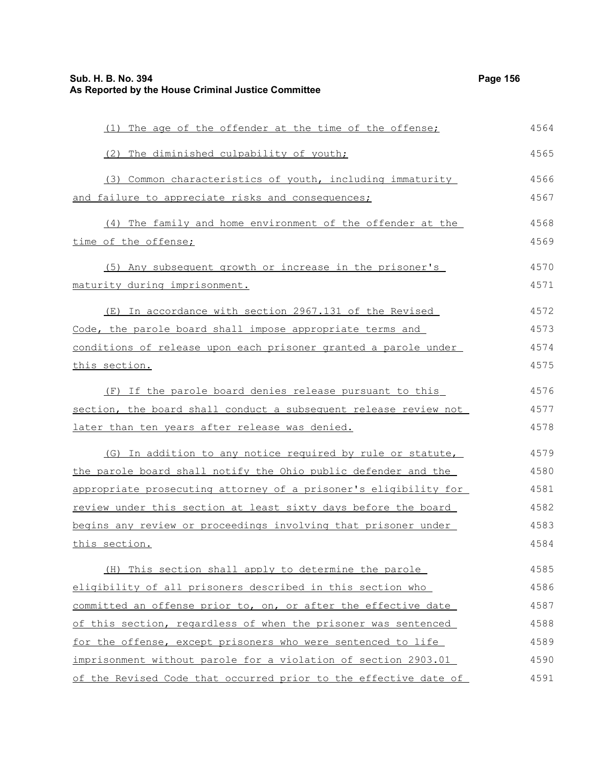(1) The age of the offender at the time of the offense;

(2) The diminished culpability of youth;

(3) Common characteristics of youth, including immaturity and failure to appreciate risks and consequences;

(4) The family and home environment of the offender at the time of the offense;

(5) Any subsequent growth or increase in the prisoner's maturity during imprisonment.

(E) In accordance with section 2967.131 of the Revised Code, the parole board shall impose appropriate terms and conditions of release upon each prisoner granted a parole under this section.

(F) If the parole board denies release pursuant to this section, the board shall conduct a subsequent release review not later than ten years after release was denied.

(G) In addition to any notice required by rule or statute, the parole board shall notify the Ohio public defender and the appropriate prosecuting attorney of a prisoner's eligibility for review under this section at least sixty days before the board begins any review or proceedings involving that prisoner under this section.

(H) This section shall apply to determine the parole eligibility of all prisoners described in this section who committed an offense prior to, on, or after the effective date of this section, regardless of when the prisoner was sentenced for the offense, except prisoners who were sentenced to life imprisonment without parole for a violation of section 2903.01 of the Revised Code that occurred prior to the effective date of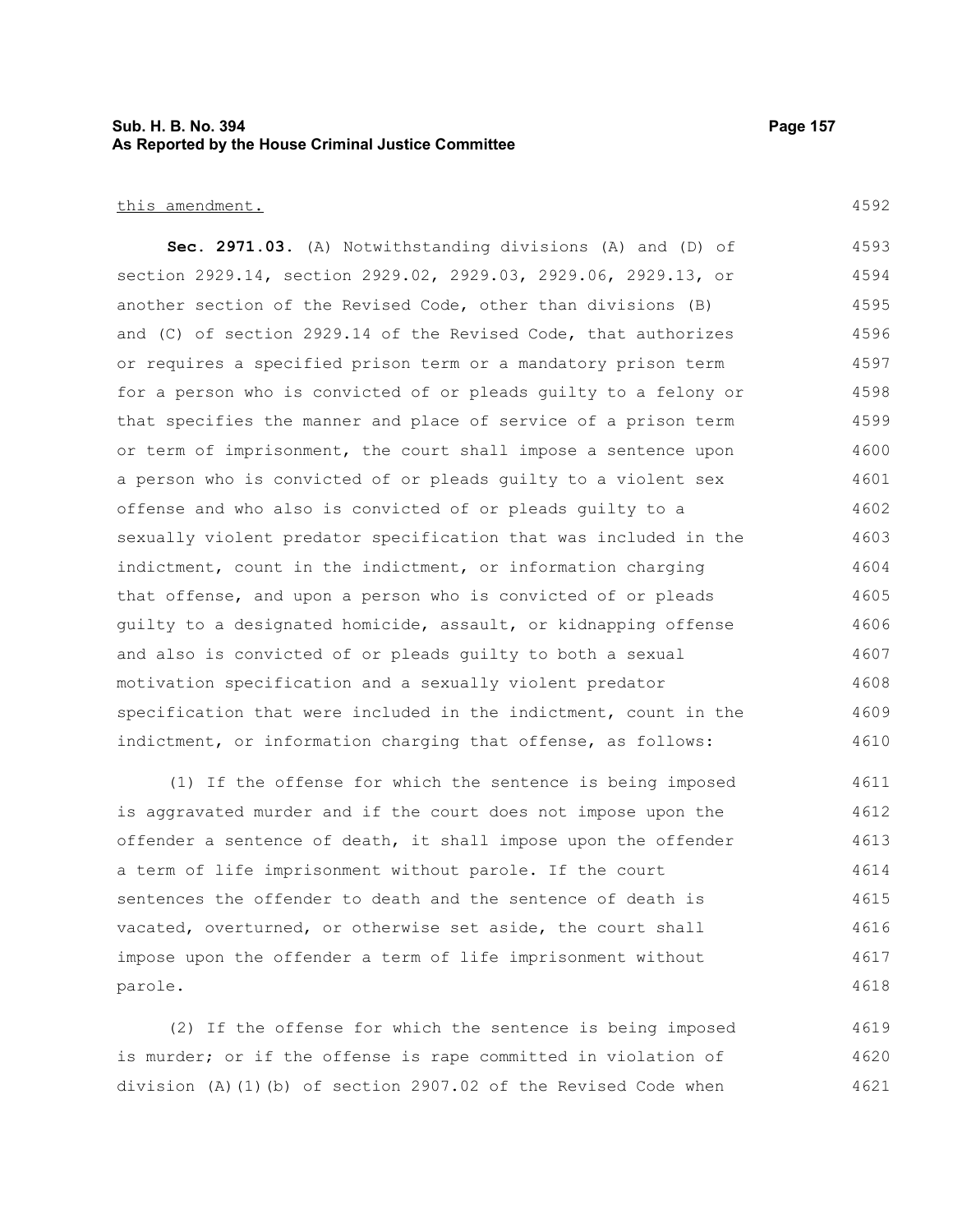this amendment.

**Sec. 2971.03.** (A) Notwithstanding divisions (A) and (D) of section 2929.14, section 2929.02, 2929.03, 2929.06, 2929.13, or another section of the Revised Code, other than divisions (B) and (C) of section 2929.14 of the Revised Code, that authorizes or requires a specified prison term or a mandatory prison term for a person who is convicted of or pleads guilty to a felony or that specifies the manner and place of service of a prison term or term of imprisonment, the court shall impose a sentence upon a person who is convicted of or pleads guilty to a violent sex offense and who also is convicted of or pleads guilty to a sexually violent predator specification that was included in the indictment, count in the indictment, or information charging that offense, and upon a person who is convicted of or pleads guilty to a designated homicide, assault, or kidnapping offense and also is convicted of or pleads guilty to both a sexual motivation specification and a sexually violent predator specification that were included in the indictment, count in the indictment, or information charging that offense, as follows:

(1) If the offense for which the sentence is being imposed is aggravated murder and if the court does not impose upon the offender a sentence of death, it shall impose upon the offender a term of life imprisonment without parole. If the court sentences the offender to death and the sentence of death is vacated, overturned, or otherwise set aside, the court shall impose upon the offender a term of life imprisonment without parole.

(2) If the offense for which the sentence is being imposed is murder; or if the offense is rape committed in violation of division (A)(1)(b) of section 2907.02 of the Revised Code when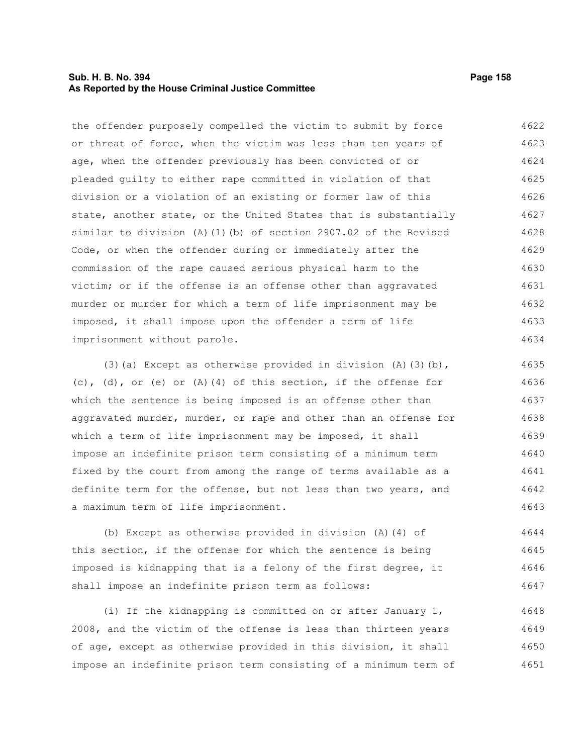the offender purposely compelled the victim to submit by force or threat of force, when the victim was less than ten years of age, when the offender previously has been convicted of or pleaded guilty to either rape committed in violation of that division or a violation of an existing or former law of this state, another state, or the United States that is substantially similar to division (A)(1)(b) of section 2907.02 of the Revised Code, or when the offender during or immediately after the commission of the rape caused serious physical harm to the victim; or if the offense is an offense other than aggravated murder or murder for which a term of life imprisonment may be imposed, it shall impose upon the offender a term of life imprisonment without parole.

(3)(a) Except as otherwise provided in division (A)(3)(b), (c), (d), or (e) or (A)(4) of this section, if the offense for which the sentence is being imposed is an offense other than aggravated murder, murder, or rape and other than an offense for which a term of life imprisonment may be imposed, it shall impose an indefinite prison term consisting of a minimum term fixed by the court from among the range of terms available as a definite term for the offense, but not less than two years, and a maximum term of life imprisonment.

(b) Except as otherwise provided in division (A)(4) of this section, if the offense for which the sentence is being imposed is kidnapping that is a felony of the first degree, it shall impose an indefinite prison term as follows:

(i) If the kidnapping is committed on or after January 1, 2008, and the victim of the offense is less than thirteen years of age, except as otherwise provided in this division, it shall impose an indefinite prison term consisting of a minimum term of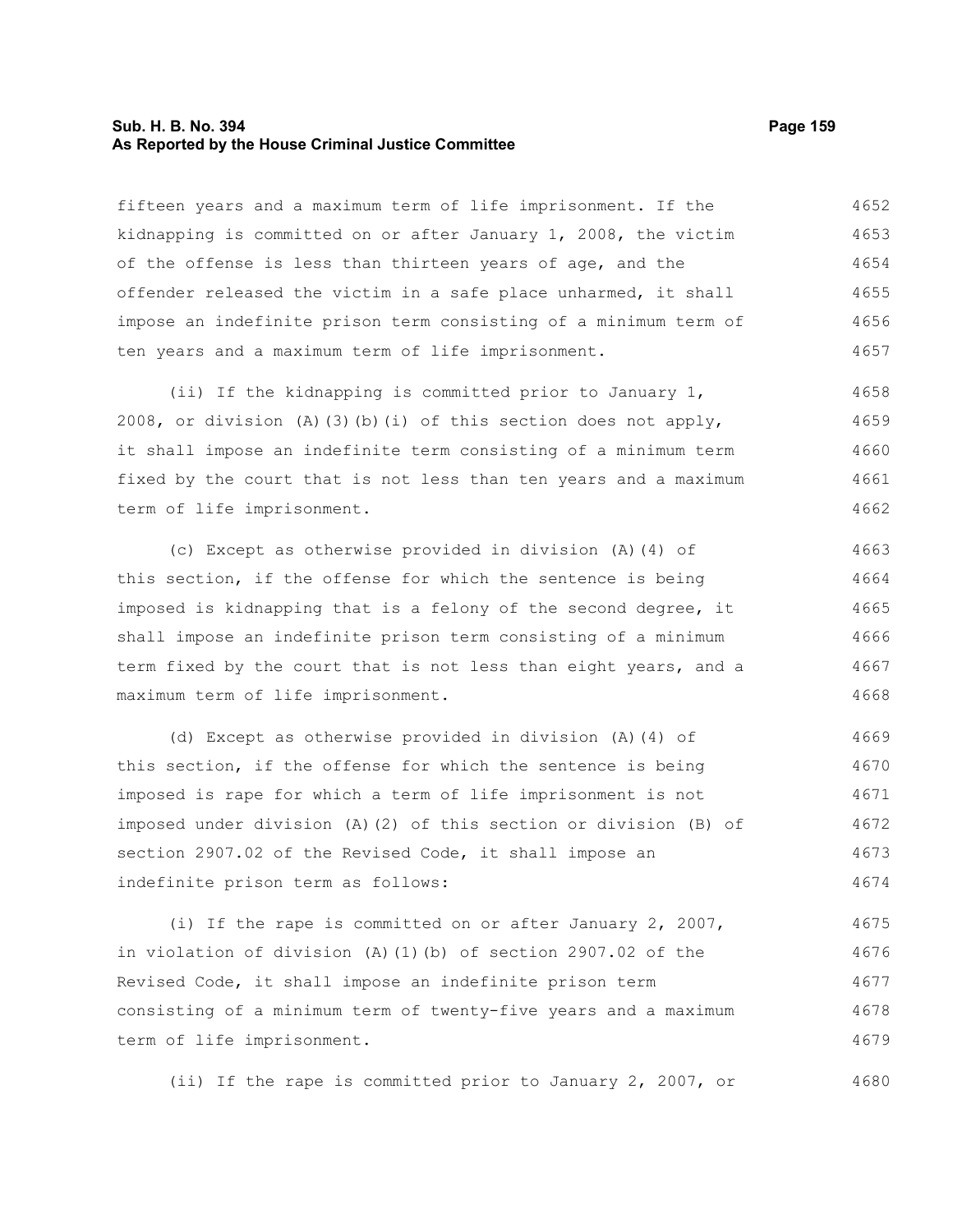fifteen years and a maximum term of life imprisonment. If the kidnapping is committed on or after January 1, 2008, the victim of the offense is less than thirteen years of age, and the offender released the victim in a safe place unharmed, it shall impose an indefinite prison term consisting of a minimum term of ten years and a maximum term of life imprisonment.

(ii) If the kidnapping is committed prior to January 1, 2008, or division (A)(3)(b)(i) of this section does not apply, it shall impose an indefinite term consisting of a minimum term fixed by the court that is not less than ten years and a maximum term of life imprisonment.

(c) Except as otherwise provided in division (A)(4) of this section, if the offense for which the sentence is being imposed is kidnapping that is a felony of the second degree, it shall impose an indefinite prison term consisting of a minimum term fixed by the court that is not less than eight years, and a maximum term of life imprisonment.

(d) Except as otherwise provided in division (A)(4) of this section, if the offense for which the sentence is being imposed is rape for which a term of life imprisonment is not imposed under division (A)(2) of this section or division (B) of section 2907.02 of the Revised Code, it shall impose an indefinite prison term as follows:

(i) If the rape is committed on or after January 2, 2007, in violation of division (A)(1)(b) of section 2907.02 of the Revised Code, it shall impose an indefinite prison term consisting of a minimum term of twenty-five years and a maximum term of life imprisonment.

(ii) If the rape is committed prior to January 2, 2007, or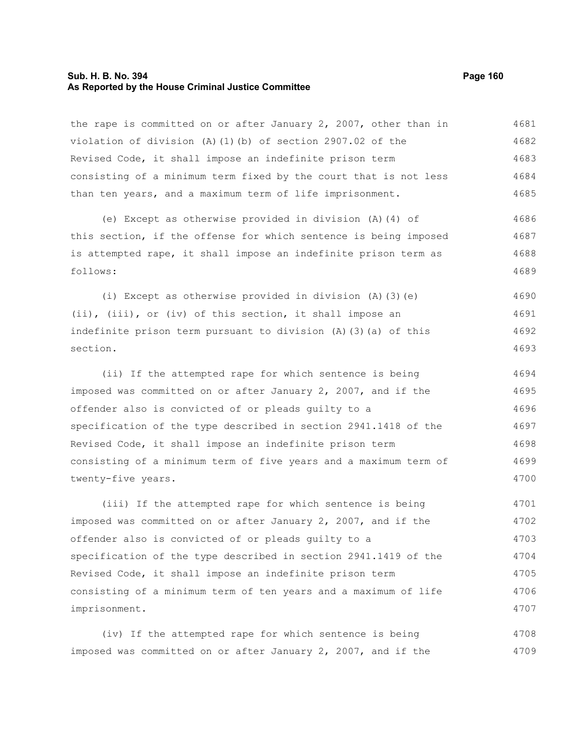the rape is committed on or after January 2, 2007, other than in violation of division (A)(1)(b) of section 2907.02 of the Revised Code, it shall impose an indefinite prison term consisting of a minimum term fixed by the court that is not less than ten years, and a maximum term of life imprisonment.

(e) Except as otherwise provided in division (A)(4) of this section, if the offense for which sentence is being imposed is attempted rape, it shall impose an indefinite prison term as follows:

(i) Except as otherwise provided in division (A)(3)(e)(ii), (iii), or (iv) of this section, it shall impose an indefinite prison term pursuant to division (A)(3)(a) of this section.

(ii) If the attempted rape for which sentence is being imposed was committed on or after January 2, 2007, and if the offender also is convicted of or pleads guilty to a specification of the type described in section 2941.1418 of the Revised Code, it shall impose an indefinite prison term consisting of a minimum term of five years and a maximum term of twenty-five years.

(iii) If the attempted rape for which sentence is being imposed was committed on or after January 2, 2007, and if the offender also is convicted of or pleads guilty to a specification of the type described in section 2941.1419 of the Revised Code, it shall impose an indefinite prison term consisting of a minimum term of ten years and a maximum of life imprisonment.

(iv) If the attempted rape for which sentence is being imposed was committed on or after January 2, 2007, and if the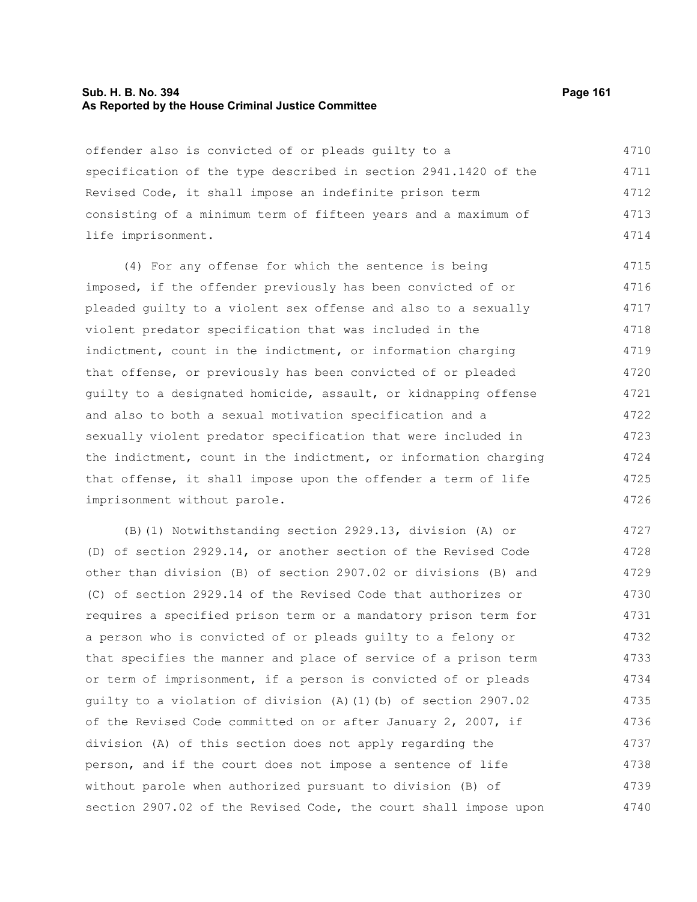offender also is convicted of or pleads guilty to a specification of the type described in section 2941.1420 of the Revised Code, it shall impose an indefinite prison term consisting of a minimum term of fifteen years and a maximum of life imprisonment.

(4) For any offense for which the sentence is being imposed, if the offender previously has been convicted of or pleaded guilty to a violent sex offense and also to a sexually violent predator specification that was included in the indictment, count in the indictment, or information charging that offense, or previously has been convicted of or pleaded guilty to a designated homicide, assault, or kidnapping offense and also to both a sexual motivation specification and a sexually violent predator specification that were included in the indictment, count in the indictment, or information charging that offense, it shall impose upon the offender a term of life imprisonment without parole.

(B)(1) Notwithstanding section 2929.13, division (A) or (D) of section 2929.14, or another section of the Revised Code other than division (B) of section 2907.02 or divisions (B) and (C) of section 2929.14 of the Revised Code that authorizes or requires a specified prison term or a mandatory prison term for a person who is convicted of or pleads guilty to a felony or that specifies the manner and place of service of a prison term or term of imprisonment, if a person is convicted of or pleads guilty to a violation of division (A)(1)(b) of section 2907.02 of the Revised Code committed on or after January 2, 2007, if division (A) of this section does not apply regarding the person, and if the court does not impose a sentence of life without parole when authorized pursuant to division (B) of section 2907.02 of the Revised Code, the court shall impose upon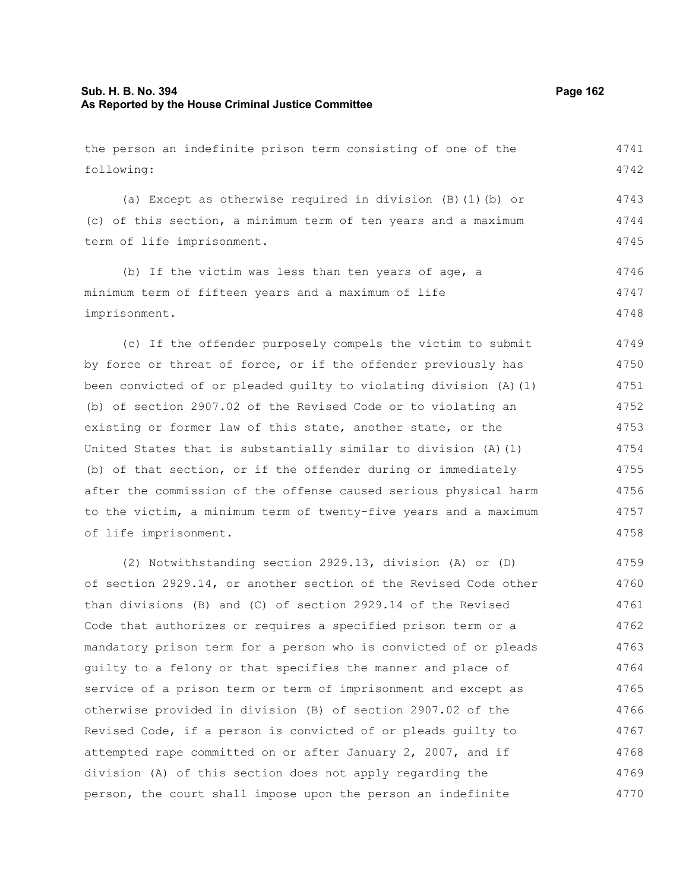the person an indefinite prison term consisting of one of the following:

(a) Except as otherwise required in division (B)(1)(b) or (c) of this section, a minimum term of ten years and a maximum term of life imprisonment.

(b) If the victim was less than ten years of age, a minimum term of fifteen years and a maximum of life imprisonment.

(c) If the offender purposely compels the victim to submit by force or threat of force, or if the offender previously has been convicted of or pleaded guilty to violating division (A)(1)(b) of section 2907.02 of the Revised Code or to violating an existing or former law of this state, another state, or the United States that is substantially similar to division (A)(1)(b) of that section, or if the offender during or immediately after the commission of the offense caused serious physical harm to the victim, a minimum term of twenty-five years and a maximum of life imprisonment.

(2) Notwithstanding section 2929.13, division (A) or (D) of section 2929.14, or another section of the Revised Code other than divisions (B) and (C) of section 2929.14 of the Revised Code that authorizes or requires a specified prison term or a mandatory prison term for a person who is convicted of or pleads guilty to a felony or that specifies the manner and place of service of a prison term or term of imprisonment and except as otherwise provided in division (B) of section 2907.02 of the Revised Code, if a person is convicted of or pleads guilty to attempted rape committed on or after January 2, 2007, and if division (A) of this section does not apply regarding the person, the court shall impose upon the person an indefinite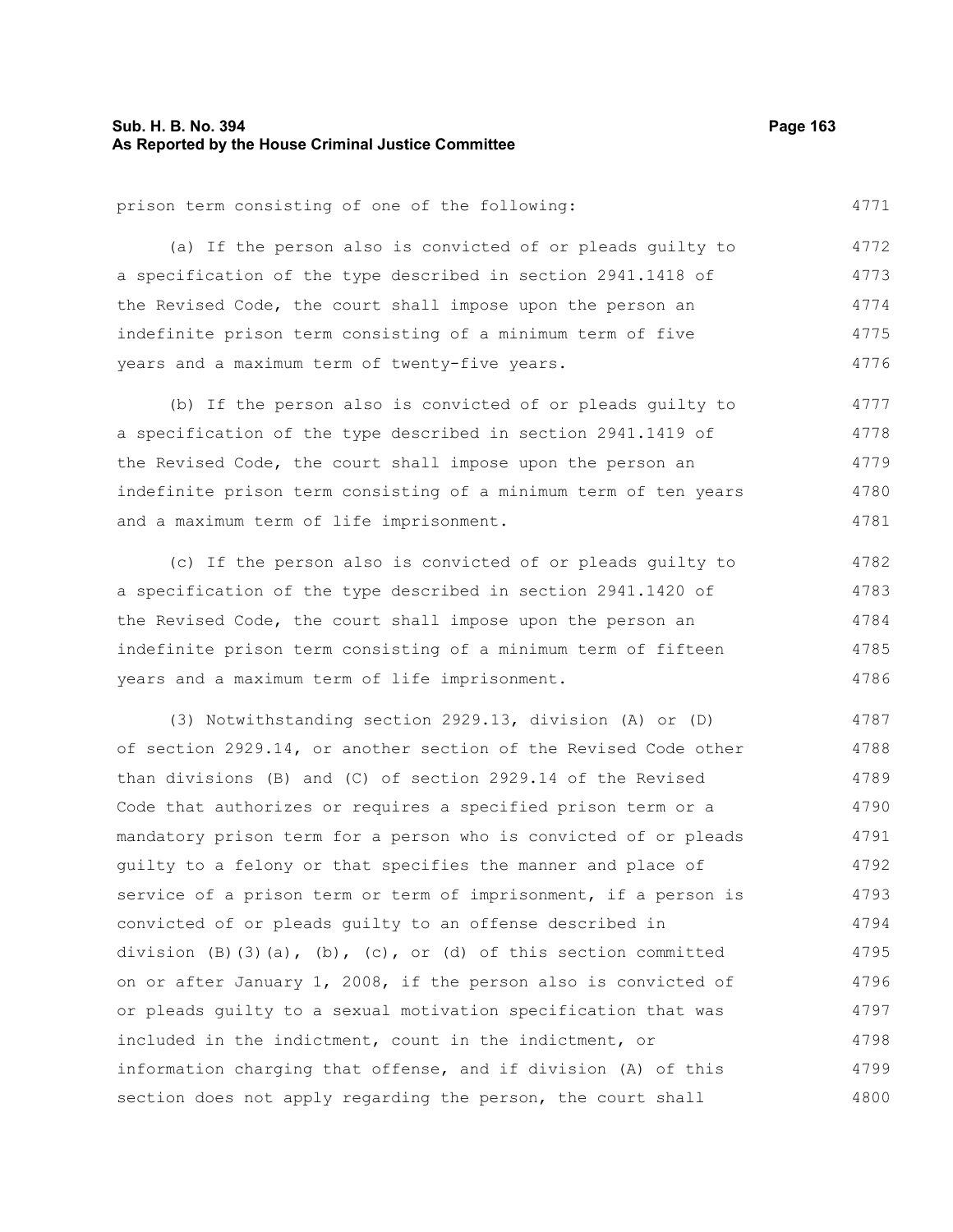prison term consisting of one of the following:

(a) If the person also is convicted of or pleads guilty to a specification of the type described in section 2941.1418 of the Revised Code, the court shall impose upon the person an indefinite prison term consisting of a minimum term of five years and a maximum term of twenty-five years.

(b) If the person also is convicted of or pleads guilty to a specification of the type described in section 2941.1419 of the Revised Code, the court shall impose upon the person an indefinite prison term consisting of a minimum term of ten years and a maximum term of life imprisonment.

(c) If the person also is convicted of or pleads guilty to a specification of the type described in section 2941.1420 of the Revised Code, the court shall impose upon the person an indefinite prison term consisting of a minimum term of fifteen years and a maximum term of life imprisonment.

(3) Notwithstanding section 2929.13, division (A) or (D) of section 2929.14, or another section of the Revised Code other than divisions (B) and (C) of section 2929.14 of the Revised Code that authorizes or requires a specified prison term or a mandatory prison term for a person who is convicted of or pleads guilty to a felony or that specifies the manner and place of service of a prison term or term of imprisonment, if a person is convicted of or pleads guilty to an offense described in division (B)(3)(a), (b), (c), or (d) of this section committed on or after January 1, 2008, if the person also is convicted of or pleads guilty to a sexual motivation specification that was included in the indictment, count in the indictment, or information charging that offense, and if division (A) of this section does not apply regarding the person, the court shall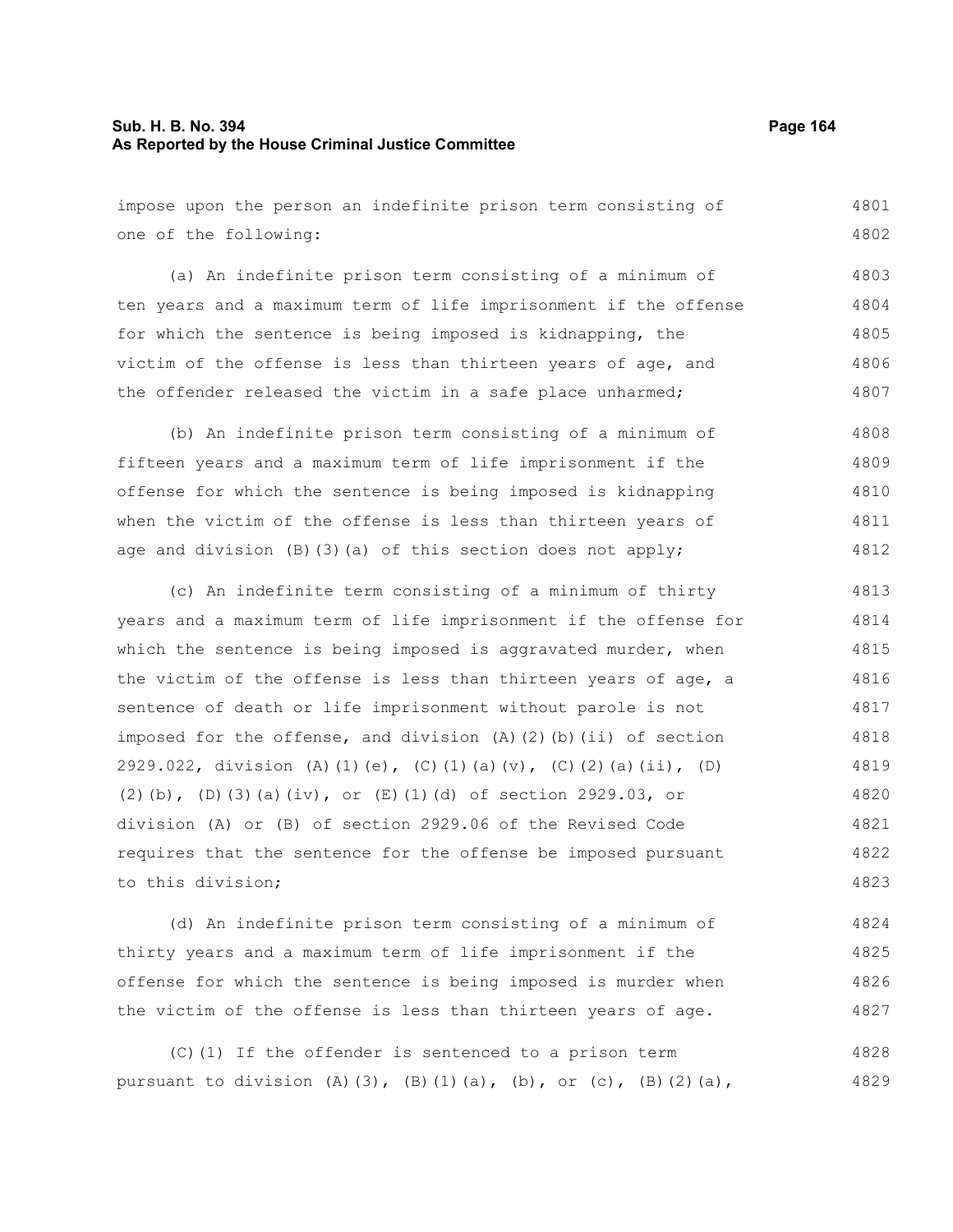impose upon the person an indefinite prison term consisting of one of the following:

(a) An indefinite prison term consisting of a minimum of ten years and a maximum term of life imprisonment if the offense for which the sentence is being imposed is kidnapping, the victim of the offense is less than thirteen years of age, and the offender released the victim in a safe place unharmed;

(b) An indefinite prison term consisting of a minimum of fifteen years and a maximum term of life imprisonment if the offense for which the sentence is being imposed is kidnapping when the victim of the offense is less than thirteen years of age and division (B)(3)(a) of this section does not apply;

(c) An indefinite term consisting of a minimum of thirty years and a maximum term of life imprisonment if the offense for which the sentence is being imposed is aggravated murder, when the victim of the offense is less than thirteen years of age, a sentence of death or life imprisonment without parole is not imposed for the offense, and division (A)(2)(b)(ii) of section 2929.022, division (A)(1)(e), (C)(1)(a)(v), (C)(2)(a)(ii), (D)(2)(b), (D)(3)(a)(iv), or (E)(1)(d) of section 2929.03, or division (A) or (B) of section 2929.06 of the Revised Code requires that the sentence for the offense be imposed pursuant to this division;

(d) An indefinite prison term consisting of a minimum of thirty years and a maximum term of life imprisonment if the offense for which the sentence is being imposed is murder when the victim of the offense is less than thirteen years of age.

(C)(1) If the offender is sentenced to a prison term pursuant to division (A)(3), (B)(1)(a), (b), or (c), (B)(2)(a),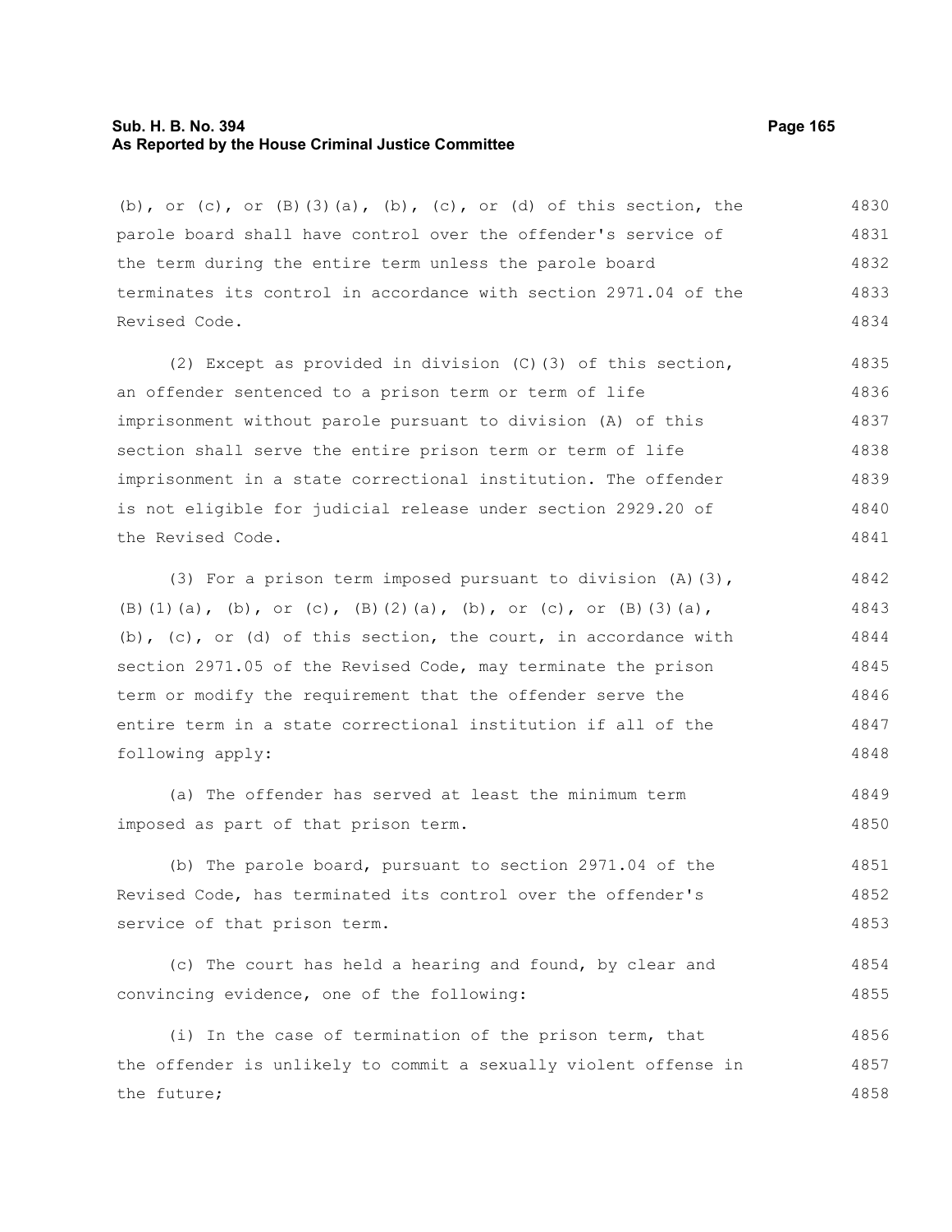(b), or (c), or (B)(3)(a), (b), (c), or (d) of this section, the parole board shall have control over the offender's service of the term during the entire term unless the parole board terminates its control in accordance with section 2971.04 of the Revised Code.

(2) Except as provided in division (C)(3) of this section, an offender sentenced to a prison term or term of life imprisonment without parole pursuant to division (A) of this section shall serve the entire prison term or term of life imprisonment in a state correctional institution. The offender is not eligible for judicial release under section 2929.20 of the Revised Code.

(3) For a prison term imposed pursuant to division (A)(3), (B)(1)(a), (b), or (c), (B)(2)(a), (b), or (c), or (B)(3)(a), (b), (c), or (d) of this section, the court, in accordance with section 2971.05 of the Revised Code, may terminate the prison term or modify the requirement that the offender serve the entire term in a state correctional institution if all of the following apply:

(a) The offender has served at least the minimum term imposed as part of that prison term.

(b) The parole board, pursuant to section 2971.04 of the Revised Code, has terminated its control over the offender's service of that prison term.

(c) The court has held a hearing and found, by clear and convincing evidence, one of the following:

(i) In the case of termination of the prison term, that the offender is unlikely to commit a sexually violent offense in the future;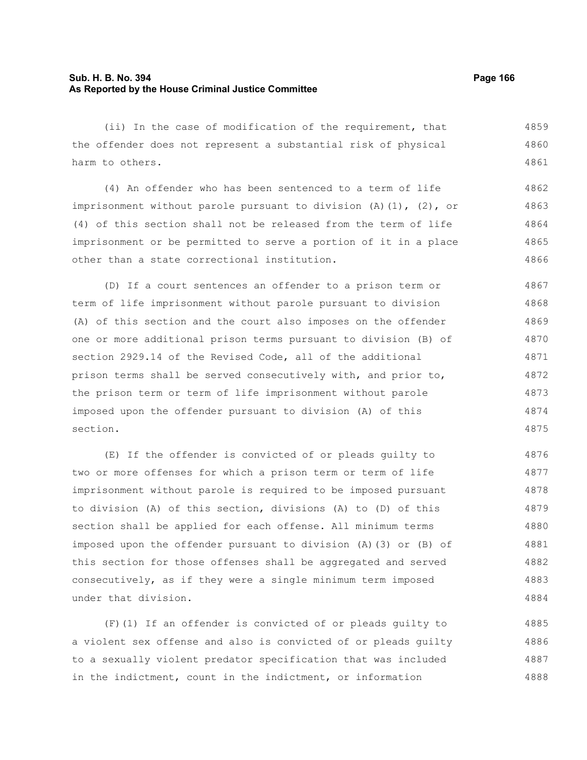(ii) In the case of modification of the requirement, that the offender does not represent a substantial risk of physical harm to others.

(4) An offender who has been sentenced to a term of life imprisonment without parole pursuant to division (A)(1), (2), or (4) of this section shall not be released from the term of life imprisonment or be permitted to serve a portion of it in a place other than a state correctional institution.

(D) If a court sentences an offender to a prison term or term of life imprisonment without parole pursuant to division (A) of this section and the court also imposes on the offender one or more additional prison terms pursuant to division (B) of section 2929.14 of the Revised Code, all of the additional prison terms shall be served consecutively with, and prior to, the prison term or term of life imprisonment without parole imposed upon the offender pursuant to division (A) of this section.

(E) If the offender is convicted of or pleads guilty to two or more offenses for which a prison term or term of life imprisonment without parole is required to be imposed pursuant to division (A) of this section, divisions (A) to (D) of this section shall be applied for each offense. All minimum terms imposed upon the offender pursuant to division (A)(3) or (B) of this section for those offenses shall be aggregated and served consecutively, as if they were a single minimum term imposed under that division.

(F)(1) If an offender is convicted of or pleads guilty to a violent sex offense and also is convicted of or pleads guilty to a sexually violent predator specification that was included in the indictment, count in the indictment, or information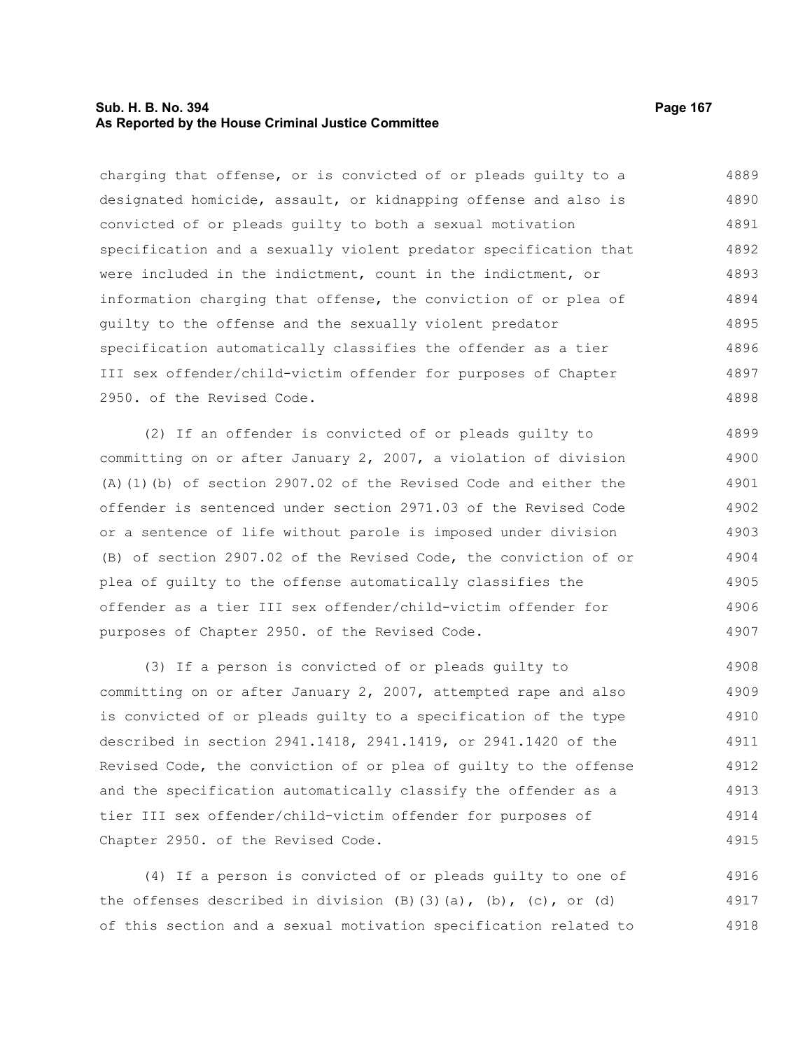charging that offense, or is convicted of or pleads guilty to a designated homicide, assault, or kidnapping offense and also is convicted of or pleads guilty to both a sexual motivation specification and a sexually violent predator specification that were included in the indictment, count in the indictment, or information charging that offense, the conviction of or plea of guilty to the offense and the sexually violent predator specification automatically classifies the offender as a tier III sex offender/child-victim offender for purposes of Chapter 2950. of the Revised Code.

(2) If an offender is convicted of or pleads guilty to committing on or after January 2, 2007, a violation of division (A)(1)(b) of section 2907.02 of the Revised Code and either the offender is sentenced under section 2971.03 of the Revised Code or a sentence of life without parole is imposed under division (B) of section 2907.02 of the Revised Code, the conviction of or plea of guilty to the offense automatically classifies the offender as a tier III sex offender/child-victim offender for purposes of Chapter 2950. of the Revised Code.

(3) If a person is convicted of or pleads guilty to committing on or after January 2, 2007, attempted rape and also is convicted of or pleads guilty to a specification of the type described in section 2941.1418, 2941.1419, or 2941.1420 of the Revised Code, the conviction of or plea of guilty to the offense and the specification automatically classify the offender as a tier III sex offender/child-victim offender for purposes of Chapter 2950. of the Revised Code.

(4) If a person is convicted of or pleads guilty to one of the offenses described in division (B)(3)(a), (b), (c), or (d) of this section and a sexual motivation specification related to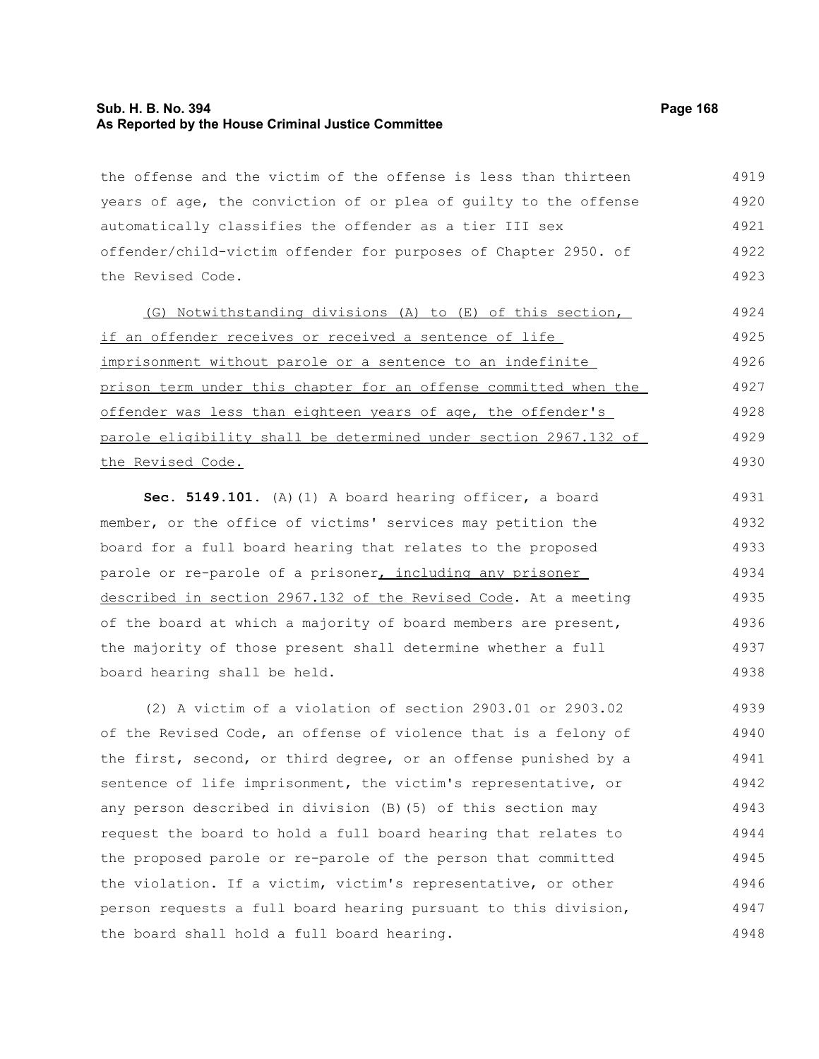the offense and the victim of the offense is less than thirteen years of age, the conviction of or plea of guilty to the offense automatically classifies the offender as a tier III sex offender/child-victim offender for purposes of Chapter 2950. of the Revised Code.

<u>(G) Notwithstanding divisions (A) to (E) of this section, if an offender receives or received a sentence of life imprisonment without parole or a sentence to an indefinite prison term under this chapter for an offense committed when the offender was less than eighteen years of age, the offender's parole eligibility shall be determined under section 2967.132 of the Revised Code.</u>

**Sec. 5149.101.** (A)(1) A board hearing officer, a board member, or the office of victims' services may petition the board for a full board hearing that relates to the proposed parole or re-parole of a prisoner<u>, including any prisoner described in section 2967.132 of the Revised Code</u>. At a meeting of the board at which a majority of board members are present, the majority of those present shall determine whether a full board hearing shall be held.

(2) A victim of a violation of section 2903.01 or 2903.02 of the Revised Code, an offense of violence that is a felony of the first, second, or third degree, or an offense punished by a sentence of life imprisonment, the victim's representative, or any person described in division (B)(5) of this section may request the board to hold a full board hearing that relates to the proposed parole or re-parole of the person that committed the violation. If a victim, victim's representative, or other person requests a full board hearing pursuant to this division, the board shall hold a full board hearing.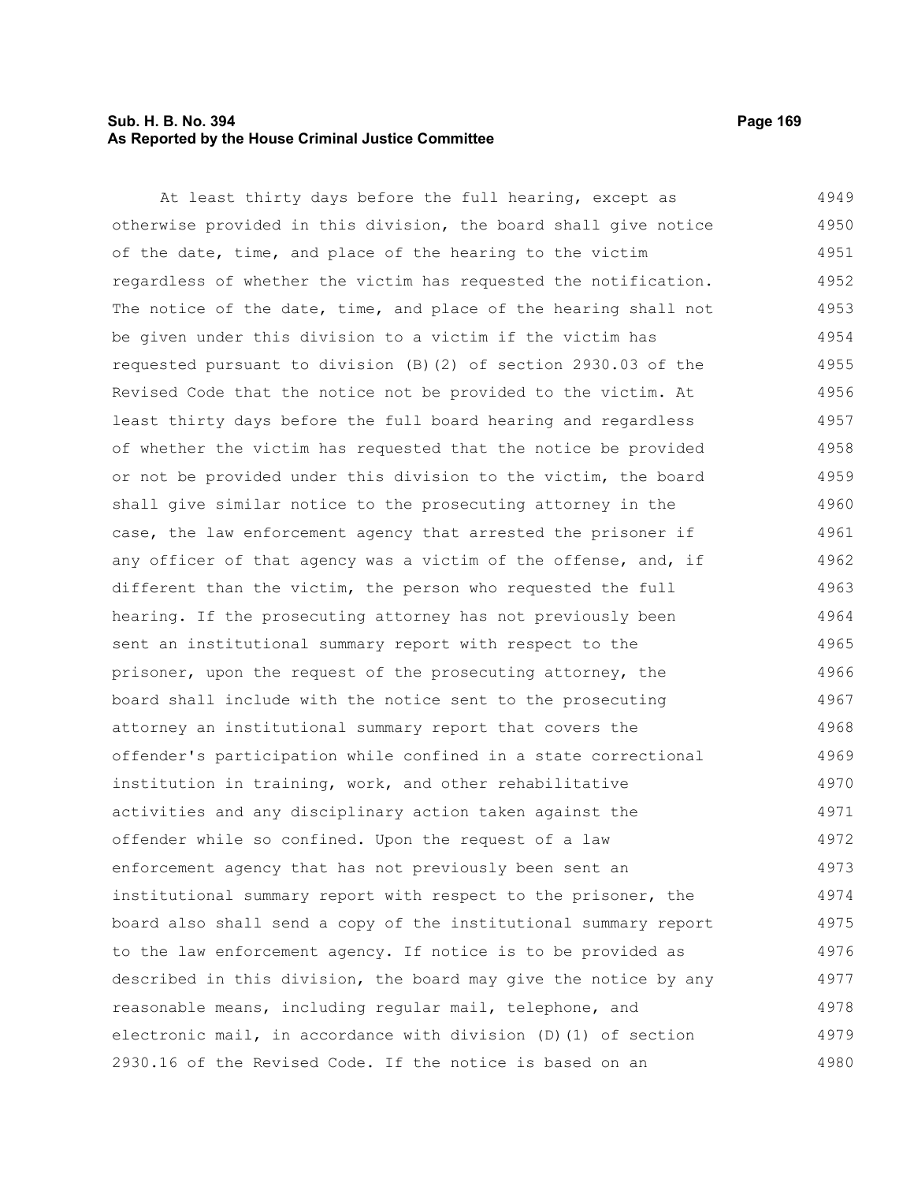At least thirty days before the full hearing, except as otherwise provided in this division, the board shall give notice of the date, time, and place of the hearing to the victim regardless of whether the victim has requested the notification. The notice of the date, time, and place of the hearing shall not be given under this division to a victim if the victim has requested pursuant to division (B)(2) of section 2930.03 of the Revised Code that the notice not be provided to the victim. At least thirty days before the full board hearing and regardless of whether the victim has requested that the notice be provided or not be provided under this division to the victim, the board shall give similar notice to the prosecuting attorney in the case, the law enforcement agency that arrested the prisoner if any officer of that agency was a victim of the offense, and, if different than the victim, the person who requested the full hearing. If the prosecuting attorney has not previously been sent an institutional summary report with respect to the prisoner, upon the request of the prosecuting attorney, the board shall include with the notice sent to the prosecuting attorney an institutional summary report that covers the offender's participation while confined in a state correctional institution in training, work, and other rehabilitative activities and any disciplinary action taken against the offender while so confined. Upon the request of a law enforcement agency that has not previously been sent an institutional summary report with respect to the prisoner, the board also shall send a copy of the institutional summary report to the law enforcement agency. If notice is to be provided as described in this division, the board may give the notice by any reasonable means, including regular mail, telephone, and electronic mail, in accordance with division (D)(1) of section 2930.16 of the Revised Code. If the notice is based on an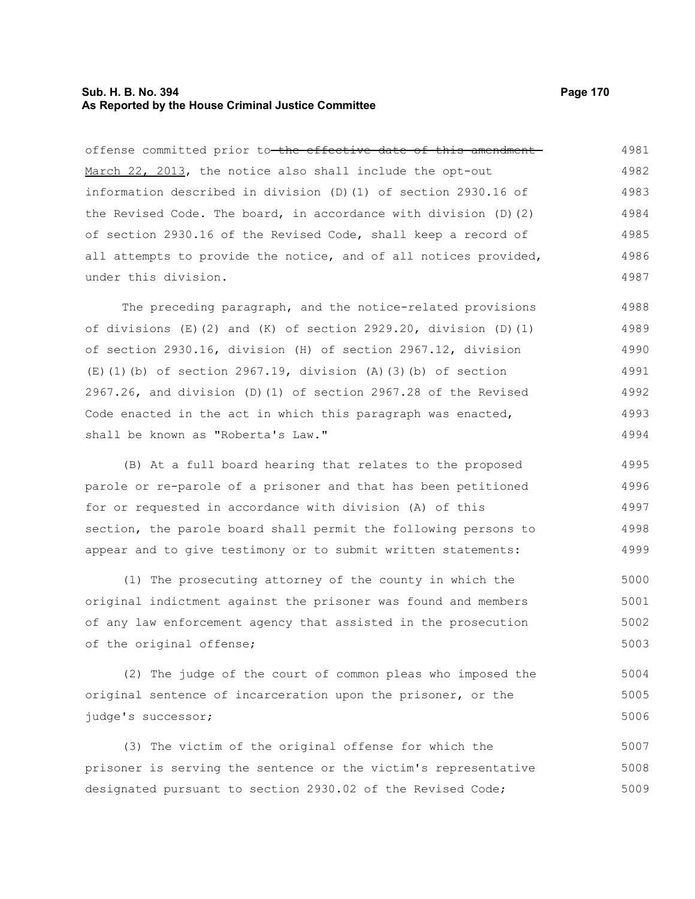offense committed prior to ~~the effective date of this amendment~~ March 22, 2013, the notice also shall include the opt-out information described in division (D)(1) of section 2930.16 of the Revised Code. The board, in accordance with division (D)(2) of section 2930.16 of the Revised Code, shall keep a record of all attempts to provide the notice, and of all notices provided, under this division.

The preceding paragraph, and the notice-related provisions of divisions (E)(2) and (K) of section 2929.20, division (D)(1) of section 2930.16, division (H) of section 2967.12, division (E)(1)(b) of section 2967.19, division (A)(3)(b) of section 2967.26, and division (D)(1) of section 2967.28 of the Revised Code enacted in the act in which this paragraph was enacted, shall be known as "Roberta's Law."

(B) At a full board hearing that relates to the proposed parole or re-parole of a prisoner and that has been petitioned for or requested in accordance with division (A) of this section, the parole board shall permit the following persons to appear and to give testimony or to submit written statements:

(1) The prosecuting attorney of the county in which the original indictment against the prisoner was found and members of any law enforcement agency that assisted in the prosecution of the original offense;

(2) The judge of the court of common pleas who imposed the original sentence of incarceration upon the prisoner, or the judge's successor;

(3) The victim of the original offense for which the prisoner is serving the sentence or the victim's representative designated pursuant to section 2930.02 of the Revised Code;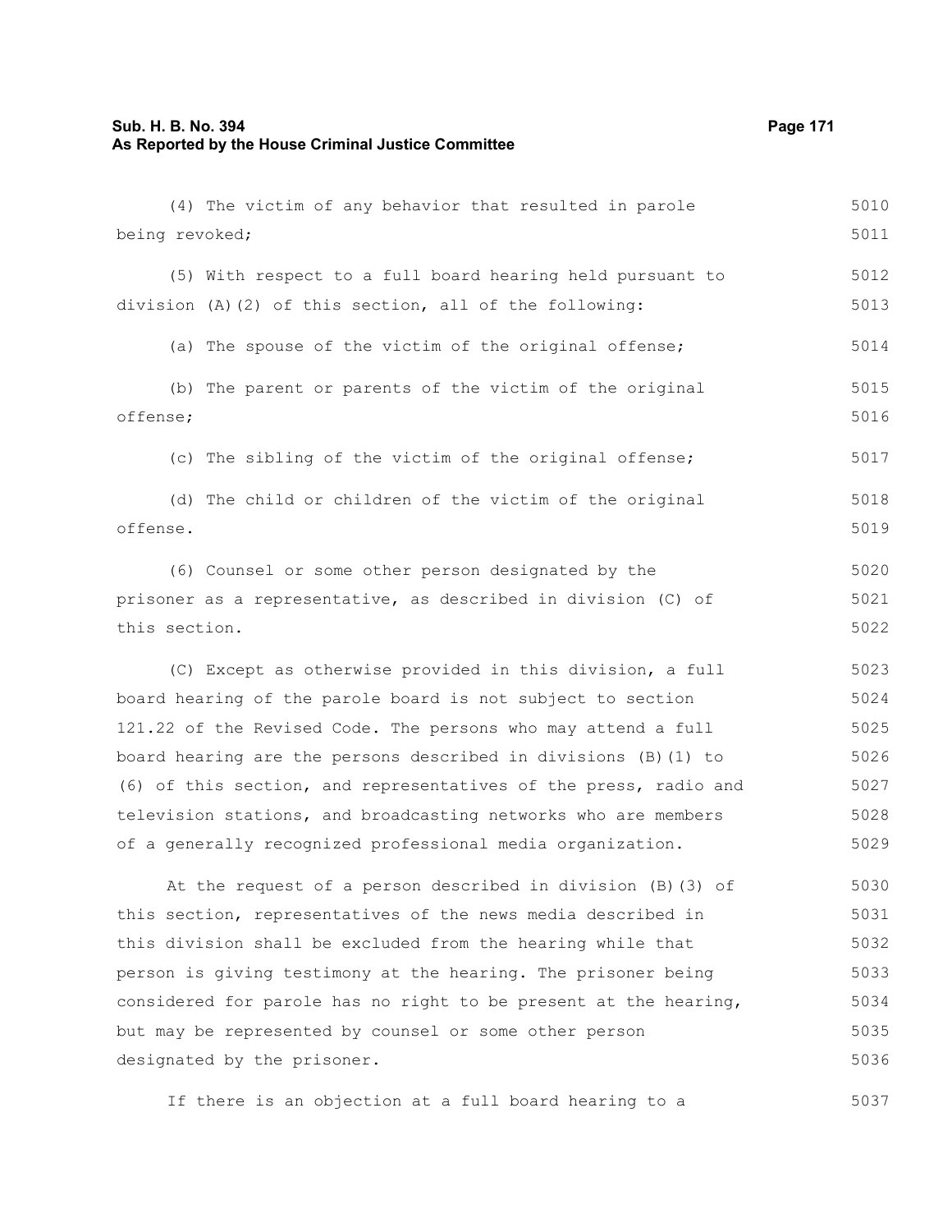(4) The victim of any behavior that resulted in parole being revoked;

(5) With respect to a full board hearing held pursuant to division (A)(2) of this section, all of the following:

(a) The spouse of the victim of the original offense;

(b) The parent or parents of the victim of the original offense;

(c) The sibling of the victim of the original offense;

(d) The child or children of the victim of the original offense.

(6) Counsel or some other person designated by the prisoner as a representative, as described in division (C) of this section.

(C) Except as otherwise provided in this division, a full board hearing of the parole board is not subject to section 121.22 of the Revised Code. The persons who may attend a full board hearing are the persons described in divisions (B)(1) to (6) of this section, and representatives of the press, radio and television stations, and broadcasting networks who are members of a generally recognized professional media organization.

At the request of a person described in division (B)(3) of this section, representatives of the news media described in this division shall be excluded from the hearing while that person is giving testimony at the hearing. The prisoner being considered for parole has no right to be present at the hearing, but may be represented by counsel or some other person designated by the prisoner.

If there is an objection at a full board hearing to a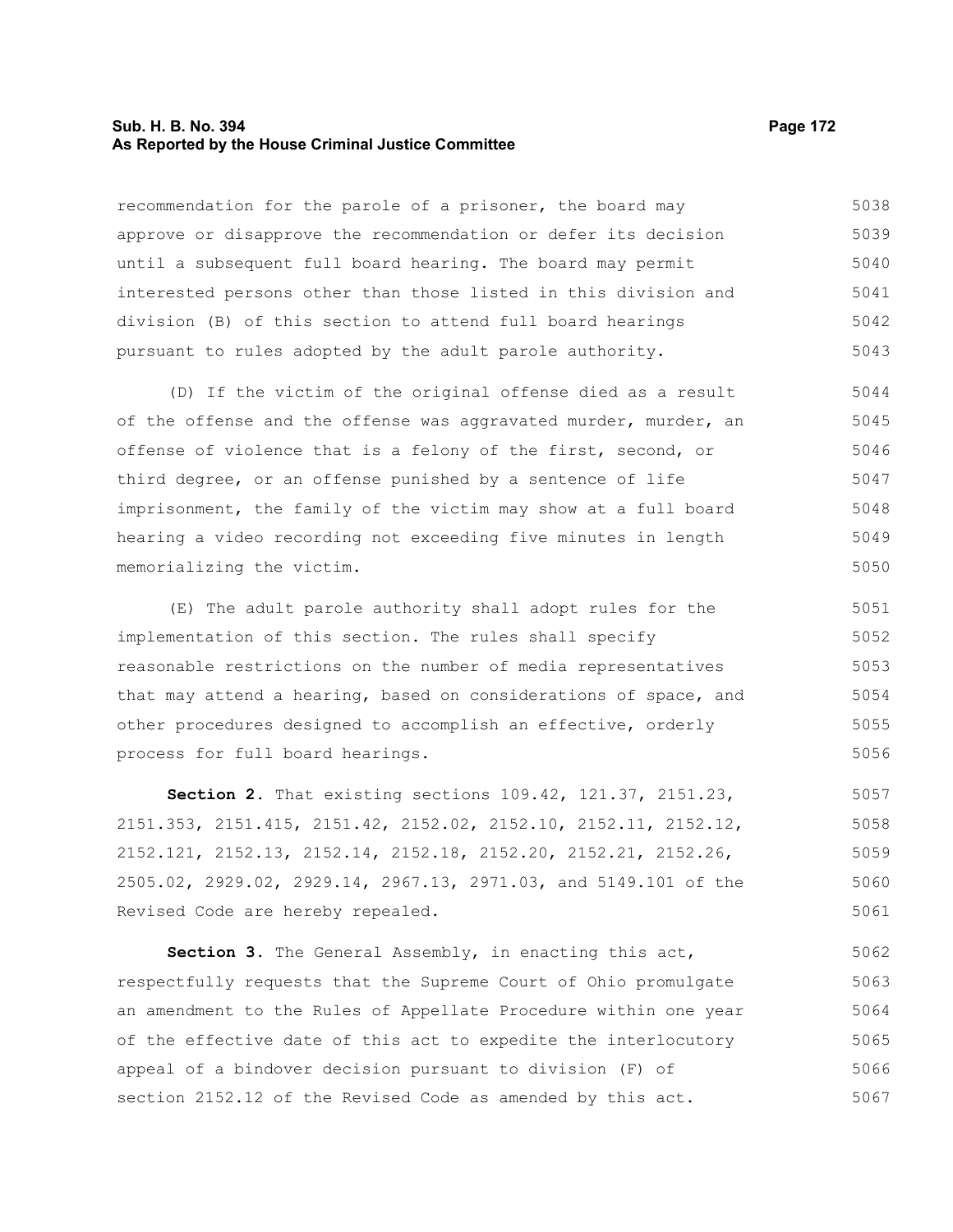recommendation for the parole of a prisoner, the board may approve or disapprove the recommendation or defer its decision until a subsequent full board hearing. The board may permit interested persons other than those listed in this division and division (B) of this section to attend full board hearings pursuant to rules adopted by the adult parole authority.

(D) If the victim of the original offense died as a result of the offense and the offense was aggravated murder, murder, an offense of violence that is a felony of the first, second, or third degree, or an offense punished by a sentence of life imprisonment, the family of the victim may show at a full board hearing a video recording not exceeding five minutes in length memorializing the victim.

(E) The adult parole authority shall adopt rules for the implementation of this section. The rules shall specify reasonable restrictions on the number of media representatives that may attend a hearing, based on considerations of space, and other procedures designed to accomplish an effective, orderly process for full board hearings.

**Section 2.** That existing sections 109.42, 121.37, 2151.23, 2151.353, 2151.415, 2151.42, 2152.02, 2152.10, 2152.11, 2152.12, 2152.121, 2152.13, 2152.14, 2152.18, 2152.20, 2152.21, 2152.26, 2505.02, 2929.02, 2929.14, 2967.13, 2971.03, and 5149.101 of the Revised Code are hereby repealed.

**Section 3.** The General Assembly, in enacting this act, respectfully requests that the Supreme Court of Ohio promulgate an amendment to the Rules of Appellate Procedure within one year of the effective date of this act to expedite the interlocutory appeal of a bindover decision pursuant to division (F) of section 2152.12 of the Revised Code as amended by this act.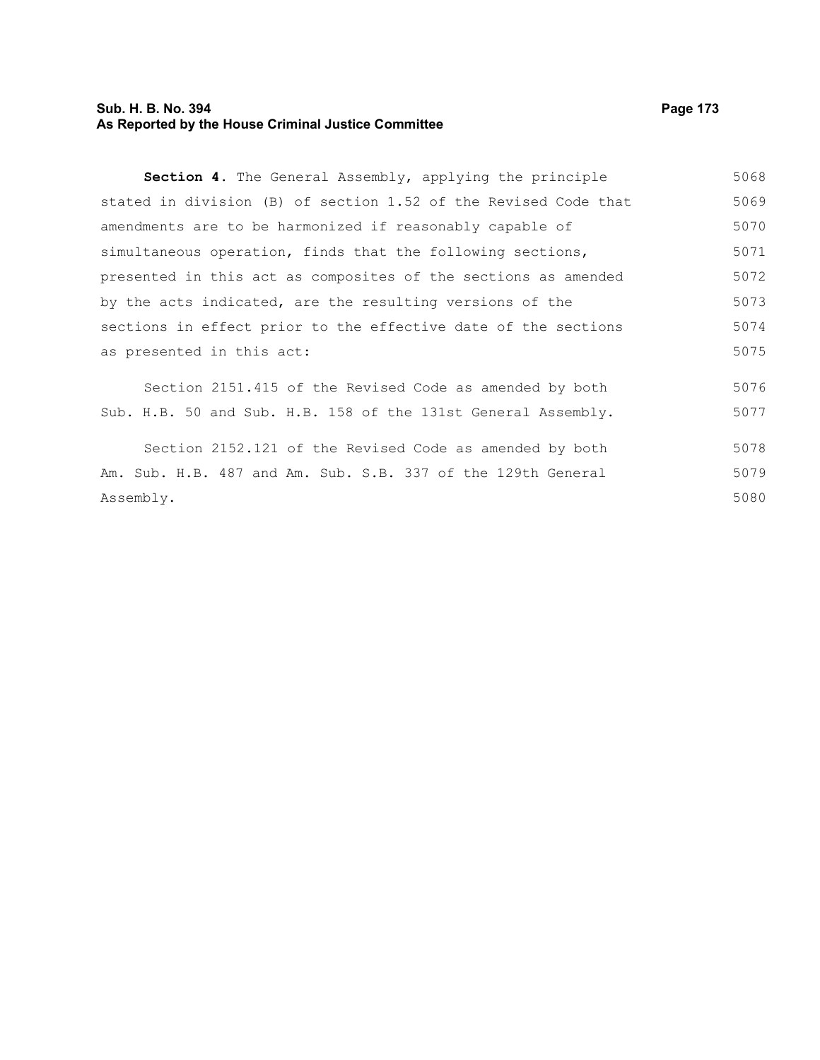**Section 4.** The General Assembly, applying the principle stated in division (B) of section 1.52 of the Revised Code that amendments are to be harmonized if reasonably capable of simultaneous operation, finds that the following sections, presented in this act as composites of the sections as amended by the acts indicated, are the resulting versions of the sections in effect prior to the effective date of the sections as presented in this act:

Section 2151.415 of the Revised Code as amended by both Sub. H.B. 50 and Sub. H.B. 158 of the 131st General Assembly.

Section 2152.121 of the Revised Code as amended by both Am. Sub. H.B. 487 and Am. Sub. S.B. 337 of the 129th General Assembly.